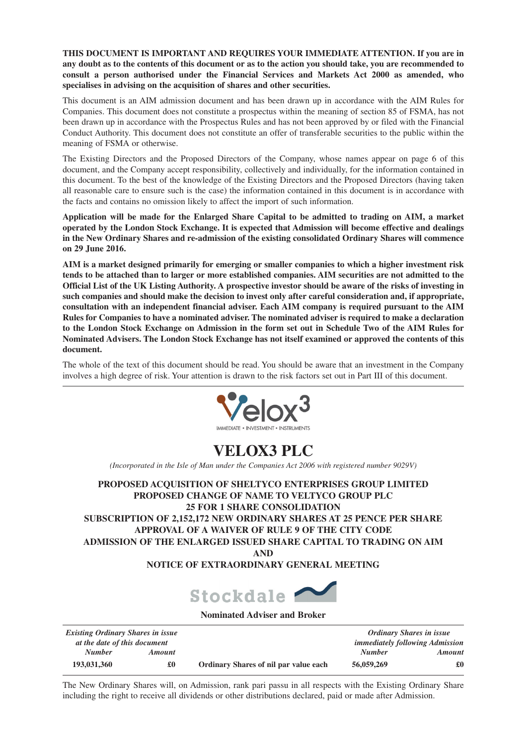**THIS DOCUMENT IS IMPORTANT AND REQUIRES YOUR IMMEDIATE ATTENTION. If you are in any doubt as to the contents of this document or as to the action you should take, you are recommended to consult a person authorised under the Financial Services and Markets Act 2000 as amended, who specialises in advising on the acquisition of shares and other securities.**

This document is an AIM admission document and has been drawn up in accordance with the AIM Rules for Companies. This document does not constitute a prospectus within the meaning of section 85 of FSMA, has not been drawn up in accordance with the Prospectus Rules and has not been approved by or filed with the Financial Conduct Authority. This document does not constitute an offer of transferable securities to the public within the meaning of FSMA or otherwise.

The Existing Directors and the Proposed Directors of the Company, whose names appear on page 6 of this document, and the Company accept responsibility, collectively and individually, for the information contained in this document. To the best of the knowledge of the Existing Directors and the Proposed Directors (having taken all reasonable care to ensure such is the case) the information contained in this document is in accordance with the facts and contains no omission likely to affect the import of such information.

**Application will be made for the Enlarged Share Capital to be admitted to trading on AIM, a market operated by the London Stock Exchange. It is expected that Admission will become effective and dealings in the New Ordinary Shares and re-admission of the existing consolidated Ordinary Shares will commence on 29 June 2016.**

**AIM is a market designed primarily for emerging or smaller companies to which a higher investment risk tends to be attached than to larger or more established companies. AIM securities are not admitted to the Official List of the UK Listing Authority. A prospective investor should be aware of the risks of investing in such companies and should make the decision to invest only after careful consideration and, if appropriate, consultation with an independent financial adviser. Each AIM company is required pursuant to the AIM Rules for Companies to have a nominated adviser. The nominated adviser is required to make a declaration to the London Stock Exchange on Admission in the form set out in Schedule Two of the AIM Rules for Nominated Advisers. The London Stock Exchange has not itself examined or approved the contents of this document.**

The whole of the text of this document should be read. You should be aware that an investment in the Company involves a high degree of risk. Your attention is drawn to the risk factors set out in Part III of this document.

Velox3

IMMEDIATE • INVESTMENT • INSTRUMENTS

# VELOX3 PLC

*(Incorporated in the Isle of Man under the Companies Act 2006 with registered number 9029V)*

**PROPOSED ACQUISITION OF SHELTYCO ENTERPRISES GROUP LIMITED**
**PROPOSED CHANGE OF NAME TO VELTYCO GROUP PLC**
**25 FOR 1 SHARE CONSOLIDATION**
**SUBSCRIPTION OF 2,152,172 NEW ORDINARY SHARES AT 25 PENCE PER SHARE**
**APPROVAL OF A WAIVER OF RULE 9 OF THE CITY CODE**
**ADMISSION OF THE ENLARGED ISSUED SHARE CAPITAL TO TRADING ON AIM**
**AND**
**NOTICE OF EXTRAORDINARY GENERAL MEETING**

Stockdale

**Nominated Adviser and Broker**

| *Existing Ordinary Shares in issue at the date of this document* | | | *Ordinary Shares in issue immediately following Admission* | |
|---|---|---|---|---|
| *Number* | *Amount* | | *Number* | *Amount* |
| **193,031,360** | **£0** | **Ordinary Shares of nil par value each** | **56,059,269** | **£0** |

The New Ordinary Shares will, on Admission, rank pari passu in all respects with the Existing Ordinary Share including the right to receive all dividends or other distributions declared, paid or made after Admission.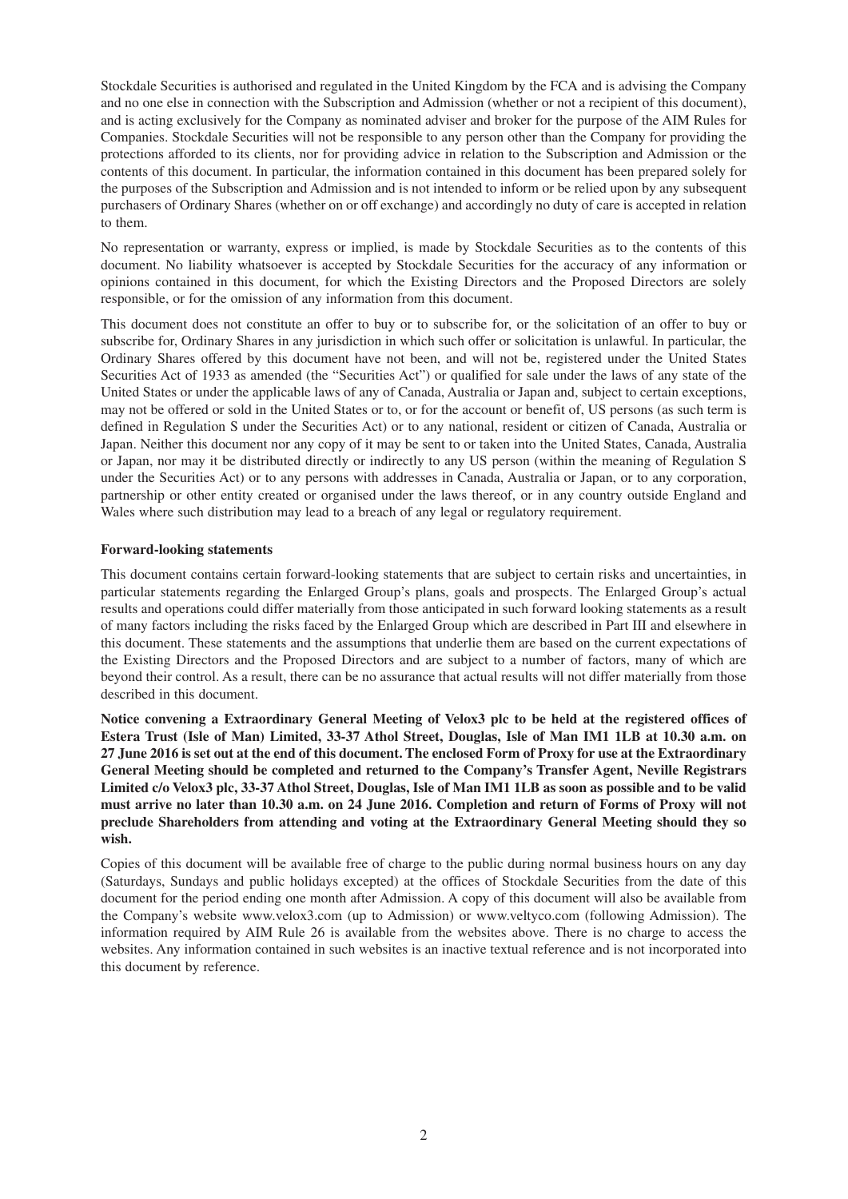Stockdale Securities is authorised and regulated in the United Kingdom by the FCA and is advising the Company and no one else in connection with the Subscription and Admission (whether or not a recipient of this document), and is acting exclusively for the Company as nominated adviser and broker for the purpose of the AIM Rules for Companies. Stockdale Securities will not be responsible to any person other than the Company for providing the protections afforded to its clients, nor for providing advice in relation to the Subscription and Admission or the contents of this document. In particular, the information contained in this document has been prepared solely for the purposes of the Subscription and Admission and is not intended to inform or be relied upon by any subsequent purchasers of Ordinary Shares (whether on or off exchange) and accordingly no duty of care is accepted in relation to them.

No representation or warranty, express or implied, is made by Stockdale Securities as to the contents of this document. No liability whatsoever is accepted by Stockdale Securities for the accuracy of any information or opinions contained in this document, for which the Existing Directors and the Proposed Directors are solely responsible, or for the omission of any information from this document.

This document does not constitute an offer to buy or to subscribe for, or the solicitation of an offer to buy or subscribe for, Ordinary Shares in any jurisdiction in which such offer or solicitation is unlawful. In particular, the Ordinary Shares offered by this document have not been, and will not be, registered under the United States Securities Act of 1933 as amended (the "Securities Act") or qualified for sale under the laws of any state of the United States or under the applicable laws of any of Canada, Australia or Japan and, subject to certain exceptions, may not be offered or sold in the United States or to, or for the account or benefit of, US persons (as such term is defined in Regulation S under the Securities Act) or to any national, resident or citizen of Canada, Australia or Japan. Neither this document nor any copy of it may be sent to or taken into the United States, Canada, Australia or Japan, nor may it be distributed directly or indirectly to any US person (within the meaning of Regulation S under the Securities Act) or to any persons with addresses in Canada, Australia or Japan, or to any corporation, partnership or other entity created or organised under the laws thereof, or in any country outside England and Wales where such distribution may lead to a breach of any legal or regulatory requirement.

**Forward-looking statements**

This document contains certain forward-looking statements that are subject to certain risks and uncertainties, in particular statements regarding the Enlarged Group's plans, goals and prospects. The Enlarged Group's actual results and operations could differ materially from those anticipated in such forward looking statements as a result of many factors including the risks faced by the Enlarged Group which are described in Part III and elsewhere in this document. These statements and the assumptions that underlie them are based on the current expectations of the Existing Directors and the Proposed Directors and are subject to a number of factors, many of which are beyond their control. As a result, there can be no assurance that actual results will not differ materially from those described in this document.

**Notice convening a Extraordinary General Meeting of Velox3 plc to be held at the registered offices of Estera Trust (Isle of Man) Limited, 33-37 Athol Street, Douglas, Isle of Man IM1 1LB at 10.30 a.m. on 27 June 2016 is set out at the end of this document. The enclosed Form of Proxy for use at the Extraordinary General Meeting should be completed and returned to the Company's Transfer Agent, Neville Registrars Limited c/o Velox3 plc, 33-37 Athol Street, Douglas, Isle of Man IM1 1LB as soon as possible and to be valid must arrive no later than 10.30 a.m. on 24 June 2016. Completion and return of Forms of Proxy will not preclude Shareholders from attending and voting at the Extraordinary General Meeting should they so wish.**

Copies of this document will be available free of charge to the public during normal business hours on any day (Saturdays, Sundays and public holidays excepted) at the offices of Stockdale Securities from the date of this document for the period ending one month after Admission. A copy of this document will also be available from the Company's website www.velox3.com (up to Admission) or www.veltyco.com (following Admission). The information required by AIM Rule 26 is available from the websites above. There is no charge to access the websites. Any information contained in such websites is an inactive textual reference and is not incorporated into this document by reference.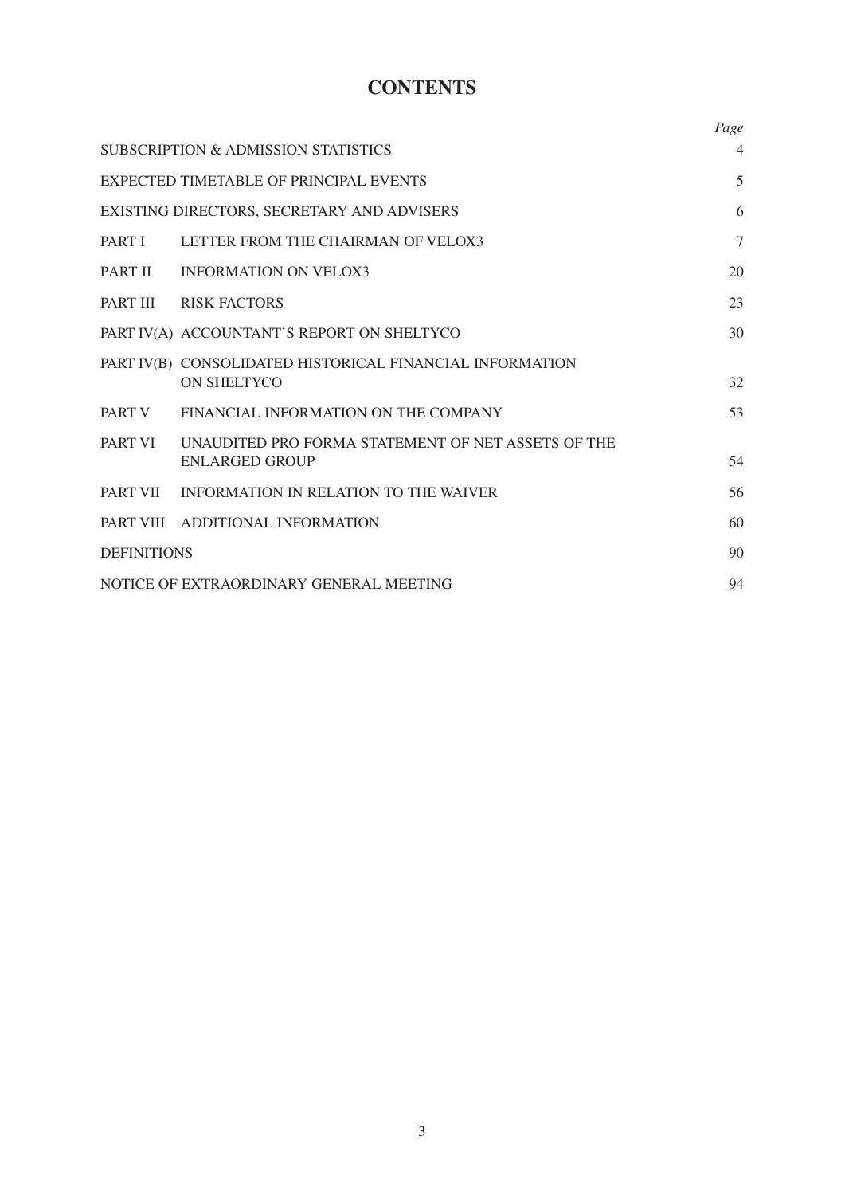# CONTENTS

| | | Page |
|---|---|---|
| SUBSCRIPTION & ADMISSION STATISTICS | | 4 |
| EXPECTED TIMETABLE OF PRINCIPAL EVENTS | | 5 |
| EXISTING DIRECTORS, SECRETARY AND ADVISERS | | 6 |
| PART I | LETTER FROM THE CHAIRMAN OF VELOX3 | 7 |
| PART II | INFORMATION ON VELOX3 | 20 |
| PART III | RISK FACTORS | 23 |
| PART IV(A) | ACCOUNTANT'S REPORT ON SHELTYCO | 30 |
| PART IV(B) | CONSOLIDATED HISTORICAL FINANCIAL INFORMATION ON SHELTYCO | 32 |
| PART V | FINANCIAL INFORMATION ON THE COMPANY | 53 |
| PART VI | UNAUDITED PRO FORMA STATEMENT OF NET ASSETS OF THE ENLARGED GROUP | 54 |
| PART VII | INFORMATION IN RELATION TO THE WAIVER | 56 |
| PART VIII | ADDITIONAL INFORMATION | 60 |
| DEFINITIONS | | 90 |
| NOTICE OF EXTRAORDINARY GENERAL MEETING | | 94 |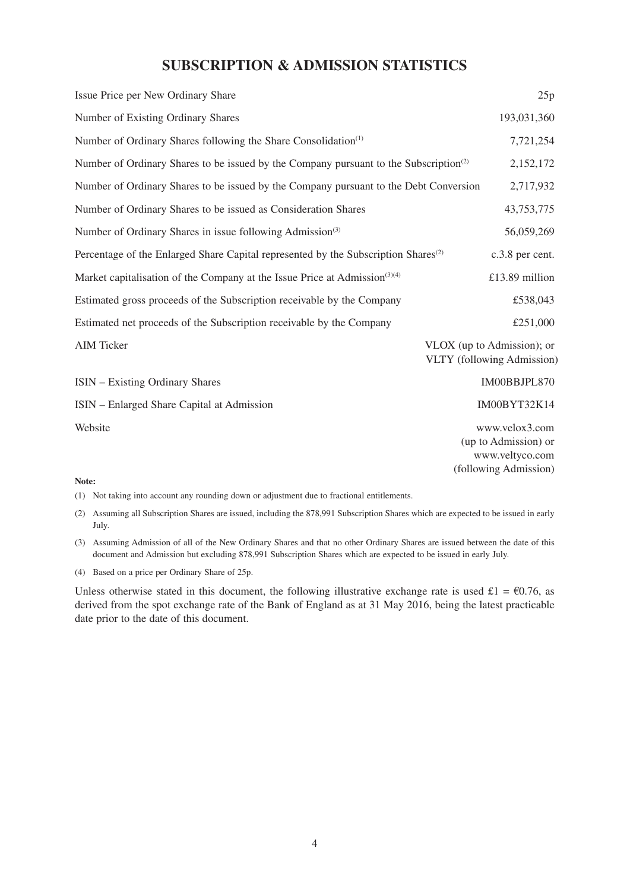# SUBSCRIPTION & ADMISSION STATISTICS

| | |
|---|---|
| Issue Price per New Ordinary Share | 25p |
| Number of Existing Ordinary Shares | 193,031,360 |
| Number of Ordinary Shares following the Share Consolidation[(1)] | 7,721,254 |
| Number of Ordinary Shares to be issued by the Company pursuant to the Subscription[(2)] | 2,152,172 |
| Number of Ordinary Shares to be issued by the Company pursuant to the Debt Conversion | 2,717,932 |
| Number of Ordinary Shares to be issued as Consideration Shares | 43,753,775 |
| Number of Ordinary Shares in issue following Admission[(3)] | 56,059,269 |
| Percentage of the Enlarged Share Capital represented by the Subscription Shares[(2)] | c.3.8 per cent. |
| Market capitalisation of the Company at the Issue Price at Admission[(3)(4)] | £13.89 million |
| Estimated gross proceeds of the Subscription receivable by the Company | £538,043 |
| Estimated net proceeds of the Subscription receivable by the Company | £251,000 |
| AIM Ticker | VLOX (up to Admission); or VLTY (following Admission) |
| ISIN – Existing Ordinary Shares | IM00BBJPL870 |
| ISIN – Enlarged Share Capital at Admission | IM00BYT32K14 |
| Website | www.velox3.com (up to Admission) or www.veltyco.com (following Admission) |

**Note:**

(1) Not taking into account any rounding down or adjustment due to fractional entitlements.

(2) Assuming all Subscription Shares are issued, including the 878,991 Subscription Shares which are expected to be issued in early July.

(3) Assuming Admission of all of the New Ordinary Shares and that no other Ordinary Shares are issued between the date of this document and Admission but excluding 878,991 Subscription Shares which are expected to be issued in early July.

(4) Based on a price per Ordinary Share of 25p.

Unless otherwise stated in this document, the following illustrative exchange rate is used £1 = €0.76, as derived from the spot exchange rate of the Bank of England as at 31 May 2016, being the latest practicable date prior to the date of this document.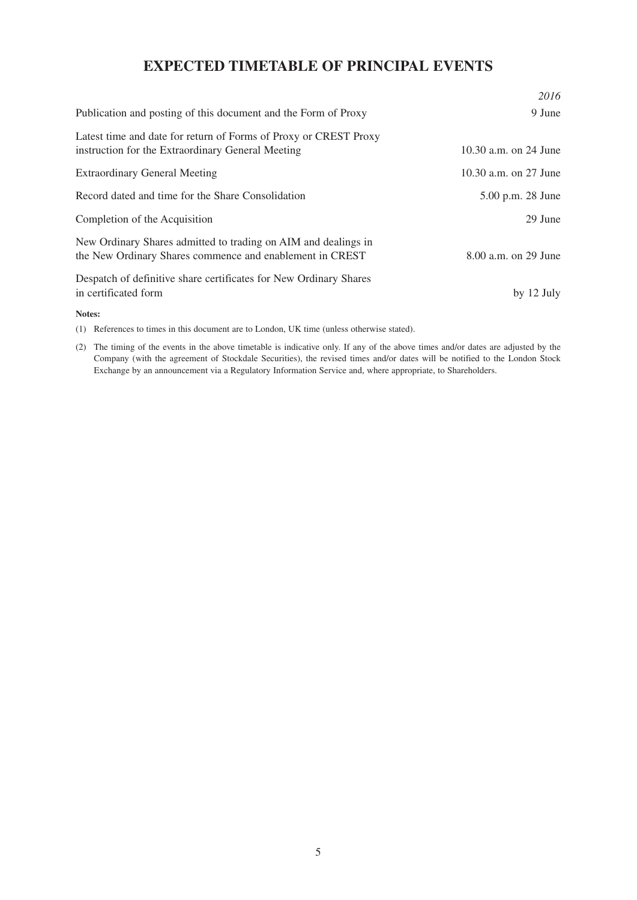# EXPECTED TIMETABLE OF PRINCIPAL EVENTS

| | *2016* |
|---|---|
| Publication and posting of this document and the Form of Proxy | 9 June |
| Latest time and date for return of Forms of Proxy or CREST Proxy instruction for the Extraordinary General Meeting | 10.30 a.m. on 24 June |
| Extraordinary General Meeting | 10.30 a.m. on 27 June |
| Record dated and time for the Share Consolidation | 5.00 p.m. 28 June |
| Completion of the Acquisition | 29 June |
| New Ordinary Shares admitted to trading on AIM and dealings in the New Ordinary Shares commence and enablement in CREST | 8.00 a.m. on 29 June |
| Despatch of definitive share certificates for New Ordinary Shares in certificated form | by 12 July |

**Notes:**

(1) References to times in this document are to London, UK time (unless otherwise stated).

(2) The timing of the events in the above timetable is indicative only. If any of the above times and/or dates are adjusted by the Company (with the agreement of Stockdale Securities), the revised times and/or dates will be notified to the London Stock Exchange by an announcement via a Regulatory Information Service and, where appropriate, to Shareholders.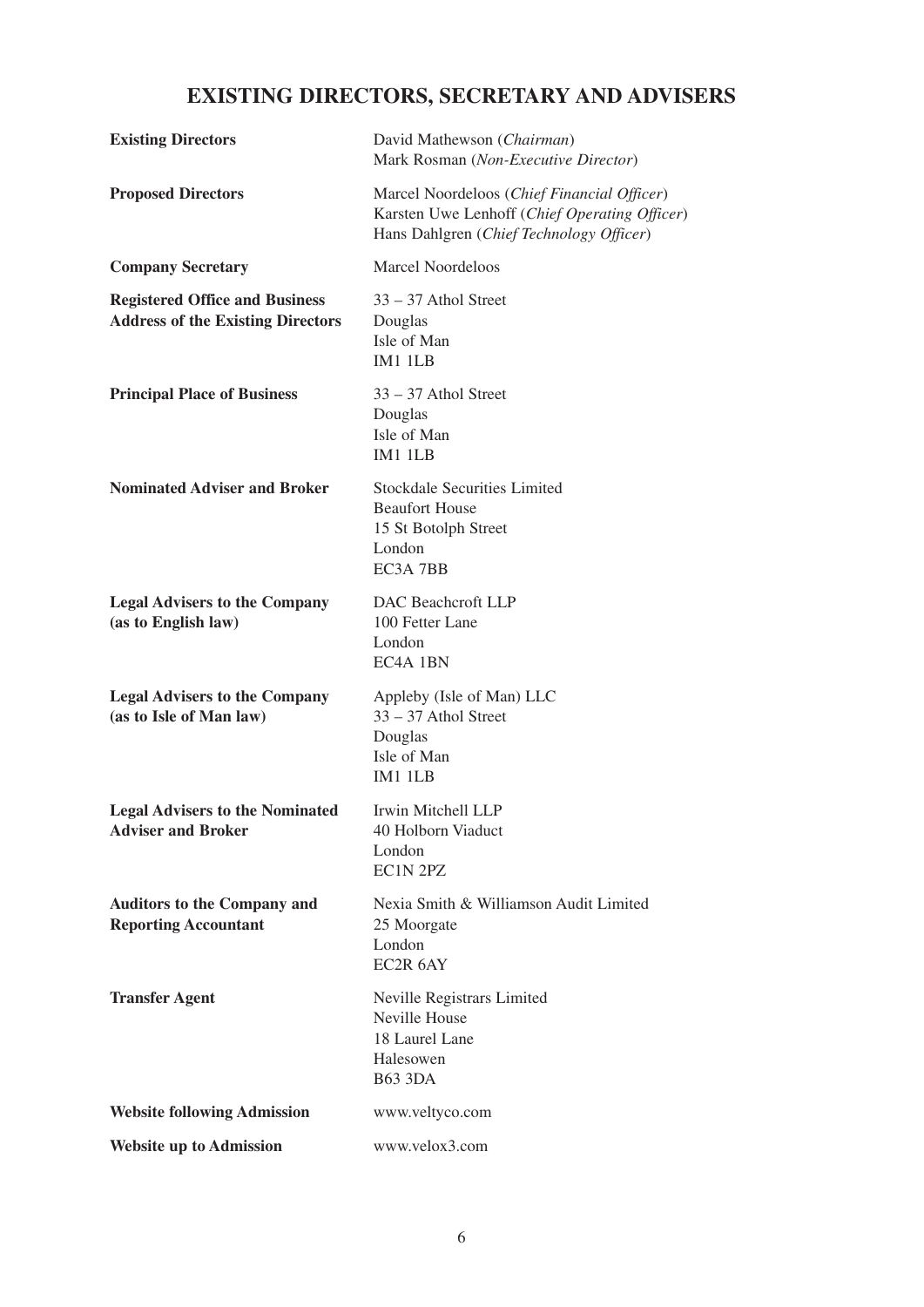# EXISTING DIRECTORS, SECRETARY AND ADVISERS

| | |
|---|---|
| **Existing Directors** | David Mathewson (*Chairman*)<br>Mark Rosman (*Non-Executive Director*) |
| **Proposed Directors** | Marcel Noordeloos (*Chief Financial Officer*)<br>Karsten Uwe Lenhoff (*Chief Operating Officer*)<br>Hans Dahlgren (*Chief Technology Officer*) |
| **Company Secretary** | Marcel Noordeloos |
| **Registered Office and Business Address of the Existing Directors** | 33 – 37 Athol Street<br>Douglas<br>Isle of Man<br>IM1 1LB |
| **Principal Place of Business** | 33 – 37 Athol Street<br>Douglas<br>Isle of Man<br>IM1 1LB |
| **Nominated Adviser and Broker** | Stockdale Securities Limited<br>Beaufort House<br>15 St Botolph Street<br>London<br>EC3A 7BB |
| **Legal Advisers to the Company (as to English law)** | DAC Beachcroft LLP<br>100 Fetter Lane<br>London<br>EC4A 1BN |
| **Legal Advisers to the Company (as to Isle of Man law)** | Appleby (Isle of Man) LLC<br>33 – 37 Athol Street<br>Douglas<br>Isle of Man<br>IM1 1LB |
| **Legal Advisers to the Nominated Adviser and Broker** | Irwin Mitchell LLP<br>40 Holborn Viaduct<br>London<br>EC1N 2PZ |
| **Auditors to the Company and Reporting Accountant** | Nexia Smith & Williamson Audit Limited<br>25 Moorgate<br>London<br>EC2R 6AY |
| **Transfer Agent** | Neville Registrars Limited<br>Neville House<br>18 Laurel Lane<br>Halesowen<br>B63 3DA |
| **Website following Admission** | www.veltyco.com |
| **Website up to Admission** | www.velox3.com |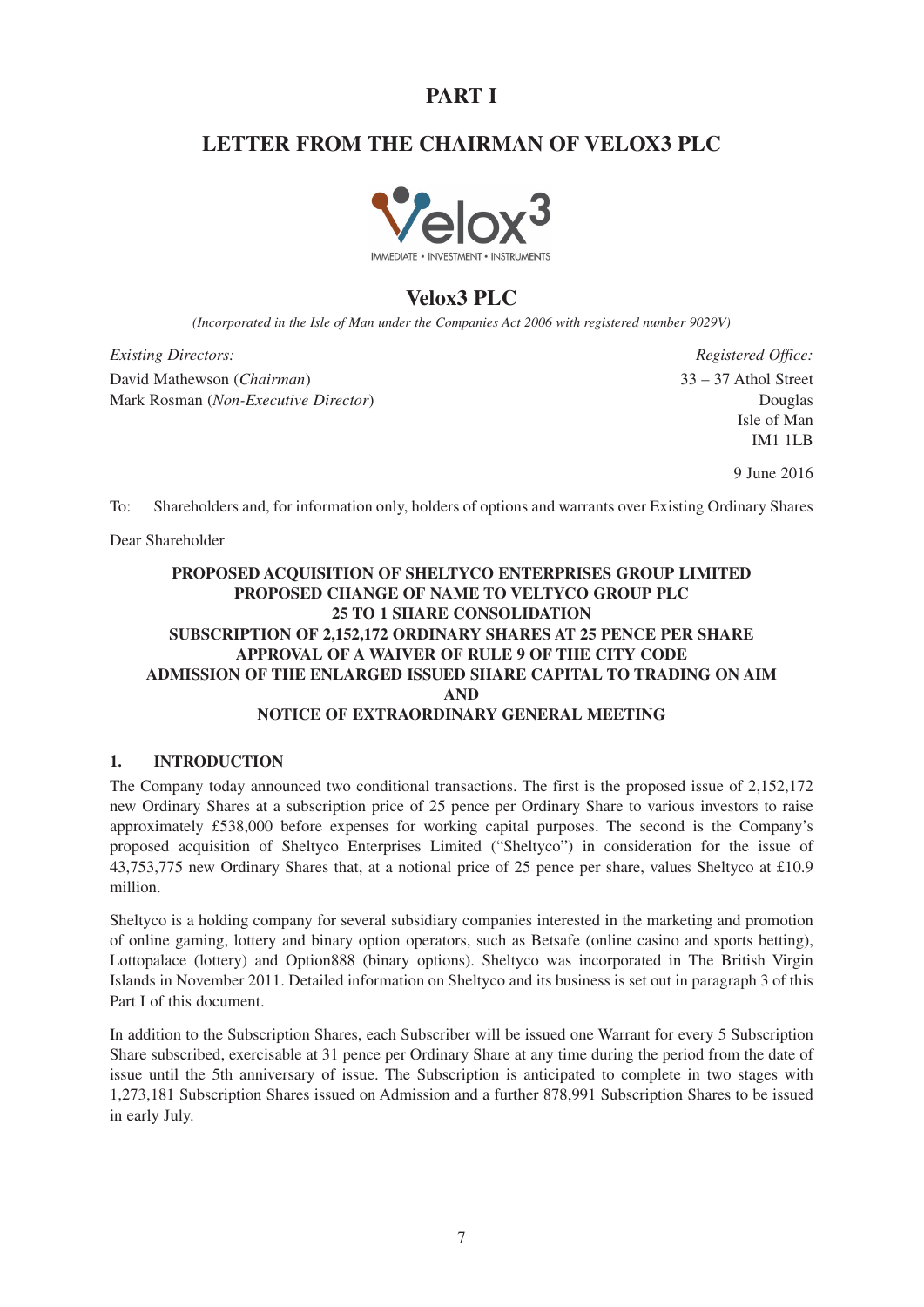# PART I

## LETTER FROM THE CHAIRMAN OF VELOX3 PLC

## Velox3 PLC

*(Incorporated in the Isle of Man under the Companies Act 2006 with registered number 9029V)*

*Existing Directors:*
David Mathewson (*Chairman*)
Mark Rosman (*Non-Executive Director*)

*Registered Office:*
33 – 37 Athol Street
Douglas
Isle of Man
IM1 1LB

9 June 2016

To: Shareholders and, for information only, holders of options and warrants over Existing Ordinary Shares

Dear Shareholder

**PROPOSED ACQUISITION OF SHELTYCO ENTERPRISES GROUP LIMITED**
**PROPOSED CHANGE OF NAME TO VELTYCO GROUP PLC**
**25 TO 1 SHARE CONSOLIDATION**
**SUBSCRIPTION OF 2,152,172 ORDINARY SHARES AT 25 PENCE PER SHARE**
**APPROVAL OF A WAIVER OF RULE 9 OF THE CITY CODE**
**ADMISSION OF THE ENLARGED ISSUED SHARE CAPITAL TO TRADING ON AIM**
**AND**
**NOTICE OF EXTRAORDINARY GENERAL MEETING**

### 1. INTRODUCTION

The Company today announced two conditional transactions. The first is the proposed issue of 2,152,172 new Ordinary Shares at a subscription price of 25 pence per Ordinary Share to various investors to raise approximately £538,000 before expenses for working capital purposes. The second is the Company's proposed acquisition of Sheltyco Enterprises Limited ("Sheltyco") in consideration for the issue of 43,753,775 new Ordinary Shares that, at a notional price of 25 pence per share, values Sheltyco at £10.9 million.

Sheltyco is a holding company for several subsidiary companies interested in the marketing and promotion of online gaming, lottery and binary option operators, such as Betsafe (online casino and sports betting), Lottopalace (lottery) and Option888 (binary options). Sheltyco was incorporated in The British Virgin Islands in November 2011. Detailed information on Sheltyco and its business is set out in paragraph 3 of this Part I of this document.

In addition to the Subscription Shares, each Subscriber will be issued one Warrant for every 5 Subscription Share subscribed, exercisable at 31 pence per Ordinary Share at any time during the period from the date of issue until the 5th anniversary of issue. The Subscription is anticipated to complete in two stages with 1,273,181 Subscription Shares issued on Admission and a further 878,991 Subscription Shares to be issued in early July.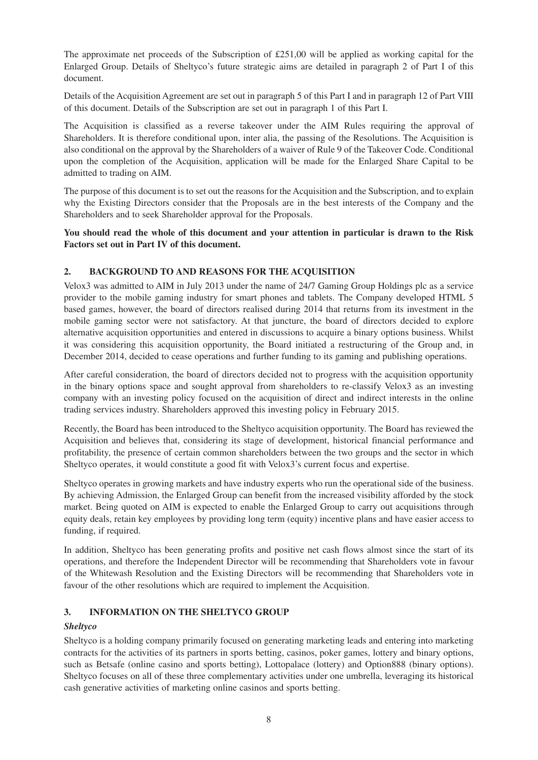The approximate net proceeds of the Subscription of £251,00 will be applied as working capital for the Enlarged Group. Details of Sheltyco's future strategic aims are detailed in paragraph 2 of Part I of this document.

Details of the Acquisition Agreement are set out in paragraph 5 of this Part I and in paragraph 12 of Part VIII of this document. Details of the Subscription are set out in paragraph 1 of this Part I.

The Acquisition is classified as a reverse takeover under the AIM Rules requiring the approval of Shareholders. It is therefore conditional upon, inter alia, the passing of the Resolutions. The Acquisition is also conditional on the approval by the Shareholders of a waiver of Rule 9 of the Takeover Code. Conditional upon the completion of the Acquisition, application will be made for the Enlarged Share Capital to be admitted to trading on AIM.

The purpose of this document is to set out the reasons for the Acquisition and the Subscription, and to explain why the Existing Directors consider that the Proposals are in the best interests of the Company and the Shareholders and to seek Shareholder approval for the Proposals.

**You should read the whole of this document and your attention in particular is drawn to the Risk Factors set out in Part IV of this document.**

## 2. BACKGROUND TO AND REASONS FOR THE ACQUISITION

Velox3 was admitted to AIM in July 2013 under the name of 24/7 Gaming Group Holdings plc as a service provider to the mobile gaming industry for smart phones and tablets. The Company developed HTML 5 based games, however, the board of directors realised during 2014 that returns from its investment in the mobile gaming sector were not satisfactory. At that juncture, the board of directors decided to explore alternative acquisition opportunities and entered in discussions to acquire a binary options business. Whilst it was considering this acquisition opportunity, the Board initiated a restructuring of the Group and, in December 2014, decided to cease operations and further funding to its gaming and publishing operations.

After careful consideration, the board of directors decided not to progress with the acquisition opportunity in the binary options space and sought approval from shareholders to re-classify Velox3 as an investing company with an investing policy focused on the acquisition of direct and indirect interests in the online trading services industry. Shareholders approved this investing policy in February 2015.

Recently, the Board has been introduced to the Sheltyco acquisition opportunity. The Board has reviewed the Acquisition and believes that, considering its stage of development, historical financial performance and profitability, the presence of certain common shareholders between the two groups and the sector in which Sheltyco operates, it would constitute a good fit with Velox3's current focus and expertise.

Sheltyco operates in growing markets and have industry experts who run the operational side of the business. By achieving Admission, the Enlarged Group can benefit from the increased visibility afforded by the stock market. Being quoted on AIM is expected to enable the Enlarged Group to carry out acquisitions through equity deals, retain key employees by providing long term (equity) incentive plans and have easier access to funding, if required.

In addition, Sheltyco has been generating profits and positive net cash flows almost since the start of its operations, and therefore the Independent Director will be recommending that Shareholders vote in favour of the Whitewash Resolution and the Existing Directors will be recommending that Shareholders vote in favour of the other resolutions which are required to implement the Acquisition.

## 3. INFORMATION ON THE SHELTYCO GROUP

***Sheltyco***

Sheltyco is a holding company primarily focused on generating marketing leads and entering into marketing contracts for the activities of its partners in sports betting, casinos, poker games, lottery and binary options, such as Betsafe (online casino and sports betting), Lottopalace (lottery) and Option888 (binary options). Sheltyco focuses on all of these three complementary activities under one umbrella, leveraging its historical cash generative activities of marketing online casinos and sports betting.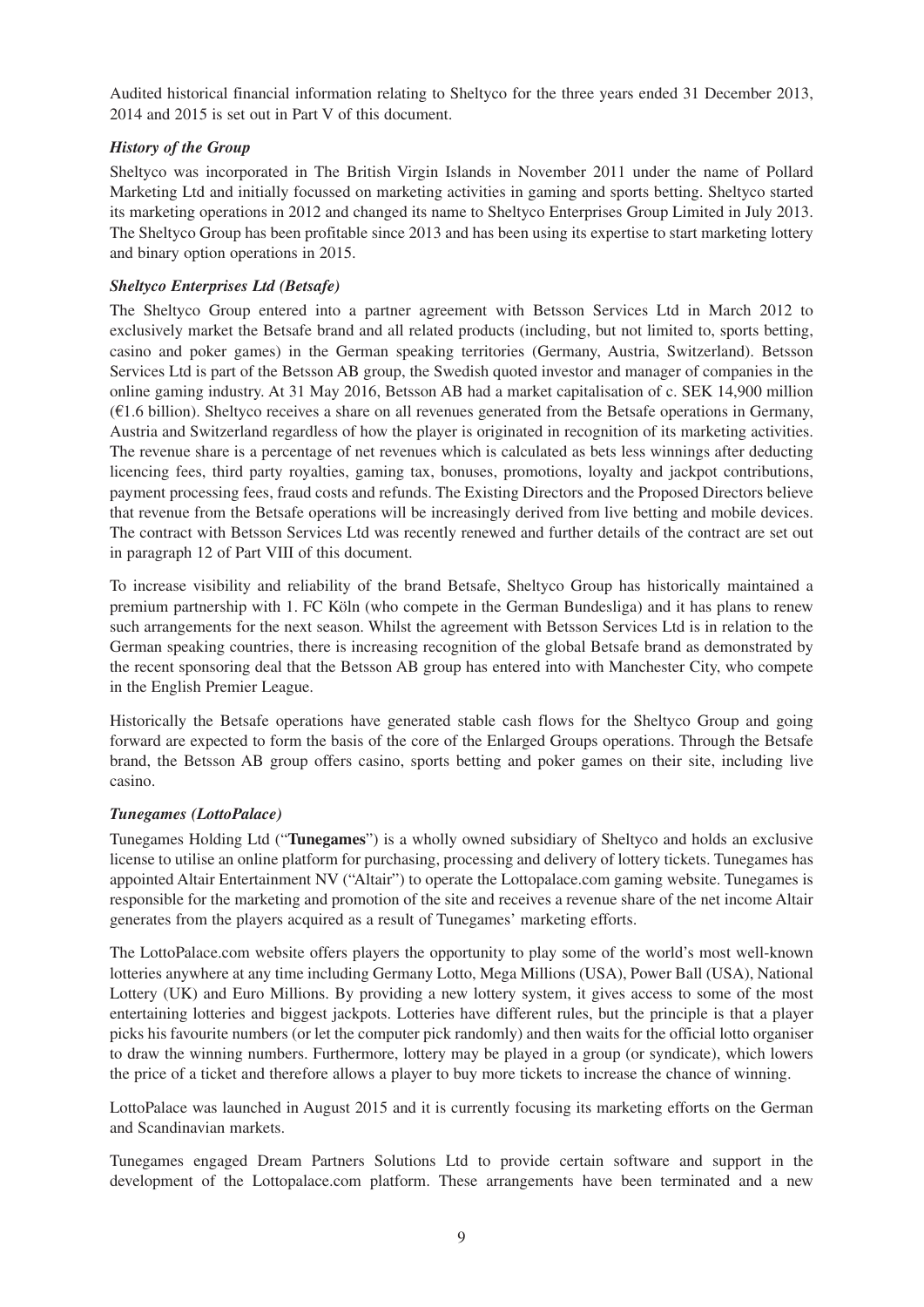Audited historical financial information relating to Sheltyco for the three years ended 31 December 2013, 2014 and 2015 is set out in Part V of this document.

***History of the Group***

Sheltyco was incorporated in The British Virgin Islands in November 2011 under the name of Pollard Marketing Ltd and initially focussed on marketing activities in gaming and sports betting. Sheltyco started its marketing operations in 2012 and changed its name to Sheltyco Enterprises Group Limited in July 2013. The Sheltyco Group has been profitable since 2013 and has been using its expertise to start marketing lottery and binary option operations in 2015.

***Sheltyco Enterprises Ltd (Betsafe)***

The Sheltyco Group entered into a partner agreement with Betsson Services Ltd in March 2012 to exclusively market the Betsafe brand and all related products (including, but not limited to, sports betting, casino and poker games) in the German speaking territories (Germany, Austria, Switzerland). Betsson Services Ltd is part of the Betsson AB group, the Swedish quoted investor and manager of companies in the online gaming industry. At 31 May 2016, Betsson AB had a market capitalisation of c. SEK 14,900 million (€1.6 billion). Sheltyco receives a share on all revenues generated from the Betsafe operations in Germany, Austria and Switzerland regardless of how the player is originated in recognition of its marketing activities. The revenue share is a percentage of net revenues which is calculated as bets less winnings after deducting licencing fees, third party royalties, gaming tax, bonuses, promotions, loyalty and jackpot contributions, payment processing fees, fraud costs and refunds. The Existing Directors and the Proposed Directors believe that revenue from the Betsafe operations will be increasingly derived from live betting and mobile devices. The contract with Betsson Services Ltd was recently renewed and further details of the contract are set out in paragraph 12 of Part VIII of this document.

To increase visibility and reliability of the brand Betsafe, Sheltyco Group has historically maintained a premium partnership with 1. FC Köln (who compete in the German Bundesliga) and it has plans to renew such arrangements for the next season. Whilst the agreement with Betsson Services Ltd is in relation to the German speaking countries, there is increasing recognition of the global Betsafe brand as demonstrated by the recent sponsoring deal that the Betsson AB group has entered into with Manchester City, who compete in the English Premier League.

Historically the Betsafe operations have generated stable cash flows for the Sheltyco Group and going forward are expected to form the basis of the core of the Enlarged Groups operations. Through the Betsafe brand, the Betsson AB group offers casino, sports betting and poker games on their site, including live casino.

***Tunegames (LottoPalace)***

Tunegames Holding Ltd ("**Tunegames**") is a wholly owned subsidiary of Sheltyco and holds an exclusive license to utilise an online platform for purchasing, processing and delivery of lottery tickets. Tunegames has appointed Altair Entertainment NV ("Altair") to operate the Lottopalace.com gaming website. Tunegames is responsible for the marketing and promotion of the site and receives a revenue share of the net income Altair generates from the players acquired as a result of Tunegames' marketing efforts.

The LottoPalace.com website offers players the opportunity to play some of the world's most well-known lotteries anywhere at any time including Germany Lotto, Mega Millions (USA), Power Ball (USA), National Lottery (UK) and Euro Millions. By providing a new lottery system, it gives access to some of the most entertaining lotteries and biggest jackpots. Lotteries have different rules, but the principle is that a player picks his favourite numbers (or let the computer pick randomly) and then waits for the official lotto organiser to draw the winning numbers. Furthermore, lottery may be played in a group (or syndicate), which lowers the price of a ticket and therefore allows a player to buy more tickets to increase the chance of winning.

LottoPalace was launched in August 2015 and it is currently focusing its marketing efforts on the German and Scandinavian markets.

Tunegames engaged Dream Partners Solutions Ltd to provide certain software and support in the development of the Lottopalace.com platform. These arrangements have been terminated and a new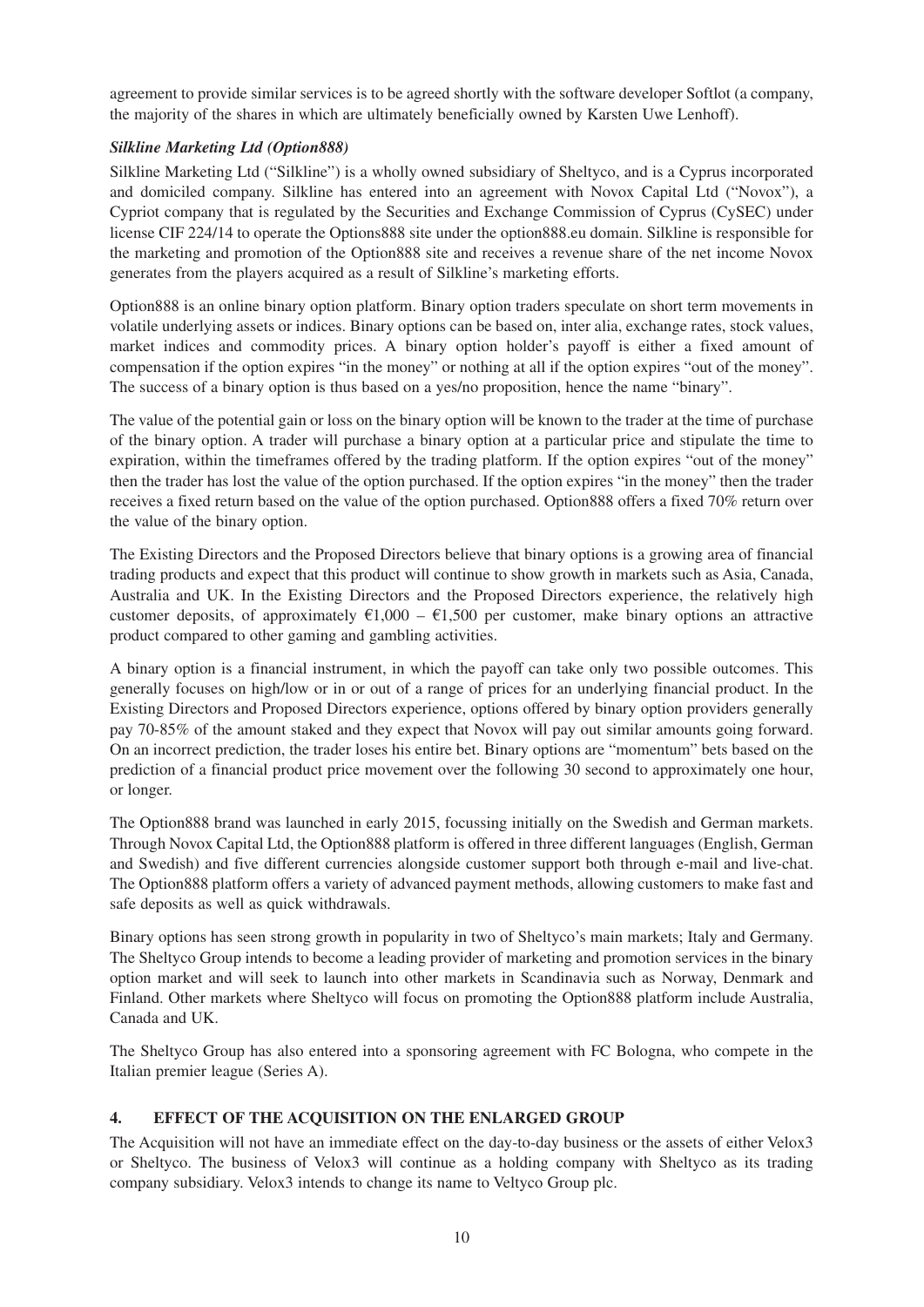agreement to provide similar services is to be agreed shortly with the software developer Softlot (a company, the majority of the shares in which are ultimately beneficially owned by Karsten Uwe Lenhoff).

***Silkline Marketing Ltd (Option888)***

Silkline Marketing Ltd ("Silkline") is a wholly owned subsidiary of Sheltyco, and is a Cyprus incorporated and domiciled company. Silkline has entered into an agreement with Novox Capital Ltd ("Novox"), a Cypriot company that is regulated by the Securities and Exchange Commission of Cyprus (CySEC) under license CIF 224/14 to operate the Options888 site under the option888.eu domain. Silkline is responsible for the marketing and promotion of the Option888 site and receives a revenue share of the net income Novox generates from the players acquired as a result of Silkline's marketing efforts.

Option888 is an online binary option platform. Binary option traders speculate on short term movements in volatile underlying assets or indices. Binary options can be based on, inter alia, exchange rates, stock values, market indices and commodity prices. A binary option holder's payoff is either a fixed amount of compensation if the option expires "in the money" or nothing at all if the option expires "out of the money". The success of a binary option is thus based on a yes/no proposition, hence the name "binary".

The value of the potential gain or loss on the binary option will be known to the trader at the time of purchase of the binary option. A trader will purchase a binary option at a particular price and stipulate the time to expiration, within the timeframes offered by the trading platform. If the option expires "out of the money" then the trader has lost the value of the option purchased. If the option expires "in the money" then the trader receives a fixed return based on the value of the option purchased. Option888 offers a fixed 70% return over the value of the binary option.

The Existing Directors and the Proposed Directors believe that binary options is a growing area of financial trading products and expect that this product will continue to show growth in markets such as Asia, Canada, Australia and UK. In the Existing Directors and the Proposed Directors experience, the relatively high customer deposits, of approximately €1,000 – €1,500 per customer, make binary options an attractive product compared to other gaming and gambling activities.

A binary option is a financial instrument, in which the payoff can take only two possible outcomes. This generally focuses on high/low or in or out of a range of prices for an underlying financial product. In the Existing Directors and Proposed Directors experience, options offered by binary option providers generally pay 70-85% of the amount staked and they expect that Novox will pay out similar amounts going forward. On an incorrect prediction, the trader loses his entire bet. Binary options are "momentum" bets based on the prediction of a financial product price movement over the following 30 second to approximately one hour, or longer.

The Option888 brand was launched in early 2015, focussing initially on the Swedish and German markets. Through Novox Capital Ltd, the Option888 platform is offered in three different languages (English, German and Swedish) and five different currencies alongside customer support both through e-mail and live-chat. The Option888 platform offers a variety of advanced payment methods, allowing customers to make fast and safe deposits as well as quick withdrawals.

Binary options has seen strong growth in popularity in two of Sheltyco's main markets; Italy and Germany. The Sheltyco Group intends to become a leading provider of marketing and promotion services in the binary option market and will seek to launch into other markets in Scandinavia such as Norway, Denmark and Finland. Other markets where Sheltyco will focus on promoting the Option888 platform include Australia, Canada and UK.

The Sheltyco Group has also entered into a sponsoring agreement with FC Bologna, who compete in the Italian premier league (Series A).

## 4. EFFECT OF THE ACQUISITION ON THE ENLARGED GROUP

The Acquisition will not have an immediate effect on the day-to-day business or the assets of either Velox3 or Sheltyco. The business of Velox3 will continue as a holding company with Sheltyco as its trading company subsidiary. Velox3 intends to change its name to Veltyco Group plc.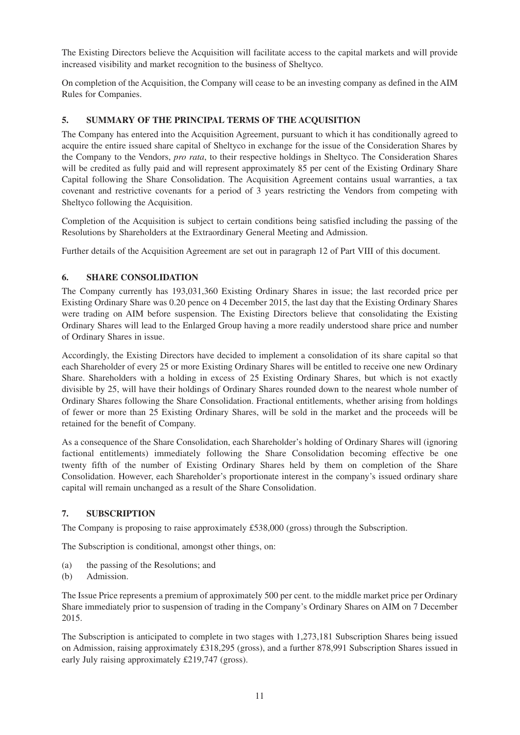The Existing Directors believe the Acquisition will facilitate access to the capital markets and will provide increased visibility and market recognition to the business of Sheltyco.

On completion of the Acquisition, the Company will cease to be an investing company as defined in the AIM Rules for Companies.

## 5. SUMMARY OF THE PRINCIPAL TERMS OF THE ACQUISITION

The Company has entered into the Acquisition Agreement, pursuant to which it has conditionally agreed to acquire the entire issued share capital of Sheltyco in exchange for the issue of the Consideration Shares by the Company to the Vendors, *pro rata*, to their respective holdings in Sheltyco. The Consideration Shares will be credited as fully paid and will represent approximately 85 per cent of the Existing Ordinary Share Capital following the Share Consolidation. The Acquisition Agreement contains usual warranties, a tax covenant and restrictive covenants for a period of 3 years restricting the Vendors from competing with Sheltyco following the Acquisition.

Completion of the Acquisition is subject to certain conditions being satisfied including the passing of the Resolutions by Shareholders at the Extraordinary General Meeting and Admission.

Further details of the Acquisition Agreement are set out in paragraph 12 of Part VIII of this document.

## 6. SHARE CONSOLIDATION

The Company currently has 193,031,360 Existing Ordinary Shares in issue; the last recorded price per Existing Ordinary Share was 0.20 pence on 4 December 2015, the last day that the Existing Ordinary Shares were trading on AIM before suspension. The Existing Directors believe that consolidating the Existing Ordinary Shares will lead to the Enlarged Group having a more readily understood share price and number of Ordinary Shares in issue.

Accordingly, the Existing Directors have decided to implement a consolidation of its share capital so that each Shareholder of every 25 or more Existing Ordinary Shares will be entitled to receive one new Ordinary Share. Shareholders with a holding in excess of 25 Existing Ordinary Shares, but which is not exactly divisible by 25, will have their holdings of Ordinary Shares rounded down to the nearest whole number of Ordinary Shares following the Share Consolidation. Fractional entitlements, whether arising from holdings of fewer or more than 25 Existing Ordinary Shares, will be sold in the market and the proceeds will be retained for the benefit of Company.

As a consequence of the Share Consolidation, each Shareholder's holding of Ordinary Shares will (ignoring factional entitlements) immediately following the Share Consolidation becoming effective be one twenty fifth of the number of Existing Ordinary Shares held by them on completion of the Share Consolidation. However, each Shareholder's proportionate interest in the company's issued ordinary share capital will remain unchanged as a result of the Share Consolidation.

## 7. SUBSCRIPTION

The Company is proposing to raise approximately £538,000 (gross) through the Subscription.

The Subscription is conditional, amongst other things, on:

(a) the passing of the Resolutions; and

(b) Admission.

The Issue Price represents a premium of approximately 500 per cent. to the middle market price per Ordinary Share immediately prior to suspension of trading in the Company's Ordinary Shares on AIM on 7 December 2015.

The Subscription is anticipated to complete in two stages with 1,273,181 Subscription Shares being issued on Admission, raising approximately £318,295 (gross), and a further 878,991 Subscription Shares issued in early July raising approximately £219,747 (gross).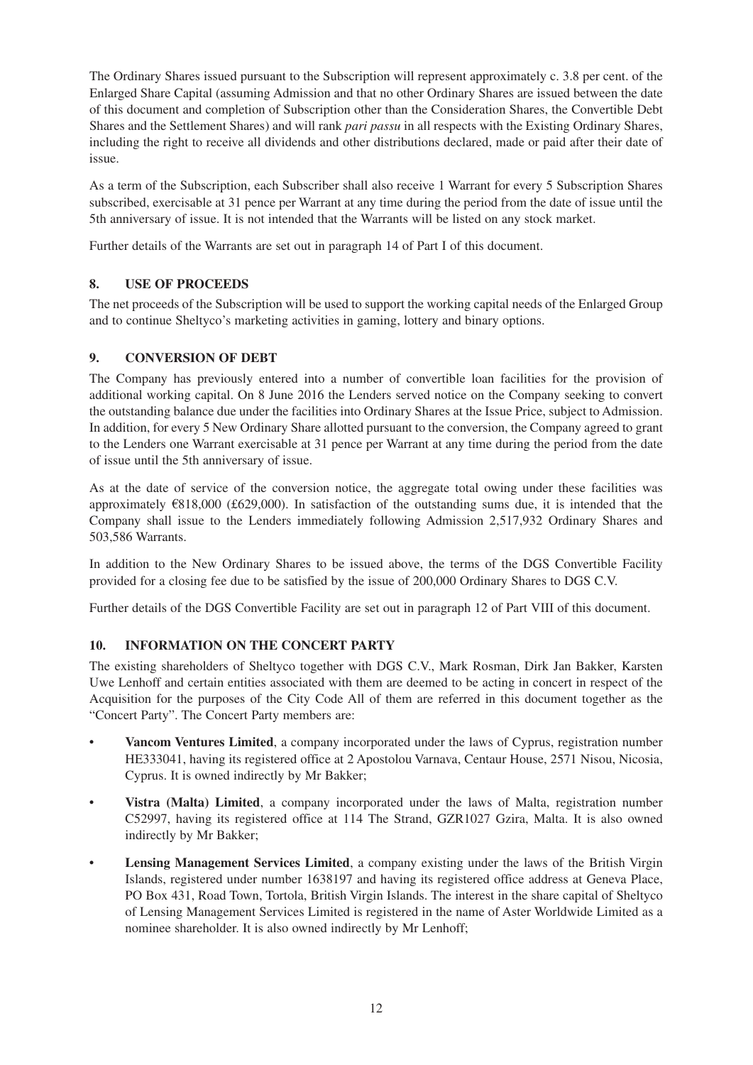The Ordinary Shares issued pursuant to the Subscription will represent approximately c. 3.8 per cent. of the Enlarged Share Capital (assuming Admission and that no other Ordinary Shares are issued between the date of this document and completion of Subscription other than the Consideration Shares, the Convertible Debt Shares and the Settlement Shares) and will rank *pari passu* in all respects with the Existing Ordinary Shares, including the right to receive all dividends and other distributions declared, made or paid after their date of issue.

As a term of the Subscription, each Subscriber shall also receive 1 Warrant for every 5 Subscription Shares subscribed, exercisable at 31 pence per Warrant at any time during the period from the date of issue until the 5th anniversary of issue. It is not intended that the Warrants will be listed on any stock market.

Further details of the Warrants are set out in paragraph 14 of Part I of this document.

## 8. USE OF PROCEEDS

The net proceeds of the Subscription will be used to support the working capital needs of the Enlarged Group and to continue Sheltyco's marketing activities in gaming, lottery and binary options.

## 9. CONVERSION OF DEBT

The Company has previously entered into a number of convertible loan facilities for the provision of additional working capital. On 8 June 2016 the Lenders served notice on the Company seeking to convert the outstanding balance due under the facilities into Ordinary Shares at the Issue Price, subject to Admission. In addition, for every 5 New Ordinary Share allotted pursuant to the conversion, the Company agreed to grant to the Lenders one Warrant exercisable at 31 pence per Warrant at any time during the period from the date of issue until the 5th anniversary of issue.

As at the date of service of the conversion notice, the aggregate total owing under these facilities was approximately €818,000 (£629,000). In satisfaction of the outstanding sums due, it is intended that the Company shall issue to the Lenders immediately following Admission 2,517,932 Ordinary Shares and 503,586 Warrants.

In addition to the New Ordinary Shares to be issued above, the terms of the DGS Convertible Facility provided for a closing fee due to be satisfied by the issue of 200,000 Ordinary Shares to DGS C.V.

Further details of the DGS Convertible Facility are set out in paragraph 12 of Part VIII of this document.

## 10. INFORMATION ON THE CONCERT PARTY

The existing shareholders of Sheltyco together with DGS C.V., Mark Rosman, Dirk Jan Bakker, Karsten Uwe Lenhoff and certain entities associated with them are deemed to be acting in concert in respect of the Acquisition for the purposes of the City Code All of them are referred in this document together as the "Concert Party". The Concert Party members are:

- **Vancom Ventures Limited**, a company incorporated under the laws of Cyprus, registration number HE333041, having its registered office at 2 Apostolou Varnava, Centaur House, 2571 Nisou, Nicosia, Cyprus. It is owned indirectly by Mr Bakker;
- **Vistra (Malta) Limited**, a company incorporated under the laws of Malta, registration number C52997, having its registered office at 114 The Strand, GZR1027 Gzira, Malta. It is also owned indirectly by Mr Bakker;
- **Lensing Management Services Limited**, a company existing under the laws of the British Virgin Islands, registered under number 1638197 and having its registered office address at Geneva Place, PO Box 431, Road Town, Tortola, British Virgin Islands. The interest in the share capital of Sheltyco of Lensing Management Services Limited is registered in the name of Aster Worldwide Limited as a nominee shareholder. It is also owned indirectly by Mr Lenhoff;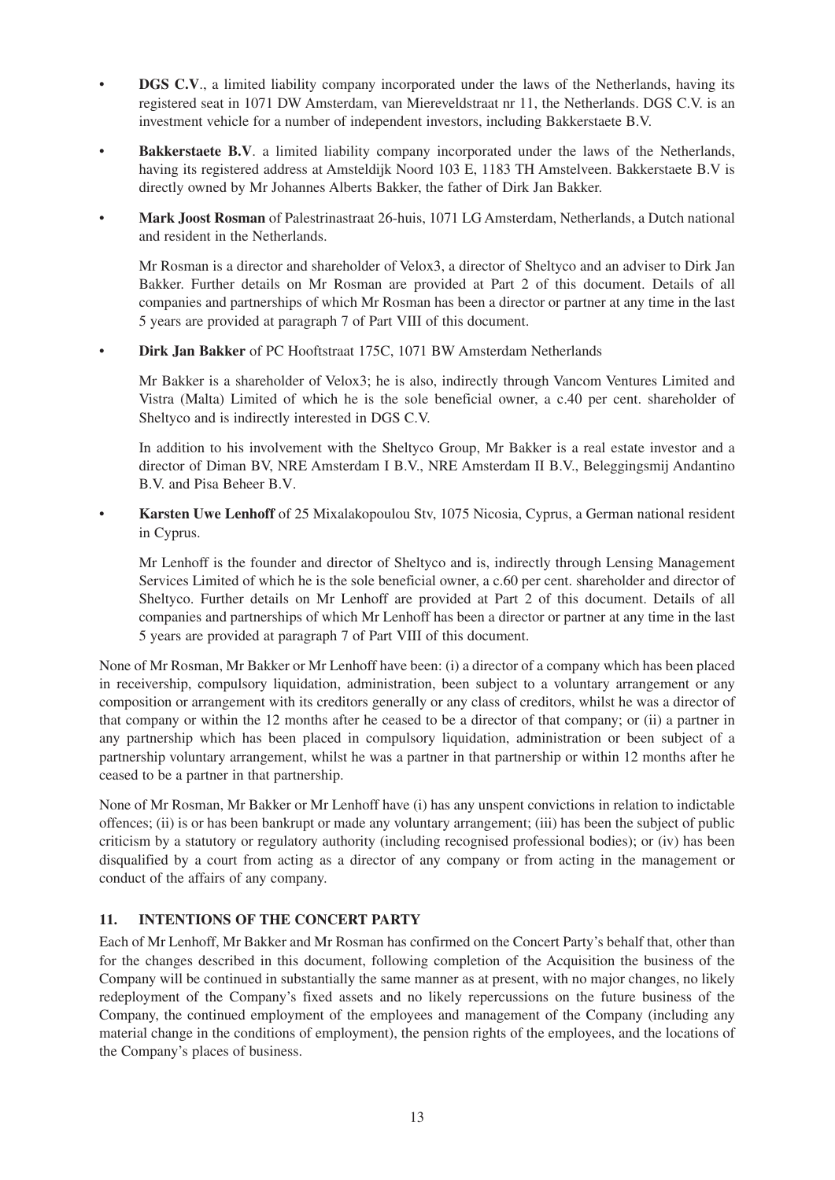- **DGS C.V**., a limited liability company incorporated under the laws of the Netherlands, having its registered seat in 1071 DW Amsterdam, van Miereveldstraat nr 11, the Netherlands. DGS C.V. is an investment vehicle for a number of independent investors, including Bakkerstaete B.V.

- **Bakkerstaete B.V**. a limited liability company incorporated under the laws of the Netherlands, having its registered address at Amsteldijk Noord 103 E, 1183 TH Amstelveen. Bakkerstaete B.V is directly owned by Mr Johannes Alberts Bakker, the father of Dirk Jan Bakker.

- **Mark Joost Rosman** of Palestrinastraat 26-huis, 1071 LG Amsterdam, Netherlands, a Dutch national and resident in the Netherlands.

  Mr Rosman is a director and shareholder of Velox3, a director of Sheltyco and an adviser to Dirk Jan Bakker. Further details on Mr Rosman are provided at Part 2 of this document. Details of all companies and partnerships of which Mr Rosman has been a director or partner at any time in the last 5 years are provided at paragraph 7 of Part VIII of this document.

- **Dirk Jan Bakker** of PC Hooftstraat 175C, 1071 BW Amsterdam Netherlands

  Mr Bakker is a shareholder of Velox3; he is also, indirectly through Vancom Ventures Limited and Vistra (Malta) Limited of which he is the sole beneficial owner, a c.40 per cent. shareholder of Sheltyco and is indirectly interested in DGS C.V.

  In addition to his involvement with the Sheltyco Group, Mr Bakker is a real estate investor and a director of Diman BV, NRE Amsterdam I B.V., NRE Amsterdam II B.V., Beleggingsmij Andantino B.V. and Pisa Beheer B.V.

- **Karsten Uwe Lenhoff** of 25 Mixalakopoulou Stv, 1075 Nicosia, Cyprus, a German national resident in Cyprus.

  Mr Lenhoff is the founder and director of Sheltyco and is, indirectly through Lensing Management Services Limited of which he is the sole beneficial owner, a c.60 per cent. shareholder and director of Sheltyco. Further details on Mr Lenhoff are provided at Part 2 of this document. Details of all companies and partnerships of which Mr Lenhoff has been a director or partner at any time in the last 5 years are provided at paragraph 7 of Part VIII of this document.

None of Mr Rosman, Mr Bakker or Mr Lenhoff have been: (i) a director of a company which has been placed in receivership, compulsory liquidation, administration, been subject to a voluntary arrangement or any composition or arrangement with its creditors generally or any class of creditors, whilst he was a director of that company or within the 12 months after he ceased to be a director of that company; or (ii) a partner in any partnership which has been placed in compulsory liquidation, administration or been subject of a partnership voluntary arrangement, whilst he was a partner in that partnership or within 12 months after he ceased to be a partner in that partnership.

None of Mr Rosman, Mr Bakker or Mr Lenhoff have (i) has any unspent convictions in relation to indictable offences; (ii) is or has been bankrupt or made any voluntary arrangement; (iii) has been the subject of public criticism by a statutory or regulatory authority (including recognised professional bodies); or (iv) has been disqualified by a court from acting as a director of any company or from acting in the management or conduct of the affairs of any company.

## 11. INTENTIONS OF THE CONCERT PARTY

Each of Mr Lenhoff, Mr Bakker and Mr Rosman has confirmed on the Concert Party's behalf that, other than for the changes described in this document, following completion of the Acquisition the business of the Company will be continued in substantially the same manner as at present, with no major changes, no likely redeployment of the Company's fixed assets and no likely repercussions on the future business of the Company, the continued employment of the employees and management of the Company (including any material change in the conditions of employment), the pension rights of the employees, and the locations of the Company's places of business.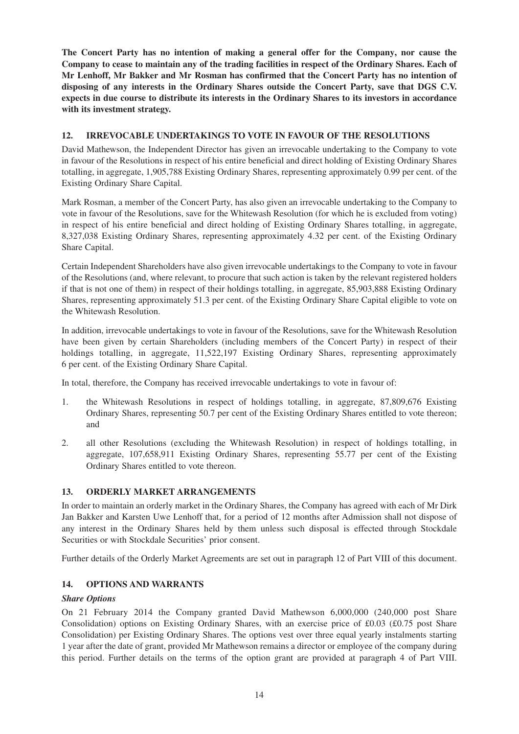**The Concert Party has no intention of making a general offer for the Company, nor cause the Company to cease to maintain any of the trading facilities in respect of the Ordinary Shares. Each of Mr Lenhoff, Mr Bakker and Mr Rosman has confirmed that the Concert Party has no intention of disposing of any interests in the Ordinary Shares outside the Concert Party, save that DGS C.V. expects in due course to distribute its interests in the Ordinary Shares to its investors in accordance with its investment strategy.**

## 12. IRREVOCABLE UNDERTAKINGS TO VOTE IN FAVOUR OF THE RESOLUTIONS

David Mathewson, the Independent Director has given an irrevocable undertaking to the Company to vote in favour of the Resolutions in respect of his entire beneficial and direct holding of Existing Ordinary Shares totalling, in aggregate, 1,905,788 Existing Ordinary Shares, representing approximately 0.99 per cent. of the Existing Ordinary Share Capital.

Mark Rosman, a member of the Concert Party, has also given an irrevocable undertaking to the Company to vote in favour of the Resolutions, save for the Whitewash Resolution (for which he is excluded from voting) in respect of his entire beneficial and direct holding of Existing Ordinary Shares totalling, in aggregate, 8,327,038 Existing Ordinary Shares, representing approximately 4.32 per cent. of the Existing Ordinary Share Capital.

Certain Independent Shareholders have also given irrevocable undertakings to the Company to vote in favour of the Resolutions (and, where relevant, to procure that such action is taken by the relevant registered holders if that is not one of them) in respect of their holdings totalling, in aggregate, 85,903,888 Existing Ordinary Shares, representing approximately 51.3 per cent. of the Existing Ordinary Share Capital eligible to vote on the Whitewash Resolution.

In addition, irrevocable undertakings to vote in favour of the Resolutions, save for the Whitewash Resolution have been given by certain Shareholders (including members of the Concert Party) in respect of their holdings totalling, in aggregate, 11,522,197 Existing Ordinary Shares, representing approximately 6 per cent. of the Existing Ordinary Share Capital.

In total, therefore, the Company has received irrevocable undertakings to vote in favour of:

1. the Whitewash Resolutions in respect of holdings totalling, in aggregate, 87,809,676 Existing Ordinary Shares, representing 50.7 per cent of the Existing Ordinary Shares entitled to vote thereon; and
2. all other Resolutions (excluding the Whitewash Resolution) in respect of holdings totalling, in aggregate, 107,658,911 Existing Ordinary Shares, representing 55.77 per cent of the Existing Ordinary Shares entitled to vote thereon.

## 13. ORDERLY MARKET ARRANGEMENTS

In order to maintain an orderly market in the Ordinary Shares, the Company has agreed with each of Mr Dirk Jan Bakker and Karsten Uwe Lenhoff that, for a period of 12 months after Admission shall not dispose of any interest in the Ordinary Shares held by them unless such disposal is effected through Stockdale Securities or with Stockdale Securities' prior consent.

Further details of the Orderly Market Agreements are set out in paragraph 12 of Part VIII of this document.

## 14. OPTIONS AND WARRANTS

***Share Options***

On 21 February 2014 the Company granted David Mathewson 6,000,000 (240,000 post Share Consolidation) options on Existing Ordinary Shares, with an exercise price of £0.03 (£0.75 post Share Consolidation) per Existing Ordinary Shares. The options vest over three equal yearly instalments starting 1 year after the date of grant, provided Mr Mathewson remains a director or employee of the company during this period. Further details on the terms of the option grant are provided at paragraph 4 of Part VIII.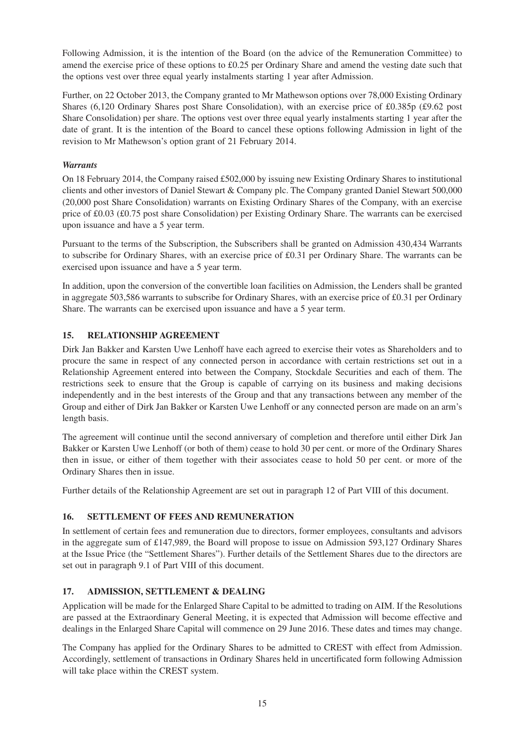Following Admission, it is the intention of the Board (on the advice of the Remuneration Committee) to amend the exercise price of these options to £0.25 per Ordinary Share and amend the vesting date such that the options vest over three equal yearly instalments starting 1 year after Admission.

Further, on 22 October 2013, the Company granted to Mr Mathewson options over 78,000 Existing Ordinary Shares (6,120 Ordinary Shares post Share Consolidation), with an exercise price of £0.385p (£9.62 post Share Consolidation) per share. The options vest over three equal yearly instalments starting 1 year after the date of grant. It is the intention of the Board to cancel these options following Admission in light of the revision to Mr Mathewson's option grant of 21 February 2014.

***Warrants***

On 18 February 2014, the Company raised £502,000 by issuing new Existing Ordinary Shares to institutional clients and other investors of Daniel Stewart & Company plc. The Company granted Daniel Stewart 500,000 (20,000 post Share Consolidation) warrants on Existing Ordinary Shares of the Company, with an exercise price of £0.03 (£0.75 post share Consolidation) per Existing Ordinary Share. The warrants can be exercised upon issuance and have a 5 year term.

Pursuant to the terms of the Subscription, the Subscribers shall be granted on Admission 430,434 Warrants to subscribe for Ordinary Shares, with an exercise price of £0.31 per Ordinary Share. The warrants can be exercised upon issuance and have a 5 year term.

In addition, upon the conversion of the convertible loan facilities on Admission, the Lenders shall be granted in aggregate 503,586 warrants to subscribe for Ordinary Shares, with an exercise price of £0.31 per Ordinary Share. The warrants can be exercised upon issuance and have a 5 year term.

## 15. RELATIONSHIP AGREEMENT

Dirk Jan Bakker and Karsten Uwe Lenhoff have each agreed to exercise their votes as Shareholders and to procure the same in respect of any connected person in accordance with certain restrictions set out in a Relationship Agreement entered into between the Company, Stockdale Securities and each of them. The restrictions seek to ensure that the Group is capable of carrying on its business and making decisions independently and in the best interests of the Group and that any transactions between any member of the Group and either of Dirk Jan Bakker or Karsten Uwe Lenhoff or any connected person are made on an arm's length basis.

The agreement will continue until the second anniversary of completion and therefore until either Dirk Jan Bakker or Karsten Uwe Lenhoff (or both of them) cease to hold 30 per cent. or more of the Ordinary Shares then in issue, or either of them together with their associates cease to hold 50 per cent. or more of the Ordinary Shares then in issue.

Further details of the Relationship Agreement are set out in paragraph 12 of Part VIII of this document.

## 16. SETTLEMENT OF FEES AND REMUNERATION

In settlement of certain fees and remuneration due to directors, former employees, consultants and advisors in the aggregate sum of £147,989, the Board will propose to issue on Admission 593,127 Ordinary Shares at the Issue Price (the "Settlement Shares"). Further details of the Settlement Shares due to the directors are set out in paragraph 9.1 of Part VIII of this document.

## 17. ADMISSION, SETTLEMENT & DEALING

Application will be made for the Enlarged Share Capital to be admitted to trading on AIM. If the Resolutions are passed at the Extraordinary General Meeting, it is expected that Admission will become effective and dealings in the Enlarged Share Capital will commence on 29 June 2016. These dates and times may change.

The Company has applied for the Ordinary Shares to be admitted to CREST with effect from Admission. Accordingly, settlement of transactions in Ordinary Shares held in uncertificated form following Admission will take place within the CREST system.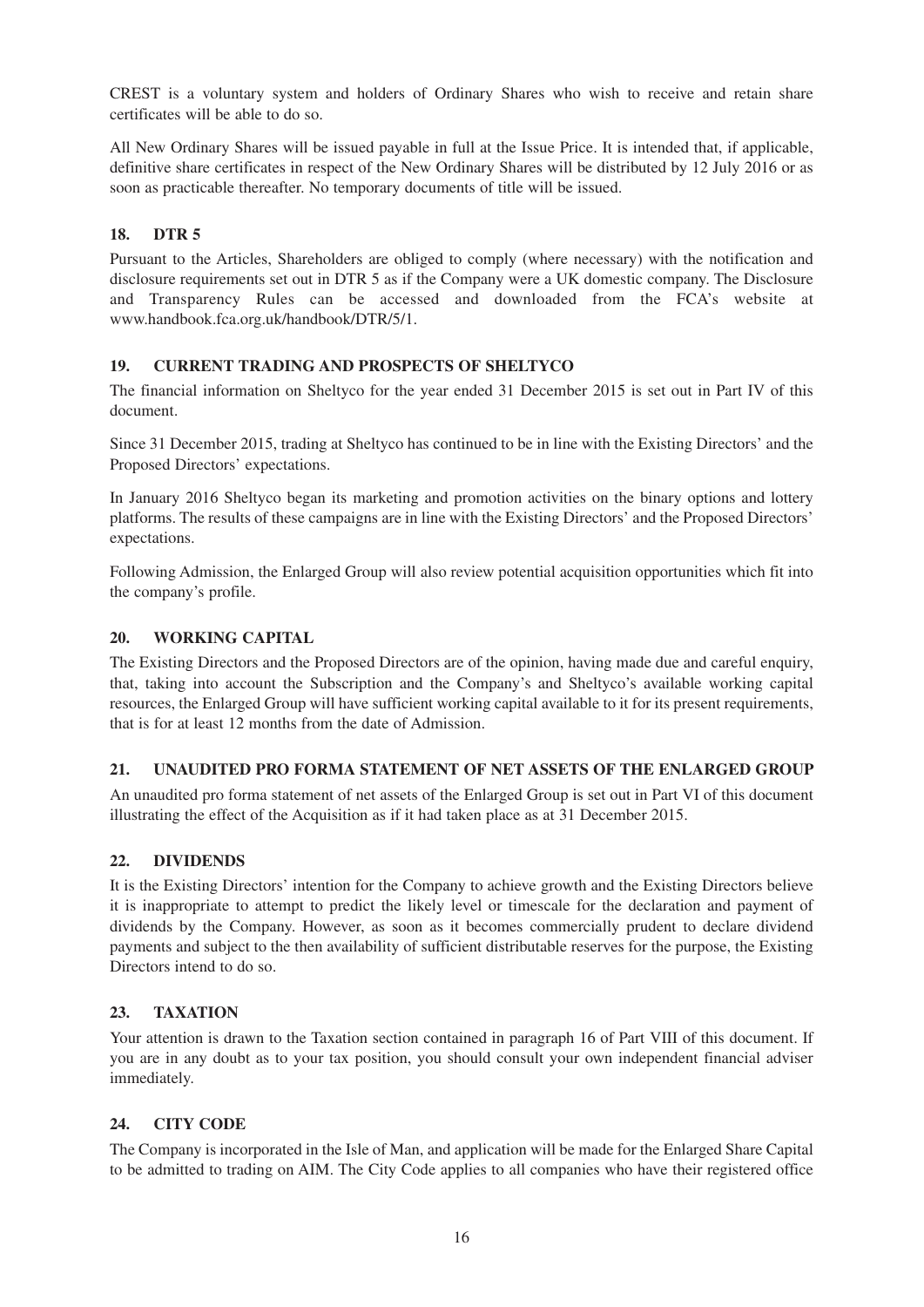CREST is a voluntary system and holders of Ordinary Shares who wish to receive and retain share certificates will be able to do so.

All New Ordinary Shares will be issued payable in full at the Issue Price. It is intended that, if applicable, definitive share certificates in respect of the New Ordinary Shares will be distributed by 12 July 2016 or as soon as practicable thereafter. No temporary documents of title will be issued.

## 18. DTR 5

Pursuant to the Articles, Shareholders are obliged to comply (where necessary) with the notification and disclosure requirements set out in DTR 5 as if the Company were a UK domestic company. The Disclosure and Transparency Rules can be accessed and downloaded from the FCA's website at www.handbook.fca.org.uk/handbook/DTR/5/1.

## 19. CURRENT TRADING AND PROSPECTS OF SHELTYCO

The financial information on Sheltyco for the year ended 31 December 2015 is set out in Part IV of this document.

Since 31 December 2015, trading at Sheltyco has continued to be in line with the Existing Directors' and the Proposed Directors' expectations.

In January 2016 Sheltyco began its marketing and promotion activities on the binary options and lottery platforms. The results of these campaigns are in line with the Existing Directors' and the Proposed Directors' expectations.

Following Admission, the Enlarged Group will also review potential acquisition opportunities which fit into the company's profile.

## 20. WORKING CAPITAL

The Existing Directors and the Proposed Directors are of the opinion, having made due and careful enquiry, that, taking into account the Subscription and the Company's and Sheltyco's available working capital resources, the Enlarged Group will have sufficient working capital available to it for its present requirements, that is for at least 12 months from the date of Admission.

## 21. UNAUDITED PRO FORMA STATEMENT OF NET ASSETS OF THE ENLARGED GROUP

An unaudited pro forma statement of net assets of the Enlarged Group is set out in Part VI of this document illustrating the effect of the Acquisition as if it had taken place as at 31 December 2015.

## 22. DIVIDENDS

It is the Existing Directors' intention for the Company to achieve growth and the Existing Directors believe it is inappropriate to attempt to predict the likely level or timescale for the declaration and payment of dividends by the Company. However, as soon as it becomes commercially prudent to declare dividend payments and subject to the then availability of sufficient distributable reserves for the purpose, the Existing Directors intend to do so.

## 23. TAXATION

Your attention is drawn to the Taxation section contained in paragraph 16 of Part VIII of this document. If you are in any doubt as to your tax position, you should consult your own independent financial adviser immediately.

## 24. CITY CODE

The Company is incorporated in the Isle of Man, and application will be made for the Enlarged Share Capital to be admitted to trading on AIM. The City Code applies to all companies who have their registered office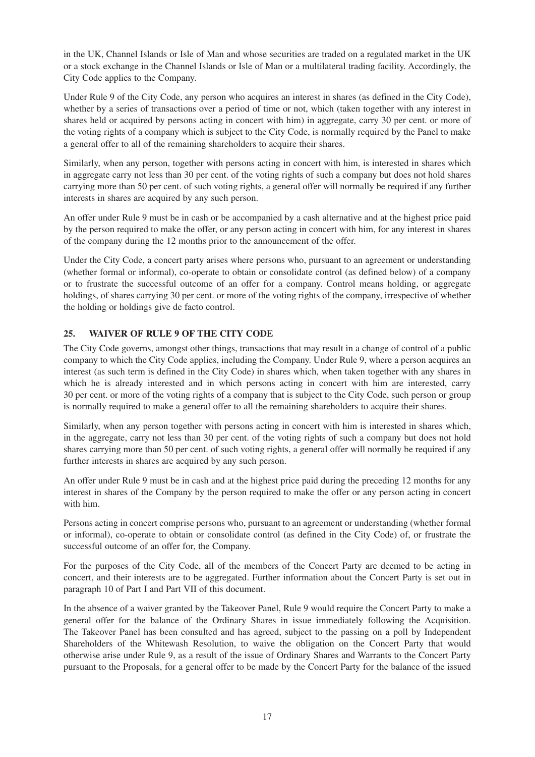in the UK, Channel Islands or Isle of Man and whose securities are traded on a regulated market in the UK or a stock exchange in the Channel Islands or Isle of Man or a multilateral trading facility. Accordingly, the City Code applies to the Company.

Under Rule 9 of the City Code, any person who acquires an interest in shares (as defined in the City Code), whether by a series of transactions over a period of time or not, which (taken together with any interest in shares held or acquired by persons acting in concert with him) in aggregate, carry 30 per cent. or more of the voting rights of a company which is subject to the City Code, is normally required by the Panel to make a general offer to all of the remaining shareholders to acquire their shares.

Similarly, when any person, together with persons acting in concert with him, is interested in shares which in aggregate carry not less than 30 per cent. of the voting rights of such a company but does not hold shares carrying more than 50 per cent. of such voting rights, a general offer will normally be required if any further interests in shares are acquired by any such person.

An offer under Rule 9 must be in cash or be accompanied by a cash alternative and at the highest price paid by the person required to make the offer, or any person acting in concert with him, for any interest in shares of the company during the 12 months prior to the announcement of the offer.

Under the City Code, a concert party arises where persons who, pursuant to an agreement or understanding (whether formal or informal), co-operate to obtain or consolidate control (as defined below) of a company or to frustrate the successful outcome of an offer for a company. Control means holding, or aggregate holdings, of shares carrying 30 per cent. or more of the voting rights of the company, irrespective of whether the holding or holdings give de facto control.

## 25. WAIVER OF RULE 9 OF THE CITY CODE

The City Code governs, amongst other things, transactions that may result in a change of control of a public company to which the City Code applies, including the Company. Under Rule 9, where a person acquires an interest (as such term is defined in the City Code) in shares which, when taken together with any shares in which he is already interested and in which persons acting in concert with him are interested, carry 30 per cent. or more of the voting rights of a company that is subject to the City Code, such person or group is normally required to make a general offer to all the remaining shareholders to acquire their shares.

Similarly, when any person together with persons acting in concert with him is interested in shares which, in the aggregate, carry not less than 30 per cent. of the voting rights of such a company but does not hold shares carrying more than 50 per cent. of such voting rights, a general offer will normally be required if any further interests in shares are acquired by any such person.

An offer under Rule 9 must be in cash and at the highest price paid during the preceding 12 months for any interest in shares of the Company by the person required to make the offer or any person acting in concert with him.

Persons acting in concert comprise persons who, pursuant to an agreement or understanding (whether formal or informal), co-operate to obtain or consolidate control (as defined in the City Code) of, or frustrate the successful outcome of an offer for, the Company.

For the purposes of the City Code, all of the members of the Concert Party are deemed to be acting in concert, and their interests are to be aggregated. Further information about the Concert Party is set out in paragraph 10 of Part I and Part VII of this document.

In the absence of a waiver granted by the Takeover Panel, Rule 9 would require the Concert Party to make a general offer for the balance of the Ordinary Shares in issue immediately following the Acquisition. The Takeover Panel has been consulted and has agreed, subject to the passing on a poll by Independent Shareholders of the Whitewash Resolution, to waive the obligation on the Concert Party that would otherwise arise under Rule 9, as a result of the issue of Ordinary Shares and Warrants to the Concert Party pursuant to the Proposals, for a general offer to be made by the Concert Party for the balance of the issued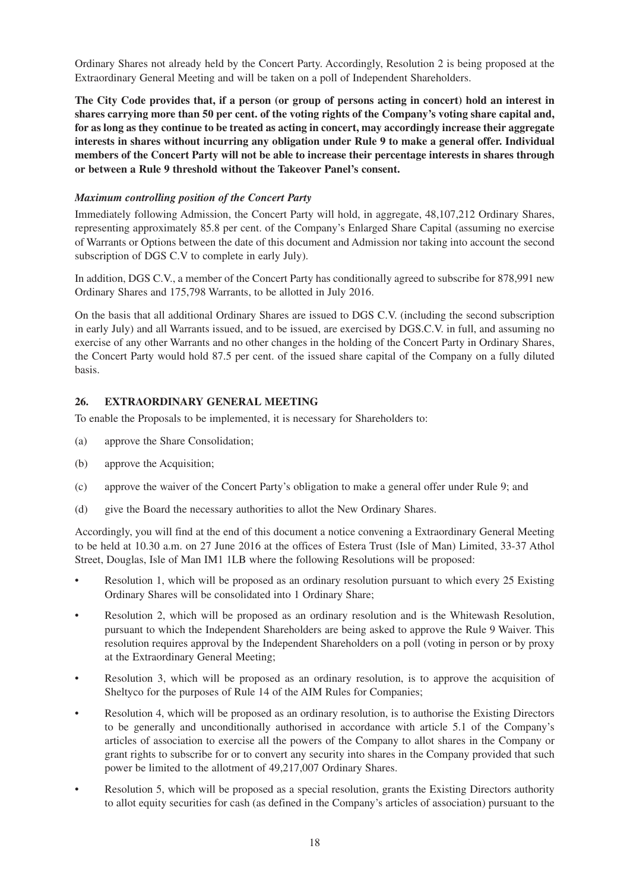Ordinary Shares not already held by the Concert Party. Accordingly, Resolution 2 is being proposed at the Extraordinary General Meeting and will be taken on a poll of Independent Shareholders.

**The City Code provides that, if a person (or group of persons acting in concert) hold an interest in shares carrying more than 50 per cent. of the voting rights of the Company's voting share capital and, for as long as they continue to be treated as acting in concert, may accordingly increase their aggregate interests in shares without incurring any obligation under Rule 9 to make a general offer. Individual members of the Concert Party will not be able to increase their percentage interests in shares through or between a Rule 9 threshold without the Takeover Panel's consent.**

***Maximum controlling position of the Concert Party***

Immediately following Admission, the Concert Party will hold, in aggregate, 48,107,212 Ordinary Shares, representing approximately 85.8 per cent. of the Company's Enlarged Share Capital (assuming no exercise of Warrants or Options between the date of this document and Admission nor taking into account the second subscription of DGS C.V to complete in early July).

In addition, DGS C.V., a member of the Concert Party has conditionally agreed to subscribe for 878,991 new Ordinary Shares and 175,798 Warrants, to be allotted in July 2016.

On the basis that all additional Ordinary Shares are issued to DGS C.V. (including the second subscription in early July) and all Warrants issued, and to be issued, are exercised by DGS.C.V. in full, and assuming no exercise of any other Warrants and no other changes in the holding of the Concert Party in Ordinary Shares, the Concert Party would hold 87.5 per cent. of the issued share capital of the Company on a fully diluted basis.

## 26. EXTRAORDINARY GENERAL MEETING

To enable the Proposals to be implemented, it is necessary for Shareholders to:

(a) approve the Share Consolidation;

(b) approve the Acquisition;

(c) approve the waiver of the Concert Party's obligation to make a general offer under Rule 9; and

(d) give the Board the necessary authorities to allot the New Ordinary Shares.

Accordingly, you will find at the end of this document a notice convening a Extraordinary General Meeting to be held at 10.30 a.m. on 27 June 2016 at the offices of Estera Trust (Isle of Man) Limited, 33-37 Athol Street, Douglas, Isle of Man IM1 1LB where the following Resolutions will be proposed:

- Resolution 1, which will be proposed as an ordinary resolution pursuant to which every 25 Existing Ordinary Shares will be consolidated into 1 Ordinary Share;
- Resolution 2, which will be proposed as an ordinary resolution and is the Whitewash Resolution, pursuant to which the Independent Shareholders are being asked to approve the Rule 9 Waiver. This resolution requires approval by the Independent Shareholders on a poll (voting in person or by proxy at the Extraordinary General Meeting;
- Resolution 3, which will be proposed as an ordinary resolution, is to approve the acquisition of Sheltyco for the purposes of Rule 14 of the AIM Rules for Companies;
- Resolution 4, which will be proposed as an ordinary resolution, is to authorise the Existing Directors to be generally and unconditionally authorised in accordance with article 5.1 of the Company's articles of association to exercise all the powers of the Company to allot shares in the Company or grant rights to subscribe for or to convert any security into shares in the Company provided that such power be limited to the allotment of 49,217,007 Ordinary Shares.
- Resolution 5, which will be proposed as a special resolution, grants the Existing Directors authority to allot equity securities for cash (as defined in the Company's articles of association) pursuant to the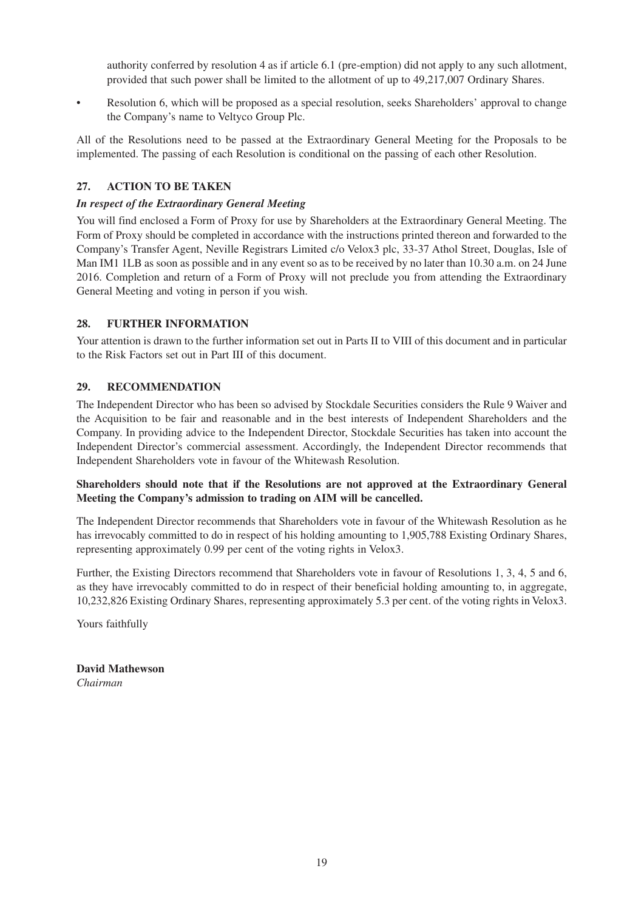authority conferred by resolution 4 as if article 6.1 (pre-emption) did not apply to any such allotment, provided that such power shall be limited to the allotment of up to 49,217,007 Ordinary Shares.

- Resolution 6, which will be proposed as a special resolution, seeks Shareholders' approval to change the Company's name to Veltyco Group Plc.

All of the Resolutions need to be passed at the Extraordinary General Meeting for the Proposals to be implemented. The passing of each Resolution is conditional on the passing of each other Resolution.

## 27. ACTION TO BE TAKEN

***In respect of the Extraordinary General Meeting***

You will find enclosed a Form of Proxy for use by Shareholders at the Extraordinary General Meeting. The Form of Proxy should be completed in accordance with the instructions printed thereon and forwarded to the Company's Transfer Agent, Neville Registrars Limited c/o Velox3 plc, 33-37 Athol Street, Douglas, Isle of Man IM1 1LB as soon as possible and in any event so as to be received by no later than 10.30 a.m. on 24 June 2016. Completion and return of a Form of Proxy will not preclude you from attending the Extraordinary General Meeting and voting in person if you wish.

## 28. FURTHER INFORMATION

Your attention is drawn to the further information set out in Parts II to VIII of this document and in particular to the Risk Factors set out in Part III of this document.

## 29. RECOMMENDATION

The Independent Director who has been so advised by Stockdale Securities considers the Rule 9 Waiver and the Acquisition to be fair and reasonable and in the best interests of Independent Shareholders and the Company. In providing advice to the Independent Director, Stockdale Securities has taken into account the Independent Director's commercial assessment. Accordingly, the Independent Director recommends that Independent Shareholders vote in favour of the Whitewash Resolution.

**Shareholders should note that if the Resolutions are not approved at the Extraordinary General Meeting the Company's admission to trading on AIM will be cancelled.**

The Independent Director recommends that Shareholders vote in favour of the Whitewash Resolution as he has irrevocably committed to do in respect of his holding amounting to 1,905,788 Existing Ordinary Shares, representing approximately 0.99 per cent of the voting rights in Velox3.

Further, the Existing Directors recommend that Shareholders vote in favour of Resolutions 1, 3, 4, 5 and 6, as they have irrevocably committed to do in respect of their beneficial holding amounting to, in aggregate, 10,232,826 Existing Ordinary Shares, representing approximately 5.3 per cent. of the voting rights in Velox3.

Yours faithfully

**David Mathewson**
*Chairman*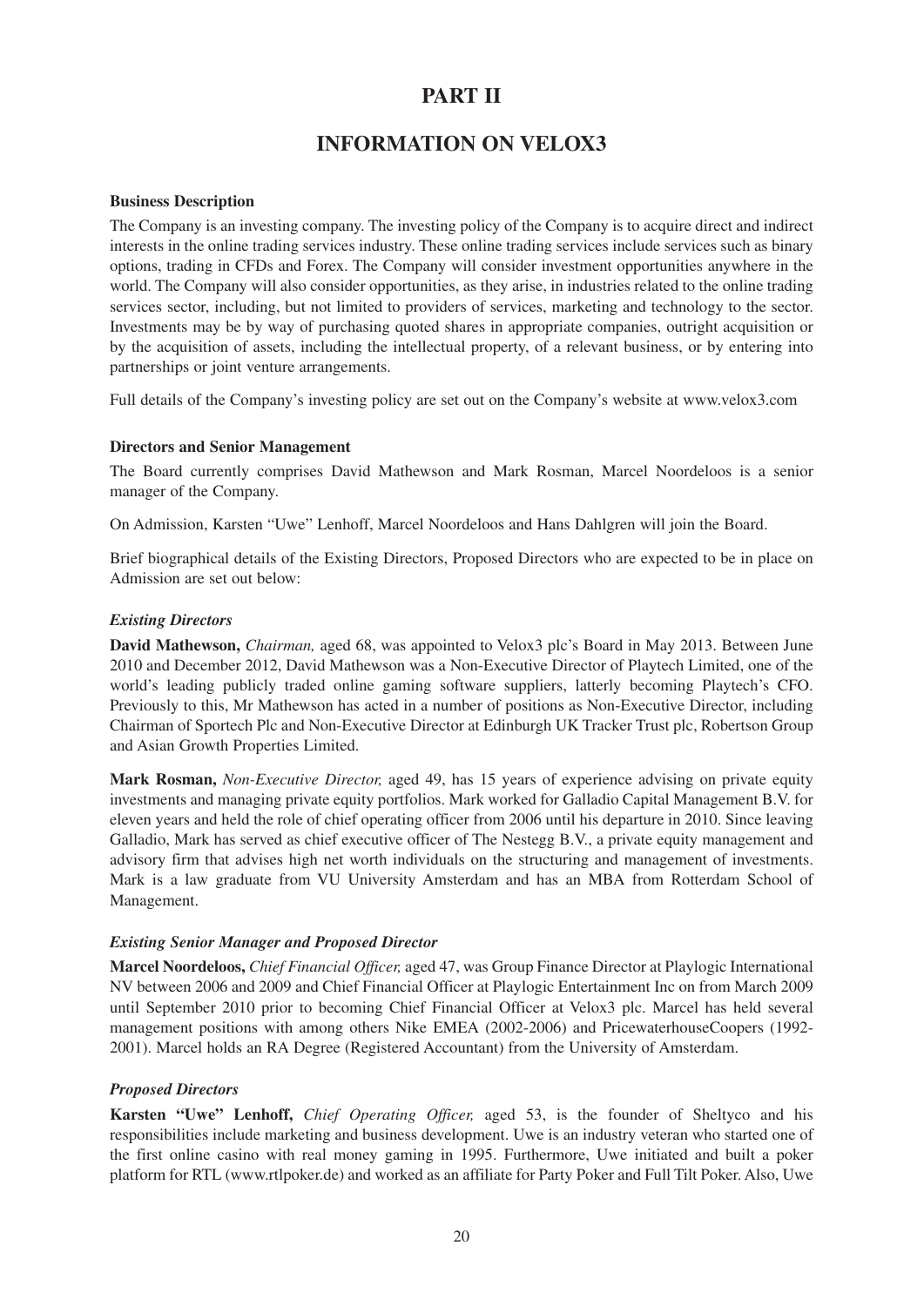# PART II

## INFORMATION ON VELOX3

**Business Description**

The Company is an investing company. The investing policy of the Company is to acquire direct and indirect interests in the online trading services industry. These online trading services include services such as binary options, trading in CFDs and Forex. The Company will consider investment opportunities anywhere in the world. The Company will also consider opportunities, as they arise, in industries related to the online trading services sector, including, but not limited to providers of services, marketing and technology to the sector. Investments may be by way of purchasing quoted shares in appropriate companies, outright acquisition or by the acquisition of assets, including the intellectual property, of a relevant business, or by entering into partnerships or joint venture arrangements.

Full details of the Company's investing policy are set out on the Company's website at www.velox3.com

**Directors and Senior Management**

The Board currently comprises David Mathewson and Mark Rosman, Marcel Noordeloos is a senior manager of the Company.

On Admission, Karsten "Uwe" Lenhoff, Marcel Noordeloos and Hans Dahlgren will join the Board.

Brief biographical details of the Existing Directors, Proposed Directors who are expected to be in place on Admission are set out below:

***Existing Directors***

**David Mathewson,** *Chairman,* aged 68, was appointed to Velox3 plc's Board in May 2013. Between June 2010 and December 2012, David Mathewson was a Non-Executive Director of Playtech Limited, one of the world's leading publicly traded online gaming software suppliers, latterly becoming Playtech's CFO. Previously to this, Mr Mathewson has acted in a number of positions as Non-Executive Director, including Chairman of Sportech Plc and Non-Executive Director at Edinburgh UK Tracker Trust plc, Robertson Group and Asian Growth Properties Limited.

**Mark Rosman,** *Non-Executive Director,* aged 49, has 15 years of experience advising on private equity investments and managing private equity portfolios. Mark worked for Galladio Capital Management B.V. for eleven years and held the role of chief operating officer from 2006 until his departure in 2010. Since leaving Galladio, Mark has served as chief executive officer of The Nestegg B.V., a private equity management and advisory firm that advises high net worth individuals on the structuring and management of investments. Mark is a law graduate from VU University Amsterdam and has an MBA from Rotterdam School of Management.

***Existing Senior Manager and Proposed Director***

**Marcel Noordeloos,** *Chief Financial Officer,* aged 47, was Group Finance Director at Playlogic International NV between 2006 and 2009 and Chief Financial Officer at Playlogic Entertainment Inc on from March 2009 until September 2010 prior to becoming Chief Financial Officer at Velox3 plc. Marcel has held several management positions with among others Nike EMEA (2002-2006) and PricewaterhouseCoopers (1992-2001). Marcel holds an RA Degree (Registered Accountant) from the University of Amsterdam.

***Proposed Directors***

**Karsten "Uwe" Lenhoff,** *Chief Operating Officer,* aged 53, is the founder of Sheltyco and his responsibilities include marketing and business development. Uwe is an industry veteran who started one of the first online casino with real money gaming in 1995. Furthermore, Uwe initiated and built a poker platform for RTL (www.rtlpoker.de) and worked as an affiliate for Party Poker and Full Tilt Poker. Also, Uwe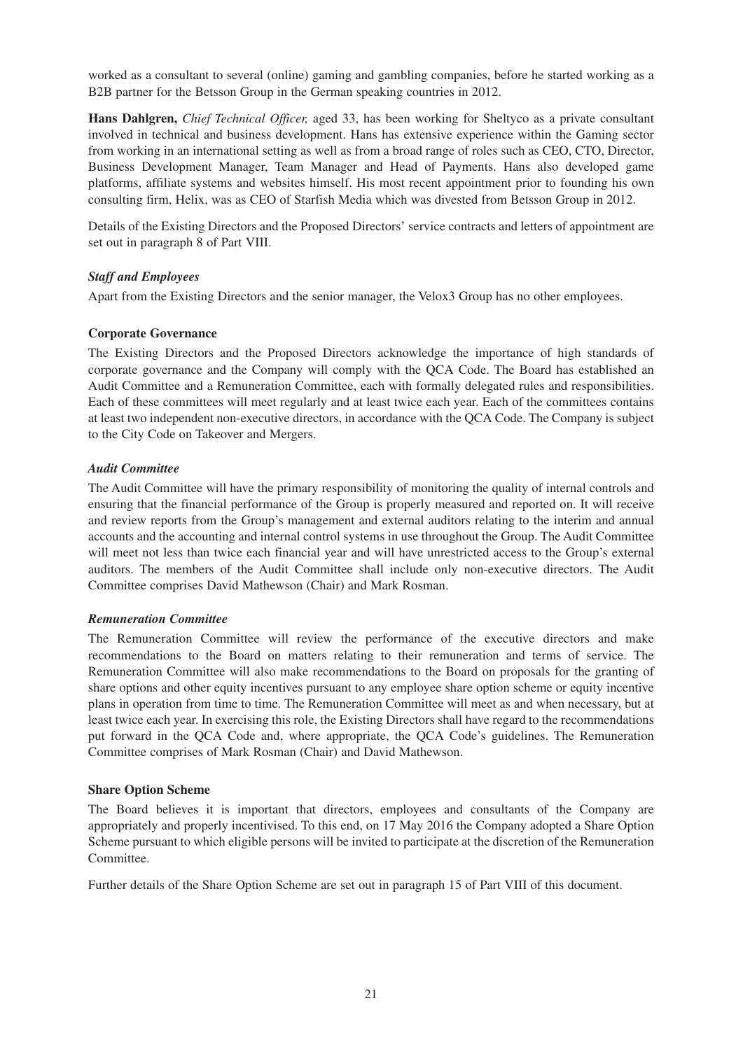worked as a consultant to several (online) gaming and gambling companies, before he started working as a B2B partner for the Betsson Group in the German speaking countries in 2012.

**Hans Dahlgren,** *Chief Technical Officer,* aged 33, has been working for Sheltyco as a private consultant involved in technical and business development. Hans has extensive experience within the Gaming sector from working in an international setting as well as from a broad range of roles such as CEO, CTO, Director, Business Development Manager, Team Manager and Head of Payments. Hans also developed game platforms, affiliate systems and websites himself. His most recent appointment prior to founding his own consulting firm, Helix, was as CEO of Starfish Media which was divested from Betsson Group in 2012.

Details of the Existing Directors and the Proposed Directors' service contracts and letters of appointment are set out in paragraph 8 of Part VIII.

### *Staff and Employees*

Apart from the Existing Directors and the senior manager, the Velox3 Group has no other employees.

## Corporate Governance

The Existing Directors and the Proposed Directors acknowledge the importance of high standards of corporate governance and the Company will comply with the QCA Code. The Board has established an Audit Committee and a Remuneration Committee, each with formally delegated rules and responsibilities. Each of these committees will meet regularly and at least twice each year. Each of the committees contains at least two independent non-executive directors, in accordance with the QCA Code. The Company is subject to the City Code on Takeover and Mergers.

### *Audit Committee*

The Audit Committee will have the primary responsibility of monitoring the quality of internal controls and ensuring that the financial performance of the Group is properly measured and reported on. It will receive and review reports from the Group's management and external auditors relating to the interim and annual accounts and the accounting and internal control systems in use throughout the Group. The Audit Committee will meet not less than twice each financial year and will have unrestricted access to the Group's external auditors. The members of the Audit Committee shall include only non-executive directors. The Audit Committee comprises David Mathewson (Chair) and Mark Rosman.

### *Remuneration Committee*

The Remuneration Committee will review the performance of the executive directors and make recommendations to the Board on matters relating to their remuneration and terms of service. The Remuneration Committee will also make recommendations to the Board on proposals for the granting of share options and other equity incentives pursuant to any employee share option scheme or equity incentive plans in operation from time to time. The Remuneration Committee will meet as and when necessary, but at least twice each year. In exercising this role, the Existing Directors shall have regard to the recommendations put forward in the QCA Code and, where appropriate, the QCA Code's guidelines. The Remuneration Committee comprises of Mark Rosman (Chair) and David Mathewson.

## Share Option Scheme

The Board believes it is important that directors, employees and consultants of the Company are appropriately and properly incentivised. To this end, on 17 May 2016 the Company adopted a Share Option Scheme pursuant to which eligible persons will be invited to participate at the discretion of the Remuneration Committee.

Further details of the Share Option Scheme are set out in paragraph 15 of Part VIII of this document.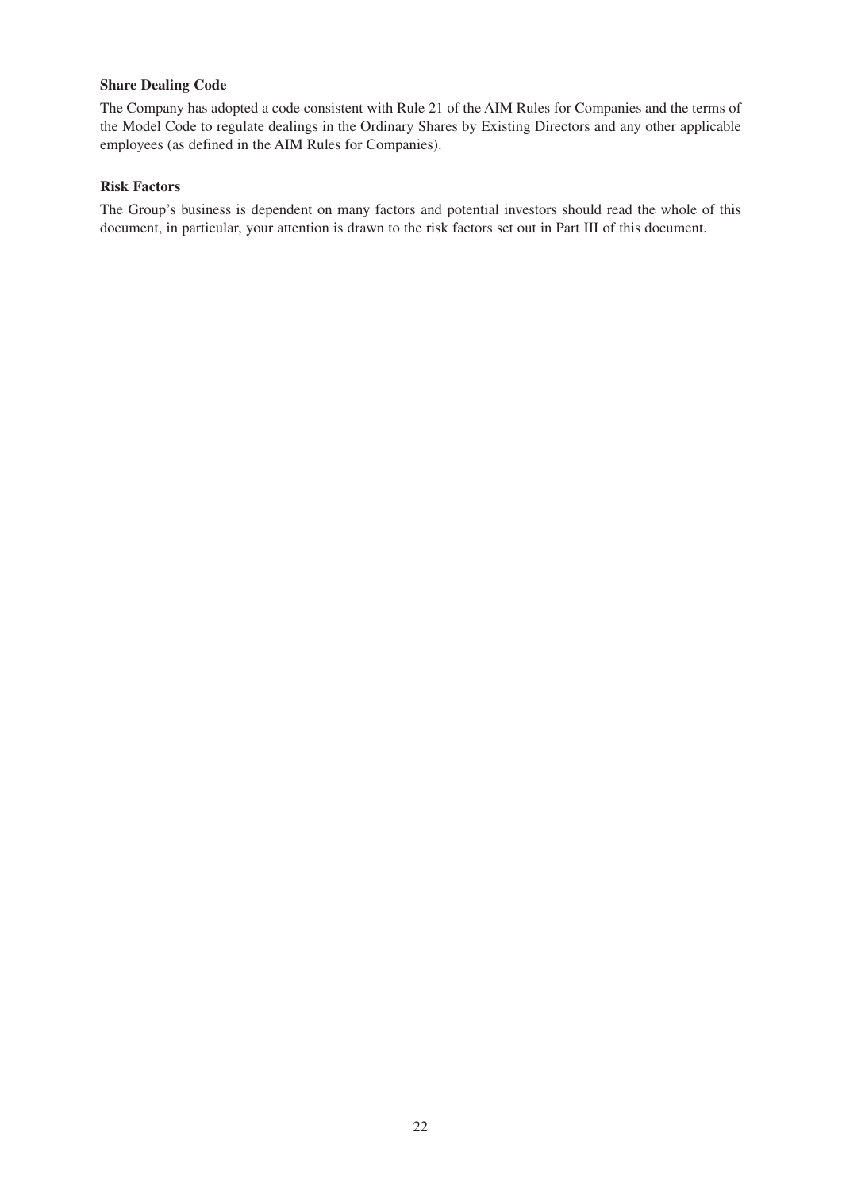**Share Dealing Code**

The Company has adopted a code consistent with Rule 21 of the AIM Rules for Companies and the terms of the Model Code to regulate dealings in the Ordinary Shares by Existing Directors and any other applicable employees (as defined in the AIM Rules for Companies).

**Risk Factors**

The Group's business is dependent on many factors and potential investors should read the whole of this document, in particular, your attention is drawn to the risk factors set out in Part III of this document.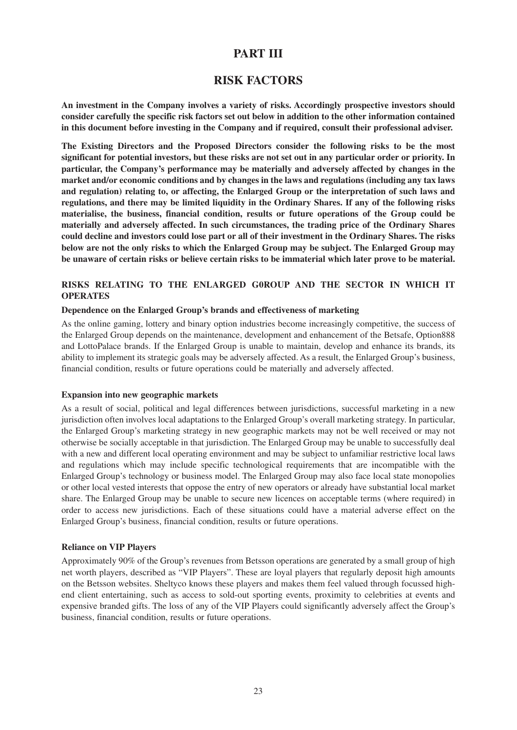# PART III

# RISK FACTORS

**An investment in the Company involves a variety of risks. Accordingly prospective investors should consider carefully the specific risk factors set out below in addition to the other information contained in this document before investing in the Company and if required, consult their professional adviser.**

**The Existing Directors and the Proposed Directors consider the following risks to be the most significant for potential investors, but these risks are not set out in any particular order or priority. In particular, the Company's performance may be materially and adversely affected by changes in the market and/or economic conditions and by changes in the laws and regulations (including any tax laws and regulation) relating to, or affecting, the Enlarged Group or the interpretation of such laws and regulations, and there may be limited liquidity in the Ordinary Shares. If any of the following risks materialise, the business, financial condition, results or future operations of the Group could be materially and adversely affected. In such circumstances, the trading price of the Ordinary Shares could decline and investors could lose part or all of their investment in the Ordinary Shares. The risks below are not the only risks to which the Enlarged Group may be subject. The Enlarged Group may be unaware of certain risks or believe certain risks to be immaterial which later prove to be material.**

## RISKS RELATING TO THE ENLARGED G0ROUP AND THE SECTOR IN WHICH IT OPERATES

### Dependence on the Enlarged Group's brands and effectiveness of marketing

As the online gaming, lottery and binary option industries become increasingly competitive, the success of the Enlarged Group depends on the maintenance, development and enhancement of the Betsafe, Option888 and LottoPalace brands. If the Enlarged Group is unable to maintain, develop and enhance its brands, its ability to implement its strategic goals may be adversely affected. As a result, the Enlarged Group's business, financial condition, results or future operations could be materially and adversely affected.

### Expansion into new geographic markets

As a result of social, political and legal differences between jurisdictions, successful marketing in a new jurisdiction often involves local adaptations to the Enlarged Group's overall marketing strategy. In particular, the Enlarged Group's marketing strategy in new geographic markets may not be well received or may not otherwise be socially acceptable in that jurisdiction. The Enlarged Group may be unable to successfully deal with a new and different local operating environment and may be subject to unfamiliar restrictive local laws and regulations which may include specific technological requirements that are incompatible with the Enlarged Group's technology or business model. The Enlarged Group may also face local state monopolies or other local vested interests that oppose the entry of new operators or already have substantial local market share. The Enlarged Group may be unable to secure new licences on acceptable terms (where required) in order to access new jurisdictions. Each of these situations could have a material adverse effect on the Enlarged Group's business, financial condition, results or future operations.

### Reliance on VIP Players

Approximately 90% of the Group's revenues from Betsson operations are generated by a small group of high net worth players, described as "VIP Players". These are loyal players that regularly deposit high amounts on the Betsson websites. Sheltyco knows these players and makes them feel valued through focussed high-end client entertaining, such as access to sold-out sporting events, proximity to celebrities at events and expensive branded gifts. The loss of any of the VIP Players could significantly adversely affect the Group's business, financial condition, results or future operations.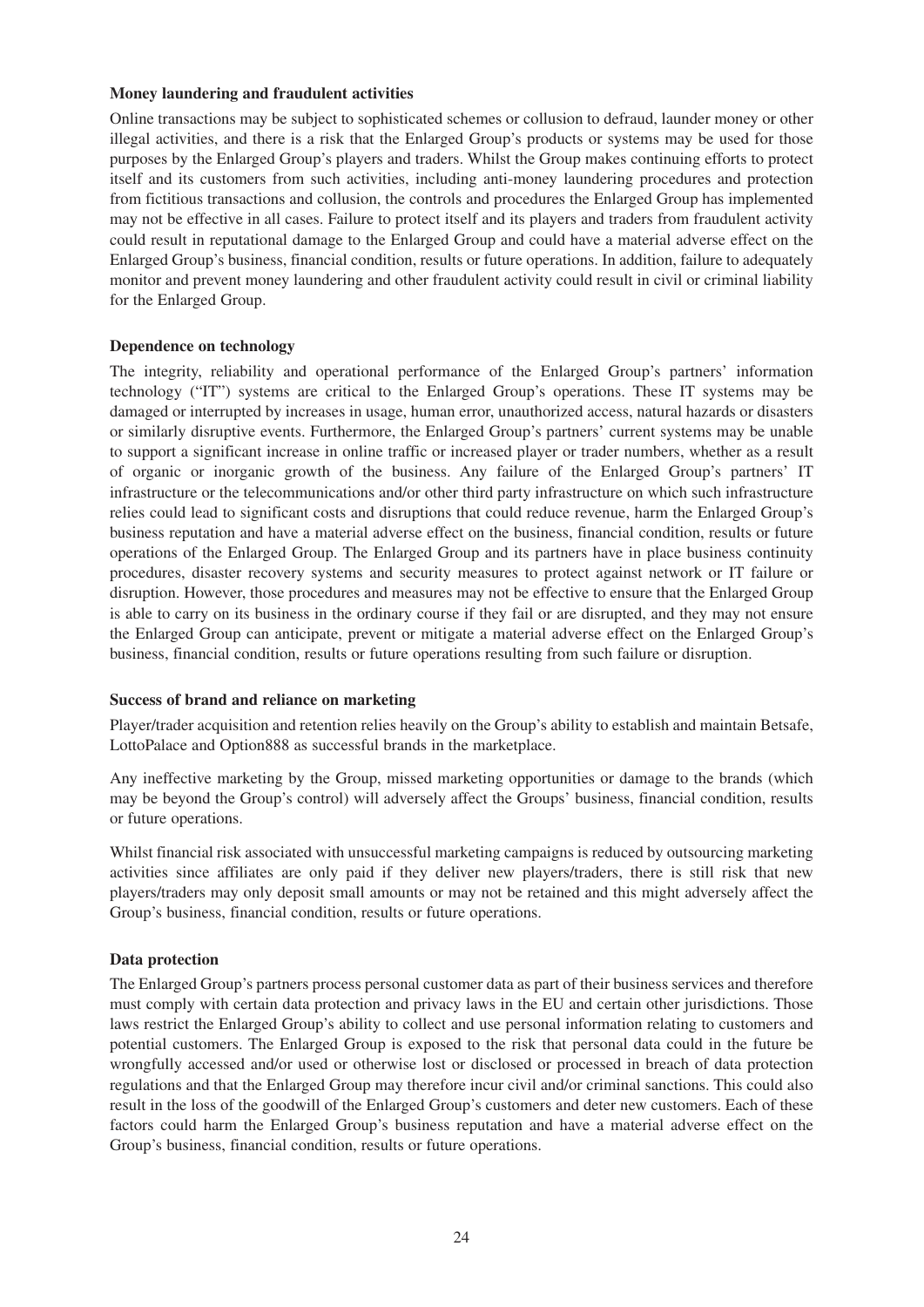**Money laundering and fraudulent activities**

Online transactions may be subject to sophisticated schemes or collusion to defraud, launder money or other illegal activities, and there is a risk that the Enlarged Group's products or systems may be used for those purposes by the Enlarged Group's players and traders. Whilst the Group makes continuing efforts to protect itself and its customers from such activities, including anti-money laundering procedures and protection from fictitious transactions and collusion, the controls and procedures the Enlarged Group has implemented may not be effective in all cases. Failure to protect itself and its players and traders from fraudulent activity could result in reputational damage to the Enlarged Group and could have a material adverse effect on the Enlarged Group's business, financial condition, results or future operations. In addition, failure to adequately monitor and prevent money laundering and other fraudulent activity could result in civil or criminal liability for the Enlarged Group.

**Dependence on technology**

The integrity, reliability and operational performance of the Enlarged Group's partners' information technology ("IT") systems are critical to the Enlarged Group's operations. These IT systems may be damaged or interrupted by increases in usage, human error, unauthorized access, natural hazards or disasters or similarly disruptive events. Furthermore, the Enlarged Group's partners' current systems may be unable to support a significant increase in online traffic or increased player or trader numbers, whether as a result of organic or inorganic growth of the business. Any failure of the Enlarged Group's partners' IT infrastructure or the telecommunications and/or other third party infrastructure on which such infrastructure relies could lead to significant costs and disruptions that could reduce revenue, harm the Enlarged Group's business reputation and have a material adverse effect on the business, financial condition, results or future operations of the Enlarged Group. The Enlarged Group and its partners have in place business continuity procedures, disaster recovery systems and security measures to protect against network or IT failure or disruption. However, those procedures and measures may not be effective to ensure that the Enlarged Group is able to carry on its business in the ordinary course if they fail or are disrupted, and they may not ensure the Enlarged Group can anticipate, prevent or mitigate a material adverse effect on the Enlarged Group's business, financial condition, results or future operations resulting from such failure or disruption.

**Success of brand and reliance on marketing**

Player/trader acquisition and retention relies heavily on the Group's ability to establish and maintain Betsafe, LottoPalace and Option888 as successful brands in the marketplace.

Any ineffective marketing by the Group, missed marketing opportunities or damage to the brands (which may be beyond the Group's control) will adversely affect the Groups' business, financial condition, results or future operations.

Whilst financial risk associated with unsuccessful marketing campaigns is reduced by outsourcing marketing activities since affiliates are only paid if they deliver new players/traders, there is still risk that new players/traders may only deposit small amounts or may not be retained and this might adversely affect the Group's business, financial condition, results or future operations.

**Data protection**

The Enlarged Group's partners process personal customer data as part of their business services and therefore must comply with certain data protection and privacy laws in the EU and certain other jurisdictions. Those laws restrict the Enlarged Group's ability to collect and use personal information relating to customers and potential customers. The Enlarged Group is exposed to the risk that personal data could in the future be wrongfully accessed and/or used or otherwise lost or disclosed or processed in breach of data protection regulations and that the Enlarged Group may therefore incur civil and/or criminal sanctions. This could also result in the loss of the goodwill of the Enlarged Group's customers and deter new customers. Each of these factors could harm the Enlarged Group's business reputation and have a material adverse effect on the Group's business, financial condition, results or future operations.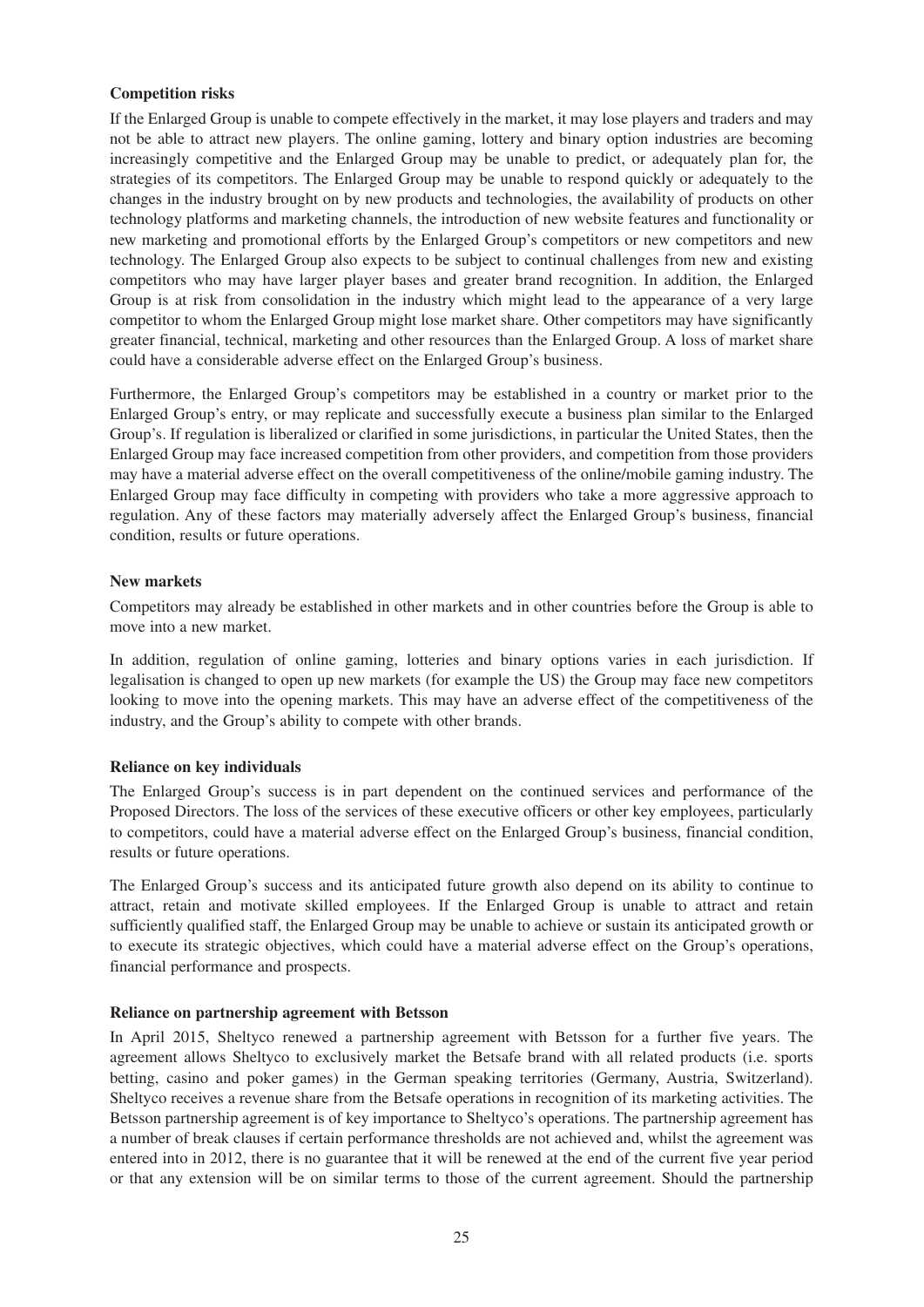**Competition risks**

If the Enlarged Group is unable to compete effectively in the market, it may lose players and traders and may not be able to attract new players. The online gaming, lottery and binary option industries are becoming increasingly competitive and the Enlarged Group may be unable to predict, or adequately plan for, the strategies of its competitors. The Enlarged Group may be unable to respond quickly or adequately to the changes in the industry brought on by new products and technologies, the availability of products on other technology platforms and marketing channels, the introduction of new website features and functionality or new marketing and promotional efforts by the Enlarged Group's competitors or new competitors and new technology. The Enlarged Group also expects to be subject to continual challenges from new and existing competitors who may have larger player bases and greater brand recognition. In addition, the Enlarged Group is at risk from consolidation in the industry which might lead to the appearance of a very large competitor to whom the Enlarged Group might lose market share. Other competitors may have significantly greater financial, technical, marketing and other resources than the Enlarged Group. A loss of market share could have a considerable adverse effect on the Enlarged Group's business.

Furthermore, the Enlarged Group's competitors may be established in a country or market prior to the Enlarged Group's entry, or may replicate and successfully execute a business plan similar to the Enlarged Group's. If regulation is liberalized or clarified in some jurisdictions, in particular the United States, then the Enlarged Group may face increased competition from other providers, and competition from those providers may have a material adverse effect on the overall competitiveness of the online/mobile gaming industry. The Enlarged Group may face difficulty in competing with providers who take a more aggressive approach to regulation. Any of these factors may materially adversely affect the Enlarged Group's business, financial condition, results or future operations.

**New markets**

Competitors may already be established in other markets and in other countries before the Group is able to move into a new market.

In addition, regulation of online gaming, lotteries and binary options varies in each jurisdiction. If legalisation is changed to open up new markets (for example the US) the Group may face new competitors looking to move into the opening markets. This may have an adverse effect of the competitiveness of the industry, and the Group's ability to compete with other brands.

**Reliance on key individuals**

The Enlarged Group's success is in part dependent on the continued services and performance of the Proposed Directors. The loss of the services of these executive officers or other key employees, particularly to competitors, could have a material adverse effect on the Enlarged Group's business, financial condition, results or future operations.

The Enlarged Group's success and its anticipated future growth also depend on its ability to continue to attract, retain and motivate skilled employees. If the Enlarged Group is unable to attract and retain sufficiently qualified staff, the Enlarged Group may be unable to achieve or sustain its anticipated growth or to execute its strategic objectives, which could have a material adverse effect on the Group's operations, financial performance and prospects.

**Reliance on partnership agreement with Betsson**

In April 2015, Sheltyco renewed a partnership agreement with Betsson for a further five years. The agreement allows Sheltyco to exclusively market the Betsafe brand with all related products (i.e. sports betting, casino and poker games) in the German speaking territories (Germany, Austria, Switzerland). Sheltyco receives a revenue share from the Betsafe operations in recognition of its marketing activities. The Betsson partnership agreement is of key importance to Sheltyco's operations. The partnership agreement has a number of break clauses if certain performance thresholds are not achieved and, whilst the agreement was entered into in 2012, there is no guarantee that it will be renewed at the end of the current five year period or that any extension will be on similar terms to those of the current agreement. Should the partnership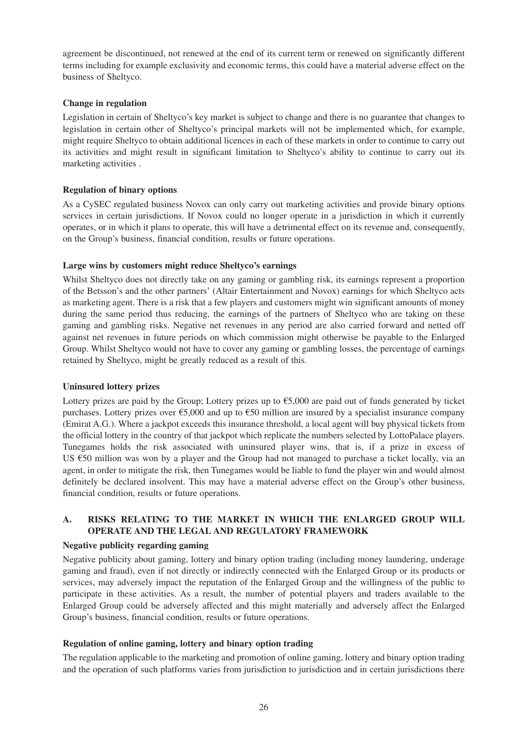agreement be discontinued, not renewed at the end of its current term or renewed on significantly different terms including for example exclusivity and economic terms, this could have a material adverse effect on the business of Sheltyco.

**Change in regulation**

Legislation in certain of Sheltyco's key market is subject to change and there is no guarantee that changes to legislation in certain other of Sheltyco's principal markets will not be implemented which, for example, might require Sheltyco to obtain additional licences in each of these markets in order to continue to carry out its activities and might result in significant limitation to Sheltyco's ability to continue to carry out its marketing activities .

**Regulation of binary options**

As a CySEC regulated business Novox can only carry out marketing activities and provide binary options services in certain jurisdictions. If Novox could no longer operate in a jurisdiction in which it currently operates, or in which it plans to operate, this will have a detrimental effect on its revenue and, consequently, on the Group's business, financial condition, results or future operations.

**Large wins by customers might reduce Sheltyco's earnings**

Whilst Sheltyco does not directly take on any gaming or gambling risk, its earnings represent a proportion of the Betsson's and the other partners' (Altair Entertainment and Novox) earnings for which Sheltyco acts as marketing agent. There is a risk that a few players and customers might win significant amounts of money during the same period thus reducing, the earnings of the partners of Sheltyco who are taking on these gaming and gambling risks. Negative net revenues in any period are also carried forward and netted off against net revenues in future periods on which commission might otherwise be payable to the Enlarged Group. Whilst Sheltyco would not have to cover any gaming or gambling losses, the percentage of earnings retained by Sheltyco, might be greatly reduced as a result of this.

**Uninsured lottery prizes**

Lottery prizes are paid by the Group; Lottery prizes up to €5,000 are paid out of funds generated by ticket purchases. Lottery prizes over €5,000 and up to €50 million are insured by a specialist insurance company (Emirat A.G.). Where a jackpot exceeds this insurance threshold, a local agent will buy physical tickets from the official lottery in the country of that jackpot which replicate the numbers selected by LottoPalace players. Tunegames holds the risk associated with uninsured player wins, that is, if a prize in excess of US €50 million was won by a player and the Group had not managed to purchase a ticket locally, via an agent, in order to mitigate the risk, then Tunegames would be liable to fund the player win and would almost definitely be declared insolvent. This may have a material adverse effect on the Group's other business, financial condition, results or future operations.

## A. RISKS RELATING TO THE MARKET IN WHICH THE ENLARGED GROUP WILL OPERATE AND THE LEGAL AND REGULATORY FRAMEWORK

**Negative publicity regarding gaming**

Negative publicity about gaming, lottery and binary option trading (including money laundering, underage gaming and fraud), even if not directly or indirectly connected with the Enlarged Group or its products or services, may adversely impact the reputation of the Enlarged Group and the willingness of the public to participate in these activities. As a result, the number of potential players and traders available to the Enlarged Group could be adversely affected and this might materially and adversely affect the Enlarged Group's business, financial condition, results or future operations.

**Regulation of online gaming, lottery and binary option trading**

The regulation applicable to the marketing and promotion of online gaming, lottery and binary option trading and the operation of such platforms varies from jurisdiction to jurisdiction and in certain jurisdictions there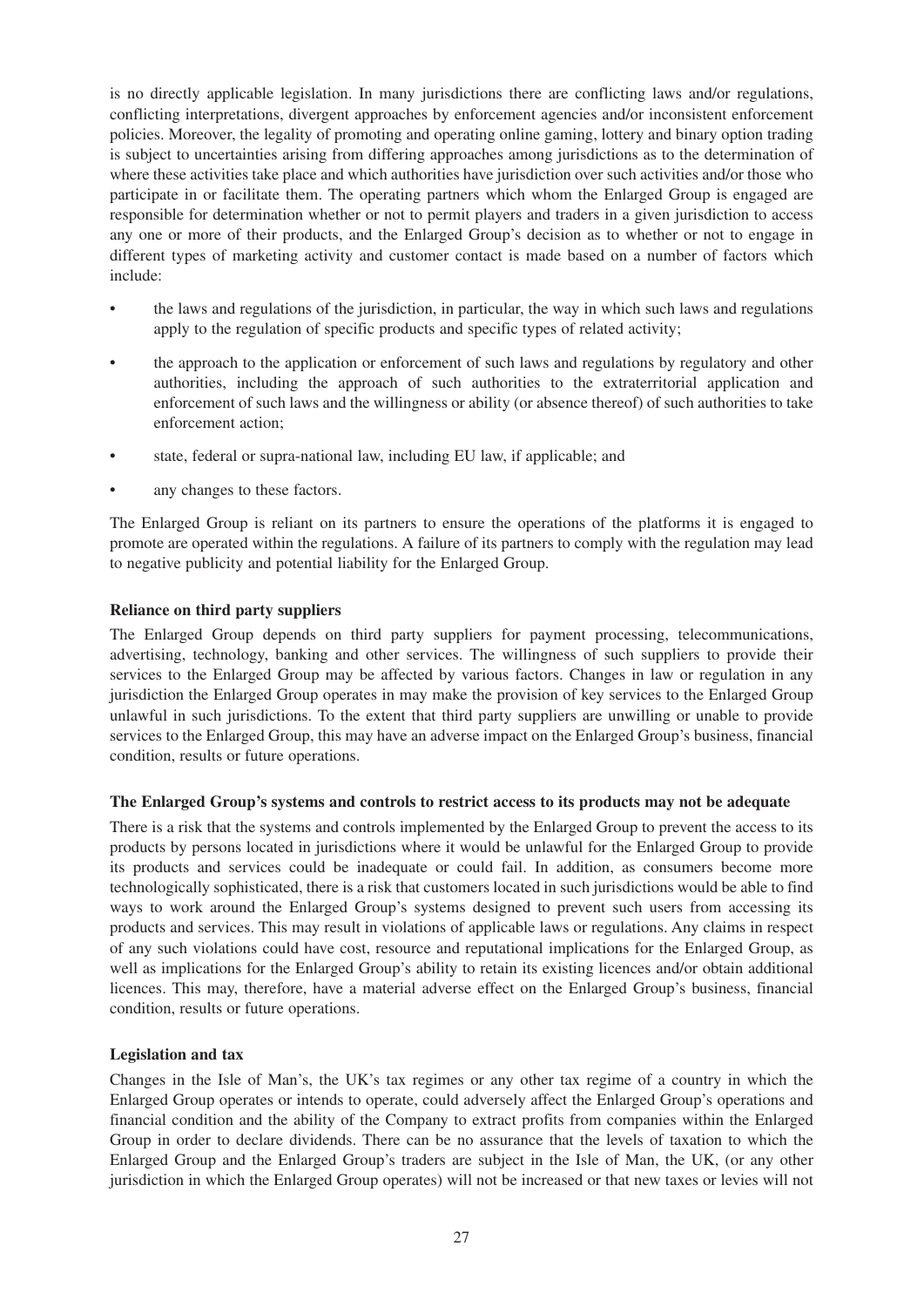is no directly applicable legislation. In many jurisdictions there are conflicting laws and/or regulations, conflicting interpretations, divergent approaches by enforcement agencies and/or inconsistent enforcement policies. Moreover, the legality of promoting and operating online gaming, lottery and binary option trading is subject to uncertainties arising from differing approaches among jurisdictions as to the determination of where these activities take place and which authorities have jurisdiction over such activities and/or those who participate in or facilitate them. The operating partners which whom the Enlarged Group is engaged are responsible for determination whether or not to permit players and traders in a given jurisdiction to access any one or more of their products, and the Enlarged Group's decision as to whether or not to engage in different types of marketing activity and customer contact is made based on a number of factors which include:

- the laws and regulations of the jurisdiction, in particular, the way in which such laws and regulations apply to the regulation of specific products and specific types of related activity;
- the approach to the application or enforcement of such laws and regulations by regulatory and other authorities, including the approach of such authorities to the extraterritorial application and enforcement of such laws and the willingness or ability (or absence thereof) of such authorities to take enforcement action;
- state, federal or supra-national law, including EU law, if applicable; and
- any changes to these factors.

The Enlarged Group is reliant on its partners to ensure the operations of the platforms it is engaged to promote are operated within the regulations. A failure of its partners to comply with the regulation may lead to negative publicity and potential liability for the Enlarged Group.

**Reliance on third party suppliers**

The Enlarged Group depends on third party suppliers for payment processing, telecommunications, advertising, technology, banking and other services. The willingness of such suppliers to provide their services to the Enlarged Group may be affected by various factors. Changes in law or regulation in any jurisdiction the Enlarged Group operates in may make the provision of key services to the Enlarged Group unlawful in such jurisdictions. To the extent that third party suppliers are unwilling or unable to provide services to the Enlarged Group, this may have an adverse impact on the Enlarged Group's business, financial condition, results or future operations.

**The Enlarged Group's systems and controls to restrict access to its products may not be adequate**

There is a risk that the systems and controls implemented by the Enlarged Group to prevent the access to its products by persons located in jurisdictions where it would be unlawful for the Enlarged Group to provide its products and services could be inadequate or could fail. In addition, as consumers become more technologically sophisticated, there is a risk that customers located in such jurisdictions would be able to find ways to work around the Enlarged Group's systems designed to prevent such users from accessing its products and services. This may result in violations of applicable laws or regulations. Any claims in respect of any such violations could have cost, resource and reputational implications for the Enlarged Group, as well as implications for the Enlarged Group's ability to retain its existing licences and/or obtain additional licences. This may, therefore, have a material adverse effect on the Enlarged Group's business, financial condition, results or future operations.

**Legislation and tax**

Changes in the Isle of Man's, the UK's tax regimes or any other tax regime of a country in which the Enlarged Group operates or intends to operate, could adversely affect the Enlarged Group's operations and financial condition and the ability of the Company to extract profits from companies within the Enlarged Group in order to declare dividends. There can be no assurance that the levels of taxation to which the Enlarged Group and the Enlarged Group's traders are subject in the Isle of Man, the UK, (or any other jurisdiction in which the Enlarged Group operates) will not be increased or that new taxes or levies will not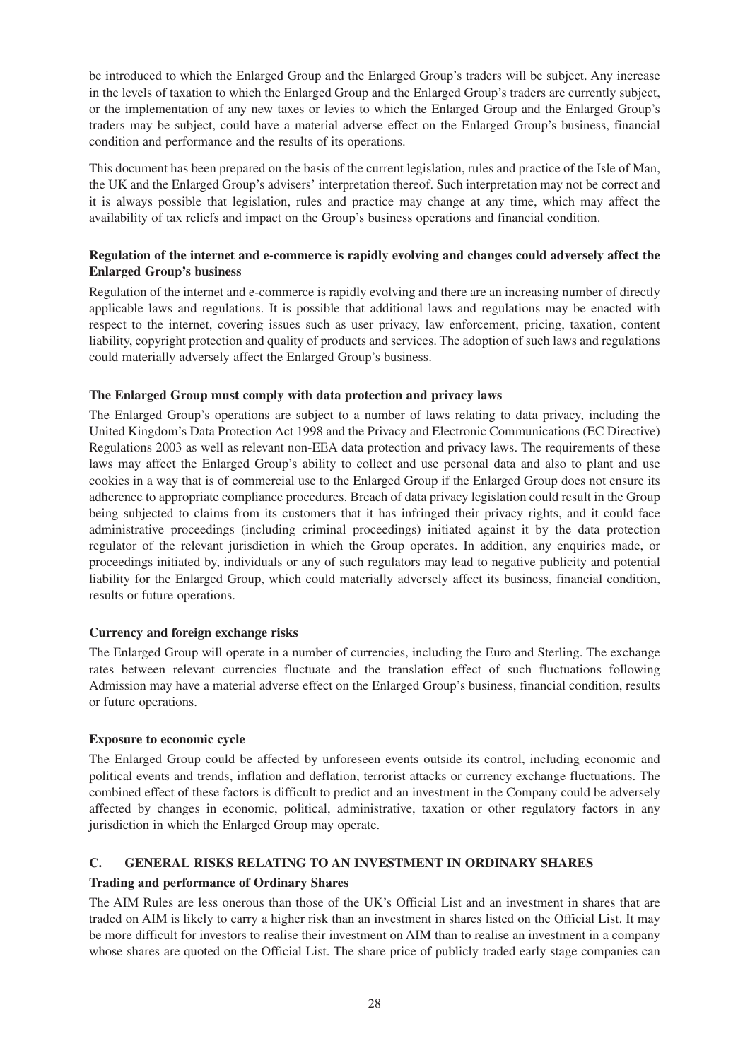be introduced to which the Enlarged Group and the Enlarged Group's traders will be subject. Any increase in the levels of taxation to which the Enlarged Group and the Enlarged Group's traders are currently subject, or the implementation of any new taxes or levies to which the Enlarged Group and the Enlarged Group's traders may be subject, could have a material adverse effect on the Enlarged Group's business, financial condition and performance and the results of its operations.

This document has been prepared on the basis of the current legislation, rules and practice of the Isle of Man, the UK and the Enlarged Group's advisers' interpretation thereof. Such interpretation may not be correct and it is always possible that legislation, rules and practice may change at any time, which may affect the availability of tax reliefs and impact on the Group's business operations and financial condition.

**Regulation of the internet and e-commerce is rapidly evolving and changes could adversely affect the Enlarged Group's business**

Regulation of the internet and e-commerce is rapidly evolving and there are an increasing number of directly applicable laws and regulations. It is possible that additional laws and regulations may be enacted with respect to the internet, covering issues such as user privacy, law enforcement, pricing, taxation, content liability, copyright protection and quality of products and services. The adoption of such laws and regulations could materially adversely affect the Enlarged Group's business.

**The Enlarged Group must comply with data protection and privacy laws**

The Enlarged Group's operations are subject to a number of laws relating to data privacy, including the United Kingdom's Data Protection Act 1998 and the Privacy and Electronic Communications (EC Directive) Regulations 2003 as well as relevant non-EEA data protection and privacy laws. The requirements of these laws may affect the Enlarged Group's ability to collect and use personal data and also to plant and use cookies in a way that is of commercial use to the Enlarged Group if the Enlarged Group does not ensure its adherence to appropriate compliance procedures. Breach of data privacy legislation could result in the Group being subjected to claims from its customers that it has infringed their privacy rights, and it could face administrative proceedings (including criminal proceedings) initiated against it by the data protection regulator of the relevant jurisdiction in which the Group operates. In addition, any enquiries made, or proceedings initiated by, individuals or any of such regulators may lead to negative publicity and potential liability for the Enlarged Group, which could materially adversely affect its business, financial condition, results or future operations.

**Currency and foreign exchange risks**

The Enlarged Group will operate in a number of currencies, including the Euro and Sterling. The exchange rates between relevant currencies fluctuate and the translation effect of such fluctuations following Admission may have a material adverse effect on the Enlarged Group's business, financial condition, results or future operations.

**Exposure to economic cycle**

The Enlarged Group could be affected by unforeseen events outside its control, including economic and political events and trends, inflation and deflation, terrorist attacks or currency exchange fluctuations. The combined effect of these factors is difficult to predict and an investment in the Company could be adversely affected by changes in economic, political, administrative, taxation or other regulatory factors in any jurisdiction in which the Enlarged Group may operate.

## C. GENERAL RISKS RELATING TO AN INVESTMENT IN ORDINARY SHARES

**Trading and performance of Ordinary Shares**

The AIM Rules are less onerous than those of the UK's Official List and an investment in shares that are traded on AIM is likely to carry a higher risk than an investment in shares listed on the Official List. It may be more difficult for investors to realise their investment on AIM than to realise an investment in a company whose shares are quoted on the Official List. The share price of publicly traded early stage companies can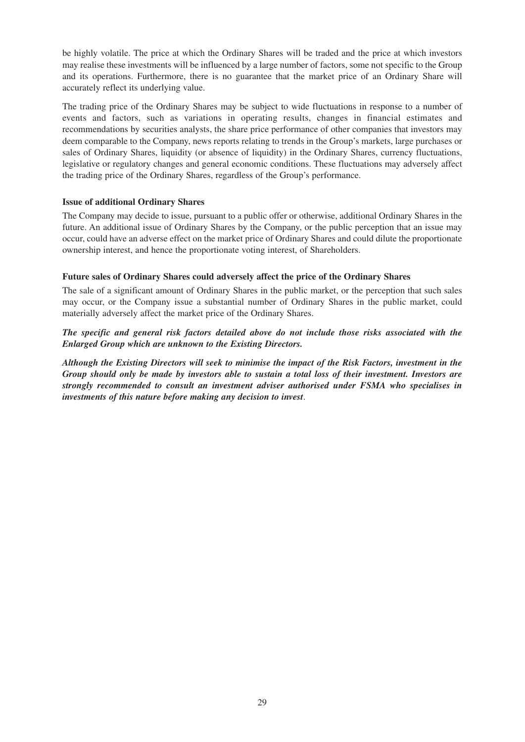be highly volatile. The price at which the Ordinary Shares will be traded and the price at which investors may realise these investments will be influenced by a large number of factors, some not specific to the Group and its operations. Furthermore, there is no guarantee that the market price of an Ordinary Share will accurately reflect its underlying value.

The trading price of the Ordinary Shares may be subject to wide fluctuations in response to a number of events and factors, such as variations in operating results, changes in financial estimates and recommendations by securities analysts, the share price performance of other companies that investors may deem comparable to the Company, news reports relating to trends in the Group's markets, large purchases or sales of Ordinary Shares, liquidity (or absence of liquidity) in the Ordinary Shares, currency fluctuations, legislative or regulatory changes and general economic conditions. These fluctuations may adversely affect the trading price of the Ordinary Shares, regardless of the Group's performance.

**Issue of additional Ordinary Shares**

The Company may decide to issue, pursuant to a public offer or otherwise, additional Ordinary Shares in the future. An additional issue of Ordinary Shares by the Company, or the public perception that an issue may occur, could have an adverse effect on the market price of Ordinary Shares and could dilute the proportionate ownership interest, and hence the proportionate voting interest, of Shareholders.

**Future sales of Ordinary Shares could adversely affect the price of the Ordinary Shares**

The sale of a significant amount of Ordinary Shares in the public market, or the perception that such sales may occur, or the Company issue a substantial number of Ordinary Shares in the public market, could materially adversely affect the market price of the Ordinary Shares.

***The specific and general risk factors detailed above do not include those risks associated with the Enlarged Group which are unknown to the Existing Directors.***

***Although the Existing Directors will seek to minimise the impact of the Risk Factors, investment in the Group should only be made by investors able to sustain a total loss of their investment. Investors are strongly recommended to consult an investment adviser authorised under FSMA who specialises in investments of this nature before making any decision to invest.***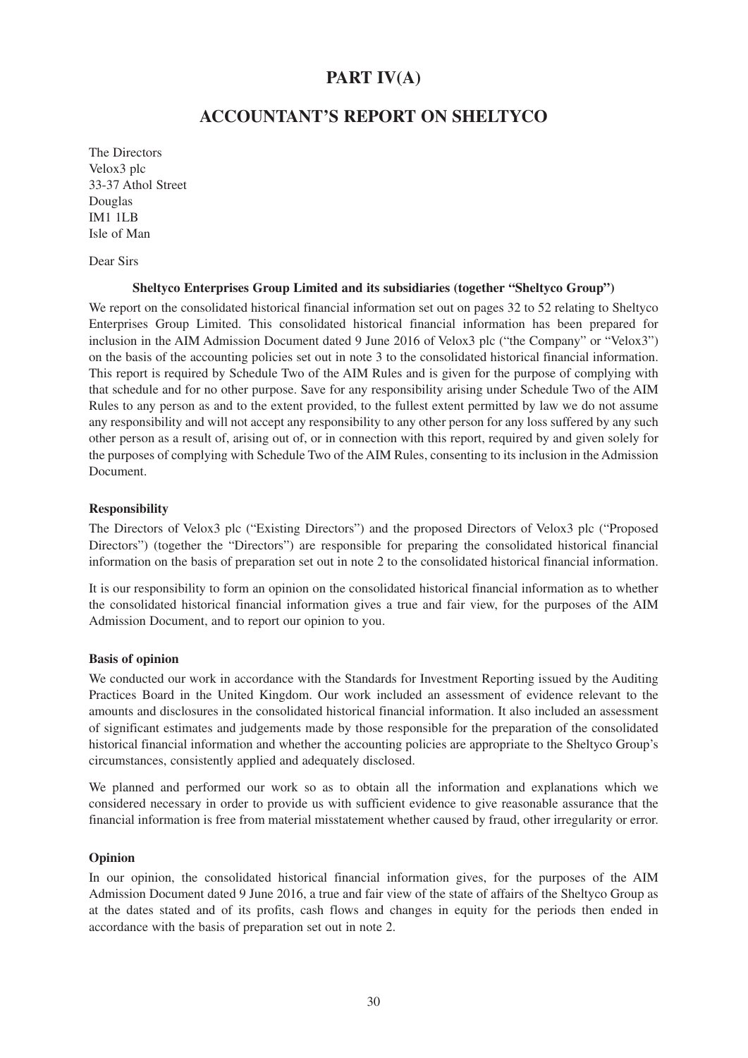# PART IV(A)

## ACCOUNTANT'S REPORT ON SHELTYCO

The Directors
Velox3 plc
33-37 Athol Street
Douglas
IM1 1LB
Isle of Man

Dear Sirs

**Sheltyco Enterprises Group Limited and its subsidiaries (together "Sheltyco Group")**

We report on the consolidated historical financial information set out on pages 32 to 52 relating to Sheltyco Enterprises Group Limited. This consolidated historical financial information has been prepared for inclusion in the AIM Admission Document dated 9 June 2016 of Velox3 plc ("the Company" or "Velox3") on the basis of the accounting policies set out in note 3 to the consolidated historical financial information. This report is required by Schedule Two of the AIM Rules and is given for the purpose of complying with that schedule and for no other purpose. Save for any responsibility arising under Schedule Two of the AIM Rules to any person as and to the extent provided, to the fullest extent permitted by law we do not assume any responsibility and will not accept any responsibility to any other person for any loss suffered by any such other person as a result of, arising out of, or in connection with this report, required by and given solely for the purposes of complying with Schedule Two of the AIM Rules, consenting to its inclusion in the Admission Document.

**Responsibility**

The Directors of Velox3 plc ("Existing Directors") and the proposed Directors of Velox3 plc ("Proposed Directors") (together the "Directors") are responsible for preparing the consolidated historical financial information on the basis of preparation set out in note 2 to the consolidated historical financial information.

It is our responsibility to form an opinion on the consolidated historical financial information as to whether the consolidated historical financial information gives a true and fair view, for the purposes of the AIM Admission Document, and to report our opinion to you.

**Basis of opinion**

We conducted our work in accordance with the Standards for Investment Reporting issued by the Auditing Practices Board in the United Kingdom. Our work included an assessment of evidence relevant to the amounts and disclosures in the consolidated historical financial information. It also included an assessment of significant estimates and judgements made by those responsible for the preparation of the consolidated historical financial information and whether the accounting policies are appropriate to the Sheltyco Group's circumstances, consistently applied and adequately disclosed.

We planned and performed our work so as to obtain all the information and explanations which we considered necessary in order to provide us with sufficient evidence to give reasonable assurance that the financial information is free from material misstatement whether caused by fraud, other irregularity or error.

**Opinion**

In our opinion, the consolidated historical financial information gives, for the purposes of the AIM Admission Document dated 9 June 2016, a true and fair view of the state of affairs of the Sheltyco Group as at the dates stated and of its profits, cash flows and changes in equity for the periods then ended in accordance with the basis of preparation set out in note 2.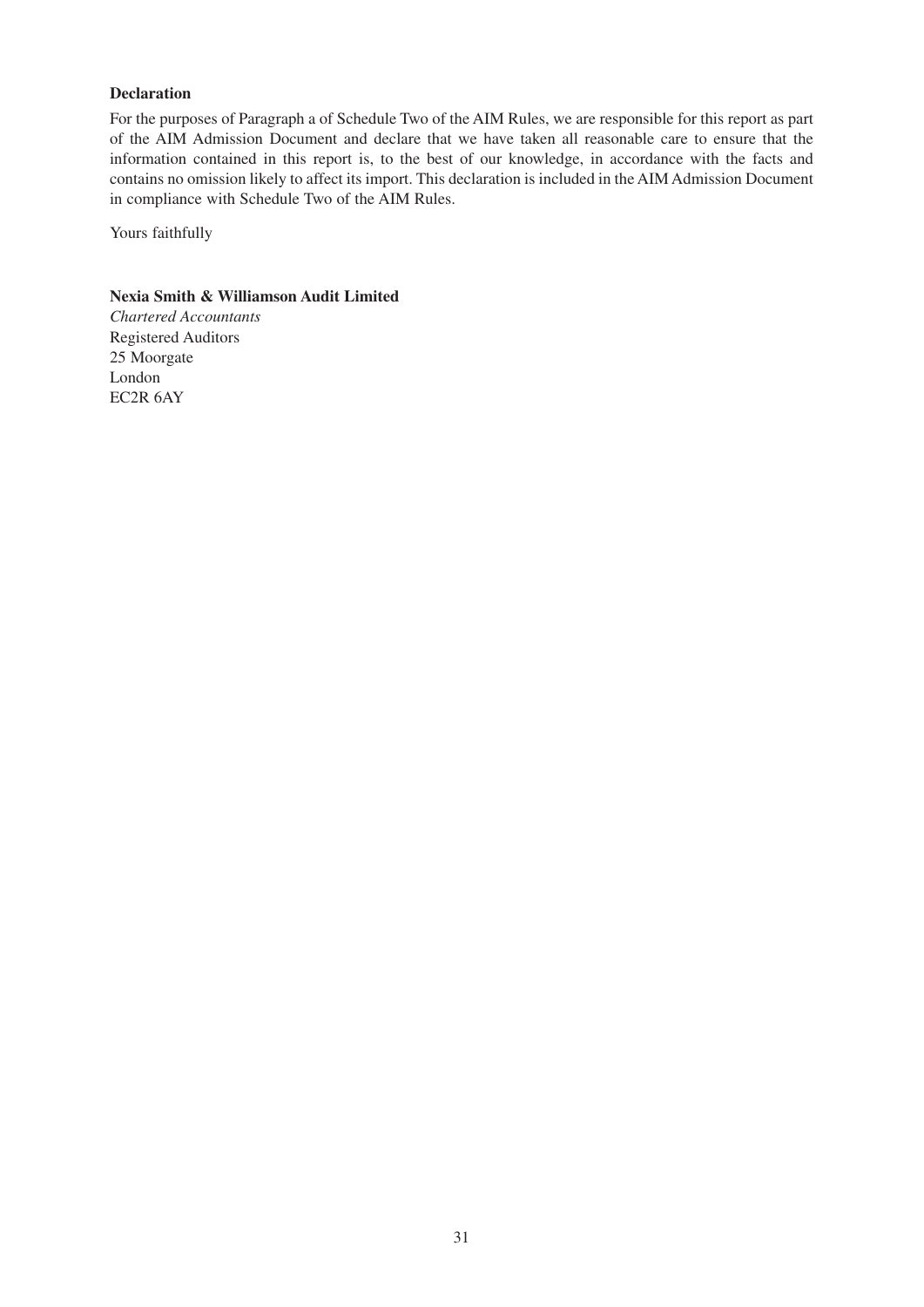**Declaration**

For the purposes of Paragraph a of Schedule Two of the AIM Rules, we are responsible for this report as part of the AIM Admission Document and declare that we have taken all reasonable care to ensure that the information contained in this report is, to the best of our knowledge, in accordance with the facts and contains no omission likely to affect its import. This declaration is included in the AIM Admission Document in compliance with Schedule Two of the AIM Rules.

Yours faithfully

**Nexia Smith & Williamson Audit Limited**
*Chartered Accountants*
Registered Auditors
25 Moorgate
London
EC2R 6AY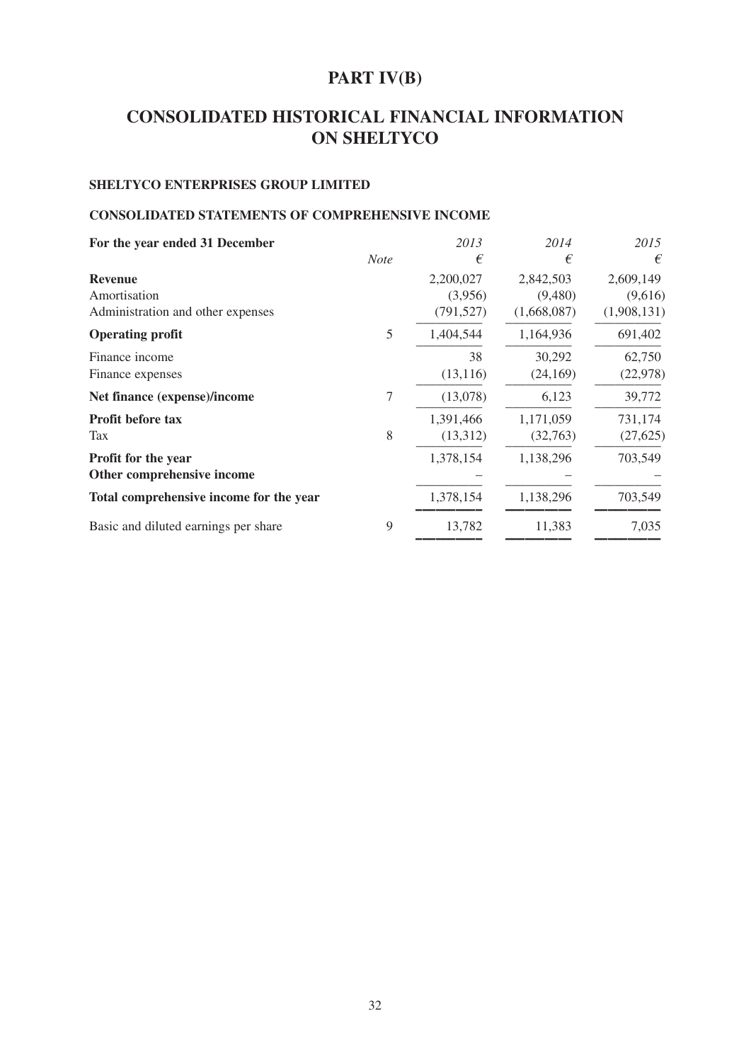# PART IV(B)

# CONSOLIDATED HISTORICAL FINANCIAL INFORMATION ON SHELTYCO

### SHELTYCO ENTERPRISES GROUP LIMITED

### CONSOLIDATED STATEMENTS OF COMPREHENSIVE INCOME

| For the year ended 31 December | *Note* | *2013* € | *2014* € | *2015* € |
|---|---|---|---|---|
| **Revenue** | | 2,200,027 | 2,842,503 | 2,609,149 |
| Amortisation | | (3,956) | (9,480) | (9,616) |
| Administration and other expenses | | (791,527) | (1,668,087) | (1,908,131) |
| **Operating profit** | 5 | 1,404,544 | 1,164,936 | 691,402 |
| Finance income | | 38 | 30,292 | 62,750 |
| Finance expenses | | (13,116) | (24,169) | (22,978) |
| **Net finance (expense)/income** | 7 | (13,078) | 6,123 | 39,772 |
| **Profit before tax** | | 1,391,466 | 1,171,059 | 731,174 |
| Tax | 8 | (13,312) | (32,763) | (27,625) |
| **Profit for the year** | | 1,378,154 | 1,138,296 | 703,549 |
| **Other comprehensive income** | | – | – | – |
| **Total comprehensive income for the year** | | 1,378,154 | 1,138,296 | 703,549 |
| Basic and diluted earnings per share | 9 | 13,782 | 11,383 | 7,035 |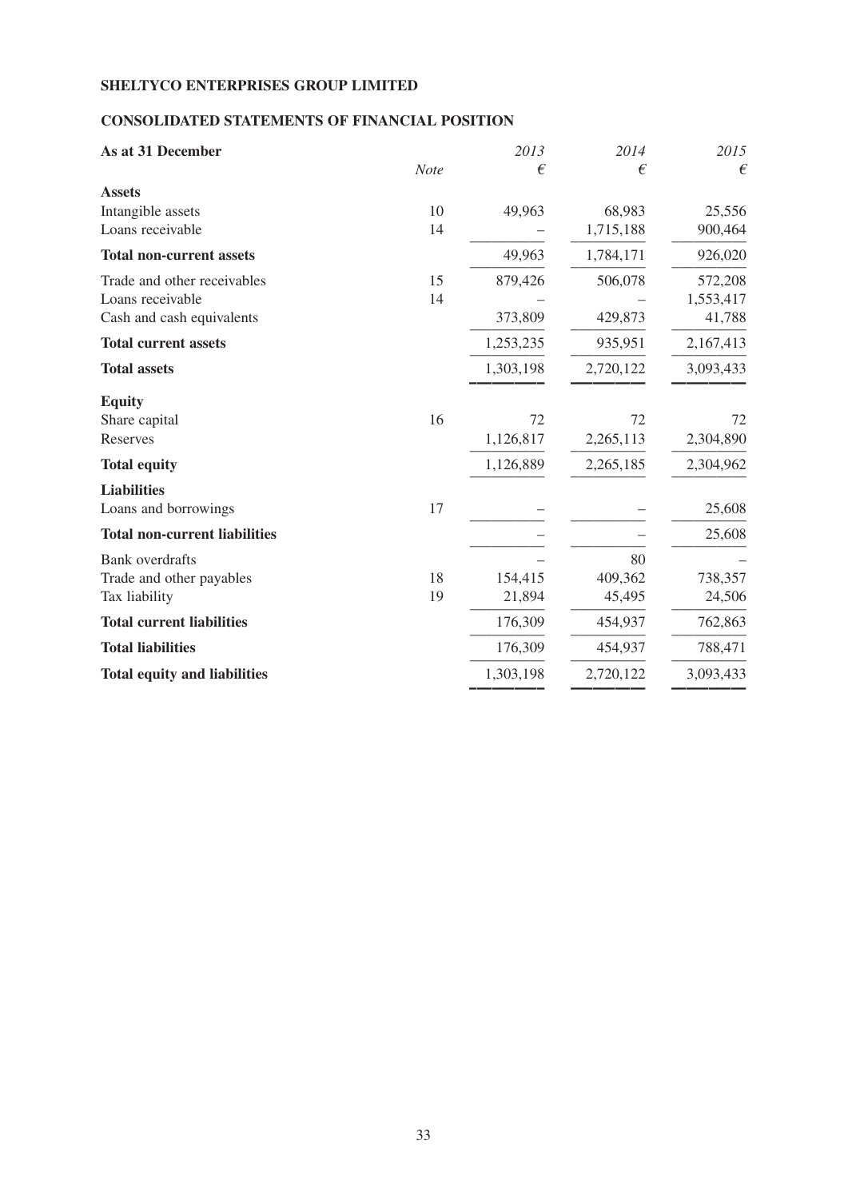**SHELTYCO ENTERPRISES GROUP LIMITED**

**CONSOLIDATED STATEMENTS OF FINANCIAL POSITION**

| As at 31 December | Note | 2013<br>€ | 2014<br>€ | 2015<br>€ |
|---|---|---|---|---|
| **Assets** | | | | |
| Intangible assets | 10 | 49,963 | 68,983 | 25,556 |
| Loans receivable | 14 | – | 1,715,188 | 900,464 |
| **Total non-current assets** | | 49,963 | 1,784,171 | 926,020 |
| Trade and other receivables | 15 | 879,426 | 506,078 | 572,208 |
| Loans receivable | 14 | – | – | 1,553,417 |
| Cash and cash equivalents | | 373,809 | 429,873 | 41,788 |
| **Total current assets** | | 1,253,235 | 935,951 | 2,167,413 |
| **Total assets** | | 1,303,198 | 2,720,122 | 3,093,433 |
| **Equity** | | | | |
| Share capital | 16 | 72 | 72 | 72 |
| Reserves | | 1,126,817 | 2,265,113 | 2,304,890 |
| **Total equity** | | 1,126,889 | 2,265,185 | 2,304,962 |
| **Liabilities** | | | | |
| Loans and borrowings | 17 | – | – | 25,608 |
| **Total non-current liabilities** | | – | – | 25,608 |
| Bank overdrafts | | – | 80 | – |
| Trade and other payables | 18 | 154,415 | 409,362 | 738,357 |
| Tax liability | 19 | 21,894 | 45,495 | 24,506 |
| **Total current liabilities** | | 176,309 | 454,937 | 762,863 |
| **Total liabilities** | | 176,309 | 454,937 | 788,471 |
| **Total equity and liabilities** | | 1,303,198 | 2,720,122 | 3,093,433 |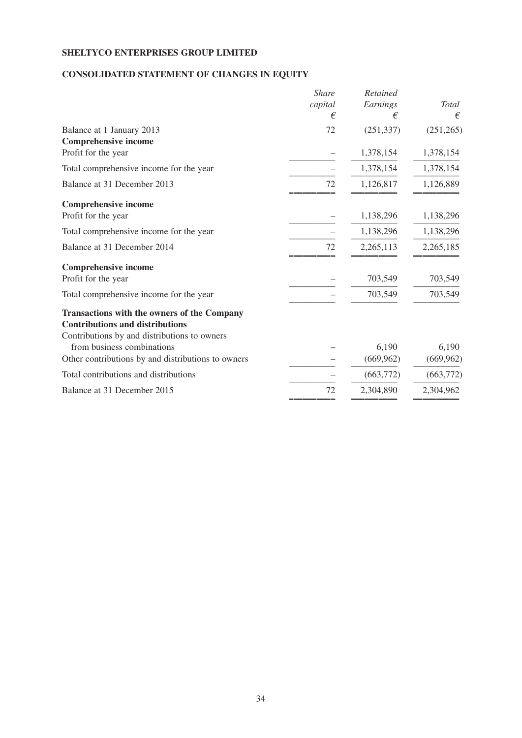**SHELTYCO ENTERPRISES GROUP LIMITED**

**CONSOLIDATED STATEMENT OF CHANGES IN EQUITY**

| | *Share capital* € | *Retained Earnings* € | *Total* € |
|---|---|---|---|
| Balance at 1 January 2013 | 72 | (251,337) | (251,265) |
| **Comprehensive income** | | | |
| Profit for the year | – | 1,378,154 | 1,378,154 |
| Total comprehensive income for the year | – | 1,378,154 | 1,378,154 |
| Balance at 31 December 2013 | 72 | 1,126,817 | 1,126,889 |
| **Comprehensive income** | | | |
| Profit for the year | – | 1,138,296 | 1,138,296 |
| Total comprehensive income for the year | – | 1,138,296 | 1,138,296 |
| Balance at 31 December 2014 | 72 | 2,265,113 | 2,265,185 |
| **Comprehensive income** | | | |
| Profit for the year | – | 703,549 | 703,549 |
| Total comprehensive income for the year | – | 703,549 | 703,549 |
| **Transactions with the owners of the Company** | | | |
| **Contributions and distributions** | | | |
| Contributions by and distributions to owners from business combinations | – | 6,190 | 6,190 |
| Other contributions by and distributions to owners | – | (669,962) | (669,962) |
| Total contributions and distributions | – | (663,772) | (663,772) |
| Balance at 31 December 2015 | 72 | 2,304,890 | 2,304,962 |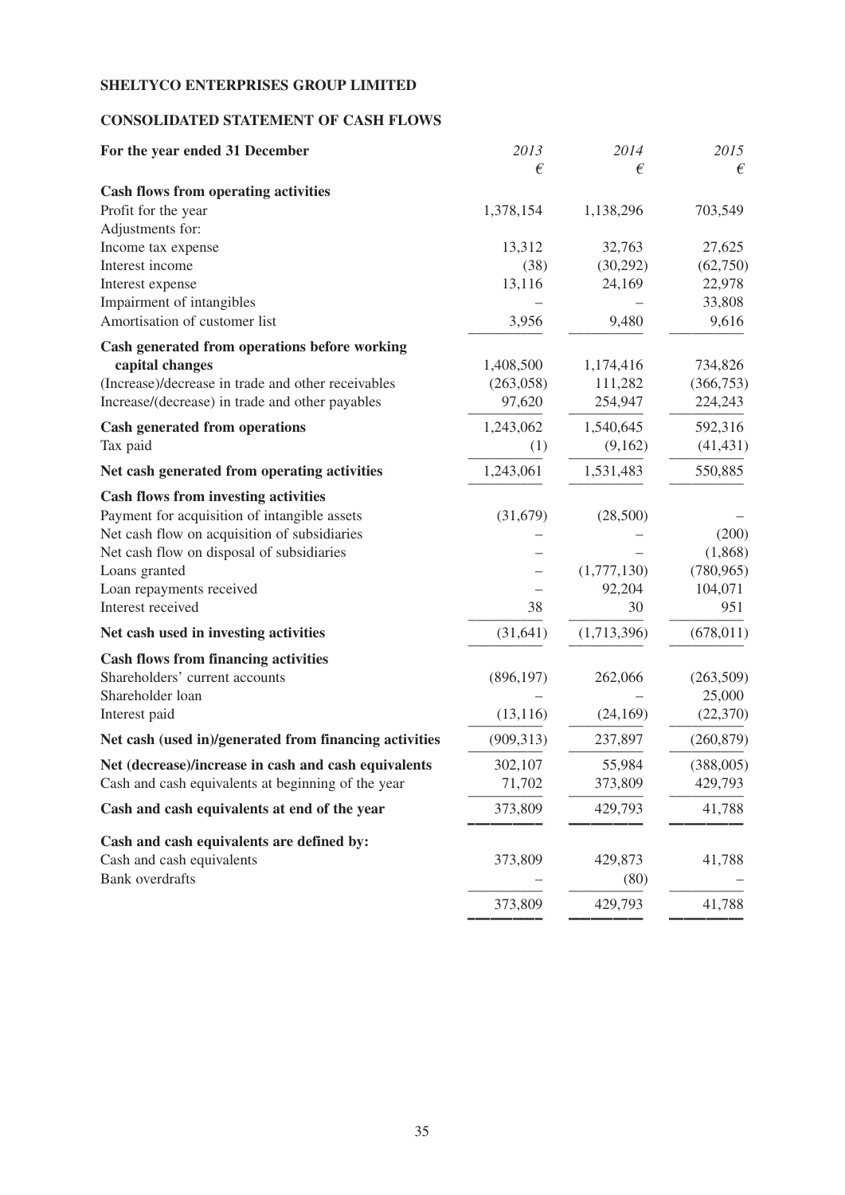**SHELTYCO ENTERPRISES GROUP LIMITED**

**CONSOLIDATED STATEMENT OF CASH FLOWS**

| For the year ended 31 December | 2013<br>€ | 2014<br>€ | 2015<br>€ |
|---|---|---|---|
| **Cash flows from operating activities** | | | |
| Profit for the year | 1,378,154 | 1,138,296 | 703,549 |
| Adjustments for: | | | |
| Income tax expense | 13,312 | 32,763 | 27,625 |
| Interest income | (38) | (30,292) | (62,750) |
| Interest expense | 13,116 | 24,169 | 22,978 |
| Impairment of intangibles | – | – | 33,808 |
| Amortisation of customer list | 3,956 | 9,480 | 9,616 |
| **Cash generated from operations before working capital changes** | 1,408,500 | 1,174,416 | 734,826 |
| (Increase)/decrease in trade and other receivables | (263,058) | 111,282 | (366,753) |
| Increase/(decrease) in trade and other payables | 97,620 | 254,947 | 224,243 |
| **Cash generated from operations** | 1,243,062 | 1,540,645 | 592,316 |
| Tax paid | (1) | (9,162) | (41,431) |
| **Net cash generated from operating activities** | 1,243,061 | 1,531,483 | 550,885 |
| **Cash flows from investing activities** | | | |
| Payment for acquisition of intangible assets | (31,679) | (28,500) | – |
| Net cash flow on acquisition of subsidiaries | – | – | (200) |
| Net cash flow on disposal of subsidiaries | – | – | (1,868) |
| Loans granted | – | (1,777,130) | (780,965) |
| Loan repayments received | – | 92,204 | 104,071 |
| Interest received | 38 | 30 | 951 |
| **Net cash used in investing activities** | (31,641) | (1,713,396) | (678,011) |
| **Cash flows from financing activities** | | | |
| Shareholders' current accounts | (896,197) | 262,066 | (263,509) |
| Shareholder loan | – | – | 25,000 |
| Interest paid | (13,116) | (24,169) | (22,370) |
| **Net cash (used in)/generated from financing activities** | (909,313) | 237,897 | (260,879) |
| **Net (decrease)/increase in cash and cash equivalents** | 302,107 | 55,984 | (388,005) |
| Cash and cash equivalents at beginning of the year | 71,702 | 373,809 | 429,793 |
| **Cash and cash equivalents at end of the year** | 373,809 | 429,793 | 41,788 |
| **Cash and cash equivalents are defined by:** | | | |
| Cash and cash equivalents | 373,809 | 429,873 | 41,788 |
| Bank overdrafts | – | (80) | – |
| | 373,809 | 429,793 | 41,788 |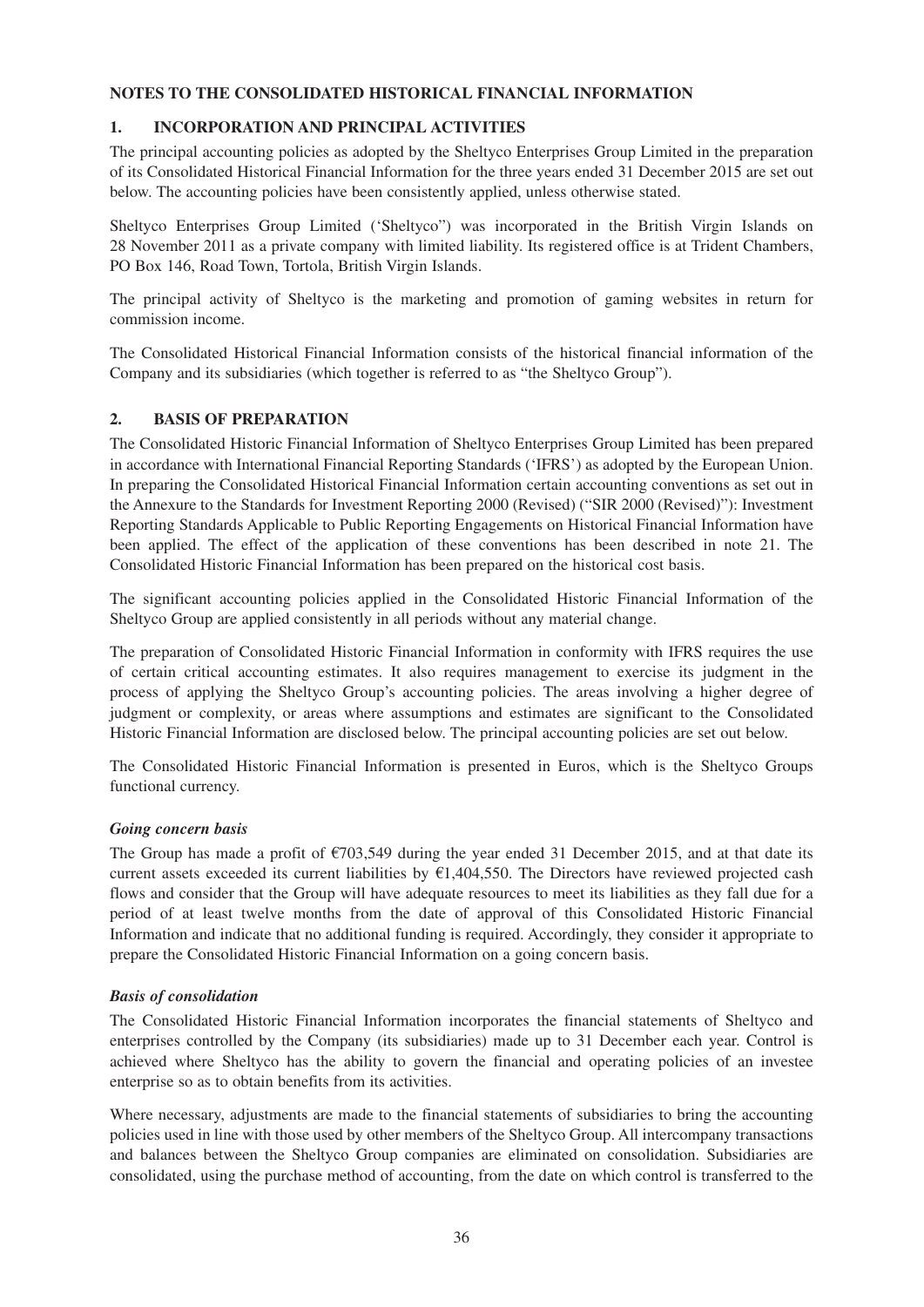**NOTES TO THE CONSOLIDATED HISTORICAL FINANCIAL INFORMATION**

## 1. INCORPORATION AND PRINCIPAL ACTIVITIES

The principal accounting policies as adopted by the Sheltyco Enterprises Group Limited in the preparation of its Consolidated Historical Financial Information for the three years ended 31 December 2015 are set out below. The accounting policies have been consistently applied, unless otherwise stated.

Sheltyco Enterprises Group Limited ('Sheltyco") was incorporated in the British Virgin Islands on 28 November 2011 as a private company with limited liability. Its registered office is at Trident Chambers, PO Box 146, Road Town, Tortola, British Virgin Islands.

The principal activity of Sheltyco is the marketing and promotion of gaming websites in return for commission income.

The Consolidated Historical Financial Information consists of the historical financial information of the Company and its subsidiaries (which together is referred to as "the Sheltyco Group").

## 2. BASIS OF PREPARATION

The Consolidated Historic Financial Information of Sheltyco Enterprises Group Limited has been prepared in accordance with International Financial Reporting Standards ('IFRS') as adopted by the European Union. In preparing the Consolidated Historical Financial Information certain accounting conventions as set out in the Annexure to the Standards for Investment Reporting 2000 (Revised) ("SIR 2000 (Revised)"): Investment Reporting Standards Applicable to Public Reporting Engagements on Historical Financial Information have been applied. The effect of the application of these conventions has been described in note 21. The Consolidated Historic Financial Information has been prepared on the historical cost basis.

The significant accounting policies applied in the Consolidated Historic Financial Information of the Sheltyco Group are applied consistently in all periods without any material change.

The preparation of Consolidated Historic Financial Information in conformity with IFRS requires the use of certain critical accounting estimates. It also requires management to exercise its judgment in the process of applying the Sheltyco Group's accounting policies. The areas involving a higher degree of judgment or complexity, or areas where assumptions and estimates are significant to the Consolidated Historic Financial Information are disclosed below. The principal accounting policies are set out below.

The Consolidated Historic Financial Information is presented in Euros, which is the Sheltyco Groups functional currency.

***Going concern basis***

The Group has made a profit of €703,549 during the year ended 31 December 2015, and at that date its current assets exceeded its current liabilities by €1,404,550. The Directors have reviewed projected cash flows and consider that the Group will have adequate resources to meet its liabilities as they fall due for a period of at least twelve months from the date of approval of this Consolidated Historic Financial Information and indicate that no additional funding is required. Accordingly, they consider it appropriate to prepare the Consolidated Historic Financial Information on a going concern basis.

***Basis of consolidation***

The Consolidated Historic Financial Information incorporates the financial statements of Sheltyco and enterprises controlled by the Company (its subsidiaries) made up to 31 December each year. Control is achieved where Sheltyco has the ability to govern the financial and operating policies of an investee enterprise so as to obtain benefits from its activities.

Where necessary, adjustments are made to the financial statements of subsidiaries to bring the accounting policies used in line with those used by other members of the Sheltyco Group. All intercompany transactions and balances between the Sheltyco Group companies are eliminated on consolidation. Subsidiaries are consolidated, using the purchase method of accounting, from the date on which control is transferred to the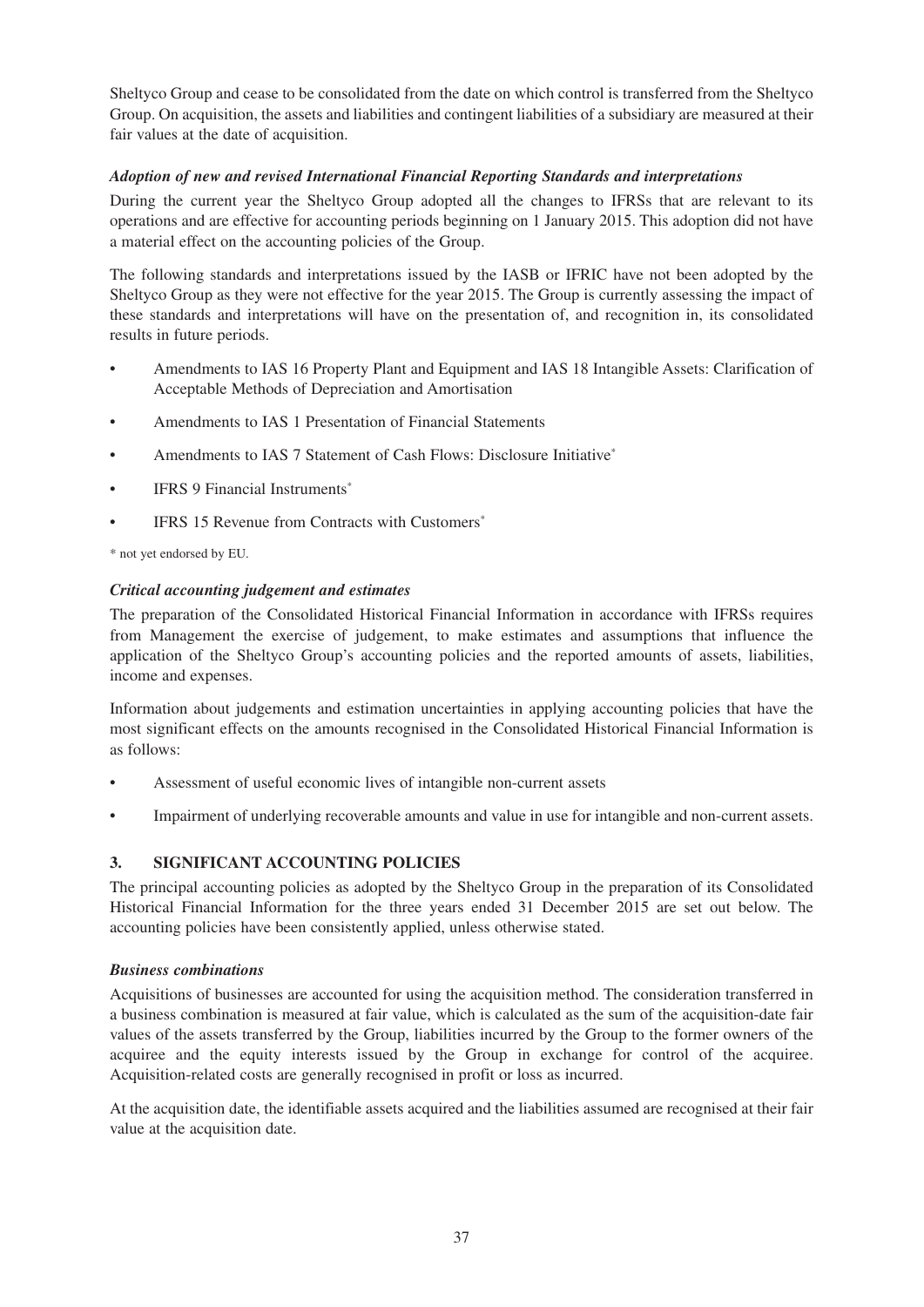Sheltyco Group and cease to be consolidated from the date on which control is transferred from the Sheltyco Group. On acquisition, the assets and liabilities and contingent liabilities of a subsidiary are measured at their fair values at the date of acquisition.

***Adoption of new and revised International Financial Reporting Standards and interpretations***

During the current year the Sheltyco Group adopted all the changes to IFRSs that are relevant to its operations and are effective for accounting periods beginning on 1 January 2015. This adoption did not have a material effect on the accounting policies of the Group.

The following standards and interpretations issued by the IASB or IFRIC have not been adopted by the Sheltyco Group as they were not effective for the year 2015. The Group is currently assessing the impact of these standards and interpretations will have on the presentation of, and recognition in, its consolidated results in future periods.

- Amendments to IAS 16 Property Plant and Equipment and IAS 18 Intangible Assets: Clarification of Acceptable Methods of Depreciation and Amortisation
- Amendments to IAS 1 Presentation of Financial Statements
- Amendments to IAS 7 Statement of Cash Flows: Disclosure Initiative*
- IFRS 9 Financial Instruments*
- IFRS 15 Revenue from Contracts with Customers*

\* not yet endorsed by EU.

***Critical accounting judgement and estimates***

The preparation of the Consolidated Historical Financial Information in accordance with IFRSs requires from Management the exercise of judgement, to make estimates and assumptions that influence the application of the Sheltyco Group's accounting policies and the reported amounts of assets, liabilities, income and expenses.

Information about judgements and estimation uncertainties in applying accounting policies that have the most significant effects on the amounts recognised in the Consolidated Historical Financial Information is as follows:

- Assessment of useful economic lives of intangible non-current assets
- Impairment of underlying recoverable amounts and value in use for intangible and non-current assets.

## 3. SIGNIFICANT ACCOUNTING POLICIES

The principal accounting policies as adopted by the Sheltyco Group in the preparation of its Consolidated Historical Financial Information for the three years ended 31 December 2015 are set out below. The accounting policies have been consistently applied, unless otherwise stated.

***Business combinations***

Acquisitions of businesses are accounted for using the acquisition method. The consideration transferred in a business combination is measured at fair value, which is calculated as the sum of the acquisition-date fair values of the assets transferred by the Group, liabilities incurred by the Group to the former owners of the acquiree and the equity interests issued by the Group in exchange for control of the acquiree. Acquisition-related costs are generally recognised in profit or loss as incurred.

At the acquisition date, the identifiable assets acquired and the liabilities assumed are recognised at their fair value at the acquisition date.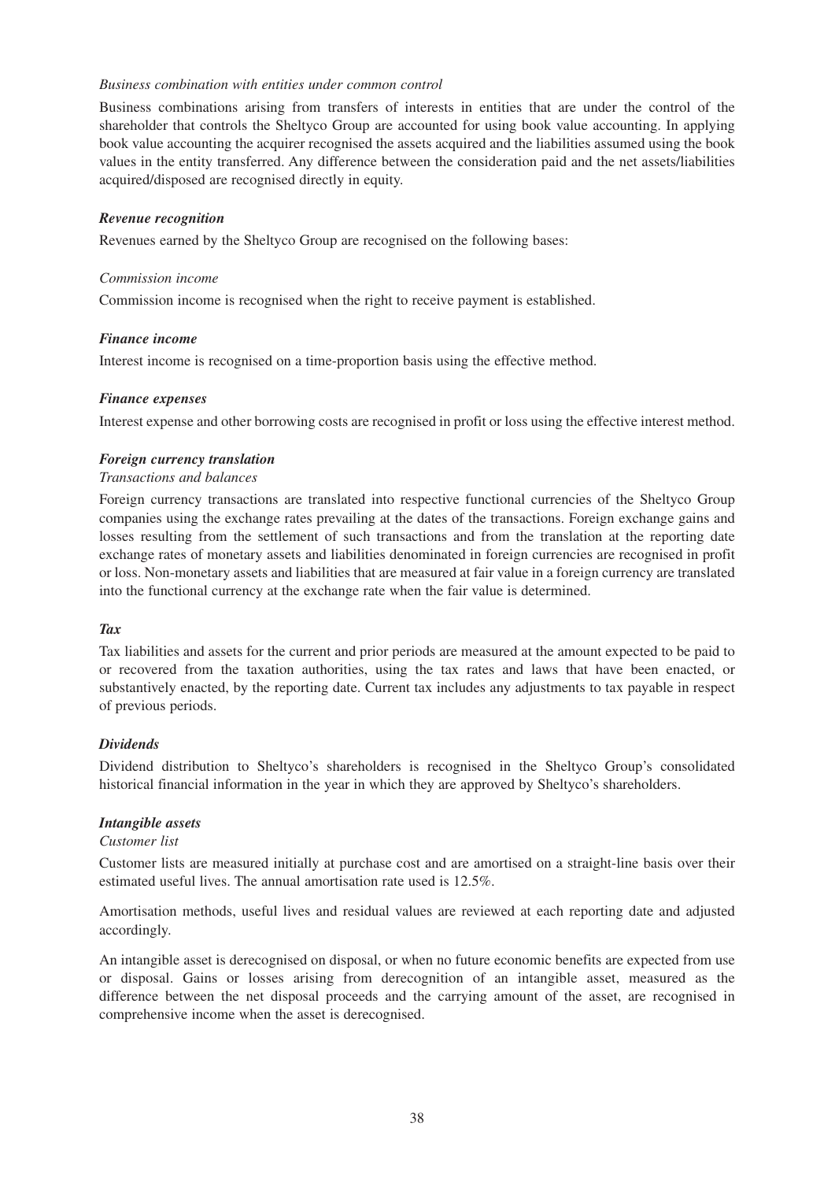*Business combination with entities under common control*

Business combinations arising from transfers of interests in entities that are under the control of the shareholder that controls the Sheltyco Group are accounted for using book value accounting. In applying book value accounting the acquirer recognised the assets acquired and the liabilities assumed using the book values in the entity transferred. Any difference between the consideration paid and the net assets/liabilities acquired/disposed are recognised directly in equity.

***Revenue recognition***

Revenues earned by the Sheltyco Group are recognised on the following bases:

*Commission income*

Commission income is recognised when the right to receive payment is established.

***Finance income***

Interest income is recognised on a time-proportion basis using the effective method.

***Finance expenses***

Interest expense and other borrowing costs are recognised in profit or loss using the effective interest method.

***Foreign currency translation***

*Transactions and balances*

Foreign currency transactions are translated into respective functional currencies of the Sheltyco Group companies using the exchange rates prevailing at the dates of the transactions. Foreign exchange gains and losses resulting from the settlement of such transactions and from the translation at the reporting date exchange rates of monetary assets and liabilities denominated in foreign currencies are recognised in profit or loss. Non-monetary assets and liabilities that are measured at fair value in a foreign currency are translated into the functional currency at the exchange rate when the fair value is determined.

***Tax***

Tax liabilities and assets for the current and prior periods are measured at the amount expected to be paid to or recovered from the taxation authorities, using the tax rates and laws that have been enacted, or substantively enacted, by the reporting date. Current tax includes any adjustments to tax payable in respect of previous periods.

***Dividends***

Dividend distribution to Sheltyco's shareholders is recognised in the Sheltyco Group's consolidated historical financial information in the year in which they are approved by Sheltyco's shareholders.

***Intangible assets***

*Customer list*

Customer lists are measured initially at purchase cost and are amortised on a straight-line basis over their estimated useful lives. The annual amortisation rate used is 12.5%.

Amortisation methods, useful lives and residual values are reviewed at each reporting date and adjusted accordingly.

An intangible asset is derecognised on disposal, or when no future economic benefits are expected from use or disposal. Gains or losses arising from derecognition of an intangible asset, measured as the difference between the net disposal proceeds and the carrying amount of the asset, are recognised in comprehensive income when the asset is derecognised.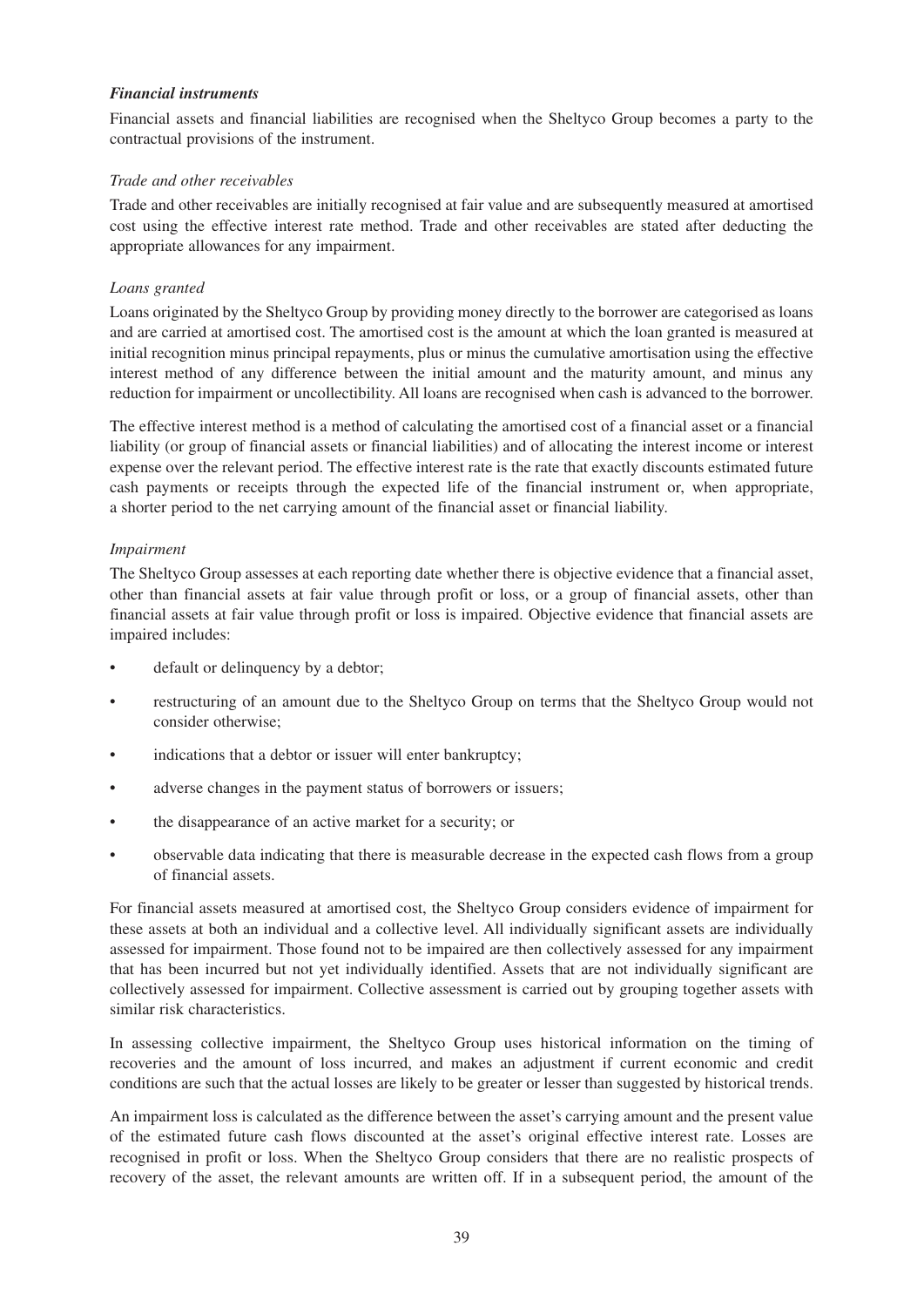### *Financial instruments*

Financial assets and financial liabilities are recognised when the Sheltyco Group becomes a party to the contractual provisions of the instrument.

*Trade and other receivables*

Trade and other receivables are initially recognised at fair value and are subsequently measured at amortised cost using the effective interest rate method. Trade and other receivables are stated after deducting the appropriate allowances for any impairment.

*Loans granted*

Loans originated by the Sheltyco Group by providing money directly to the borrower are categorised as loans and are carried at amortised cost. The amortised cost is the amount at which the loan granted is measured at initial recognition minus principal repayments, plus or minus the cumulative amortisation using the effective interest method of any difference between the initial amount and the maturity amount, and minus any reduction for impairment or uncollectibility. All loans are recognised when cash is advanced to the borrower.

The effective interest method is a method of calculating the amortised cost of a financial asset or a financial liability (or group of financial assets or financial liabilities) and of allocating the interest income or interest expense over the relevant period. The effective interest rate is the rate that exactly discounts estimated future cash payments or receipts through the expected life of the financial instrument or, when appropriate, a shorter period to the net carrying amount of the financial asset or financial liability.

*Impairment*

The Sheltyco Group assesses at each reporting date whether there is objective evidence that a financial asset, other than financial assets at fair value through profit or loss, or a group of financial assets, other than financial assets at fair value through profit or loss is impaired. Objective evidence that financial assets are impaired includes:

- default or delinquency by a debtor;
- restructuring of an amount due to the Sheltyco Group on terms that the Sheltyco Group would not consider otherwise;
- indications that a debtor or issuer will enter bankruptcy;
- adverse changes in the payment status of borrowers or issuers;
- the disappearance of an active market for a security; or
- observable data indicating that there is measurable decrease in the expected cash flows from a group of financial assets.

For financial assets measured at amortised cost, the Sheltyco Group considers evidence of impairment for these assets at both an individual and a collective level. All individually significant assets are individually assessed for impairment. Those found not to be impaired are then collectively assessed for any impairment that has been incurred but not yet individually identified. Assets that are not individually significant are collectively assessed for impairment. Collective assessment is carried out by grouping together assets with similar risk characteristics.

In assessing collective impairment, the Sheltyco Group uses historical information on the timing of recoveries and the amount of loss incurred, and makes an adjustment if current economic and credit conditions are such that the actual losses are likely to be greater or lesser than suggested by historical trends.

An impairment loss is calculated as the difference between the asset's carrying amount and the present value of the estimated future cash flows discounted at the asset's original effective interest rate. Losses are recognised in profit or loss. When the Sheltyco Group considers that there are no realistic prospects of recovery of the asset, the relevant amounts are written off. If in a subsequent period, the amount of the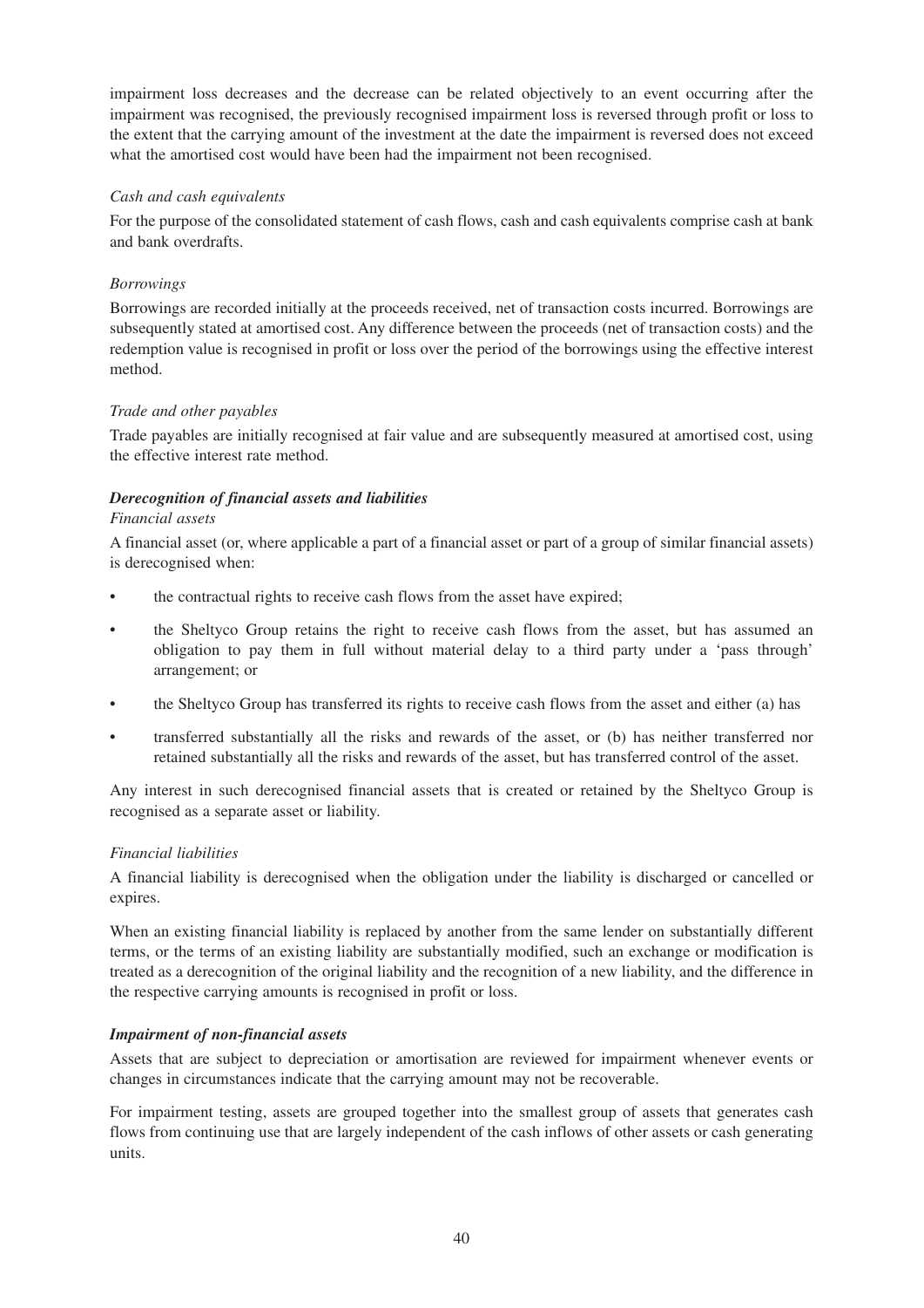impairment loss decreases and the decrease can be related objectively to an event occurring after the impairment was recognised, the previously recognised impairment loss is reversed through profit or loss to the extent that the carrying amount of the investment at the date the impairment is reversed does not exceed what the amortised cost would have been had the impairment not been recognised.

*Cash and cash equivalents*

For the purpose of the consolidated statement of cash flows, cash and cash equivalents comprise cash at bank and bank overdrafts.

*Borrowings*

Borrowings are recorded initially at the proceeds received, net of transaction costs incurred. Borrowings are subsequently stated at amortised cost. Any difference between the proceeds (net of transaction costs) and the redemption value is recognised in profit or loss over the period of the borrowings using the effective interest method.

*Trade and other payables*

Trade payables are initially recognised at fair value and are subsequently measured at amortised cost, using the effective interest rate method.

***Derecognition of financial assets and liabilities***

*Financial assets*

A financial asset (or, where applicable a part of a financial asset or part of a group of similar financial assets) is derecognised when:

- the contractual rights to receive cash flows from the asset have expired;
- the Sheltyco Group retains the right to receive cash flows from the asset, but has assumed an obligation to pay them in full without material delay to a third party under a 'pass through' arrangement; or
- the Sheltyco Group has transferred its rights to receive cash flows from the asset and either (a) has
- transferred substantially all the risks and rewards of the asset, or (b) has neither transferred nor retained substantially all the risks and rewards of the asset, but has transferred control of the asset.

Any interest in such derecognised financial assets that is created or retained by the Sheltyco Group is recognised as a separate asset or liability.

*Financial liabilities*

A financial liability is derecognised when the obligation under the liability is discharged or cancelled or expires.

When an existing financial liability is replaced by another from the same lender on substantially different terms, or the terms of an existing liability are substantially modified, such an exchange or modification is treated as a derecognition of the original liability and the recognition of a new liability, and the difference in the respective carrying amounts is recognised in profit or loss.

***Impairment of non-financial assets***

Assets that are subject to depreciation or amortisation are reviewed for impairment whenever events or changes in circumstances indicate that the carrying amount may not be recoverable.

For impairment testing, assets are grouped together into the smallest group of assets that generates cash flows from continuing use that are largely independent of the cash inflows of other assets or cash generating units.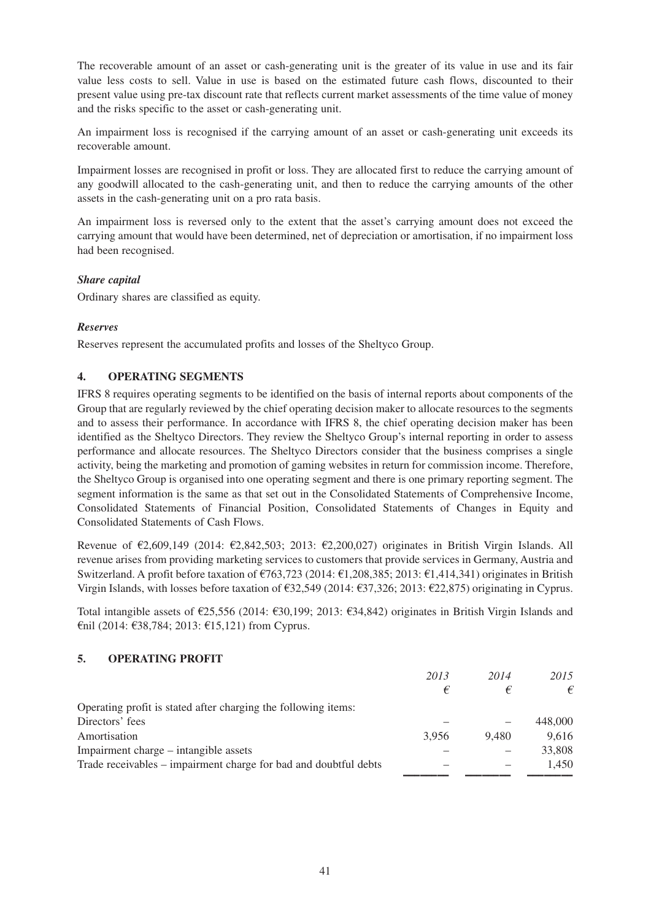The recoverable amount of an asset or cash-generating unit is the greater of its value in use and its fair value less costs to sell. Value in use is based on the estimated future cash flows, discounted to their present value using pre-tax discount rate that reflects current market assessments of the time value of money and the risks specific to the asset or cash-generating unit.

An impairment loss is recognised if the carrying amount of an asset or cash-generating unit exceeds its recoverable amount.

Impairment losses are recognised in profit or loss. They are allocated first to reduce the carrying amount of any goodwill allocated to the cash-generating unit, and then to reduce the carrying amounts of the other assets in the cash-generating unit on a pro rata basis.

An impairment loss is reversed only to the extent that the asset's carrying amount does not exceed the carrying amount that would have been determined, net of depreciation or amortisation, if no impairment loss had been recognised.

***Share capital***

Ordinary shares are classified as equity.

***Reserves***

Reserves represent the accumulated profits and losses of the Sheltyco Group.

## 4. OPERATING SEGMENTS

IFRS 8 requires operating segments to be identified on the basis of internal reports about components of the Group that are regularly reviewed by the chief operating decision maker to allocate resources to the segments and to assess their performance. In accordance with IFRS 8, the chief operating decision maker has been identified as the Sheltyco Directors. They review the Sheltyco Group's internal reporting in order to assess performance and allocate resources. The Sheltyco Directors consider that the business comprises a single activity, being the marketing and promotion of gaming websites in return for commission income. Therefore, the Sheltyco Group is organised into one operating segment and there is one primary reporting segment. The segment information is the same as that set out in the Consolidated Statements of Comprehensive Income, Consolidated Statements of Financial Position, Consolidated Statements of Changes in Equity and Consolidated Statements of Cash Flows.

Revenue of €2,609,149 (2014: €2,842,503; 2013: €2,200,027) originates in British Virgin Islands. All revenue arises from providing marketing services to customers that provide services in Germany, Austria and Switzerland. A profit before taxation of €763,723 (2014: €1,208,385; 2013: €1,414,341) originates in British Virgin Islands, with losses before taxation of €32,549 (2014: €37,326; 2013: €22,875) originating in Cyprus.

Total intangible assets of €25,556 (2014: €30,199; 2013: €34,842) originates in British Virgin Islands and €nil (2014: €38,784; 2013: €15,121) from Cyprus.

## 5. OPERATING PROFIT

| | *2013* | *2014* | *2015* |
|---|---|---|---|
| | *€* | *€* | *€* |
| Operating profit is stated after charging the following items: | | | |
| Directors' fees | – | – | 448,000 |
| Amortisation | 3,956 | 9,480 | 9,616 |
| Impairment charge – intangible assets | – | – | 33,808 |
| Trade receivables – impairment charge for bad and doubtful debts | – | – | 1,450 |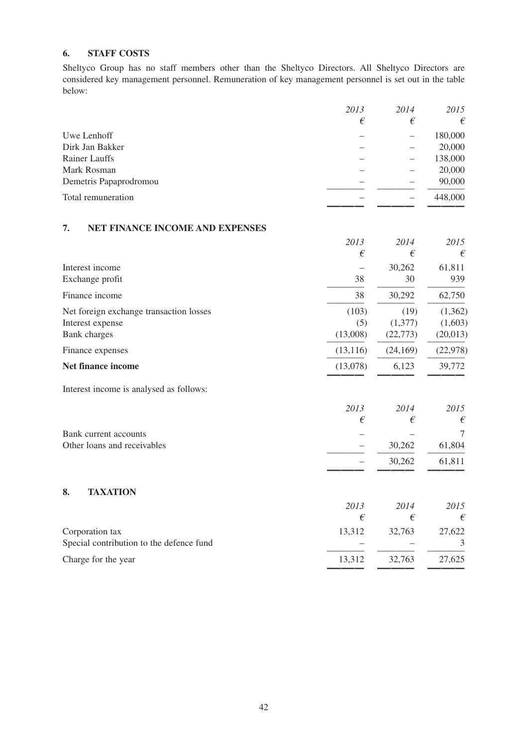## 6. STAFF COSTS

Sheltyco Group has no staff members other than the Sheltyco Directors. All Sheltyco Directors are considered key management personnel. Remuneration of key management personnel is set out in the table below:

| | *2013* | *2014* | *2015* |
|---|---|---|---|
| | *€* | *€* | *€* |
| Uwe Lenhoff | – | – | 180,000 |
| Dirk Jan Bakker | – | – | 20,000 |
| Rainer Lauffs | – | – | 138,000 |
| Mark Rosman | – | – | 20,000 |
| Demetris Papaprodromou | – | – | 90,000 |
| Total remuneration | – | – | 448,000 |

## 7. NET FINANCE INCOME AND EXPENSES

| | *2013* | *2014* | *2015* |
|---|---|---|---|
| | *€* | *€* | *€* |
| Interest income | – | 30,262 | 61,811 |
| Exchange profit | 38 | 30 | 939 |
| Finance income | 38 | 30,292 | 62,750 |
| Net foreign exchange transaction losses | (103) | (19) | (1,362) |
| Interest expense | (5) | (1,377) | (1,603) |
| Bank charges | (13,008) | (22,773) | (20,013) |
| Finance expenses | (13,116) | (24,169) | (22,978) |
| **Net finance income** | (13,078) | 6,123 | 39,772 |

Interest income is analysed as follows:

| | *2013* | *2014* | *2015* |
|---|---|---|---|
| | *€* | *€* | *€* |
| Bank current accounts | – | – | 7 |
| Other loans and receivables | – | 30,262 | 61,804 |
| | – | 30,262 | 61,811 |

## 8. TAXATION

| | *2013* | *2014* | *2015* |
|---|---|---|---|
| | *€* | *€* | *€* |
| Corporation tax | 13,312 | 32,763 | 27,622 |
| Special contribution to the defence fund | – | – | 3 |
| Charge for the year | 13,312 | 32,763 | 27,625 |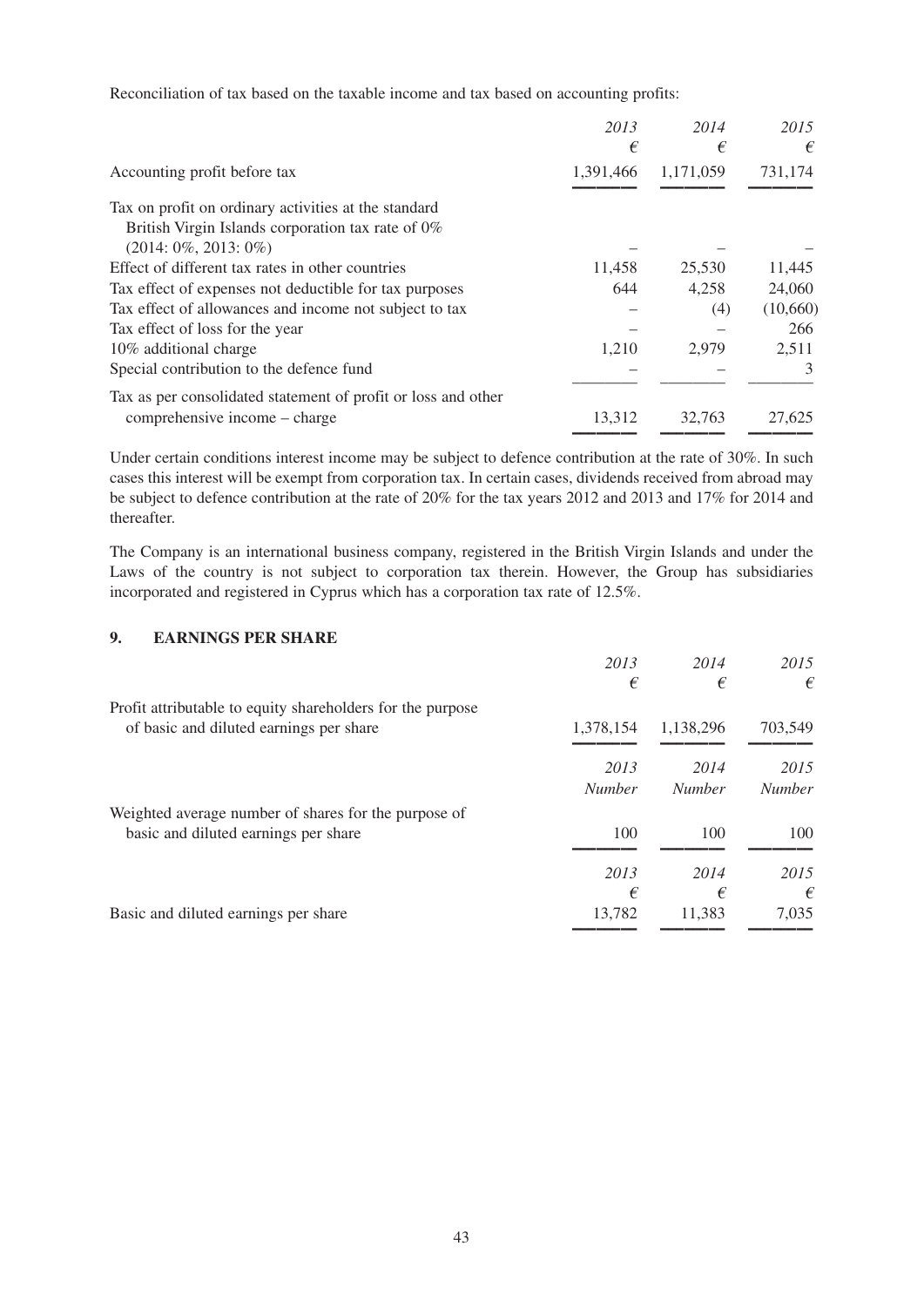Reconciliation of tax based on the taxable income and tax based on accounting profits:

| | *2013* | *2014* | *2015* |
|---|---|---|---|
| | *€* | *€* | *€* |
| Accounting profit before tax | 1,391,466 | 1,171,059 | 731,174 |
| Tax on profit on ordinary activities at the standard British Virgin Islands corporation tax rate of 0% (2014: 0%, 2013: 0%) | – | – | – |
| Effect of different tax rates in other countries | 11,458 | 25,530 | 11,445 |
| Tax effect of expenses not deductible for tax purposes | 644 | 4,258 | 24,060 |
| Tax effect of allowances and income not subject to tax | – | (4) | (10,660) |
| Tax effect of loss for the year | – | – | 266 |
| 10% additional charge | 1,210 | 2,979 | 2,511 |
| Special contribution to the defence fund | – | – | 3 |
| Tax as per consolidated statement of profit or loss and other comprehensive income – charge | 13,312 | 32,763 | 27,625 |

Under certain conditions interest income may be subject to defence contribution at the rate of 30%. In such cases this interest will be exempt from corporation tax. In certain cases, dividends received from abroad may be subject to defence contribution at the rate of 20% for the tax years 2012 and 2013 and 17% for 2014 and thereafter.

The Company is an international business company, registered in the British Virgin Islands and under the Laws of the country is not subject to corporation tax therein. However, the Group has subsidiaries incorporated and registered in Cyprus which has a corporation tax rate of 12.5%.

## 9. EARNINGS PER SHARE

| | *2013* | *2014* | *2015* |
|---|---|---|---|
| | *€* | *€* | *€* |
| Profit attributable to equity shareholders for the purpose of basic and diluted earnings per share | 1,378,154 | 1,138,296 | 703,549 |
| | *2013* | *2014* | *2015* |
| | *Number* | *Number* | *Number* |
| Weighted average number of shares for the purpose of basic and diluted earnings per share | 100 | 100 | 100 |
| | *2013* | *2014* | *2015* |
| | *€* | *€* | *€* |
| Basic and diluted earnings per share | 13,782 | 11,383 | 7,035 |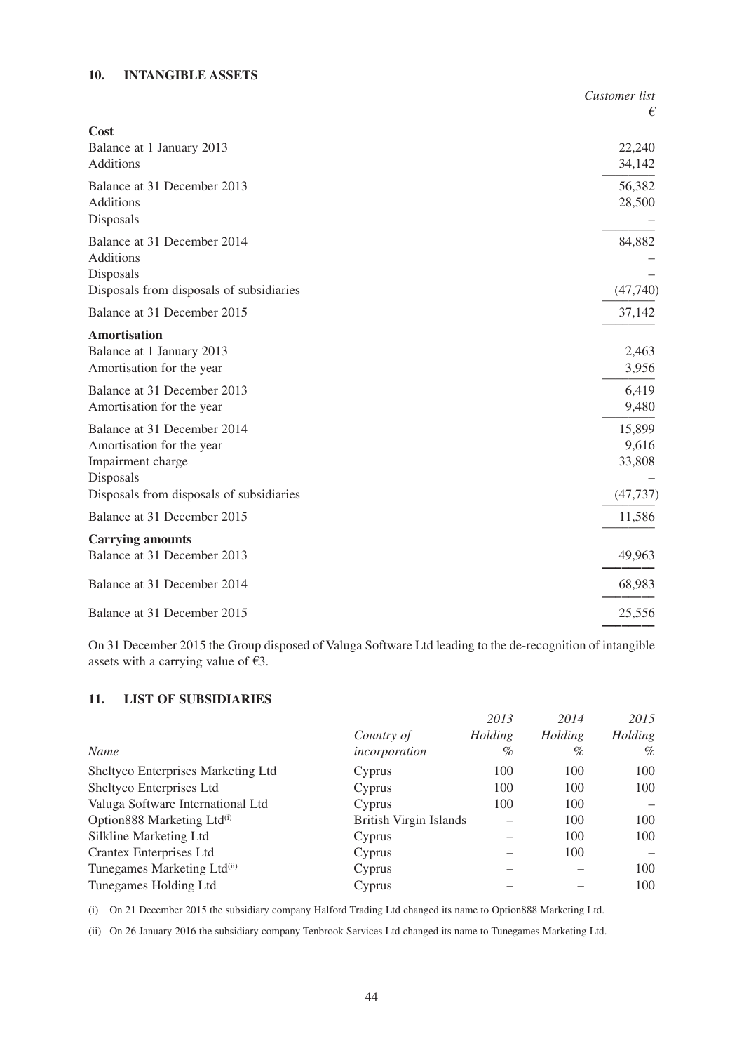## 10. INTANGIBLE ASSETS

| | Customer list €|
|---|---|
| **Cost** | |
| Balance at 1 January 2013 | 22,240 |
| Additions | 34,142 |
| Balance at 31 December 2013 | 56,382 |
| Additions | 28,500 |
| Disposals | – |
| Balance at 31 December 2014 | 84,882 |
| Additions | – |
| Disposals | – |
| Disposals from disposals of subsidiaries | (47,740) |
| Balance at 31 December 2015 | 37,142 |
| **Amortisation** | |
| Balance at 1 January 2013 | 2,463 |
| Amortisation for the year | 3,956 |
| Balance at 31 December 2013 | 6,419 |
| Amortisation for the year | 9,480 |
| Balance at 31 December 2014 | 15,899 |
| Amortisation for the year | 9,616 |
| Impairment charge | 33,808 |
| Disposals | – |
| Disposals from disposals of subsidiaries | (47,737) |
| Balance at 31 December 2015 | 11,586 |
| **Carrying amounts** | |
| Balance at 31 December 2013 | 49,963 |
| Balance at 31 December 2014 | 68,983 |
| Balance at 31 December 2015 | 25,556 |

On 31 December 2015 the Group disposed of Valuga Software Ltd leading to the de-recognition of intangible assets with a carrying value of €3.

## 11. LIST OF SUBSIDIARIES

| *Name* | *Country of incorporation* | *2013 Holding %* | *2014 Holding %* | *2015 Holding %* |
|---|---|---|---|---|
| Sheltyco Enterprises Marketing Ltd | Cyprus | 100 | 100 | 100 |
| Sheltyco Enterprises Ltd | Cyprus | 100 | 100 | 100 |
| Valuga Software International Ltd | Cyprus | 100 | 100 | – |
| Option888 Marketing Ltd[(i)] | British Virgin Islands | – | 100 | 100 |
| Silkline Marketing Ltd | Cyprus | – | 100 | 100 |
| Crantex Enterprises Ltd | Cyprus | – | 100 | – |
| Tunegames Marketing Ltd[(ii)] | Cyprus | – | – | 100 |
| Tunegames Holding Ltd | Cyprus | – | – | 100 |

(i) On 21 December 2015 the subsidiary company Halford Trading Ltd changed its name to Option888 Marketing Ltd.

(ii) On 26 January 2016 the subsidiary company Tenbrook Services Ltd changed its name to Tunegames Marketing Ltd.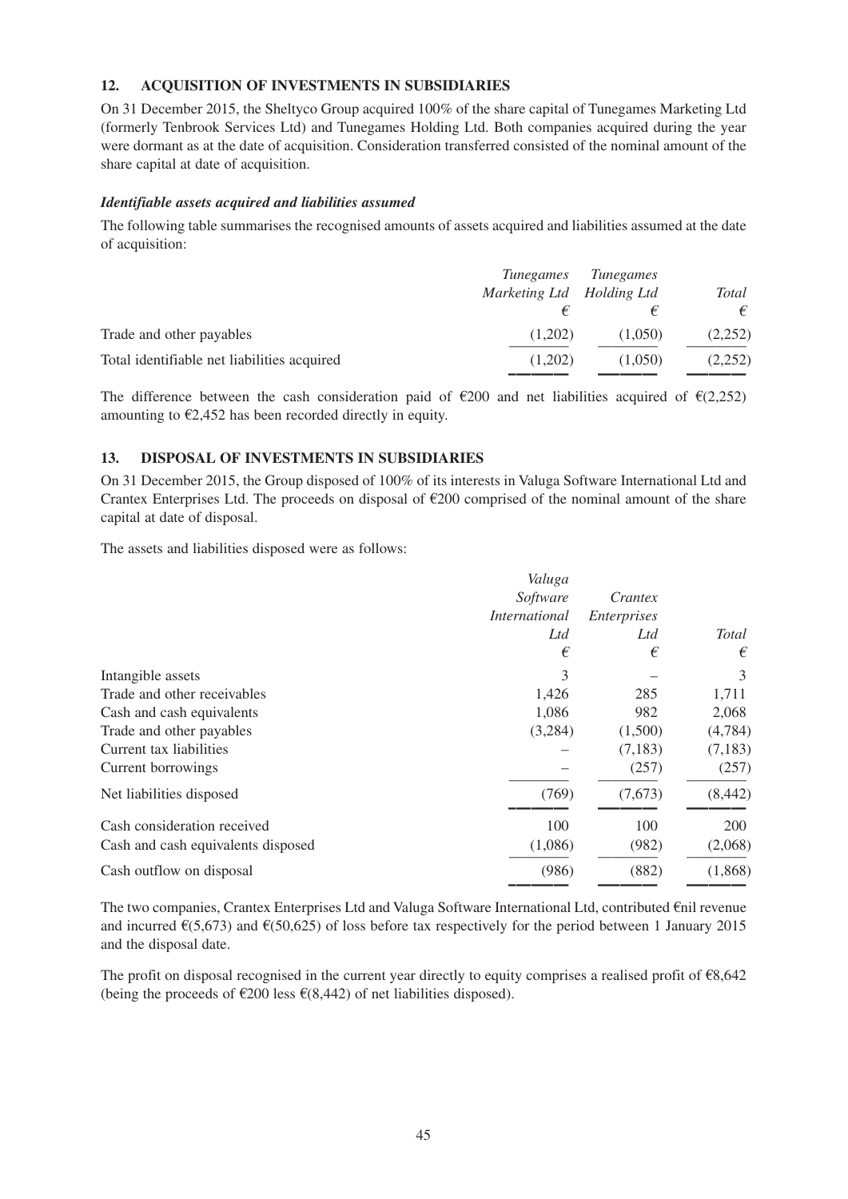## 12. ACQUISITION OF INVESTMENTS IN SUBSIDIARIES

On 31 December 2015, the Sheltyco Group acquired 100% of the share capital of Tunegames Marketing Ltd (formerly Tenbrook Services Ltd) and Tunegames Holding Ltd. Both companies acquired during the year were dormant as at the date of acquisition. Consideration transferred consisted of the nominal amount of the share capital at date of acquisition.

### *Identifiable assets acquired and liabilities assumed*

The following table summarises the recognised amounts of assets acquired and liabilities assumed at the date of acquisition:

| | *Tunegames Marketing Ltd* | *Tunegames Holding Ltd* | *Total* |
|---|---|---|---|
| | € | € | € |
| Trade and other payables | (1,202) | (1,050) | (2,252) |
| Total identifiable net liabilities acquired | (1,202) | (1,050) | (2,252) |

The difference between the cash consideration paid of €200 and net liabilities acquired of €(2,252) amounting to €2,452 has been recorded directly in equity.

## 13. DISPOSAL OF INVESTMENTS IN SUBSIDIARIES

On 31 December 2015, the Group disposed of 100% of its interests in Valuga Software International Ltd and Crantex Enterprises Ltd. The proceeds on disposal of €200 comprised of the nominal amount of the share capital at date of disposal.

The assets and liabilities disposed were as follows:

| | *Valuga Software International Ltd* | *Crantex Enterprises Ltd* | *Total* |
|---|---|---|---|
| | € | € | € |
| Intangible assets | 3 | – | 3 |
| Trade and other receivables | 1,426 | 285 | 1,711 |
| Cash and cash equivalents | 1,086 | 982 | 2,068 |
| Trade and other payables | (3,284) | (1,500) | (4,784) |
| Current tax liabilities | – | (7,183) | (7,183) |
| Current borrowings | – | (257) | (257) |
| Net liabilities disposed | (769) | (7,673) | (8,442) |
| Cash consideration received | 100 | 100 | 200 |
| Cash and cash equivalents disposed | (1,086) | (982) | (2,068) |
| Cash outflow on disposal | (986) | (882) | (1,868) |

The two companies, Crantex Enterprises Ltd and Valuga Software International Ltd, contributed €nil revenue and incurred €(5,673) and €(50,625) of loss before tax respectively for the period between 1 January 2015 and the disposal date.

The profit on disposal recognised in the current year directly to equity comprises a realised profit of €8,642 (being the proceeds of €200 less €(8,442) of net liabilities disposed).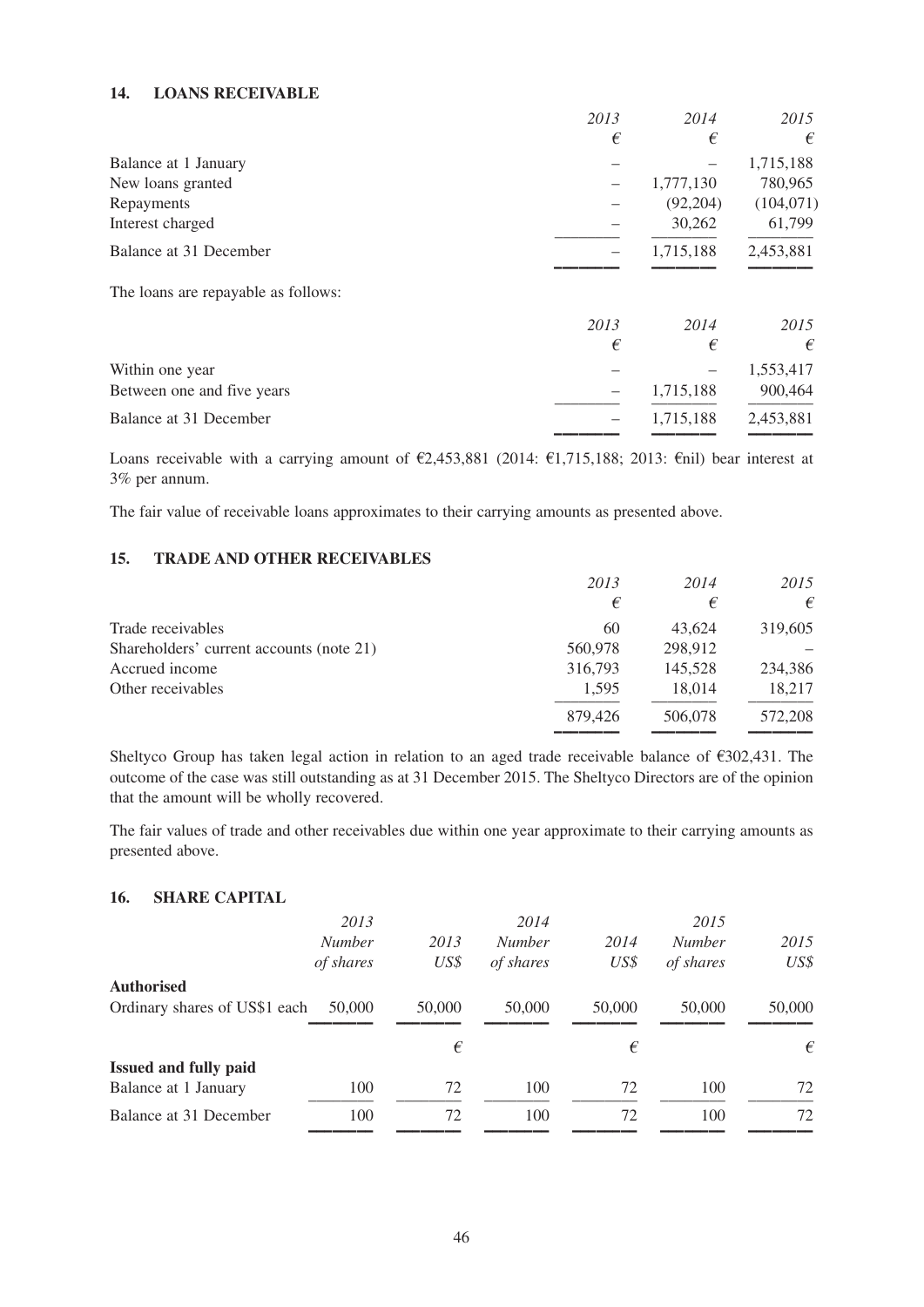## 14. LOANS RECEIVABLE

| | *2013* | *2014* | *2015* |
|---|---|---|---|
| | *€* | *€* | *€* |
| Balance at 1 January | – | – | 1,715,188 |
| New loans granted | – | 1,777,130 | 780,965 |
| Repayments | – | (92,204) | (104,071) |
| Interest charged | – | 30,262 | 61,799 |
| Balance at 31 December | – | 1,715,188 | 2,453,881 |

The loans are repayable as follows:

| | *2013* | *2014* | *2015* |
|---|---|---|---|
| | *€* | *€* | *€* |
| Within one year | – | – | 1,553,417 |
| Between one and five years | – | 1,715,188 | 900,464 |
| Balance at 31 December | – | 1,715,188 | 2,453,881 |

Loans receivable with a carrying amount of €2,453,881 (2014: €1,715,188; 2013: €nil) bear interest at 3% per annum.

The fair value of receivable loans approximates to their carrying amounts as presented above.

## 15. TRADE AND OTHER RECEIVABLES

| | *2013* | *2014* | *2015* |
|---|---|---|---|
| | *€* | *€* | *€* |
| Trade receivables | 60 | 43,624 | 319,605 |
| Shareholders' current accounts (note 21) | 560,978 | 298,912 | – |
| Accrued income | 316,793 | 145,528 | 234,386 |
| Other receivables | 1,595 | 18,014 | 18,217 |
| | 879,426 | 506,078 | 572,208 |

Sheltyco Group has taken legal action in relation to an aged trade receivable balance of €302,431. The outcome of the case was still outstanding as at 31 December 2015. The Sheltyco Directors are of the opinion that the amount will be wholly recovered.

The fair values of trade and other receivables due within one year approximate to their carrying amounts as presented above.

## 16. SHARE CAPITAL

| | *2013 Number of shares* | *2013 US$* | *2014 Number of shares* | *2014 US$* | *2015 Number of shares* | *2015 US$* |
|---|---|---|---|---|---|---|
| **Authorised** | | | | | | |
| Ordinary shares of US$1 each | 50,000 | 50,000 | 50,000 | 50,000 | 50,000 | 50,000 |
| | | *€* | | *€* | | *€* |
| **Issued and fully paid** | | | | | | |
| Balance at 1 January | 100 | 72 | 100 | 72 | 100 | 72 |
| Balance at 31 December | 100 | 72 | 100 | 72 | 100 | 72 |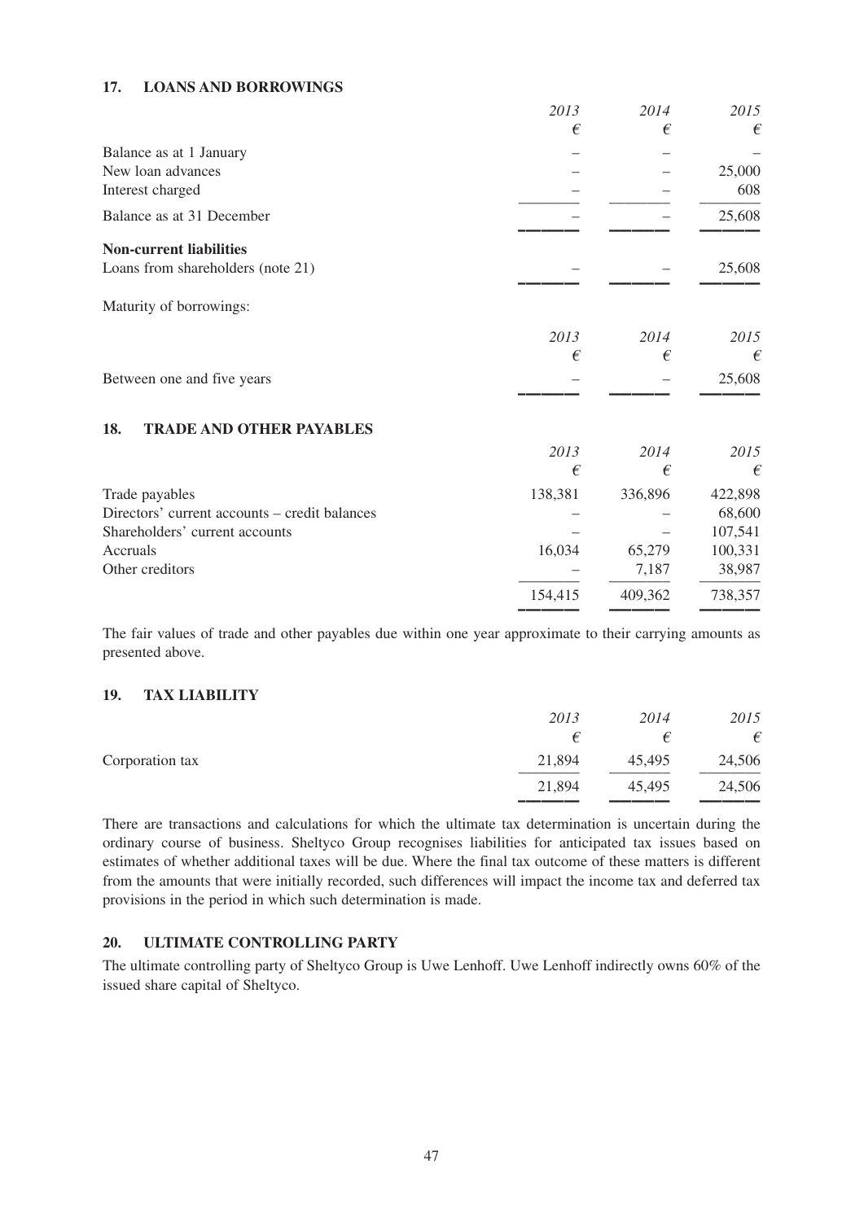## 17. LOANS AND BORROWINGS

| | 2013 | 2014 | 2015 |
|---|---|---|---|
| | € | € | € |
| Balance as at 1 January | – | – | – |
| New loan advances | – | – | 25,000 |
| Interest charged | – | – | 608 |
| Balance as at 31 December | – | – | 25,608 |
| **Non-current liabilities** | | | |
| Loans from shareholders (note 21) | – | – | 25,608 |

Maturity of borrowings:

| | 2013 | 2014 | 2015 |
|---|---|---|---|
| | € | € | € |
| Between one and five years | – | – | 25,608 |

## 18. TRADE AND OTHER PAYABLES

| | 2013 | 2014 | 2015 |
|---|---|---|---|
| | € | € | € |
| Trade payables | 138,381 | 336,896 | 422,898 |
| Directors' current accounts – credit balances | – | – | 68,600 |
| Shareholders' current accounts | – | – | 107,541 |
| Accruals | 16,034 | 65,279 | 100,331 |
| Other creditors | – | 7,187 | 38,987 |
| | 154,415 | 409,362 | 738,357 |

The fair values of trade and other payables due within one year approximate to their carrying amounts as presented above.

## 19. TAX LIABILITY

| | 2013 | 2014 | 2015 |
|---|---|---|---|
| | € | € | € |
| Corporation tax | 21,894 | 45,495 | 24,506 |
| | 21,894 | 45,495 | 24,506 |

There are transactions and calculations for which the ultimate tax determination is uncertain during the ordinary course of business. Sheltyco Group recognises liabilities for anticipated tax issues based on estimates of whether additional taxes will be due. Where the final tax outcome of these matters is different from the amounts that were initially recorded, such differences will impact the income tax and deferred tax provisions in the period in which such determination is made.

## 20. ULTIMATE CONTROLLING PARTY

The ultimate controlling party of Sheltyco Group is Uwe Lenhoff. Uwe Lenhoff indirectly owns 60% of the issued share capital of Sheltyco.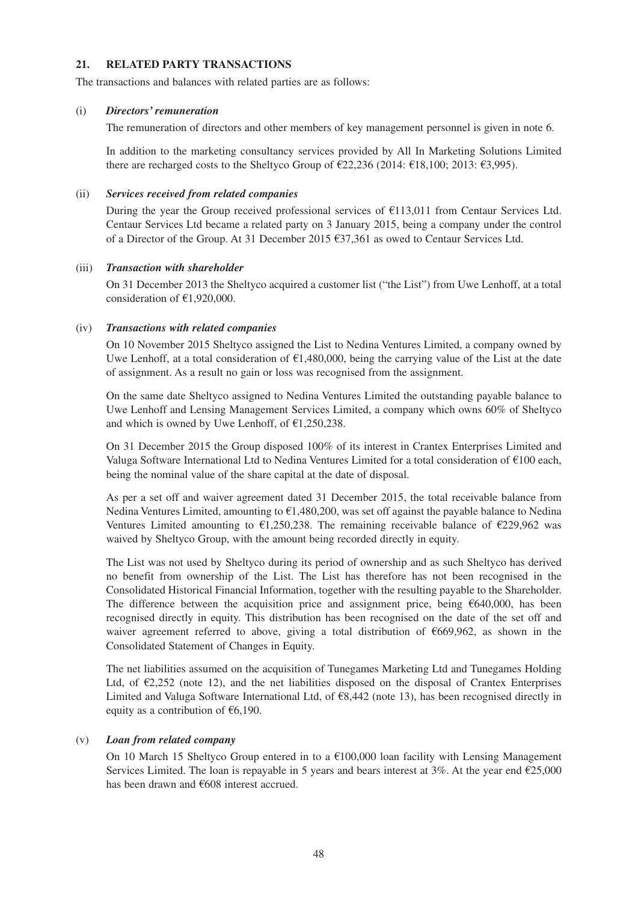## 21. RELATED PARTY TRANSACTIONS

The transactions and balances with related parties are as follows:

(i) ***Directors' remuneration***

The remuneration of directors and other members of key management personnel is given in note 6.

In addition to the marketing consultancy services provided by All In Marketing Solutions Limited there are recharged costs to the Sheltyco Group of €22,236 (2014: €18,100; 2013: €3,995).

(ii) ***Services received from related companies***

During the year the Group received professional services of €113,011 from Centaur Services Ltd. Centaur Services Ltd became a related party on 3 January 2015, being a company under the control of a Director of the Group. At 31 December 2015 €37,361 as owed to Centaur Services Ltd.

(iii) ***Transaction with shareholder***

On 31 December 2013 the Sheltyco acquired a customer list ("the List") from Uwe Lenhoff, at a total consideration of €1,920,000.

(iv) ***Transactions with related companies***

On 10 November 2015 Sheltyco assigned the List to Nedina Ventures Limited, a company owned by Uwe Lenhoff, at a total consideration of €1,480,000, being the carrying value of the List at the date of assignment. As a result no gain or loss was recognised from the assignment.

On the same date Sheltyco assigned to Nedina Ventures Limited the outstanding payable balance to Uwe Lenhoff and Lensing Management Services Limited, a company which owns 60% of Sheltyco and which is owned by Uwe Lenhoff, of €1,250,238.

On 31 December 2015 the Group disposed 100% of its interest in Crantex Enterprises Limited and Valuga Software International Ltd to Nedina Ventures Limited for a total consideration of €100 each, being the nominal value of the share capital at the date of disposal.

As per a set off and waiver agreement dated 31 December 2015, the total receivable balance from Nedina Ventures Limited, amounting to €1,480,200, was set off against the payable balance to Nedina Ventures Limited amounting to €1,250,238. The remaining receivable balance of €229,962 was waived by Sheltyco Group, with the amount being recorded directly in equity.

The List was not used by Sheltyco during its period of ownership and as such Sheltyco has derived no benefit from ownership of the List. The List has therefore has not been recognised in the Consolidated Historical Financial Information, together with the resulting payable to the Shareholder. The difference between the acquisition price and assignment price, being €640,000, has been recognised directly in equity. This distribution has been recognised on the date of the set off and waiver agreement referred to above, giving a total distribution of €669,962, as shown in the Consolidated Statement of Changes in Equity.

The net liabilities assumed on the acquisition of Tunegames Marketing Ltd and Tunegames Holding Ltd, of €2,252 (note 12), and the net liabilities disposed on the disposal of Crantex Enterprises Limited and Valuga Software International Ltd, of €8,442 (note 13), has been recognised directly in equity as a contribution of €6,190.

(v) ***Loan from related company***

On 10 March 15 Sheltyco Group entered in to a €100,000 loan facility with Lensing Management Services Limited. The loan is repayable in 5 years and bears interest at 3%. At the year end €25,000 has been drawn and €608 interest accrued.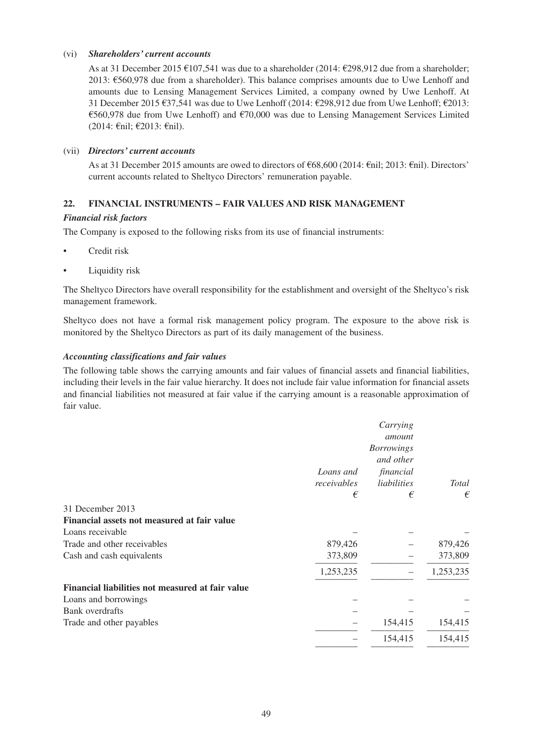(vi) ***Shareholders' current accounts***

As at 31 December 2015 €107,541 was due to a shareholder (2014: €298,912 due from a shareholder; 2013: €560,978 due from a shareholder). This balance comprises amounts due to Uwe Lenhoff and amounts due to Lensing Management Services Limited, a company owned by Uwe Lenhoff. At 31 December 2015 €37,541 was due to Uwe Lenhoff (2014: €298,912 due from Uwe Lenhoff; €2013: €560,978 due from Uwe Lenhoff) and €70,000 was due to Lensing Management Services Limited (2014: €nil; €2013: €nil).

(vii) ***Directors' current accounts***

As at 31 December 2015 amounts are owed to directors of €68,600 (2014: €nil; 2013: €nil). Directors' current accounts related to Sheltyco Directors' remuneration payable.

## 22. FINANCIAL INSTRUMENTS – FAIR VALUES AND RISK MANAGEMENT

***Financial risk factors***

The Company is exposed to the following risks from its use of financial instruments:

- Credit risk
- Liquidity risk

The Sheltyco Directors have overall responsibility for the establishment and oversight of the Sheltyco's risk management framework.

Sheltyco does not have a formal risk management policy program. The exposure to the above risk is monitored by the Sheltyco Directors as part of its daily management of the business.

***Accounting classifications and fair values***

The following table shows the carrying amounts and fair values of financial assets and financial liabilities, including their levels in the fair value hierarchy. It does not include fair value information for financial assets and financial liabilities not measured at fair value if the carrying amount is a reasonable approximation of fair value.

| | | *Carrying amount* | |
|---|---|---|---|
| | *Loans and receivables* | *Borrowings and other financial liabilities* | *Total* |
| | € | € | € |
| 31 December 2013 | | | |
| **Financial assets not measured at fair value** | | | |
| Loans receivable | – | – | – |
| Trade and other receivables | 879,426 | – | 879,426 |
| Cash and cash equivalents | 373,809 | – | 373,809 |
| | 1,253,235 | – | 1,253,235 |
| **Financial liabilities not measured at fair value** | | | |
| Loans and borrowings | – | – | – |
| Bank overdrafts | – | – | – |
| Trade and other payables | – | 154,415 | 154,415 |
| | – | 154,415 | 154,415 |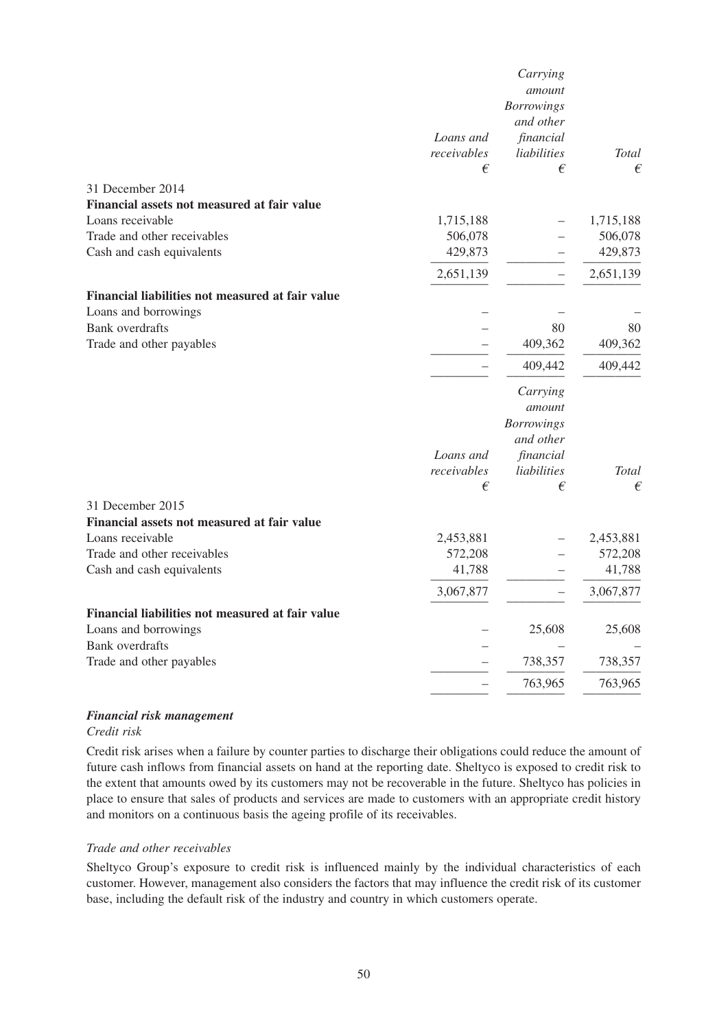| | Loans and receivables € | Carrying amount Borrowings and other financial liabilities € | Total € |
|---|---|---|---|
| 31 December 2014 | | | |
| **Financial assets not measured at fair value** | | | |
| Loans receivable | 1,715,188 | – | 1,715,188 |
| Trade and other receivables | 506,078 | – | 506,078 |
| Cash and cash equivalents | 429,873 | – | 429,873 |
| | 2,651,139 | – | 2,651,139 |
| **Financial liabilities not measured at fair value** | | | |
| Loans and borrowings | – | – | – |
| Bank overdrafts | – | 80 | 80 |
| Trade and other payables | – | 409,362 | 409,362 |
| | – | 409,442 | 409,442 |

| | Loans and receivables € | Carrying amount Borrowings and other financial liabilities € | Total € |
|---|---|---|---|
| 31 December 2015 | | | |
| **Financial assets not measured at fair value** | | | |
| Loans receivable | 2,453,881 | – | 2,453,881 |
| Trade and other receivables | 572,208 | – | 572,208 |
| Cash and cash equivalents | 41,788 | – | 41,788 |
| | 3,067,877 | – | 3,067,877 |
| **Financial liabilities not measured at fair value** | | | |
| Loans and borrowings | – | 25,608 | 25,608 |
| Bank overdrafts | – | – | – |
| Trade and other payables | – | 738,357 | 738,357 |
| | – | 763,965 | 763,965 |

***Financial risk management***

*Credit risk*

Credit risk arises when a failure by counter parties to discharge their obligations could reduce the amount of future cash inflows from financial assets on hand at the reporting date. Sheltyco is exposed to credit risk to the extent that amounts owed by its customers may not be recoverable in the future. Sheltyco has policies in place to ensure that sales of products and services are made to customers with an appropriate credit history and monitors on a continuous basis the ageing profile of its receivables.

*Trade and other receivables*

Sheltyco Group's exposure to credit risk is influenced mainly by the individual characteristics of each customer. However, management also considers the factors that may influence the credit risk of its customer base, including the default risk of the industry and country in which customers operate.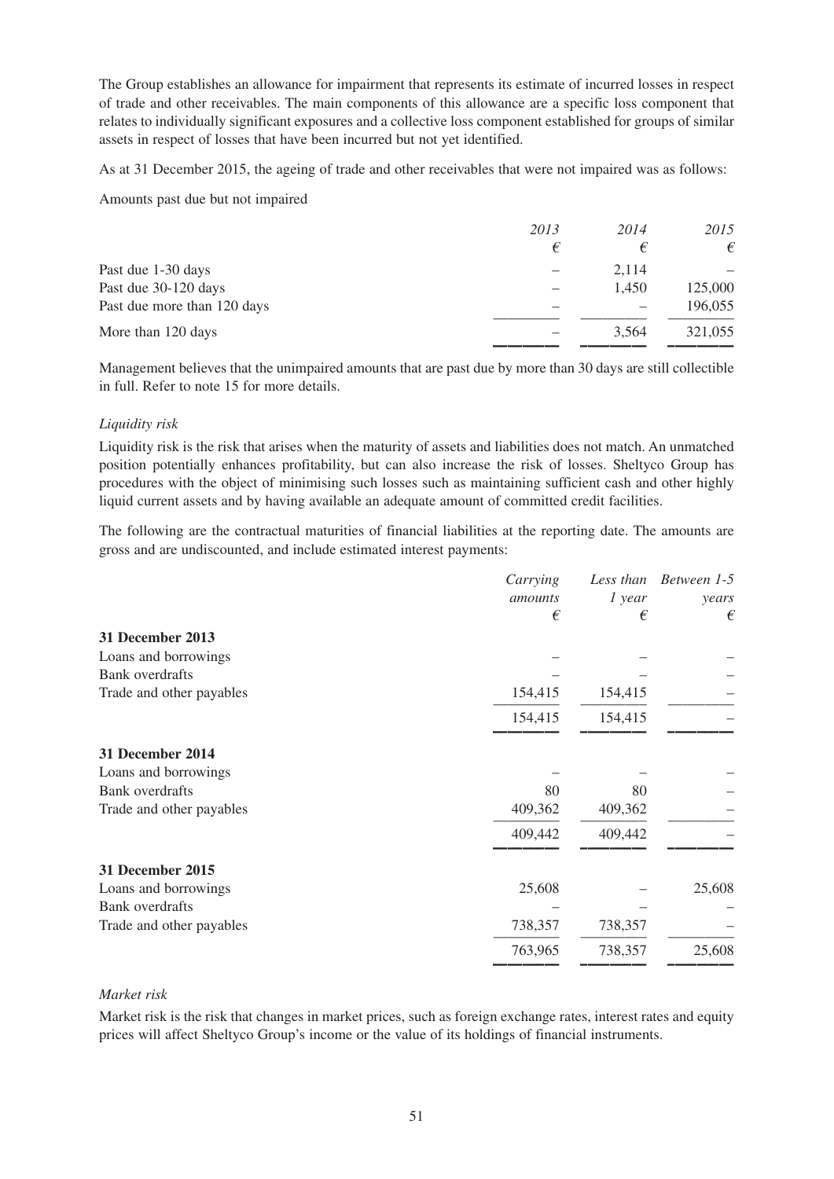The Group establishes an allowance for impairment that represents its estimate of incurred losses in respect of trade and other receivables. The main components of this allowance are a specific loss component that relates to individually significant exposures and a collective loss component established for groups of similar assets in respect of losses that have been incurred but not yet identified.

As at 31 December 2015, the ageing of trade and other receivables that were not impaired was as follows:

Amounts past due but not impaired

| | *2013* | *2014* | *2015* |
|---|---|---|---|
| | *€* | *€* | *€* |
| Past due 1-30 days | – | 2,114 | – |
| Past due 30-120 days | – | 1,450 | 125,000 |
| Past due more than 120 days | – | – | 196,055 |
| More than 120 days | – | 3,564 | 321,055 |

Management believes that the unimpaired amounts that are past due by more than 30 days are still collectible in full. Refer to note 15 for more details.

*Liquidity risk*

Liquidity risk is the risk that arises when the maturity of assets and liabilities does not match. An unmatched position potentially enhances profitability, but can also increase the risk of losses. Sheltyco Group has procedures with the object of minimising such losses such as maintaining sufficient cash and other highly liquid current assets and by having available an adequate amount of committed credit facilities.

The following are the contractual maturities of financial liabilities at the reporting date. The amounts are gross and are undiscounted, and include estimated interest payments:

| | *Carrying amounts* | *Less than 1 year* | *Between 1-5 years* |
|---|---|---|---|
| | *€* | *€* | *€* |
| **31 December 2013** | | | |
| Loans and borrowings | – | – | – |
| Bank overdrafts | – | – | – |
| Trade and other payables | 154,415 | 154,415 | – |
| | 154,415 | 154,415 | – |
| **31 December 2014** | | | |
| Loans and borrowings | – | – | – |
| Bank overdrafts | 80 | 80 | – |
| Trade and other payables | 409,362 | 409,362 | – |
| | 409,442 | 409,442 | – |
| **31 December 2015** | | | |
| Loans and borrowings | 25,608 | – | 25,608 |
| Bank overdrafts | – | – | – |
| Trade and other payables | 738,357 | 738,357 | – |
| | 763,965 | 738,357 | 25,608 |

*Market risk*

Market risk is the risk that changes in market prices, such as foreign exchange rates, interest rates and equity prices will affect Sheltyco Group's income or the value of its holdings of financial instruments.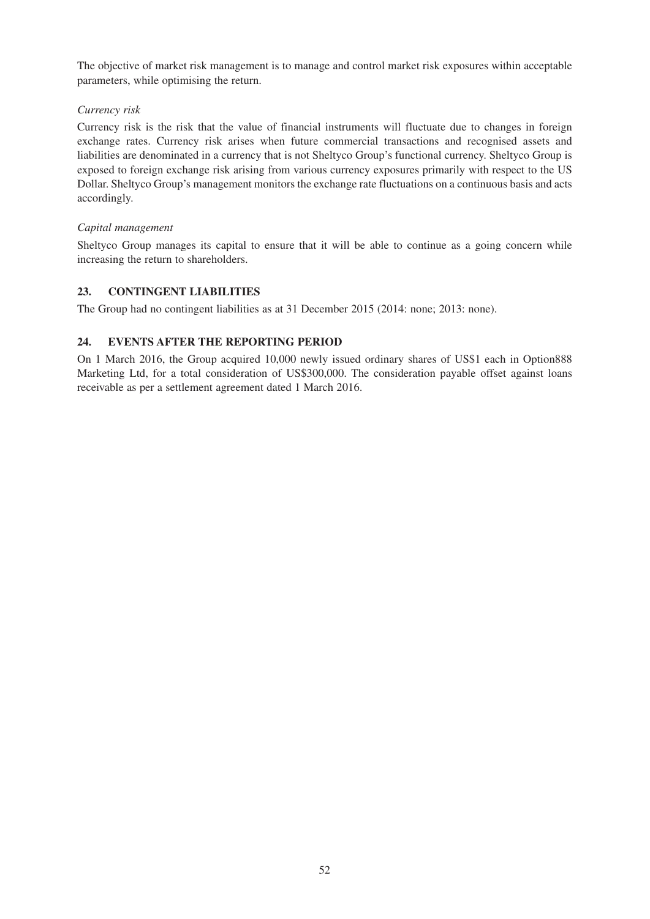The objective of market risk management is to manage and control market risk exposures within acceptable parameters, while optimising the return.

*Currency risk*

Currency risk is the risk that the value of financial instruments will fluctuate due to changes in foreign exchange rates. Currency risk arises when future commercial transactions and recognised assets and liabilities are denominated in a currency that is not Sheltyco Group's functional currency. Sheltyco Group is exposed to foreign exchange risk arising from various currency exposures primarily with respect to the US Dollar. Sheltyco Group's management monitors the exchange rate fluctuations on a continuous basis and acts accordingly.

*Capital management*

Sheltyco Group manages its capital to ensure that it will be able to continue as a going concern while increasing the return to shareholders.

## 23. CONTINGENT LIABILITIES

The Group had no contingent liabilities as at 31 December 2015 (2014: none; 2013: none).

## 24. EVENTS AFTER THE REPORTING PERIOD

On 1 March 2016, the Group acquired 10,000 newly issued ordinary shares of US$1 each in Option888 Marketing Ltd, for a total consideration of US$300,000. The consideration payable offset against loans receivable as per a settlement agreement dated 1 March 2016.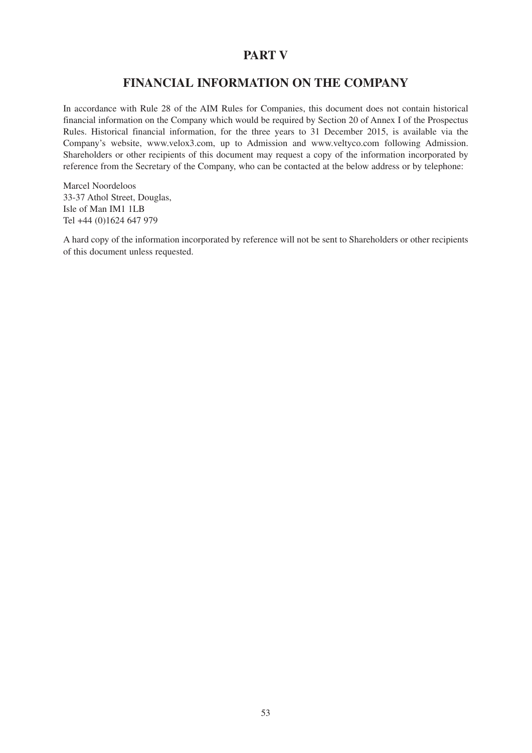# PART V

## FINANCIAL INFORMATION ON THE COMPANY

In accordance with Rule 28 of the AIM Rules for Companies, this document does not contain historical financial information on the Company which would be required by Section 20 of Annex I of the Prospectus Rules. Historical financial information, for the three years to 31 December 2015, is available via the Company's website, www.velox3.com, up to Admission and www.veltyco.com following Admission. Shareholders or other recipients of this document may request a copy of the information incorporated by reference from the Secretary of the Company, who can be contacted at the below address or by telephone:

Marcel Noordeloos
33-37 Athol Street, Douglas,
Isle of Man IM1 1LB
Tel +44 (0)1624 647 979

A hard copy of the information incorporated by reference will not be sent to Shareholders or other recipients of this document unless requested.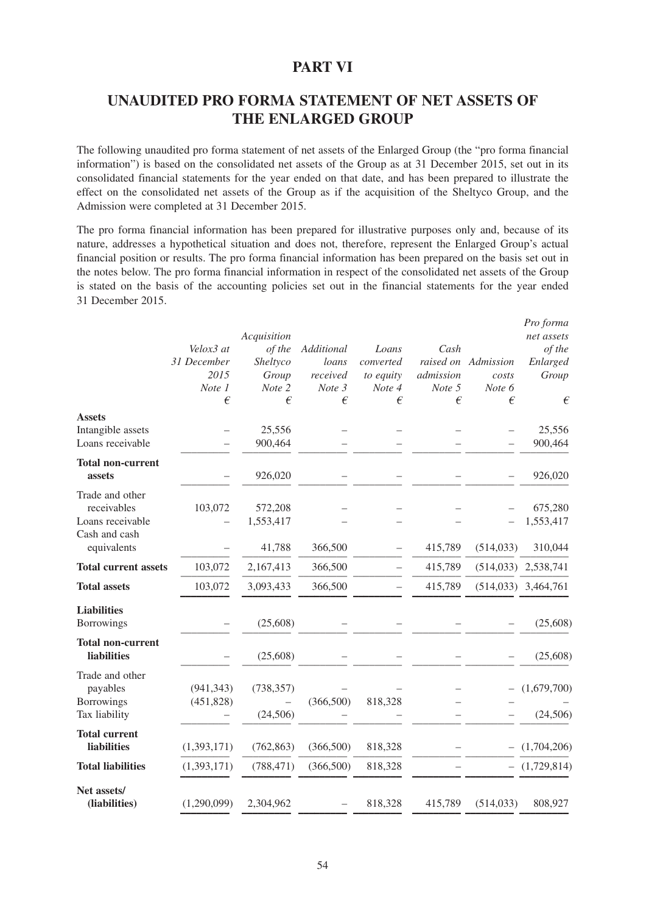# PART VI

# UNAUDITED PRO FORMA STATEMENT OF NET ASSETS OF THE ENLARGED GROUP

The following unaudited pro forma statement of net assets of the Enlarged Group (the "pro forma financial information") is based on the consolidated net assets of the Group as at 31 December 2015, set out in its consolidated financial statements for the year ended on that date, and has been prepared to illustrate the effect on the consolidated net assets of the Group as if the acquisition of the Sheltyco Group, and the Admission were completed at 31 December 2015.

The pro forma financial information has been prepared for illustrative purposes only and, because of its nature, addresses a hypothetical situation and does not, therefore, represent the Enlarged Group's actual financial position or results. The pro forma financial information has been prepared on the basis set out in the notes below. The pro forma financial information in respect of the consolidated net assets of the Group is stated on the basis of the accounting policies set out in the financial statements for the year ended 31 December 2015.

| | *Velox3 at 31 December 2015 Note 1* | *Acquisition of the Sheltyco Group Note 2* | *Additional loans received Note 3* | *Loans converted to equity Note 4* | *Cash raised on admission Note 5* | *Admission costs Note 6* | *Pro forma net assets of the Enlarged Group* |
|---|---|---|---|---|---|---|---|
| | *€* | *€* | *€* | *€* | *€* | *€* | *€* |
| **Assets** | | | | | | | |
| Intangible assets | – | 25,556 | – | – | – | – | 25,556 |
| Loans receivable | – | 900,464 | – | – | – | – | 900,464 |
| **Total non-current assets** | – | 926,020 | – | – | – | – | 926,020 |
| Trade and other receivables | 103,072 | 572,208 | – | – | – | – | 675,280 |
| Loans receivable | – | 1,553,417 | – | – | – | – | 1,553,417 |
| Cash and cash equivalents | – | 41,788 | 366,500 | – | 415,789 | (514,033) | 310,044 |
| **Total current assets** | 103,072 | 2,167,413 | 366,500 | – | 415,789 | (514,033) | 2,538,741 |
| **Total assets** | 103,072 | 3,093,433 | 366,500 | – | 415,789 | (514,033) | 3,464,761 |
| **Liabilities** | | | | | | | |
| Borrowings | – | (25,608) | – | – | – | – | (25,608) |
| **Total non-current liabilities** | – | (25,608) | – | – | – | – | (25,608) |
| Trade and other payables | (941,343) | (738,357) | – | – | – | – | (1,679,700) |
| Borrowings | (451,828) | – | (366,500) | 818,328 | – | – | – |
| Tax liability | – | (24,506) | – | – | – | – | (24,506) |
| **Total current liabilities** | (1,393,171) | (762,863) | (366,500) | 818,328 | – | – | (1,704,206) |
| **Total liabilities** | (1,393,171) | (788,471) | (366,500) | 818,328 | – | – | (1,729,814) |
| **Net assets/ (liabilities)** | (1,290,099) | 2,304,962 | – | 818,328 | 415,789 | (514,033) | 808,927 |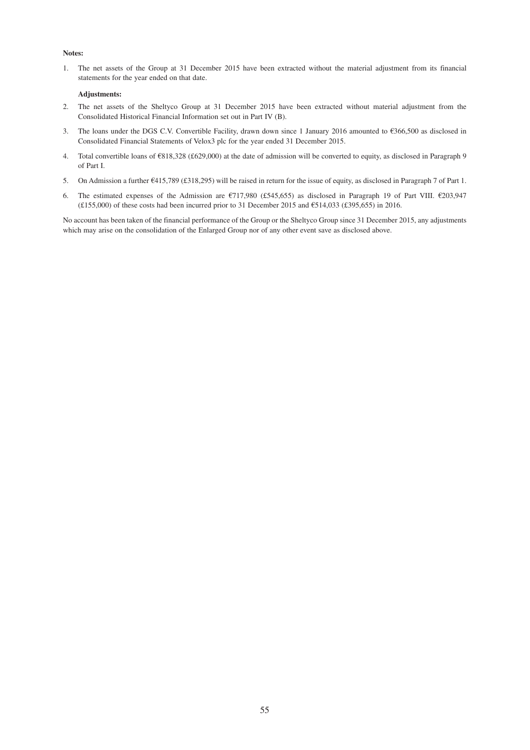**Notes:**

1. The net assets of the Group at 31 December 2015 have been extracted without the material adjustment from its financial statements for the year ended on that date.

**Adjustments:**

2. The net assets of the Sheltyco Group at 31 December 2015 have been extracted without material adjustment from the Consolidated Historical Financial Information set out in Part IV (B).
3. The loans under the DGS C.V. Convertible Facility, drawn down since 1 January 2016 amounted to €366,500 as disclosed in Consolidated Financial Statements of Velox3 plc for the year ended 31 December 2015.
4. Total convertible loans of €818,328 (£629,000) at the date of admission will be converted to equity, as disclosed in Paragraph 9 of Part I.
5. On Admission a further €415,789 (£318,295) will be raised in return for the issue of equity, as disclosed in Paragraph 7 of Part 1.
6. The estimated expenses of the Admission are €717,980 (£545,655) as disclosed in Paragraph 19 of Part VIII. €203,947 (£155,000) of these costs had been incurred prior to 31 December 2015 and €514,033 (£395,655) in 2016.

No account has been taken of the financial performance of the Group or the Sheltyco Group since 31 December 2015, any adjustments which may arise on the consolidation of the Enlarged Group nor of any other event save as disclosed above.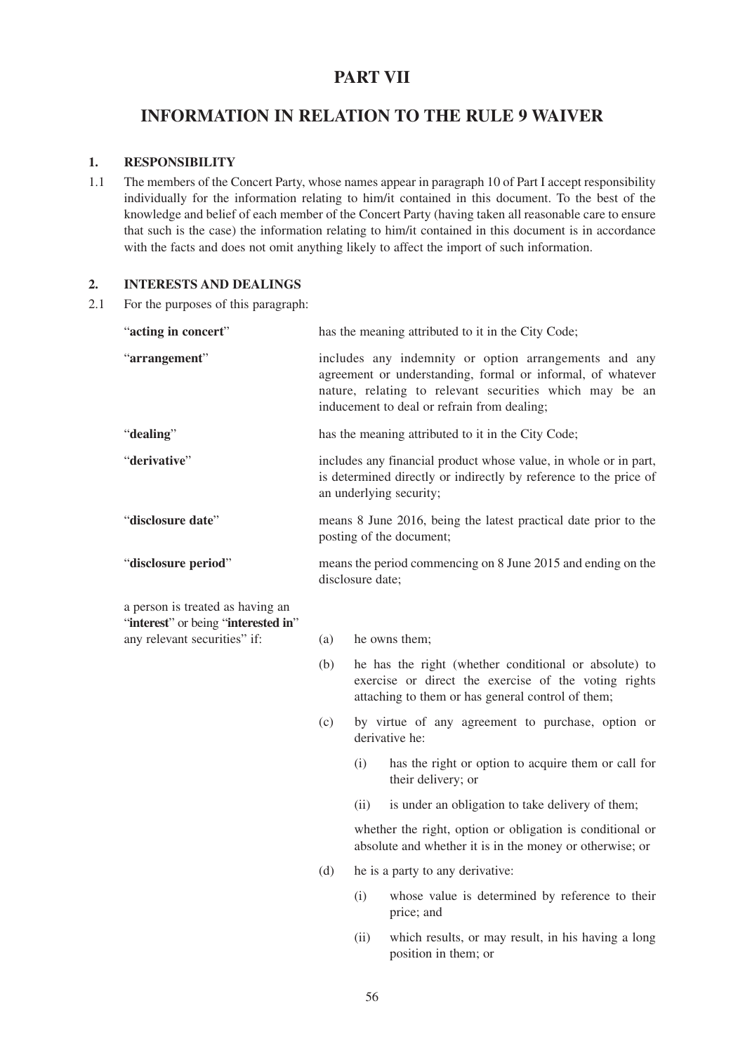# PART VII

# INFORMATION IN RELATION TO THE RULE 9 WAIVER

## 1. RESPONSIBILITY

1.1 The members of the Concert Party, whose names appear in paragraph 10 of Part I accept responsibility individually for the information relating to him/it contained in this document. To the best of the knowledge and belief of each member of the Concert Party (having taken all reasonable care to ensure that such is the case) the information relating to him/it contained in this document is in accordance with the facts and does not omit anything likely to affect the import of such information.

## 2. INTERESTS AND DEALINGS

2.1 For the purposes of this paragraph:

"**acting in concert**" has the meaning attributed to it in the City Code;

"**arrangement**" includes any indemnity or option arrangements and any agreement or understanding, formal or informal, of whatever nature, relating to relevant securities which may be an inducement to deal or refrain from dealing;

"**dealing**" has the meaning attributed to it in the City Code;

"**derivative**" includes any financial product whose value, in whole or in part, is determined directly or indirectly by reference to the price of an underlying security;

"**disclosure date**" means 8 June 2016, being the latest practical date prior to the posting of the document;

"**disclosure period**" means the period commencing on 8 June 2015 and ending on the disclosure date;

a person is treated as having an "**interest**" or being "**interested in**" any relevant securities" if:

(a) he owns them;

(b) he has the right (whether conditional or absolute) to exercise or direct the exercise of the voting rights attaching to them or has general control of them;

(c) by virtue of any agreement to purchase, option or derivative he:

  (i) has the right or option to acquire them or call for their delivery; or

  (ii) is under an obligation to take delivery of them;

  whether the right, option or obligation is conditional or absolute and whether it is in the money or otherwise; or

(d) he is a party to any derivative:

  (i) whose value is determined by reference to their price; and

  (ii) which results, or may result, in his having a long position in them; or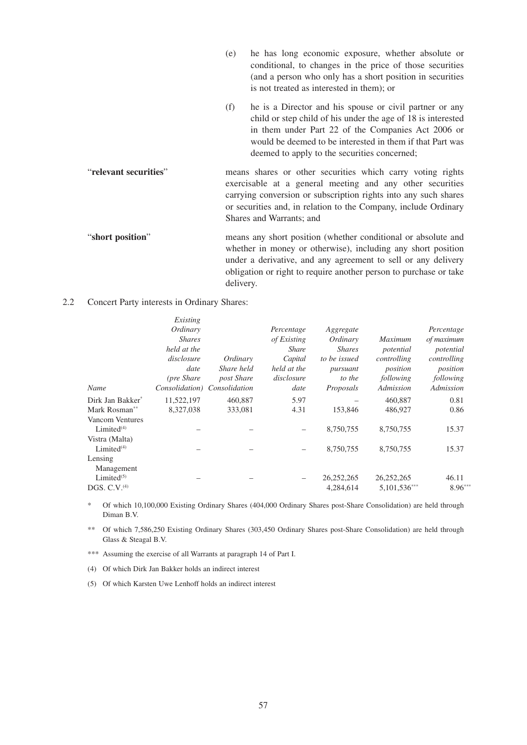(e) he has long economic exposure, whether absolute or conditional, to changes in the price of those securities (and a person who only has a short position in securities is not treated as interested in them); or

(f) he is a Director and his spouse or civil partner or any child or step child of his under the age of 18 is interested in them under Part 22 of the Companies Act 2006 or would be deemed to be interested in them if that Part was deemed to apply to the securities concerned;

"**relevant securities**" means shares or other securities which carry voting rights exercisable at a general meeting and any other securities carrying conversion or subscription rights into any such shares or securities and, in relation to the Company, include Ordinary Shares and Warrants; and

"**short position**" means any short position (whether conditional or absolute and whether in money or otherwise), including any short position under a derivative, and any agreement to sell or any delivery obligation or right to require another person to purchase or take delivery.

2.2 Concert Party interests in Ordinary Shares:

| *Name* | *Existing Ordinary Shares held at the disclosure date (pre Share Consolidation)* | *Ordinary Share held post Share Consolidation* | *Percentage of Existing Share Capital held at the disclosure date* | *Aggregate Ordinary Shares to be issued pursuant to the Proposals* | *Maximum potential controlling position following Admission* | *Percentage of maximum potential controlling position following Admission* |
|---|---|---|---|---|---|---|
| Dirk Jan Bakker* | 11,522,197 | 460,887 | 5.97 | – | 460,887 | 0.81 |
| Mark Rosman** | 8,327,038 | 333,081 | 4.31 | 153,846 | 486,927 | 0.86 |
| Vancom Ventures Limited(4) | – | – | – | 8,750,755 | 8,750,755 | 15.37 |
| Vistra (Malta) Limited(4) | – | – | – | 8,750,755 | 8,750,755 | 15.37 |
| Lensing Management Limited(5) | – | – | – | 26,252,265 | 26,252,265 | 46.11 |
| DGS. C.V.(4) | | | | 4,284,614 | 5,101,536*** | 8.96*** |

\* Of which 10,100,000 Existing Ordinary Shares (404,000 Ordinary Shares post-Share Consolidation) are held through Diman B.V.

** Of which 7,586,250 Existing Ordinary Shares (303,450 Ordinary Shares post-Share Consolidation) are held through Glass & Steagal B.V.

*** Assuming the exercise of all Warrants at paragraph 14 of Part I.

(4) Of which Dirk Jan Bakker holds an indirect interest

(5) Of which Karsten Uwe Lenhoff holds an indirect interest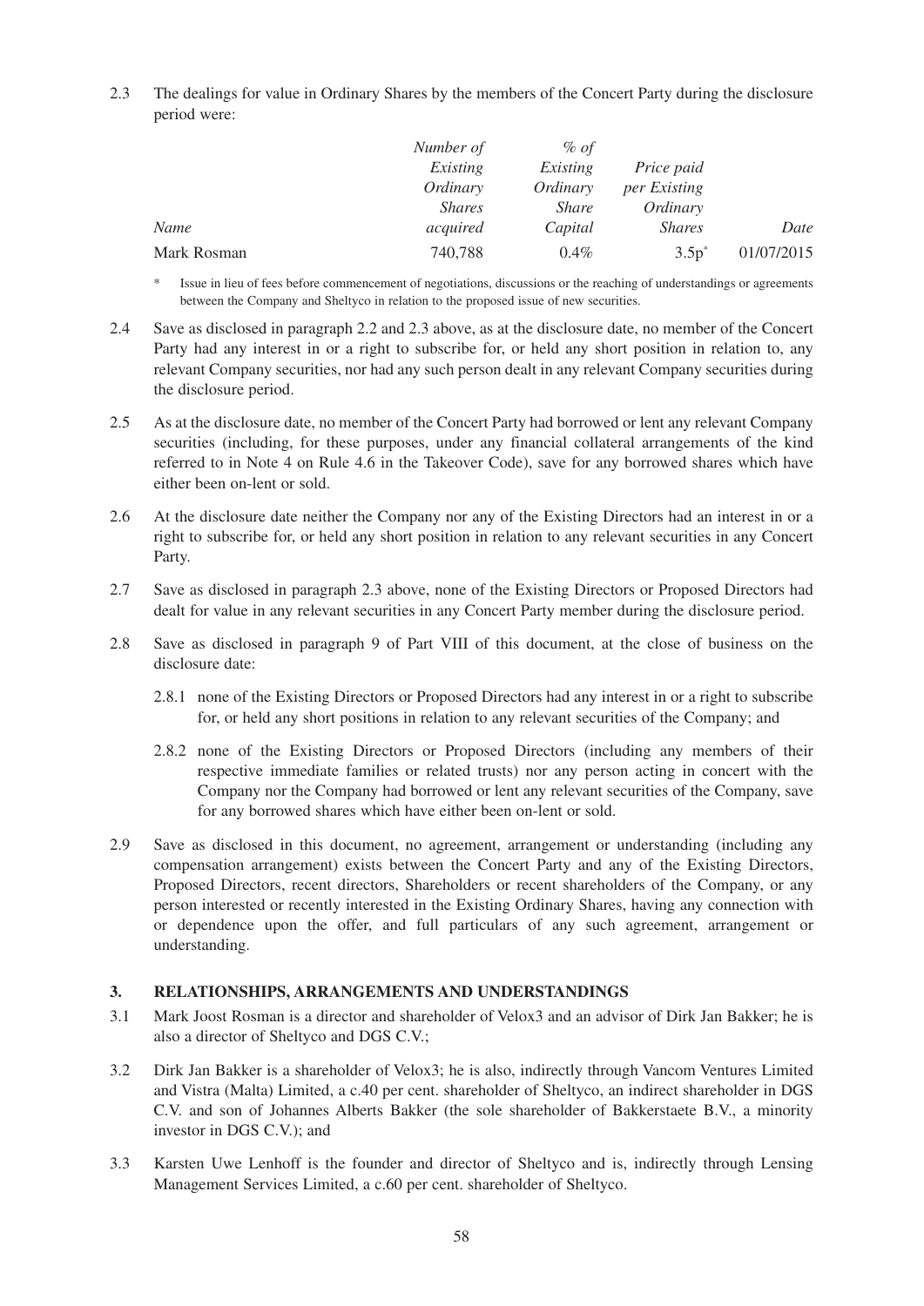2.3 The dealings for value in Ordinary Shares by the members of the Concert Party during the disclosure period were:

| *Name* | *Number of Existing Ordinary Shares acquired* | *% of Existing Ordinary Share Capital* | *Price paid per Existing Ordinary Shares* | *Date* |
|---|---|---|---|---|
| Mark Rosman | 740,788 | 0.4% | 3.5p* | 01/07/2015 |

\* Issue in lieu of fees before commencement of negotiations, discussions or the reaching of understandings or agreements between the Company and Sheltyco in relation to the proposed issue of new securities.

2.4 Save as disclosed in paragraph 2.2 and 2.3 above, as at the disclosure date, no member of the Concert Party had any interest in or a right to subscribe for, or held any short position in relation to, any relevant Company securities, nor had any such person dealt in any relevant Company securities during the disclosure period.

2.5 As at the disclosure date, no member of the Concert Party had borrowed or lent any relevant Company securities (including, for these purposes, under any financial collateral arrangements of the kind referred to in Note 4 on Rule 4.6 in the Takeover Code), save for any borrowed shares which have either been on-lent or sold.

2.6 At the disclosure date neither the Company nor any of the Existing Directors had an interest in or a right to subscribe for, or held any short position in relation to any relevant securities in any Concert Party.

2.7 Save as disclosed in paragraph 2.3 above, none of the Existing Directors or Proposed Directors had dealt for value in any relevant securities in any Concert Party member during the disclosure period.

2.8 Save as disclosed in paragraph 9 of Part VIII of this document, at the close of business on the disclosure date:

2.8.1 none of the Existing Directors or Proposed Directors had any interest in or a right to subscribe for, or held any short positions in relation to any relevant securities of the Company; and

2.8.2 none of the Existing Directors or Proposed Directors (including any members of their respective immediate families or related trusts) nor any person acting in concert with the Company nor the Company had borrowed or lent any relevant securities of the Company, save for any borrowed shares which have either been on-lent or sold.

2.9 Save as disclosed in this document, no agreement, arrangement or understanding (including any compensation arrangement) exists between the Concert Party and any of the Existing Directors, Proposed Directors, recent directors, Shareholders or recent shareholders of the Company, or any person interested or recently interested in the Existing Ordinary Shares, having any connection with or dependence upon the offer, and full particulars of any such agreement, arrangement or understanding.

### 3. RELATIONSHIPS, ARRANGEMENTS AND UNDERSTANDINGS

3.1 Mark Joost Rosman is a director and shareholder of Velox3 and an advisor of Dirk Jan Bakker; he is also a director of Sheltyco and DGS C.V.;

3.2 Dirk Jan Bakker is a shareholder of Velox3; he is also, indirectly through Vancom Ventures Limited and Vistra (Malta) Limited, a c.40 per cent. shareholder of Sheltyco, an indirect shareholder in DGS C.V. and son of Johannes Alberts Bakker (the sole shareholder of Bakkerstaete B.V., a minority investor in DGS C.V.); and

3.3 Karsten Uwe Lenhoff is the founder and director of Sheltyco and is, indirectly through Lensing Management Services Limited, a c.60 per cent. shareholder of Sheltyco.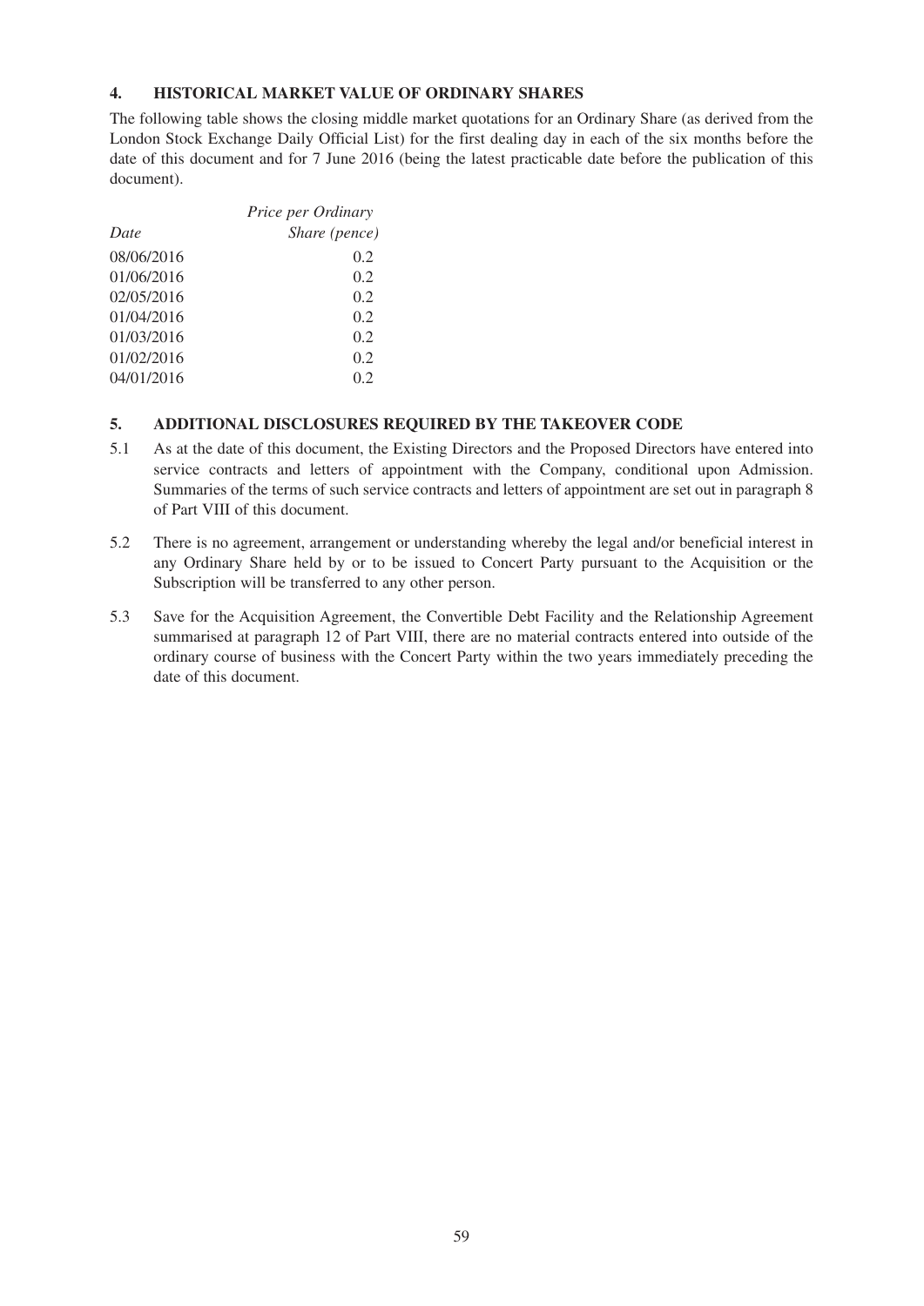## 4. HISTORICAL MARKET VALUE OF ORDINARY SHARES

The following table shows the closing middle market quotations for an Ordinary Share (as derived from the London Stock Exchange Daily Official List) for the first dealing day in each of the six months before the date of this document and for 7 June 2016 (being the latest practicable date before the publication of this document).

| *Date* | *Price per Ordinary Share (pence)* |
|---|---|
| 08/06/2016 | 0.2 |
| 01/06/2016 | 0.2 |
| 02/05/2016 | 0.2 |
| 01/04/2016 | 0.2 |
| 01/03/2016 | 0.2 |
| 01/02/2016 | 0.2 |
| 04/01/2016 | 0.2 |

## 5. ADDITIONAL DISCLOSURES REQUIRED BY THE TAKEOVER CODE

5.1 As at the date of this document, the Existing Directors and the Proposed Directors have entered into service contracts and letters of appointment with the Company, conditional upon Admission. Summaries of the terms of such service contracts and letters of appointment are set out in paragraph 8 of Part VIII of this document.

5.2 There is no agreement, arrangement or understanding whereby the legal and/or beneficial interest in any Ordinary Share held by or to be issued to Concert Party pursuant to the Acquisition or the Subscription will be transferred to any other person.

5.3 Save for the Acquisition Agreement, the Convertible Debt Facility and the Relationship Agreement summarised at paragraph 12 of Part VIII, there are no material contracts entered into outside of the ordinary course of business with the Concert Party within the two years immediately preceding the date of this document.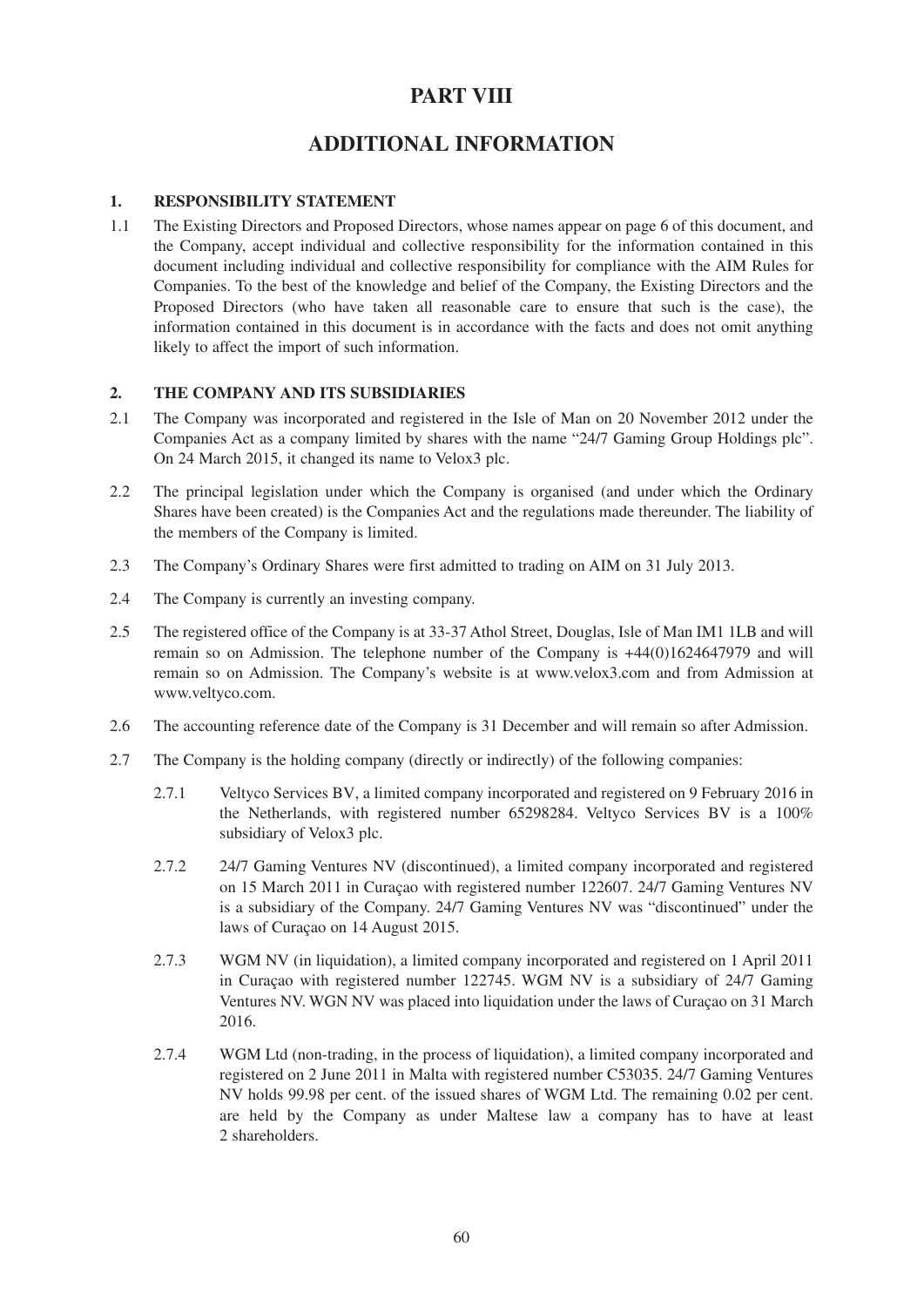# PART VIII

# ADDITIONAL INFORMATION

## 1. RESPONSIBILITY STATEMENT

1.1 The Existing Directors and Proposed Directors, whose names appear on page 6 of this document, and the Company, accept individual and collective responsibility for the information contained in this document including individual and collective responsibility for compliance with the AIM Rules for Companies. To the best of the knowledge and belief of the Company, the Existing Directors and the Proposed Directors (who have taken all reasonable care to ensure that such is the case), the information contained in this document is in accordance with the facts and does not omit anything likely to affect the import of such information.

## 2. THE COMPANY AND ITS SUBSIDIARIES

2.1 The Company was incorporated and registered in the Isle of Man on 20 November 2012 under the Companies Act as a company limited by shares with the name "24/7 Gaming Group Holdings plc". On 24 March 2015, it changed its name to Velox3 plc.

2.2 The principal legislation under which the Company is organised (and under which the Ordinary Shares have been created) is the Companies Act and the regulations made thereunder. The liability of the members of the Company is limited.

2.3 The Company's Ordinary Shares were first admitted to trading on AIM on 31 July 2013.

2.4 The Company is currently an investing company.

2.5 The registered office of the Company is at 33-37 Athol Street, Douglas, Isle of Man IM1 1LB and will remain so on Admission. The telephone number of the Company is +44(0)1624647979 and will remain so on Admission. The Company's website is at www.velox3.com and from Admission at www.veltyco.com.

2.6 The accounting reference date of the Company is 31 December and will remain so after Admission.

2.7 The Company is the holding company (directly or indirectly) of the following companies:

2.7.1 Veltyco Services BV, a limited company incorporated and registered on 9 February 2016 in the Netherlands, with registered number 65298284. Veltyco Services BV is a 100% subsidiary of Velox3 plc.

2.7.2 24/7 Gaming Ventures NV (discontinued), a limited company incorporated and registered on 15 March 2011 in Curaçao with registered number 122607. 24/7 Gaming Ventures NV is a subsidiary of the Company. 24/7 Gaming Ventures NV was "discontinued" under the laws of Curaçao on 14 August 2015.

2.7.3 WGM NV (in liquidation), a limited company incorporated and registered on 1 April 2011 in Curaçao with registered number 122745. WGM NV is a subsidiary of 24/7 Gaming Ventures NV. WGN NV was placed into liquidation under the laws of Curaçao on 31 March 2016.

2.7.4 WGM Ltd (non-trading, in the process of liquidation), a limited company incorporated and registered on 2 June 2011 in Malta with registered number C53035. 24/7 Gaming Ventures NV holds 99.98 per cent. of the issued shares of WGM Ltd. The remaining 0.02 per cent. are held by the Company as under Maltese law a company has to have at least 2 shareholders.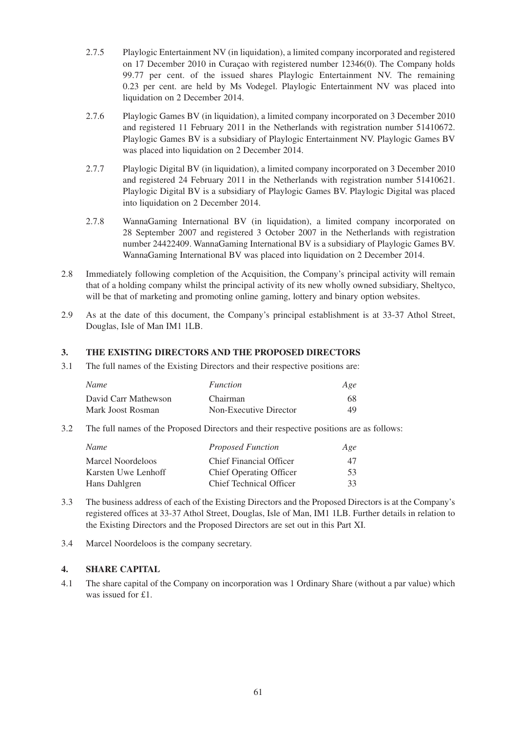2.7.5 Playlogic Entertainment NV (in liquidation), a limited company incorporated and registered on 17 December 2010 in Curaçao with registered number 12346(0). The Company holds 99.77 per cent. of the issued shares Playlogic Entertainment NV. The remaining 0.23 per cent. are held by Ms Vodegel. Playlogic Entertainment NV was placed into liquidation on 2 December 2014.

2.7.6 Playlogic Games BV (in liquidation), a limited company incorporated on 3 December 2010 and registered 11 February 2011 in the Netherlands with registration number 51410672. Playlogic Games BV is a subsidiary of Playlogic Entertainment NV. Playlogic Games BV was placed into liquidation on 2 December 2014.

2.7.7 Playlogic Digital BV (in liquidation), a limited company incorporated on 3 December 2010 and registered 24 February 2011 in the Netherlands with registration number 51410621. Playlogic Digital BV is a subsidiary of Playlogic Games BV. Playlogic Digital was placed into liquidation on 2 December 2014.

2.7.8 WannaGaming International BV (in liquidation), a limited company incorporated on 28 September 2007 and registered 3 October 2007 in the Netherlands with registration number 24422409. WannaGaming International BV is a subsidiary of Playlogic Games BV. WannaGaming International BV was placed into liquidation on 2 December 2014.

2.8 Immediately following completion of the Acquisition, the Company's principal activity will remain that of a holding company whilst the principal activity of its new wholly owned subsidiary, Sheltyco, will be that of marketing and promoting online gaming, lottery and binary option websites.

2.9 As at the date of this document, the Company's principal establishment is at 33-37 Athol Street, Douglas, Isle of Man IM1 1LB.

## 3. THE EXISTING DIRECTORS AND THE PROPOSED DIRECTORS

3.1 The full names of the Existing Directors and their respective positions are:

| *Name* | *Function* | *Age* |
|---|---|---|
| David Carr Mathewson | Chairman | 68 |
| Mark Joost Rosman | Non-Executive Director | 49 |

3.2 The full names of the Proposed Directors and their respective positions are as follows:

| *Name* | *Proposed Function* | *Age* |
|---|---|---|
| Marcel Noordeloos | Chief Financial Officer | 47 |
| Karsten Uwe Lenhoff | Chief Operating Officer | 53 |
| Hans Dahlgren | Chief Technical Officer | 33 |

3.3 The business address of each of the Existing Directors and the Proposed Directors is at the Company's registered offices at 33-37 Athol Street, Douglas, Isle of Man, IM1 1LB. Further details in relation to the Existing Directors and the Proposed Directors are set out in this Part XI.

3.4 Marcel Noordeloos is the company secretary.

## 4. SHARE CAPITAL

4.1 The share capital of the Company on incorporation was 1 Ordinary Share (without a par value) which was issued for £1.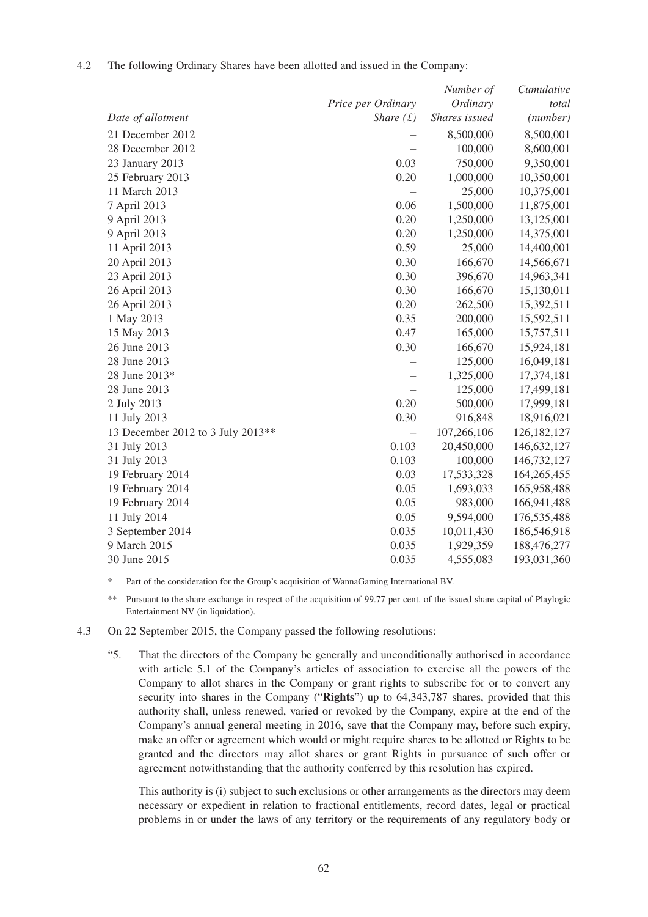4.2 The following Ordinary Shares have been allotted and issued in the Company:

| *Date of allotment* | *Price per Ordinary Share (£)* | *Number of Ordinary Shares issued* | *Cumulative total (number)* |
|---|---|---|---|
| 21 December 2012 | – | 8,500,000 | 8,500,001 |
| 28 December 2012 | – | 100,000 | 8,600,001 |
| 23 January 2013 | 0.03 | 750,000 | 9,350,001 |
| 25 February 2013 | 0.20 | 1,000,000 | 10,350,001 |
| 11 March 2013 | – | 25,000 | 10,375,001 |
| 7 April 2013 | 0.06 | 1,500,000 | 11,875,001 |
| 9 April 2013 | 0.20 | 1,250,000 | 13,125,001 |
| 9 April 2013 | 0.20 | 1,250,000 | 14,375,001 |
| 11 April 2013 | 0.59 | 25,000 | 14,400,001 |
| 20 April 2013 | 0.30 | 166,670 | 14,566,671 |
| 23 April 2013 | 0.30 | 396,670 | 14,963,341 |
| 26 April 2013 | 0.30 | 166,670 | 15,130,011 |
| 26 April 2013 | 0.20 | 262,500 | 15,392,511 |
| 1 May 2013 | 0.35 | 200,000 | 15,592,511 |
| 15 May 2013 | 0.47 | 165,000 | 15,757,511 |
| 26 June 2013 | 0.30 | 166,670 | 15,924,181 |
| 28 June 2013 | – | 125,000 | 16,049,181 |
| 28 June 2013* | – | 1,325,000 | 17,374,181 |
| 28 June 2013 | – | 125,000 | 17,499,181 |
| 2 July 2013 | 0.20 | 500,000 | 17,999,181 |
| 11 July 2013 | 0.30 | 916,848 | 18,916,021 |
| 13 December 2012 to 3 July 2013** | – | 107,266,106 | 126,182,127 |
| 31 July 2013 | 0.103 | 20,450,000 | 146,632,127 |
| 31 July 2013 | 0.103 | 100,000 | 146,732,127 |
| 19 February 2014 | 0.03 | 17,533,328 | 164,265,455 |
| 19 February 2014 | 0.05 | 1,693,033 | 165,958,488 |
| 19 February 2014 | 0.05 | 983,000 | 166,941,488 |
| 11 July 2014 | 0.05 | 9,594,000 | 176,535,488 |
| 3 September 2014 | 0.035 | 10,011,430 | 186,546,918 |
| 9 March 2015 | 0.035 | 1,929,359 | 188,476,277 |
| 30 June 2015 | 0.035 | 4,555,083 | 193,031,360 |

\* Part of the consideration for the Group's acquisition of WannaGaming International BV.

\*\* Pursuant to the share exchange in respect of the acquisition of 99.77 per cent. of the issued share capital of Playlogic Entertainment NV (in liquidation).

4.3 On 22 September 2015, the Company passed the following resolutions:

"5. That the directors of the Company be generally and unconditionally authorised in accordance with article 5.1 of the Company's articles of association to exercise all the powers of the Company to allot shares in the Company or grant rights to subscribe for or to convert any security into shares in the Company ("**Rights**") up to 64,343,787 shares, provided that this authority shall, unless renewed, varied or revoked by the Company, expire at the end of the Company's annual general meeting in 2016, save that the Company may, before such expiry, make an offer or agreement which would or might require shares to be allotted or Rights to be granted and the directors may allot shares or grant Rights in pursuance of such offer or agreement notwithstanding that the authority conferred by this resolution has expired.

This authority is (i) subject to such exclusions or other arrangements as the directors may deem necessary or expedient in relation to fractional entitlements, record dates, legal or practical problems in or under the laws of any territory or the requirements of any regulatory body or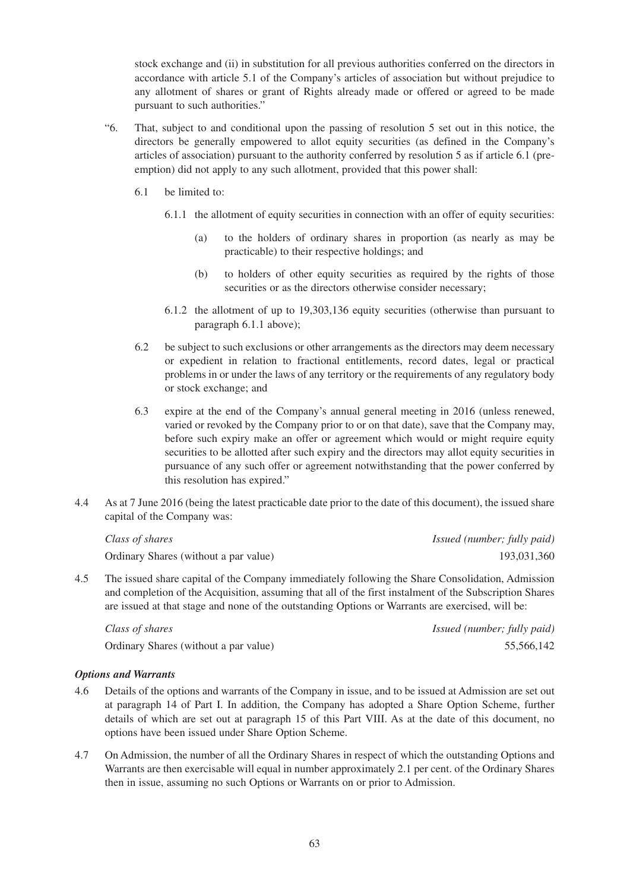stock exchange and (ii) in substitution for all previous authorities conferred on the directors in accordance with article 5.1 of the Company's articles of association but without prejudice to any allotment of shares or grant of Rights already made or offered or agreed to be made pursuant to such authorities."

"6. That, subject to and conditional upon the passing of resolution 5 set out in this notice, the directors be generally empowered to allot equity securities (as defined in the Company's articles of association) pursuant to the authority conferred by resolution 5 as if article 6.1 (pre-emption) did not apply to any such allotment, provided that this power shall:

6.1 be limited to:

6.1.1 the allotment of equity securities in connection with an offer of equity securities:

(a) to the holders of ordinary shares in proportion (as nearly as may be practicable) to their respective holdings; and

(b) to holders of other equity securities as required by the rights of those securities or as the directors otherwise consider necessary;

6.1.2 the allotment of up to 19,303,136 equity securities (otherwise than pursuant to paragraph 6.1.1 above);

6.2 be subject to such exclusions or other arrangements as the directors may deem necessary or expedient in relation to fractional entitlements, record dates, legal or practical problems in or under the laws of any territory or the requirements of any regulatory body or stock exchange; and

6.3 expire at the end of the Company's annual general meeting in 2016 (unless renewed, varied or revoked by the Company prior to or on that date), save that the Company may, before such expiry make an offer or agreement which would or might require equity securities to be allotted after such expiry and the directors may allot equity securities in pursuance of any such offer or agreement notwithstanding that the power conferred by this resolution has expired."

4.4 As at 7 June 2016 (being the latest practicable date prior to the date of this document), the issued share capital of the Company was:

| *Class of shares* | *Issued (number; fully paid)* |
|---|---|
| Ordinary Shares (without a par value) | 193,031,360 |

4.5 The issued share capital of the Company immediately following the Share Consolidation, Admission and completion of the Acquisition, assuming that all of the first instalment of the Subscription Shares are issued at that stage and none of the outstanding Options or Warrants are exercised, will be:

| *Class of shares* | *Issued (number; fully paid)* |
|---|---|
| Ordinary Shares (without a par value) | 55,566,142 |

***Options and Warrants***

4.6 Details of the options and warrants of the Company in issue, and to be issued at Admission are set out at paragraph 14 of Part I. In addition, the Company has adopted a Share Option Scheme, further details of which are set out at paragraph 15 of this Part VIII. As at the date of this document, no options have been issued under Share Option Scheme.

4.7 On Admission, the number of all the Ordinary Shares in respect of which the outstanding Options and Warrants are then exercisable will equal in number approximately 2.1 per cent. of the Ordinary Shares then in issue, assuming no such Options or Warrants on or prior to Admission.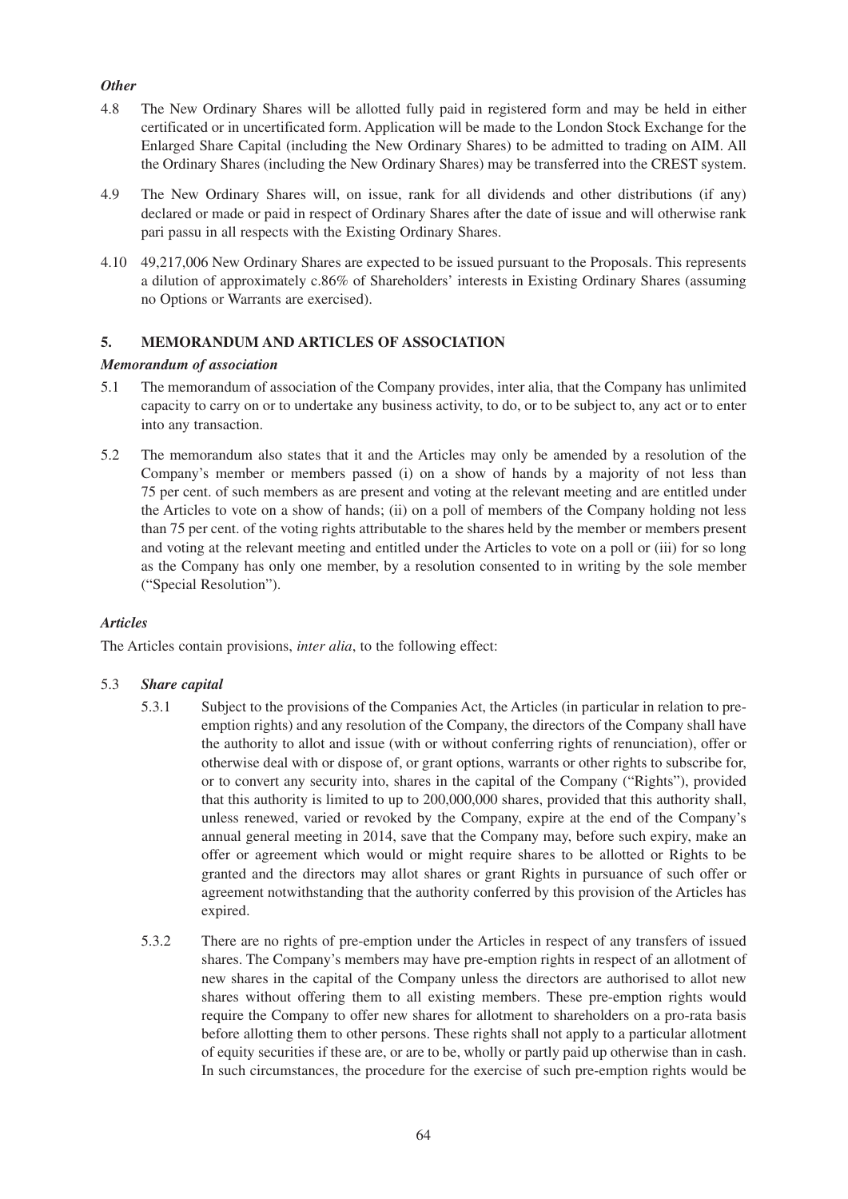***Other***

4.8 The New Ordinary Shares will be allotted fully paid in registered form and may be held in either certificated or in uncertificated form. Application will be made to the London Stock Exchange for the Enlarged Share Capital (including the New Ordinary Shares) to be admitted to trading on AIM. All the Ordinary Shares (including the New Ordinary Shares) may be transferred into the CREST system.

4.9 The New Ordinary Shares will, on issue, rank for all dividends and other distributions (if any) declared or made or paid in respect of Ordinary Shares after the date of issue and will otherwise rank pari passu in all respects with the Existing Ordinary Shares.

4.10 49,217,006 New Ordinary Shares are expected to be issued pursuant to the Proposals. This represents a dilution of approximately c.86% of Shareholders' interests in Existing Ordinary Shares (assuming no Options or Warrants are exercised).

## 5. MEMORANDUM AND ARTICLES OF ASSOCIATION

***Memorandum of association***

5.1 The memorandum of association of the Company provides, inter alia, that the Company has unlimited capacity to carry on or to undertake any business activity, to do, or to be subject to, any act or to enter into any transaction.

5.2 The memorandum also states that it and the Articles may only be amended by a resolution of the Company's member or members passed (i) on a show of hands by a majority of not less than 75 per cent. of such members as are present and voting at the relevant meeting and are entitled under the Articles to vote on a show of hands; (ii) on a poll of members of the Company holding not less than 75 per cent. of the voting rights attributable to the shares held by the member or members present and voting at the relevant meeting and entitled under the Articles to vote on a poll or (iii) for so long as the Company has only one member, by a resolution consented to in writing by the sole member ("Special Resolution").

***Articles***

The Articles contain provisions, *inter alia*, to the following effect:

5.3 ***Share capital***

5.3.1 Subject to the provisions of the Companies Act, the Articles (in particular in relation to pre-emption rights) and any resolution of the Company, the directors of the Company shall have the authority to allot and issue (with or without conferring rights of renunciation), offer or otherwise deal with or dispose of, or grant options, warrants or other rights to subscribe for, or to convert any security into, shares in the capital of the Company ("Rights"), provided that this authority is limited to up to 200,000,000 shares, provided that this authority shall, unless renewed, varied or revoked by the Company, expire at the end of the Company's annual general meeting in 2014, save that the Company may, before such expiry, make an offer or agreement which would or might require shares to be allotted or Rights to be granted and the directors may allot shares or grant Rights in pursuance of such offer or agreement notwithstanding that the authority conferred by this provision of the Articles has expired.

5.3.2 There are no rights of pre-emption under the Articles in respect of any transfers of issued shares. The Company's members may have pre-emption rights in respect of an allotment of new shares in the capital of the Company unless the directors are authorised to allot new shares without offering them to all existing members. These pre-emption rights would require the Company to offer new shares for allotment to shareholders on a pro-rata basis before allotting them to other persons. These rights shall not apply to a particular allotment of equity securities if these are, or are to be, wholly or partly paid up otherwise than in cash. In such circumstances, the procedure for the exercise of such pre-emption rights would be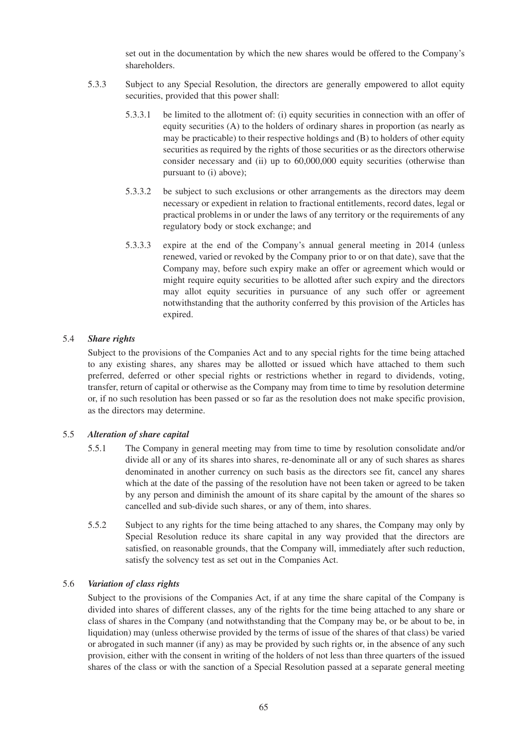set out in the documentation by which the new shares would be offered to the Company's shareholders.

5.3.3 Subject to any Special Resolution, the directors are generally empowered to allot equity securities, provided that this power shall:

5.3.3.1 be limited to the allotment of: (i) equity securities in connection with an offer of equity securities (A) to the holders of ordinary shares in proportion (as nearly as may be practicable) to their respective holdings and (B) to holders of other equity securities as required by the rights of those securities or as the directors otherwise consider necessary and (ii) up to 60,000,000 equity securities (otherwise than pursuant to (i) above);

5.3.3.2 be subject to such exclusions or other arrangements as the directors may deem necessary or expedient in relation to fractional entitlements, record dates, legal or practical problems in or under the laws of any territory or the requirements of any regulatory body or stock exchange; and

5.3.3.3 expire at the end of the Company's annual general meeting in 2014 (unless renewed, varied or revoked by the Company prior to or on that date), save that the Company may, before such expiry make an offer or agreement which would or might require equity securities to be allotted after such expiry and the directors may allot equity securities in pursuance of any such offer or agreement notwithstanding that the authority conferred by this provision of the Articles has expired.

5.4 ***Share rights***

Subject to the provisions of the Companies Act and to any special rights for the time being attached to any existing shares, any shares may be allotted or issued which have attached to them such preferred, deferred or other special rights or restrictions whether in regard to dividends, voting, transfer, return of capital or otherwise as the Company may from time to time by resolution determine or, if no such resolution has been passed or so far as the resolution does not make specific provision, as the directors may determine.

5.5 ***Alteration of share capital***

5.5.1 The Company in general meeting may from time to time by resolution consolidate and/or divide all or any of its shares into shares, re-denominate all or any of such shares as shares denominated in another currency on such basis as the directors see fit, cancel any shares which at the date of the passing of the resolution have not been taken or agreed to be taken by any person and diminish the amount of its share capital by the amount of the shares so cancelled and sub-divide such shares, or any of them, into shares.

5.5.2 Subject to any rights for the time being attached to any shares, the Company may only by Special Resolution reduce its share capital in any way provided that the directors are satisfied, on reasonable grounds, that the Company will, immediately after such reduction, satisfy the solvency test as set out in the Companies Act.

5.6 ***Variation of class rights***

Subject to the provisions of the Companies Act, if at any time the share capital of the Company is divided into shares of different classes, any of the rights for the time being attached to any share or class of shares in the Company (and notwithstanding that the Company may be, or be about to be, in liquidation) may (unless otherwise provided by the terms of issue of the shares of that class) be varied or abrogated in such manner (if any) as may be provided by such rights or, in the absence of any such provision, either with the consent in writing of the holders of not less than three quarters of the issued shares of the class or with the sanction of a Special Resolution passed at a separate general meeting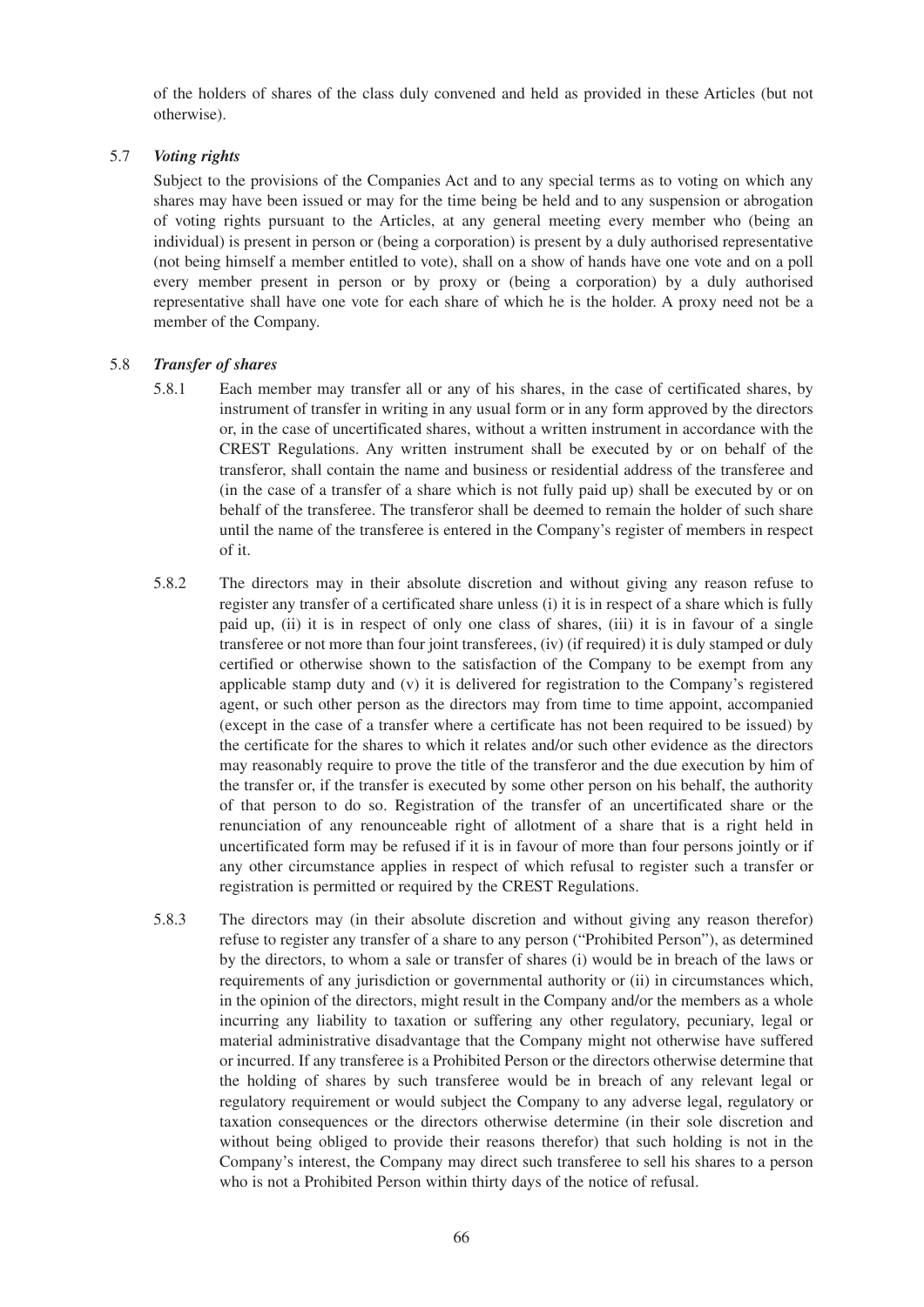of the holders of shares of the class duly convened and held as provided in these Articles (but not otherwise).

5.7 ***Voting rights***

Subject to the provisions of the Companies Act and to any special terms as to voting on which any shares may have been issued or may for the time being be held and to any suspension or abrogation of voting rights pursuant to the Articles, at any general meeting every member who (being an individual) is present in person or (being a corporation) is present by a duly authorised representative (not being himself a member entitled to vote), shall on a show of hands have one vote and on a poll every member present in person or by proxy or (being a corporation) by a duly authorised representative shall have one vote for each share of which he is the holder. A proxy need not be a member of the Company.

5.8 ***Transfer of shares***

5.8.1 Each member may transfer all or any of his shares, in the case of certificated shares, by instrument of transfer in writing in any usual form or in any form approved by the directors or, in the case of uncertificated shares, without a written instrument in accordance with the CREST Regulations. Any written instrument shall be executed by or on behalf of the transferor, shall contain the name and business or residential address of the transferee and (in the case of a transfer of a share which is not fully paid up) shall be executed by or on behalf of the transferee. The transferor shall be deemed to remain the holder of such share until the name of the transferee is entered in the Company's register of members in respect of it.

5.8.2 The directors may in their absolute discretion and without giving any reason refuse to register any transfer of a certificated share unless (i) it is in respect of a share which is fully paid up, (ii) it is in respect of only one class of shares, (iii) it is in favour of a single transferee or not more than four joint transferees, (iv) (if required) it is duly stamped or duly certified or otherwise shown to the satisfaction of the Company to be exempt from any applicable stamp duty and (v) it is delivered for registration to the Company's registered agent, or such other person as the directors may from time to time appoint, accompanied (except in the case of a transfer where a certificate has not been required to be issued) by the certificate for the shares to which it relates and/or such other evidence as the directors may reasonably require to prove the title of the transferor and the due execution by him of the transfer or, if the transfer is executed by some other person on his behalf, the authority of that person to do so. Registration of the transfer of an uncertificated share or the renunciation of any renounceable right of allotment of a share that is a right held in uncertificated form may be refused if it is in favour of more than four persons jointly or if any other circumstance applies in respect of which refusal to register such a transfer or registration is permitted or required by the CREST Regulations.

5.8.3 The directors may (in their absolute discretion and without giving any reason therefor) refuse to register any transfer of a share to any person ("Prohibited Person"), as determined by the directors, to whom a sale or transfer of shares (i) would be in breach of the laws or requirements of any jurisdiction or governmental authority or (ii) in circumstances which, in the opinion of the directors, might result in the Company and/or the members as a whole incurring any liability to taxation or suffering any other regulatory, pecuniary, legal or material administrative disadvantage that the Company might not otherwise have suffered or incurred. If any transferee is a Prohibited Person or the directors otherwise determine that the holding of shares by such transferee would be in breach of any relevant legal or regulatory requirement or would subject the Company to any adverse legal, regulatory or taxation consequences or the directors otherwise determine (in their sole discretion and without being obliged to provide their reasons therefor) that such holding is not in the Company's interest, the Company may direct such transferee to sell his shares to a person who is not a Prohibited Person within thirty days of the notice of refusal.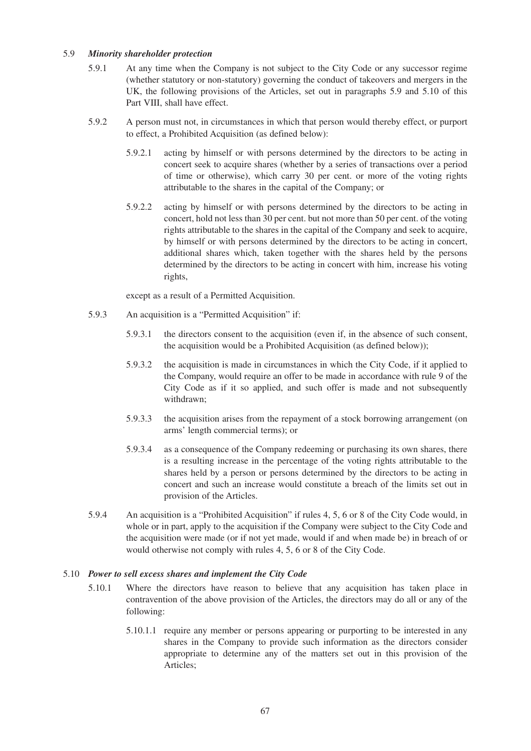### 5.9 *Minority shareholder protection*

5.9.1 At any time when the Company is not subject to the City Code or any successor regime (whether statutory or non-statutory) governing the conduct of takeovers and mergers in the UK, the following provisions of the Articles, set out in paragraphs 5.9 and 5.10 of this Part VIII, shall have effect.

5.9.2 A person must not, in circumstances in which that person would thereby effect, or purport to effect, a Prohibited Acquisition (as defined below):

5.9.2.1 acting by himself or with persons determined by the directors to be acting in concert seek to acquire shares (whether by a series of transactions over a period of time or otherwise), which carry 30 per cent. or more of the voting rights attributable to the shares in the capital of the Company; or

5.9.2.2 acting by himself or with persons determined by the directors to be acting in concert, hold not less than 30 per cent. but not more than 50 per cent. of the voting rights attributable to the shares in the capital of the Company and seek to acquire, by himself or with persons determined by the directors to be acting in concert, additional shares which, taken together with the shares held by the persons determined by the directors to be acting in concert with him, increase his voting rights,

except as a result of a Permitted Acquisition.

5.9.3 An acquisition is a "Permitted Acquisition" if:

5.9.3.1 the directors consent to the acquisition (even if, in the absence of such consent, the acquisition would be a Prohibited Acquisition (as defined below));

5.9.3.2 the acquisition is made in circumstances in which the City Code, if it applied to the Company, would require an offer to be made in accordance with rule 9 of the City Code as if it so applied, and such offer is made and not subsequently withdrawn;

5.9.3.3 the acquisition arises from the repayment of a stock borrowing arrangement (on arms' length commercial terms); or

5.9.3.4 as a consequence of the Company redeeming or purchasing its own shares, there is a resulting increase in the percentage of the voting rights attributable to the shares held by a person or persons determined by the directors to be acting in concert and such an increase would constitute a breach of the limits set out in provision of the Articles.

5.9.4 An acquisition is a "Prohibited Acquisition" if rules 4, 5, 6 or 8 of the City Code would, in whole or in part, apply to the acquisition if the Company were subject to the City Code and the acquisition were made (or if not yet made, would if and when made be) in breach of or would otherwise not comply with rules 4, 5, 6 or 8 of the City Code.

### 5.10 *Power to sell excess shares and implement the City Code*

5.10.1 Where the directors have reason to believe that any acquisition has taken place in contravention of the above provision of the Articles, the directors may do all or any of the following:

5.10.1.1 require any member or persons appearing or purporting to be interested in any shares in the Company to provide such information as the directors consider appropriate to determine any of the matters set out in this provision of the Articles;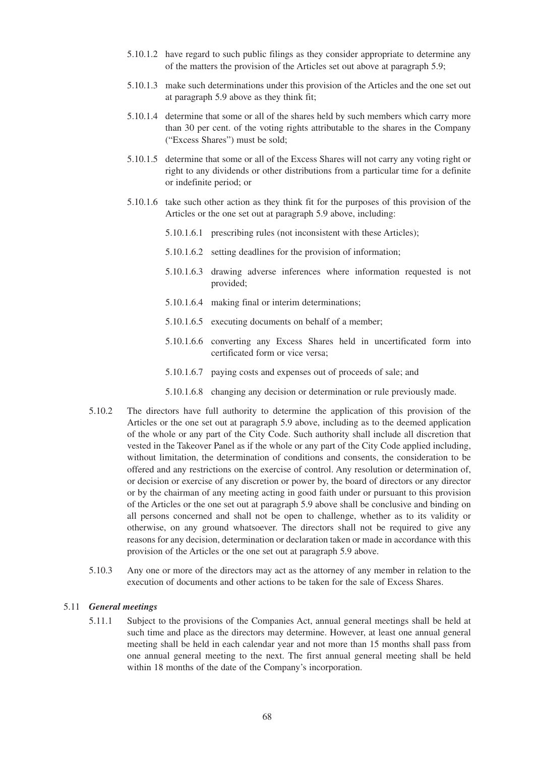5.10.1.2 have regard to such public filings as they consider appropriate to determine any of the matters the provision of the Articles set out above at paragraph 5.9;

5.10.1.3 make such determinations under this provision of the Articles and the one set out at paragraph 5.9 above as they think fit;

5.10.1.4 determine that some or all of the shares held by such members which carry more than 30 per cent. of the voting rights attributable to the shares in the Company ("Excess Shares") must be sold;

5.10.1.5 determine that some or all of the Excess Shares will not carry any voting right or right to any dividends or other distributions from a particular time for a definite or indefinite period; or

5.10.1.6 take such other action as they think fit for the purposes of this provision of the Articles or the one set out at paragraph 5.9 above, including:

5.10.1.6.1 prescribing rules (not inconsistent with these Articles);

5.10.1.6.2 setting deadlines for the provision of information;

5.10.1.6.3 drawing adverse inferences where information requested is not provided;

5.10.1.6.4 making final or interim determinations;

5.10.1.6.5 executing documents on behalf of a member;

5.10.1.6.6 converting any Excess Shares held in uncertificated form into certificated form or vice versa;

5.10.1.6.7 paying costs and expenses out of proceeds of sale; and

5.10.1.6.8 changing any decision or determination or rule previously made.

5.10.2 The directors have full authority to determine the application of this provision of the Articles or the one set out at paragraph 5.9 above, including as to the deemed application of the whole or any part of the City Code. Such authority shall include all discretion that vested in the Takeover Panel as if the whole or any part of the City Code applied including, without limitation, the determination of conditions and consents, the consideration to be offered and any restrictions on the exercise of control. Any resolution or determination of, or decision or exercise of any discretion or power by, the board of directors or any director or by the chairman of any meeting acting in good faith under or pursuant to this provision of the Articles or the one set out at paragraph 5.9 above shall be conclusive and binding on all persons concerned and shall not be open to challenge, whether as to its validity or otherwise, on any ground whatsoever. The directors shall not be required to give any reasons for any decision, determination or declaration taken or made in accordance with this provision of the Articles or the one set out at paragraph 5.9 above.

5.10.3 Any one or more of the directors may act as the attorney of any member in relation to the execution of documents and other actions to be taken for the sale of Excess Shares.

5.11 ***General meetings***

5.11.1 Subject to the provisions of the Companies Act, annual general meetings shall be held at such time and place as the directors may determine. However, at least one annual general meeting shall be held in each calendar year and not more than 15 months shall pass from one annual general meeting to the next. The first annual general meeting shall be held within 18 months of the date of the Company's incorporation.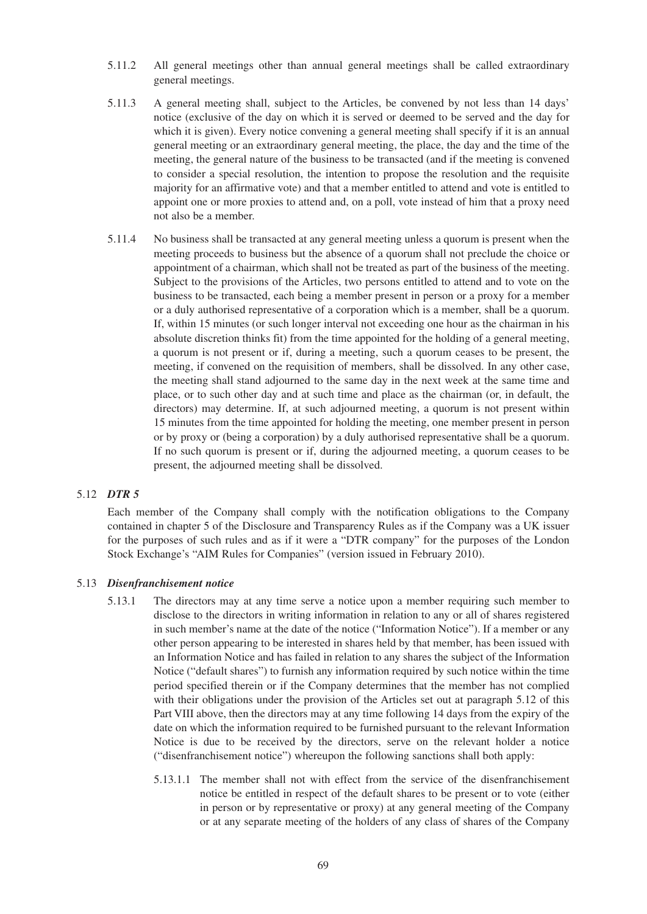5.11.2 All general meetings other than annual general meetings shall be called extraordinary general meetings.

5.11.3 A general meeting shall, subject to the Articles, be convened by not less than 14 days' notice (exclusive of the day on which it is served or deemed to be served and the day for which it is given). Every notice convening a general meeting shall specify if it is an annual general meeting or an extraordinary general meeting, the place, the day and the time of the meeting, the general nature of the business to be transacted (and if the meeting is convened to consider a special resolution, the intention to propose the resolution and the requisite majority for an affirmative vote) and that a member entitled to attend and vote is entitled to appoint one or more proxies to attend and, on a poll, vote instead of him that a proxy need not also be a member.

5.11.4 No business shall be transacted at any general meeting unless a quorum is present when the meeting proceeds to business but the absence of a quorum shall not preclude the choice or appointment of a chairman, which shall not be treated as part of the business of the meeting. Subject to the provisions of the Articles, two persons entitled to attend and to vote on the business to be transacted, each being a member present in person or a proxy for a member or a duly authorised representative of a corporation which is a member, shall be a quorum. If, within 15 minutes (or such longer interval not exceeding one hour as the chairman in his absolute discretion thinks fit) from the time appointed for the holding of a general meeting, a quorum is not present or if, during a meeting, such a quorum ceases to be present, the meeting, if convened on the requisition of members, shall be dissolved. In any other case, the meeting shall stand adjourned to the same day in the next week at the same time and place, or to such other day and at such time and place as the chairman (or, in default, the directors) may determine. If, at such adjourned meeting, a quorum is not present within 15 minutes from the time appointed for holding the meeting, one member present in person or by proxy or (being a corporation) by a duly authorised representative shall be a quorum. If no such quorum is present or if, during the adjourned meeting, a quorum ceases to be present, the adjourned meeting shall be dissolved.

5.12 ***DTR 5***

Each member of the Company shall comply with the notification obligations to the Company contained in chapter 5 of the Disclosure and Transparency Rules as if the Company was a UK issuer for the purposes of such rules and as if it were a "DTR company" for the purposes of the London Stock Exchange's "AIM Rules for Companies" (version issued in February 2010).

5.13 ***Disenfranchisement notice***

5.13.1 The directors may at any time serve a notice upon a member requiring such member to disclose to the directors in writing information in relation to any or all of shares registered in such member's name at the date of the notice ("Information Notice"). If a member or any other person appearing to be interested in shares held by that member, has been issued with an Information Notice and has failed in relation to any shares the subject of the Information Notice ("default shares") to furnish any information required by such notice within the time period specified therein or if the Company determines that the member has not complied with their obligations under the provision of the Articles set out at paragraph 5.12 of this Part VIII above, then the directors may at any time following 14 days from the expiry of the date on which the information required to be furnished pursuant to the relevant Information Notice is due to be received by the directors, serve on the relevant holder a notice ("disenfranchisement notice") whereupon the following sanctions shall both apply:

5.13.1.1 The member shall not with effect from the service of the disenfranchisement notice be entitled in respect of the default shares to be present or to vote (either in person or by representative or proxy) at any general meeting of the Company or at any separate meeting of the holders of any class of shares of the Company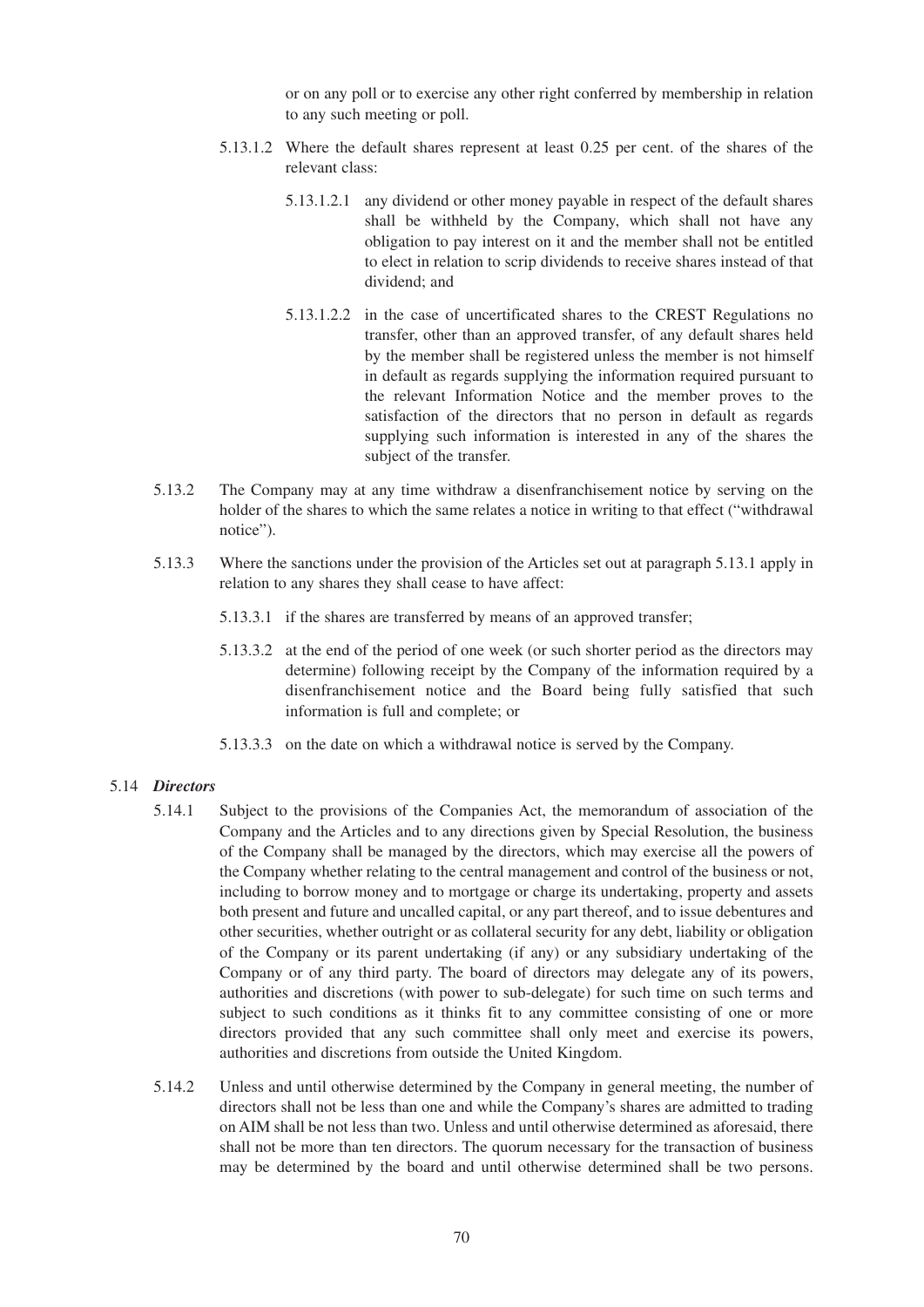or on any poll or to exercise any other right conferred by membership in relation to any such meeting or poll.

5.13.1.2 Where the default shares represent at least 0.25 per cent. of the shares of the relevant class:

5.13.1.2.1 any dividend or other money payable in respect of the default shares shall be withheld by the Company, which shall not have any obligation to pay interest on it and the member shall not be entitled to elect in relation to scrip dividends to receive shares instead of that dividend; and

5.13.1.2.2 in the case of uncertificated shares to the CREST Regulations no transfer, other than an approved transfer, of any default shares held by the member shall be registered unless the member is not himself in default as regards supplying the information required pursuant to the relevant Information Notice and the member proves to the satisfaction of the directors that no person in default as regards supplying such information is interested in any of the shares the subject of the transfer.

5.13.2 The Company may at any time withdraw a disenfranchisement notice by serving on the holder of the shares to which the same relates a notice in writing to that effect ("withdrawal notice").

5.13.3 Where the sanctions under the provision of the Articles set out at paragraph 5.13.1 apply in relation to any shares they shall cease to have affect:

5.13.3.1 if the shares are transferred by means of an approved transfer;

5.13.3.2 at the end of the period of one week (or such shorter period as the directors may determine) following receipt by the Company of the information required by a disenfranchisement notice and the Board being fully satisfied that such information is full and complete; or

5.13.3.3 on the date on which a withdrawal notice is served by the Company.

5.14 ***Directors***

5.14.1 Subject to the provisions of the Companies Act, the memorandum of association of the Company and the Articles and to any directions given by Special Resolution, the business of the Company shall be managed by the directors, which may exercise all the powers of the Company whether relating to the central management and control of the business or not, including to borrow money and to mortgage or charge its undertaking, property and assets both present and future and uncalled capital, or any part thereof, and to issue debentures and other securities, whether outright or as collateral security for any debt, liability or obligation of the Company or its parent undertaking (if any) or any subsidiary undertaking of the Company or of any third party. The board of directors may delegate any of its powers, authorities and discretions (with power to sub-delegate) for such time on such terms and subject to such conditions as it thinks fit to any committee consisting of one or more directors provided that any such committee shall only meet and exercise its powers, authorities and discretions from outside the United Kingdom.

5.14.2 Unless and until otherwise determined by the Company in general meeting, the number of directors shall not be less than one and while the Company's shares are admitted to trading on AIM shall be not less than two. Unless and until otherwise determined as aforesaid, there shall not be more than ten directors. The quorum necessary for the transaction of business may be determined by the board and until otherwise determined shall be two persons.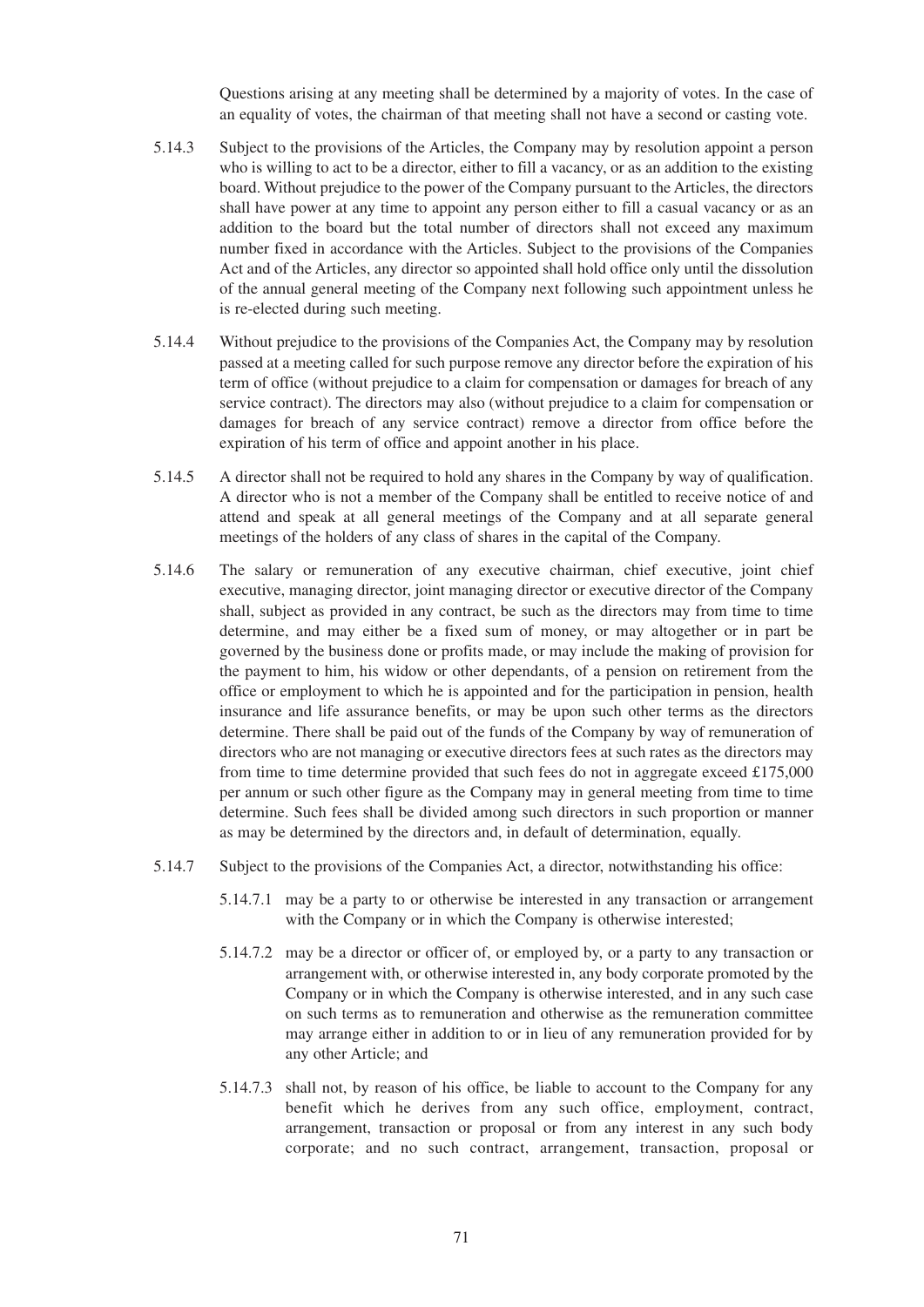Questions arising at any meeting shall be determined by a majority of votes. In the case of an equality of votes, the chairman of that meeting shall not have a second or casting vote.

5.14.3 Subject to the provisions of the Articles, the Company may by resolution appoint a person who is willing to act to be a director, either to fill a vacancy, or as an addition to the existing board. Without prejudice to the power of the Company pursuant to the Articles, the directors shall have power at any time to appoint any person either to fill a casual vacancy or as an addition to the board but the total number of directors shall not exceed any maximum number fixed in accordance with the Articles. Subject to the provisions of the Companies Act and of the Articles, any director so appointed shall hold office only until the dissolution of the annual general meeting of the Company next following such appointment unless he is re-elected during such meeting.

5.14.4 Without prejudice to the provisions of the Companies Act, the Company may by resolution passed at a meeting called for such purpose remove any director before the expiration of his term of office (without prejudice to a claim for compensation or damages for breach of any service contract). The directors may also (without prejudice to a claim for compensation or damages for breach of any service contract) remove a director from office before the expiration of his term of office and appoint another in his place.

5.14.5 A director shall not be required to hold any shares in the Company by way of qualification. A director who is not a member of the Company shall be entitled to receive notice of and attend and speak at all general meetings of the Company and at all separate general meetings of the holders of any class of shares in the capital of the Company.

5.14.6 The salary or remuneration of any executive chairman, chief executive, joint chief executive, managing director, joint managing director or executive director of the Company shall, subject as provided in any contract, be such as the directors may from time to time determine, and may either be a fixed sum of money, or may altogether or in part be governed by the business done or profits made, or may include the making of provision for the payment to him, his widow or other dependants, of a pension on retirement from the office or employment to which he is appointed and for the participation in pension, health insurance and life assurance benefits, or may be upon such other terms as the directors determine. There shall be paid out of the funds of the Company by way of remuneration of directors who are not managing or executive directors fees at such rates as the directors may from time to time determine provided that such fees do not in aggregate exceed £175,000 per annum or such other figure as the Company may in general meeting from time to time determine. Such fees shall be divided among such directors in such proportion or manner as may be determined by the directors and, in default of determination, equally.

5.14.7 Subject to the provisions of the Companies Act, a director, notwithstanding his office:

5.14.7.1 may be a party to or otherwise be interested in any transaction or arrangement with the Company or in which the Company is otherwise interested;

5.14.7.2 may be a director or officer of, or employed by, or a party to any transaction or arrangement with, or otherwise interested in, any body corporate promoted by the Company or in which the Company is otherwise interested, and in any such case on such terms as to remuneration and otherwise as the remuneration committee may arrange either in addition to or in lieu of any remuneration provided for by any other Article; and

5.14.7.3 shall not, by reason of his office, be liable to account to the Company for any benefit which he derives from any such office, employment, contract, arrangement, transaction or proposal or from any interest in any such body corporate; and no such contract, arrangement, transaction, proposal or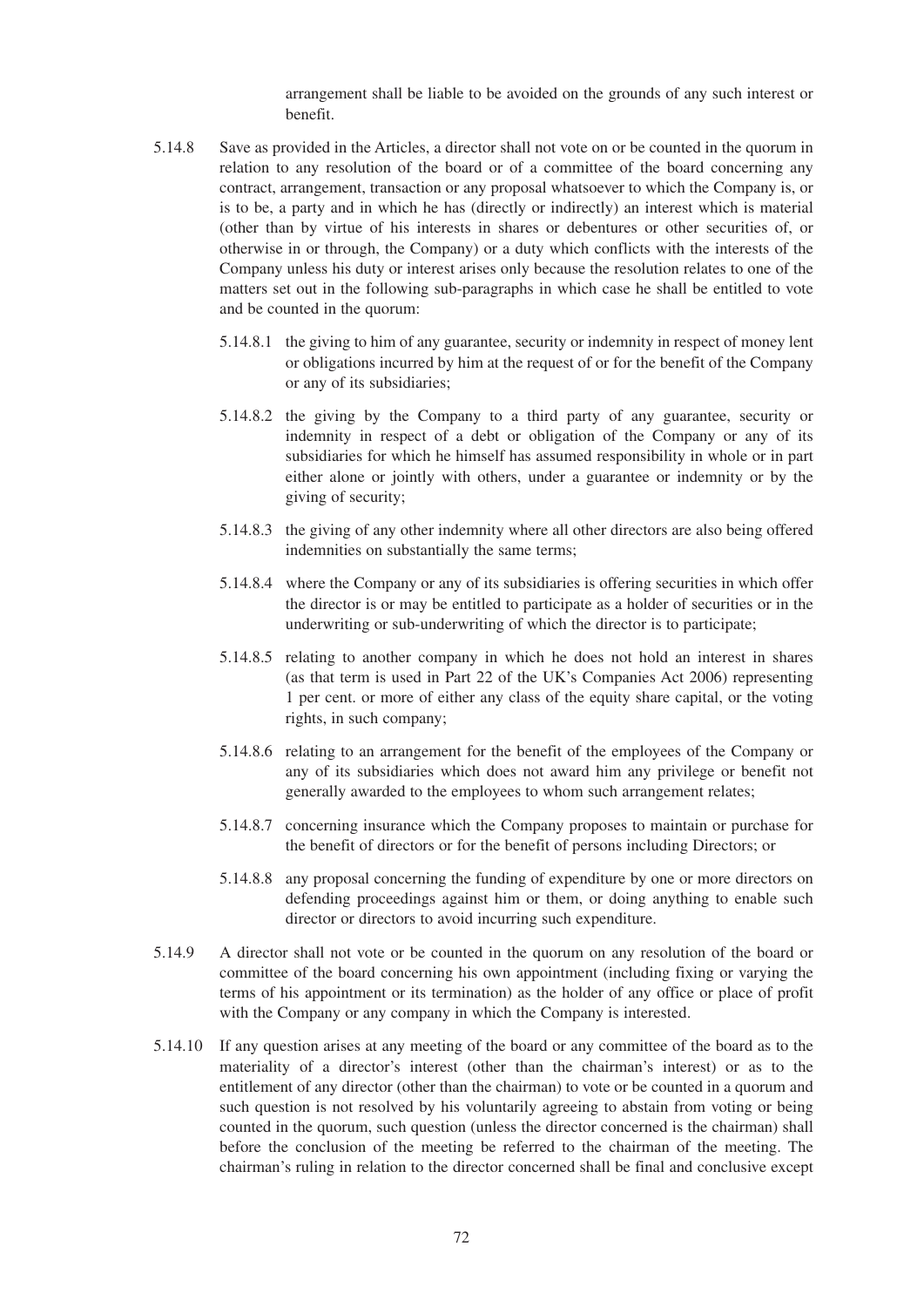arrangement shall be liable to be avoided on the grounds of any such interest or benefit.

5.14.8 Save as provided in the Articles, a director shall not vote on or be counted in the quorum in relation to any resolution of the board or of a committee of the board concerning any contract, arrangement, transaction or any proposal whatsoever to which the Company is, or is to be, a party and in which he has (directly or indirectly) an interest which is material (other than by virtue of his interests in shares or debentures or other securities of, or otherwise in or through, the Company) or a duty which conflicts with the interests of the Company unless his duty or interest arises only because the resolution relates to one of the matters set out in the following sub-paragraphs in which case he shall be entitled to vote and be counted in the quorum:

5.14.8.1 the giving to him of any guarantee, security or indemnity in respect of money lent or obligations incurred by him at the request of or for the benefit of the Company or any of its subsidiaries;

5.14.8.2 the giving by the Company to a third party of any guarantee, security or indemnity in respect of a debt or obligation of the Company or any of its subsidiaries for which he himself has assumed responsibility in whole or in part either alone or jointly with others, under a guarantee or indemnity or by the giving of security;

5.14.8.3 the giving of any other indemnity where all other directors are also being offered indemnities on substantially the same terms;

5.14.8.4 where the Company or any of its subsidiaries is offering securities in which offer the director is or may be entitled to participate as a holder of securities or in the underwriting or sub-underwriting of which the director is to participate;

5.14.8.5 relating to another company in which he does not hold an interest in shares (as that term is used in Part 22 of the UK's Companies Act 2006) representing 1 per cent. or more of either any class of the equity share capital, or the voting rights, in such company;

5.14.8.6 relating to an arrangement for the benefit of the employees of the Company or any of its subsidiaries which does not award him any privilege or benefit not generally awarded to the employees to whom such arrangement relates;

5.14.8.7 concerning insurance which the Company proposes to maintain or purchase for the benefit of directors or for the benefit of persons including Directors; or

5.14.8.8 any proposal concerning the funding of expenditure by one or more directors on defending proceedings against him or them, or doing anything to enable such director or directors to avoid incurring such expenditure.

5.14.9 A director shall not vote or be counted in the quorum on any resolution of the board or committee of the board concerning his own appointment (including fixing or varying the terms of his appointment or its termination) as the holder of any office or place of profit with the Company or any company in which the Company is interested.

5.14.10 If any question arises at any meeting of the board or any committee of the board as to the materiality of a director's interest (other than the chairman's interest) or as to the entitlement of any director (other than the chairman) to vote or be counted in a quorum and such question is not resolved by his voluntarily agreeing to abstain from voting or being counted in the quorum, such question (unless the director concerned is the chairman) shall before the conclusion of the meeting be referred to the chairman of the meeting. The chairman's ruling in relation to the director concerned shall be final and conclusive except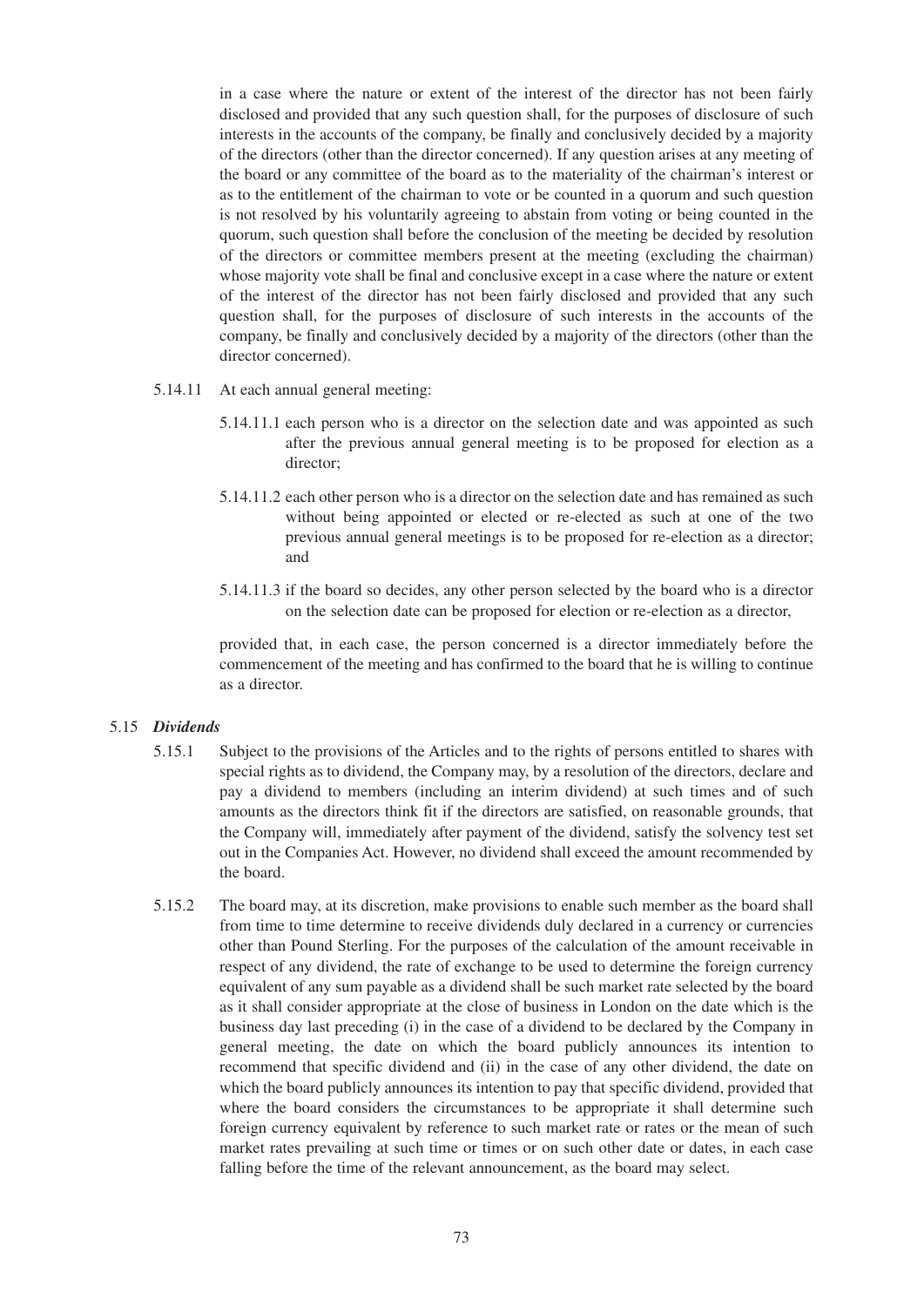in a case where the nature or extent of the interest of the director has not been fairly disclosed and provided that any such question shall, for the purposes of disclosure of such interests in the accounts of the company, be finally and conclusively decided by a majority of the directors (other than the director concerned). If any question arises at any meeting of the board or any committee of the board as to the materiality of the chairman's interest or as to the entitlement of the chairman to vote or be counted in a quorum and such question is not resolved by his voluntarily agreeing to abstain from voting or being counted in the quorum, such question shall before the conclusion of the meeting be decided by resolution of the directors or committee members present at the meeting (excluding the chairman) whose majority vote shall be final and conclusive except in a case where the nature or extent of the interest of the director has not been fairly disclosed and provided that any such question shall, for the purposes of disclosure of such interests in the accounts of the company, be finally and conclusively decided by a majority of the directors (other than the director concerned).

5.14.11 At each annual general meeting:

5.14.11.1 each person who is a director on the selection date and was appointed as such after the previous annual general meeting is to be proposed for election as a director;

5.14.11.2 each other person who is a director on the selection date and has remained as such without being appointed or elected or re-elected as such at one of the two previous annual general meetings is to be proposed for re-election as a director; and

5.14.11.3 if the board so decides, any other person selected by the board who is a director on the selection date can be proposed for election or re-election as a director,

provided that, in each case, the person concerned is a director immediately before the commencement of the meeting and has confirmed to the board that he is willing to continue as a director.

5.15 ***Dividends***

5.15.1 Subject to the provisions of the Articles and to the rights of persons entitled to shares with special rights as to dividend, the Company may, by a resolution of the directors, declare and pay a dividend to members (including an interim dividend) at such times and of such amounts as the directors think fit if the directors are satisfied, on reasonable grounds, that the Company will, immediately after payment of the dividend, satisfy the solvency test set out in the Companies Act. However, no dividend shall exceed the amount recommended by the board.

5.15.2 The board may, at its discretion, make provisions to enable such member as the board shall from time to time determine to receive dividends duly declared in a currency or currencies other than Pound Sterling. For the purposes of the calculation of the amount receivable in respect of any dividend, the rate of exchange to be used to determine the foreign currency equivalent of any sum payable as a dividend shall be such market rate selected by the board as it shall consider appropriate at the close of business in London on the date which is the business day last preceding (i) in the case of a dividend to be declared by the Company in general meeting, the date on which the board publicly announces its intention to recommend that specific dividend and (ii) in the case of any other dividend, the date on which the board publicly announces its intention to pay that specific dividend, provided that where the board considers the circumstances to be appropriate it shall determine such foreign currency equivalent by reference to such market rate or rates or the mean of such market rates prevailing at such time or times or on such other date or dates, in each case falling before the time of the relevant announcement, as the board may select.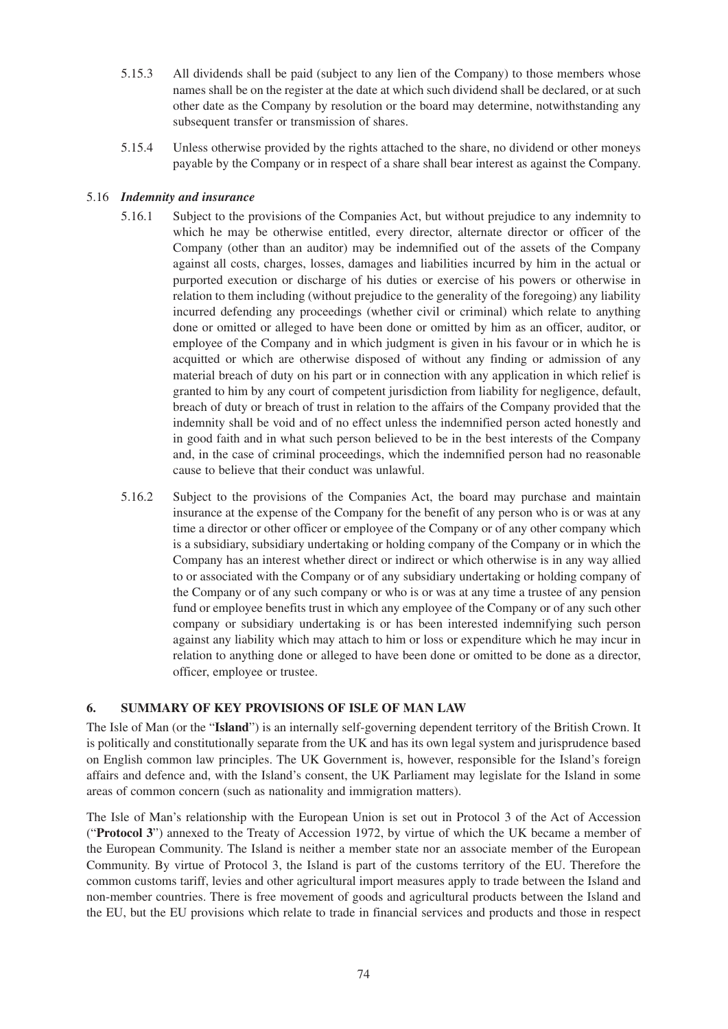5.15.3 All dividends shall be paid (subject to any lien of the Company) to those members whose names shall be on the register at the date at which such dividend shall be declared, or at such other date as the Company by resolution or the board may determine, notwithstanding any subsequent transfer or transmission of shares.

5.15.4 Unless otherwise provided by the rights attached to the share, no dividend or other moneys payable by the Company or in respect of a share shall bear interest as against the Company.

5.16 ***Indemnity and insurance***

5.16.1 Subject to the provisions of the Companies Act, but without prejudice to any indemnity to which he may be otherwise entitled, every director, alternate director or officer of the Company (other than an auditor) may be indemnified out of the assets of the Company against all costs, charges, losses, damages and liabilities incurred by him in the actual or purported execution or discharge of his duties or exercise of his powers or otherwise in relation to them including (without prejudice to the generality of the foregoing) any liability incurred defending any proceedings (whether civil or criminal) which relate to anything done or omitted or alleged to have been done or omitted by him as an officer, auditor, or employee of the Company and in which judgment is given in his favour or in which he is acquitted or which are otherwise disposed of without any finding or admission of any material breach of duty on his part or in connection with any application in which relief is granted to him by any court of competent jurisdiction from liability for negligence, default, breach of duty or breach of trust in relation to the affairs of the Company provided that the indemnity shall be void and of no effect unless the indemnified person acted honestly and in good faith and in what such person believed to be in the best interests of the Company and, in the case of criminal proceedings, which the indemnified person had no reasonable cause to believe that their conduct was unlawful.

5.16.2 Subject to the provisions of the Companies Act, the board may purchase and maintain insurance at the expense of the Company for the benefit of any person who is or was at any time a director or other officer or employee of the Company or of any other company which is a subsidiary, subsidiary undertaking or holding company of the Company or in which the Company has an interest whether direct or indirect or which otherwise is in any way allied to or associated with the Company or of any subsidiary undertaking or holding company of the Company or of any such company or who is or was at any time a trustee of any pension fund or employee benefits trust in which any employee of the Company or of any such other company or subsidiary undertaking is or has been interested indemnifying such person against any liability which may attach to him or loss or expenditure which he may incur in relation to anything done or alleged to have been done or omitted to be done as a director, officer, employee or trustee.

## 6. SUMMARY OF KEY PROVISIONS OF ISLE OF MAN LAW

The Isle of Man (or the "**Island**") is an internally self-governing dependent territory of the British Crown. It is politically and constitutionally separate from the UK and has its own legal system and jurisprudence based on English common law principles. The UK Government is, however, responsible for the Island's foreign affairs and defence and, with the Island's consent, the UK Parliament may legislate for the Island in some areas of common concern (such as nationality and immigration matters).

The Isle of Man's relationship with the European Union is set out in Protocol 3 of the Act of Accession ("**Protocol 3**") annexed to the Treaty of Accession 1972, by virtue of which the UK became a member of the European Community. The Island is neither a member state nor an associate member of the European Community. By virtue of Protocol 3, the Island is part of the customs territory of the EU. Therefore the common customs tariff, levies and other agricultural import measures apply to trade between the Island and non-member countries. There is free movement of goods and agricultural products between the Island and the EU, but the EU provisions which relate to trade in financial services and products and those in respect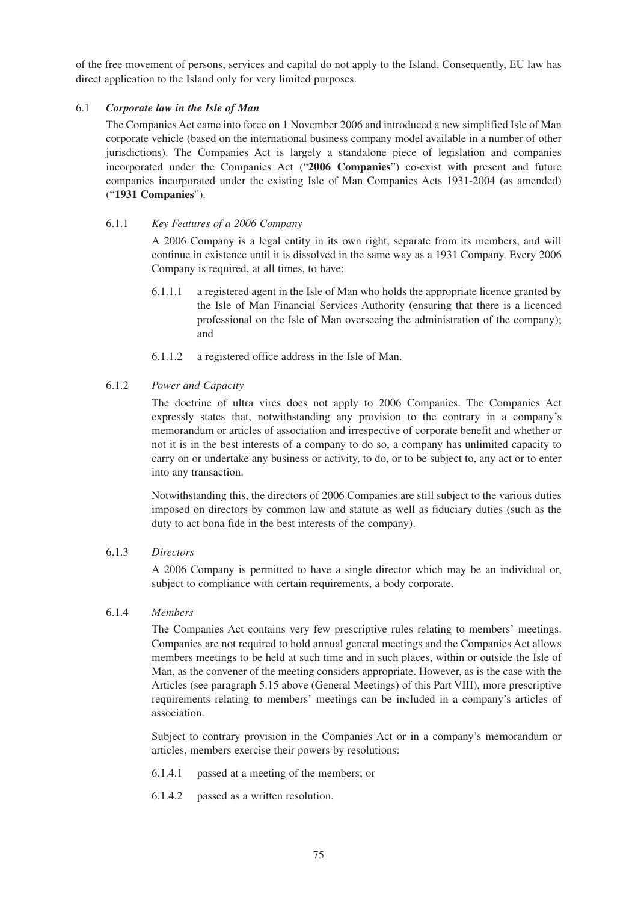of the free movement of persons, services and capital do not apply to the Island. Consequently, EU law has direct application to the Island only for very limited purposes.

6.1 ***Corporate law in the Isle of Man***

The Companies Act came into force on 1 November 2006 and introduced a new simplified Isle of Man corporate vehicle (based on the international business company model available in a number of other jurisdictions). The Companies Act is largely a standalone piece of legislation and companies incorporated under the Companies Act ("**2006 Companies**") co-exist with present and future companies incorporated under the existing Isle of Man Companies Acts 1931-2004 (as amended) ("**1931 Companies**").

6.1.1 *Key Features of a 2006 Company*

A 2006 Company is a legal entity in its own right, separate from its members, and will continue in existence until it is dissolved in the same way as a 1931 Company. Every 2006 Company is required, at all times, to have:

6.1.1.1 a registered agent in the Isle of Man who holds the appropriate licence granted by the Isle of Man Financial Services Authority (ensuring that there is a licenced professional on the Isle of Man overseeing the administration of the company); and

6.1.1.2 a registered office address in the Isle of Man.

6.1.2 *Power and Capacity*

The doctrine of ultra vires does not apply to 2006 Companies. The Companies Act expressly states that, notwithstanding any provision to the contrary in a company's memorandum or articles of association and irrespective of corporate benefit and whether or not it is in the best interests of a company to do so, a company has unlimited capacity to carry on or undertake any business or activity, to do, or to be subject to, any act or to enter into any transaction.

Notwithstanding this, the directors of 2006 Companies are still subject to the various duties imposed on directors by common law and statute as well as fiduciary duties (such as the duty to act bona fide in the best interests of the company).

6.1.3 *Directors*

A 2006 Company is permitted to have a single director which may be an individual or, subject to compliance with certain requirements, a body corporate.

6.1.4 *Members*

The Companies Act contains very few prescriptive rules relating to members' meetings. Companies are not required to hold annual general meetings and the Companies Act allows members meetings to be held at such time and in such places, within or outside the Isle of Man, as the convener of the meeting considers appropriate. However, as is the case with the Articles (see paragraph 5.15 above (General Meetings) of this Part VIII), more prescriptive requirements relating to members' meetings can be included in a company's articles of association.

Subject to contrary provision in the Companies Act or in a company's memorandum or articles, members exercise their powers by resolutions:

6.1.4.1 passed at a meeting of the members; or

6.1.4.2 passed as a written resolution.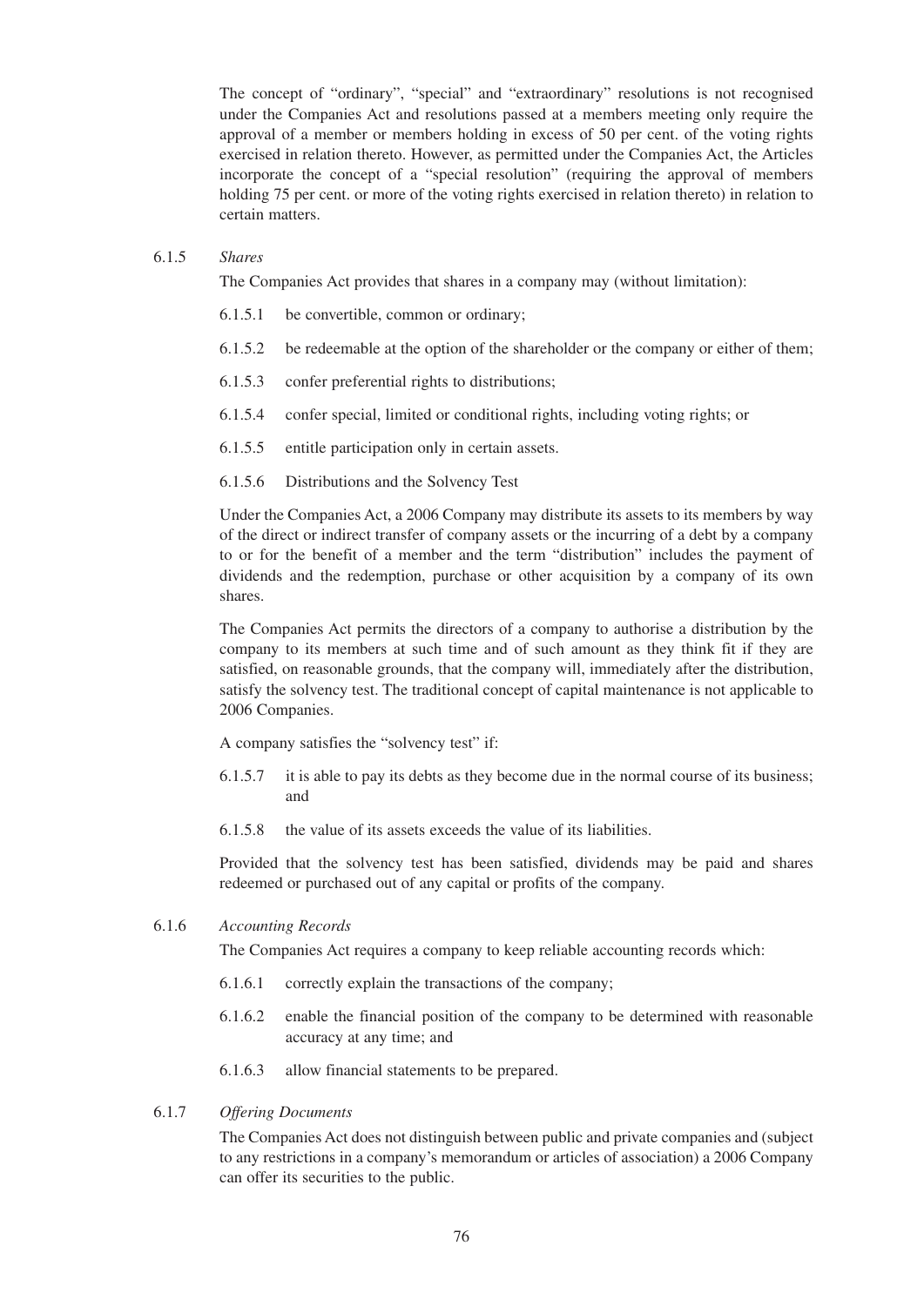The concept of "ordinary", "special" and "extraordinary" resolutions is not recognised under the Companies Act and resolutions passed at a members meeting only require the approval of a member or members holding in excess of 50 per cent. of the voting rights exercised in relation thereto. However, as permitted under the Companies Act, the Articles incorporate the concept of a "special resolution" (requiring the approval of members holding 75 per cent. or more of the voting rights exercised in relation thereto) in relation to certain matters.

6.1.5 *Shares*

The Companies Act provides that shares in a company may (without limitation):

6.1.5.1 be convertible, common or ordinary;

6.1.5.2 be redeemable at the option of the shareholder or the company or either of them;

6.1.5.3 confer preferential rights to distributions;

6.1.5.4 confer special, limited or conditional rights, including voting rights; or

6.1.5.5 entitle participation only in certain assets.

6.1.5.6 Distributions and the Solvency Test

Under the Companies Act, a 2006 Company may distribute its assets to its members by way of the direct or indirect transfer of company assets or the incurring of a debt by a company to or for the benefit of a member and the term "distribution" includes the payment of dividends and the redemption, purchase or other acquisition by a company of its own shares.

The Companies Act permits the directors of a company to authorise a distribution by the company to its members at such time and of such amount as they think fit if they are satisfied, on reasonable grounds, that the company will, immediately after the distribution, satisfy the solvency test. The traditional concept of capital maintenance is not applicable to 2006 Companies.

A company satisfies the "solvency test" if:

6.1.5.7 it is able to pay its debts as they become due in the normal course of its business; and

6.1.5.8 the value of its assets exceeds the value of its liabilities.

Provided that the solvency test has been satisfied, dividends may be paid and shares redeemed or purchased out of any capital or profits of the company.

6.1.6 *Accounting Records*

The Companies Act requires a company to keep reliable accounting records which:

6.1.6.1 correctly explain the transactions of the company;

6.1.6.2 enable the financial position of the company to be determined with reasonable accuracy at any time; and

6.1.6.3 allow financial statements to be prepared.

6.1.7 *Offering Documents*

The Companies Act does not distinguish between public and private companies and (subject to any restrictions in a company's memorandum or articles of association) a 2006 Company can offer its securities to the public.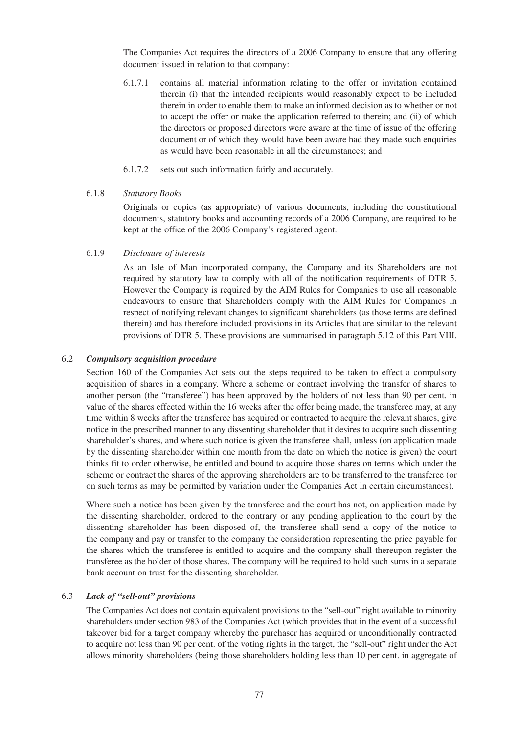The Companies Act requires the directors of a 2006 Company to ensure that any offering document issued in relation to that company:

6.1.7.1 contains all material information relating to the offer or invitation contained therein (i) that the intended recipients would reasonably expect to be included therein in order to enable them to make an informed decision as to whether or not to accept the offer or make the application referred to therein; and (ii) of which the directors or proposed directors were aware at the time of issue of the offering document or of which they would have been aware had they made such enquiries as would have been reasonable in all the circumstances; and

6.1.7.2 sets out such information fairly and accurately.

6.1.8 *Statutory Books*

Originals or copies (as appropriate) of various documents, including the constitutional documents, statutory books and accounting records of a 2006 Company, are required to be kept at the office of the 2006 Company's registered agent.

6.1.9 *Disclosure of interests*

As an Isle of Man incorporated company, the Company and its Shareholders are not required by statutory law to comply with all of the notification requirements of DTR 5. However the Company is required by the AIM Rules for Companies to use all reasonable endeavours to ensure that Shareholders comply with the AIM Rules for Companies in respect of notifying relevant changes to significant shareholders (as those terms are defined therein) and has therefore included provisions in its Articles that are similar to the relevant provisions of DTR 5. These provisions are summarised in paragraph 5.12 of this Part VIII.

6.2 ***Compulsory acquisition procedure***

Section 160 of the Companies Act sets out the steps required to be taken to effect a compulsory acquisition of shares in a company. Where a scheme or contract involving the transfer of shares to another person (the "transferee") has been approved by the holders of not less than 90 per cent. in value of the shares effected within the 16 weeks after the offer being made, the transferee may, at any time within 8 weeks after the transferee has acquired or contracted to acquire the relevant shares, give notice in the prescribed manner to any dissenting shareholder that it desires to acquire such dissenting shareholder's shares, and where such notice is given the transferee shall, unless (on application made by the dissenting shareholder within one month from the date on which the notice is given) the court thinks fit to order otherwise, be entitled and bound to acquire those shares on terms which under the scheme or contract the shares of the approving shareholders are to be transferred to the transferee (or on such terms as may be permitted by variation under the Companies Act in certain circumstances).

Where such a notice has been given by the transferee and the court has not, on application made by the dissenting shareholder, ordered to the contrary or any pending application to the court by the dissenting shareholder has been disposed of, the transferee shall send a copy of the notice to the company and pay or transfer to the company the consideration representing the price payable for the shares which the transferee is entitled to acquire and the company shall thereupon register the transferee as the holder of those shares. The company will be required to hold such sums in a separate bank account on trust for the dissenting shareholder.

6.3 ***Lack of "sell-out" provisions***

The Companies Act does not contain equivalent provisions to the "sell-out" right available to minority shareholders under section 983 of the Companies Act (which provides that in the event of a successful takeover bid for a target company whereby the purchaser has acquired or unconditionally contracted to acquire not less than 90 per cent. of the voting rights in the target, the "sell-out" right under the Act allows minority shareholders (being those shareholders holding less than 10 per cent. in aggregate of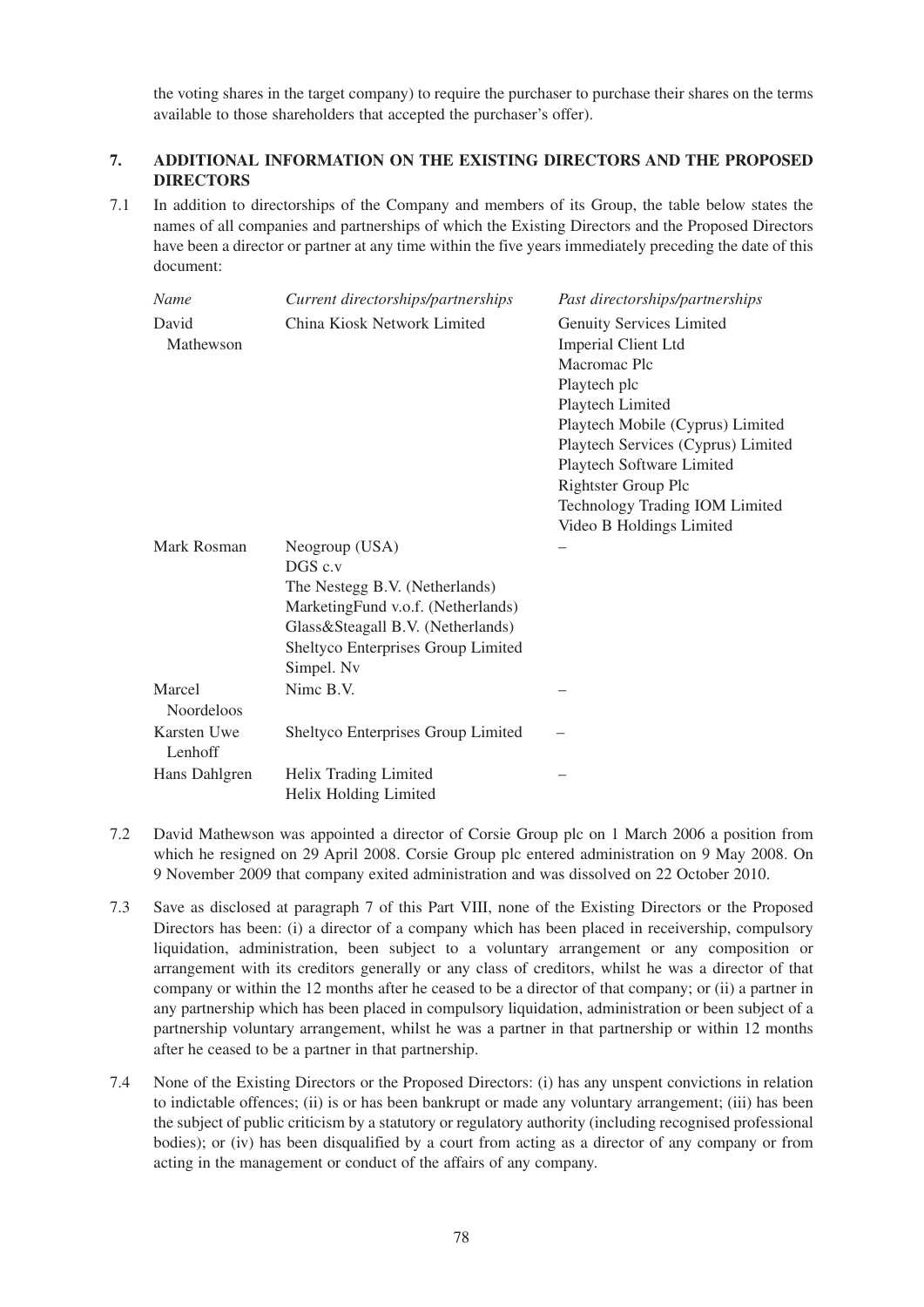the voting shares in the target company) to require the purchaser to purchase their shares on the terms available to those shareholders that accepted the purchaser's offer).

## 7. ADDITIONAL INFORMATION ON THE EXISTING DIRECTORS AND THE PROPOSED DIRECTORS

7.1 In addition to directorships of the Company and members of its Group, the table below states the names of all companies and partnerships of which the Existing Directors and the Proposed Directors have been a director or partner at any time within the five years immediately preceding the date of this document:

| *Name* | *Current directorships/partnerships* | *Past directorships/partnerships* |
|---|---|---|
| David Mathewson | China Kiosk Network Limited | Genuity Services Limited<br>Imperial Client Ltd<br>Macromac Plc<br>Playtech plc<br>Playtech Limited<br>Playtech Mobile (Cyprus) Limited<br>Playtech Services (Cyprus) Limited<br>Playtech Software Limited<br>Rightster Group Plc<br>Technology Trading IOM Limited<br>Video B Holdings Limited |
| Mark Rosman | Neogroup (USA)<br>DGS c.v<br>The Nestegg B.V. (Netherlands)<br>MarketingFund v.o.f. (Netherlands)<br>Glass&Steagall B.V. (Netherlands)<br>Sheltyco Enterprises Group Limited<br>Simpel. Nv | – |
| Marcel Noordeloos | Nimc B.V. | – |
| Karsten Uwe Lenhoff | Sheltyco Enterprises Group Limited | – |
| Hans Dahlgren | Helix Trading Limited<br>Helix Holding Limited | – |

7.2 David Mathewson was appointed a director of Corsie Group plc on 1 March 2006 a position from which he resigned on 29 April 2008. Corsie Group plc entered administration on 9 May 2008. On 9 November 2009 that company exited administration and was dissolved on 22 October 2010.

7.3 Save as disclosed at paragraph 7 of this Part VIII, none of the Existing Directors or the Proposed Directors has been: (i) a director of a company which has been placed in receivership, compulsory liquidation, administration, been subject to a voluntary arrangement or any composition or arrangement with its creditors generally or any class of creditors, whilst he was a director of that company or within the 12 months after he ceased to be a director of that company; or (ii) a partner in any partnership which has been placed in compulsory liquidation, administration or been subject of a partnership voluntary arrangement, whilst he was a partner in that partnership or within 12 months after he ceased to be a partner in that partnership.

7.4 None of the Existing Directors or the Proposed Directors: (i) has any unspent convictions in relation to indictable offences; (ii) is or has been bankrupt or made any voluntary arrangement; (iii) has been the subject of public criticism by a statutory or regulatory authority (including recognised professional bodies); or (iv) has been disqualified by a court from acting as a director of any company or from acting in the management or conduct of the affairs of any company.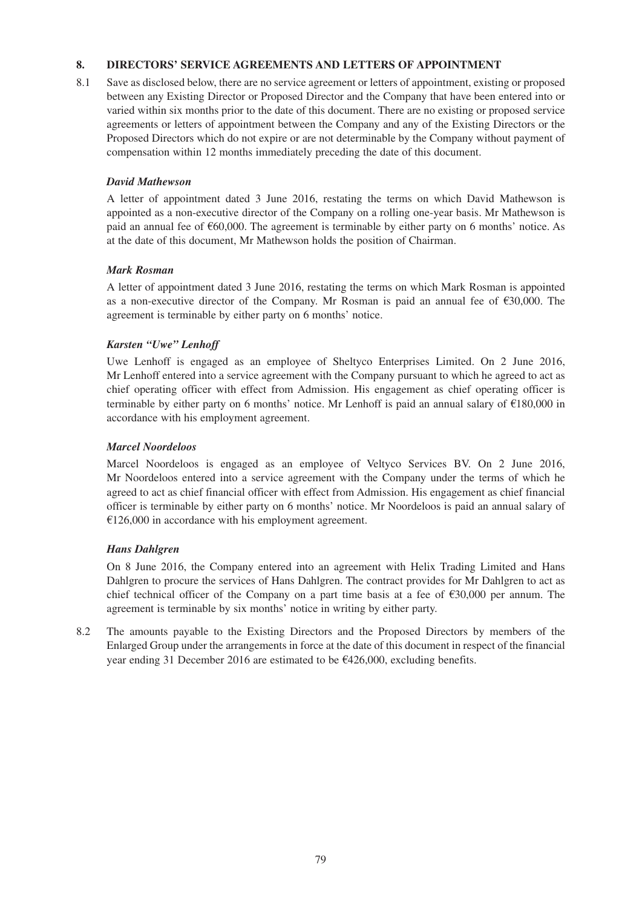## 8. DIRECTORS' SERVICE AGREEMENTS AND LETTERS OF APPOINTMENT

8.1 Save as disclosed below, there are no service agreement or letters of appointment, existing or proposed between any Existing Director or Proposed Director and the Company that have been entered into or varied within six months prior to the date of this document. There are no existing or proposed service agreements or letters of appointment between the Company and any of the Existing Directors or the Proposed Directors which do not expire or are not determinable by the Company without payment of compensation within 12 months immediately preceding the date of this document.

***David Mathewson***

A letter of appointment dated 3 June 2016, restating the terms on which David Mathewson is appointed as a non-executive director of the Company on a rolling one-year basis. Mr Mathewson is paid an annual fee of €60,000. The agreement is terminable by either party on 6 months' notice. As at the date of this document, Mr Mathewson holds the position of Chairman.

***Mark Rosman***

A letter of appointment dated 3 June 2016, restating the terms on which Mark Rosman is appointed as a non-executive director of the Company. Mr Rosman is paid an annual fee of €30,000. The agreement is terminable by either party on 6 months' notice.

***Karsten "Uwe" Lenhoff***

Uwe Lenhoff is engaged as an employee of Sheltyco Enterprises Limited. On 2 June 2016, Mr Lenhoff entered into a service agreement with the Company pursuant to which he agreed to act as chief operating officer with effect from Admission. His engagement as chief operating officer is terminable by either party on 6 months' notice. Mr Lenhoff is paid an annual salary of €180,000 in accordance with his employment agreement.

***Marcel Noordeloos***

Marcel Noordeloos is engaged as an employee of Veltyco Services BV. On 2 June 2016, Mr Noordeloos entered into a service agreement with the Company under the terms of which he agreed to act as chief financial officer with effect from Admission. His engagement as chief financial officer is terminable by either party on 6 months' notice. Mr Noordeloos is paid an annual salary of €126,000 in accordance with his employment agreement.

***Hans Dahlgren***

On 8 June 2016, the Company entered into an agreement with Helix Trading Limited and Hans Dahlgren to procure the services of Hans Dahlgren. The contract provides for Mr Dahlgren to act as chief technical officer of the Company on a part time basis at a fee of €30,000 per annum. The agreement is terminable by six months' notice in writing by either party.

8.2 The amounts payable to the Existing Directors and the Proposed Directors by members of the Enlarged Group under the arrangements in force at the date of this document in respect of the financial year ending 31 December 2016 are estimated to be €426,000, excluding benefits.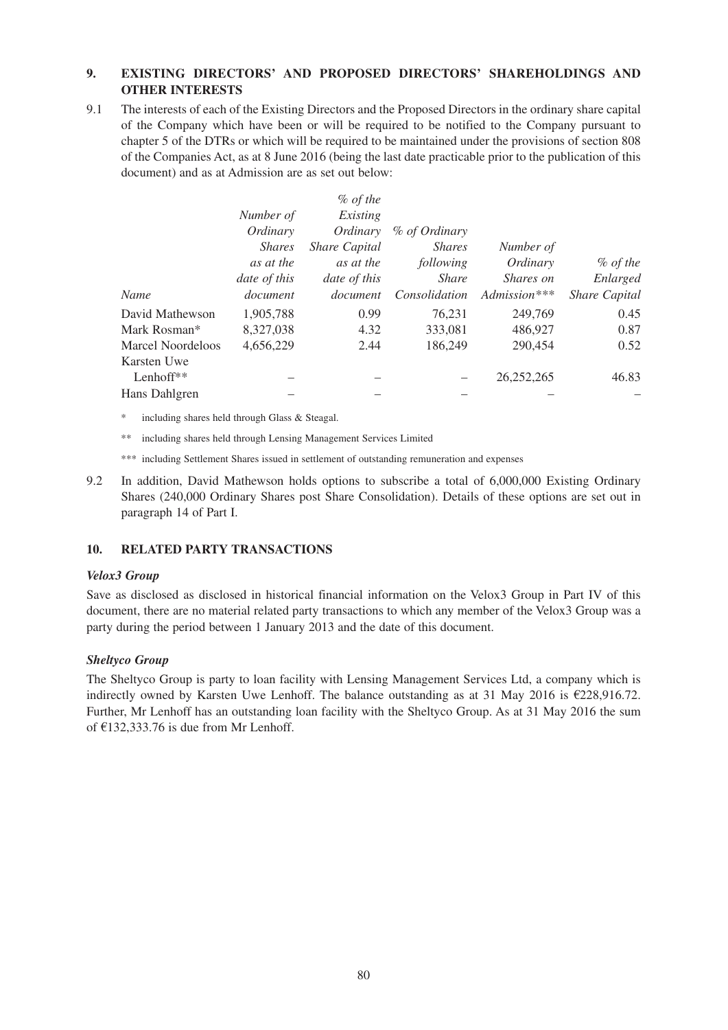## 9. EXISTING DIRECTORS' AND PROPOSED DIRECTORS' SHAREHOLDINGS AND OTHER INTERESTS

9.1 The interests of each of the Existing Directors and the Proposed Directors in the ordinary share capital of the Company which have been or will be required to be notified to the Company pursuant to chapter 5 of the DTRs or which will be required to be maintained under the provisions of section 808 of the Companies Act, as at 8 June 2016 (being the last date practicable prior to the publication of this document) and as at Admission are as set out below:

| *Name* | *Number of Ordinary Shares as at the date of this document* | *% of the Existing Ordinary Share Capital as at the date of this document* | *% of Ordinary Shares following Share Consolidation* | *Number of Ordinary Shares on Admission\*\*\** | *% of the Enlarged Share Capital* |
|---|---|---|---|---|---|
| David Mathewson | 1,905,788 | 0.99 | 76,231 | 249,769 | 0.45 |
| Mark Rosman* | 8,327,038 | 4.32 | 333,081 | 486,927 | 0.87 |
| Marcel Noordeloos | 4,656,229 | 2.44 | 186,249 | 290,454 | 0.52 |
| Karsten Uwe Lenhoff** | – | – | – | 26,252,265 | 46.83 |
| Hans Dahlgren | – | – | – | – | – |

\* including shares held through Glass & Steagal.

\*\* including shares held through Lensing Management Services Limited

\*\*\* including Settlement Shares issued in settlement of outstanding remuneration and expenses

9.2 In addition, David Mathewson holds options to subscribe a total of 6,000,000 Existing Ordinary Shares (240,000 Ordinary Shares post Share Consolidation). Details of these options are set out in paragraph 14 of Part I.

## 10. RELATED PARTY TRANSACTIONS

***Velox3 Group***

Save as disclosed as disclosed in historical financial information on the Velox3 Group in Part IV of this document, there are no material related party transactions to which any member of the Velox3 Group was a party during the period between 1 January 2013 and the date of this document.

***Sheltyco Group***

The Sheltyco Group is party to loan facility with Lensing Management Services Ltd, a company which is indirectly owned by Karsten Uwe Lenhoff. The balance outstanding as at 31 May 2016 is €228,916.72. Further, Mr Lenhoff has an outstanding loan facility with the Sheltyco Group. As at 31 May 2016 the sum of €132,333.76 is due from Mr Lenhoff.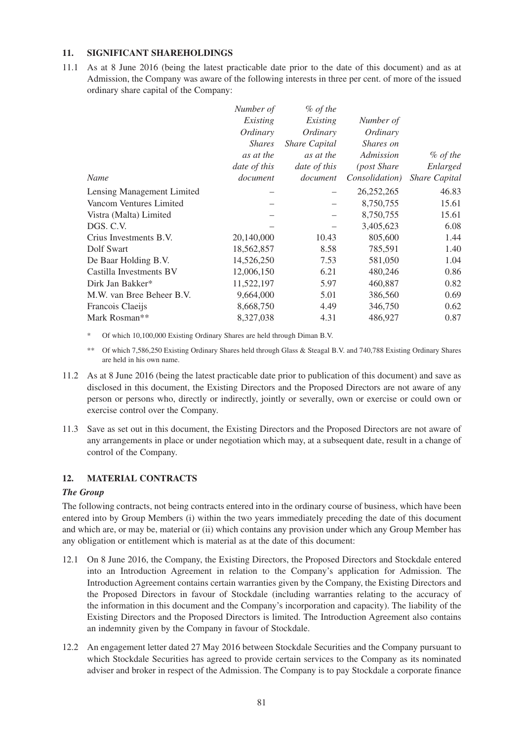## 11. SIGNIFICANT SHAREHOLDINGS

11.1 As at 8 June 2016 (being the latest practicable date prior to the date of this document) and as at Admission, the Company was aware of the following interests in three per cent. of more of the issued ordinary share capital of the Company:

| *Name* | *Number of Existing Ordinary Shares as at the date of this document* | *% of the Existing Ordinary Share Capital as at the date of this document* | *Number of Ordinary Shares on Admission (post Share Consolidation)* | *% of the Enlarged Share Capital* |
|---|---|---|---|---|
| Lensing Management Limited | – | – | 26,252,265 | 46.83 |
| Vancom Ventures Limited | – | – | 8,750,755 | 15.61 |
| Vistra (Malta) Limited | – | – | 8,750,755 | 15.61 |
| DGS. C.V. | – | – | 3,405,623 | 6.08 |
| Crius Investments B.V. | 20,140,000 | 10.43 | 805,600 | 1.44 |
| Dolf Swart | 18,562,857 | 8.58 | 785,591 | 1.40 |
| De Baar Holding B.V. | 14,526,250 | 7.53 | 581,050 | 1.04 |
| Castilla Investments BV | 12,006,150 | 6.21 | 480,246 | 0.86 |
| Dirk Jan Bakker* | 11,522,197 | 5.97 | 460,887 | 0.82 |
| M.W. van Bree Beheer B.V. | 9,664,000 | 5.01 | 386,560 | 0.69 |
| Francois Claeijs | 8,668,750 | 4.49 | 346,750 | 0.62 |
| Mark Rosman** | 8,327,038 | 4.31 | 486,927 | 0.87 |

\* Of which 10,100,000 Existing Ordinary Shares are held through Diman B.V.

\** Of which 7,586,250 Existing Ordinary Shares held through Glass & Steagal B.V. and 740,788 Existing Ordinary Shares are held in his own name.

11.2 As at 8 June 2016 (being the latest practicable date prior to publication of this document) and save as disclosed in this document, the Existing Directors and the Proposed Directors are not aware of any person or persons who, directly or indirectly, jointly or severally, own or exercise or could own or exercise control over the Company.

11.3 Save as set out in this document, the Existing Directors and the Proposed Directors are not aware of any arrangements in place or under negotiation which may, at a subsequent date, result in a change of control of the Company.

## 12. MATERIAL CONTRACTS

***The Group***

The following contracts, not being contracts entered into in the ordinary course of business, which have been entered into by Group Members (i) within the two years immediately preceding the date of this document and which are, or may be, material or (ii) which contains any provision under which any Group Member has any obligation or entitlement which is material as at the date of this document:

12.1 On 8 June 2016, the Company, the Existing Directors, the Proposed Directors and Stockdale entered into an Introduction Agreement in relation to the Company's application for Admission. The Introduction Agreement contains certain warranties given by the Company, the Existing Directors and the Proposed Directors in favour of Stockdale (including warranties relating to the accuracy of the information in this document and the Company's incorporation and capacity). The liability of the Existing Directors and the Proposed Directors is limited. The Introduction Agreement also contains an indemnity given by the Company in favour of Stockdale.

12.2 An engagement letter dated 27 May 2016 between Stockdale Securities and the Company pursuant to which Stockdale Securities has agreed to provide certain services to the Company as its nominated adviser and broker in respect of the Admission. The Company is to pay Stockdale a corporate finance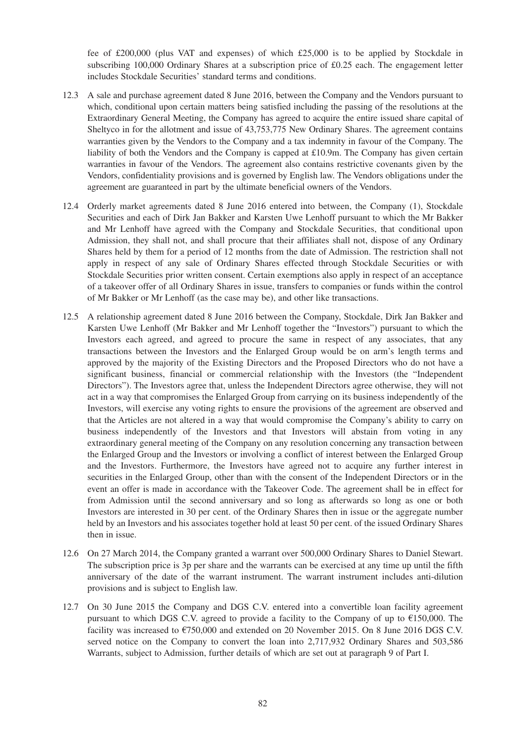fee of £200,000 (plus VAT and expenses) of which £25,000 is to be applied by Stockdale in subscribing 100,000 Ordinary Shares at a subscription price of £0.25 each. The engagement letter includes Stockdale Securities' standard terms and conditions.

12.3 A sale and purchase agreement dated 8 June 2016, between the Company and the Vendors pursuant to which, conditional upon certain matters being satisfied including the passing of the resolutions at the Extraordinary General Meeting, the Company has agreed to acquire the entire issued share capital of Sheltyco in for the allotment and issue of 43,753,775 New Ordinary Shares. The agreement contains warranties given by the Vendors to the Company and a tax indemnity in favour of the Company. The liability of both the Vendors and the Company is capped at £10.9m. The Company has given certain warranties in favour of the Vendors. The agreement also contains restrictive covenants given by the Vendors, confidentiality provisions and is governed by English law. The Vendors obligations under the agreement are guaranteed in part by the ultimate beneficial owners of the Vendors.

12.4 Orderly market agreements dated 8 June 2016 entered into between, the Company (1), Stockdale Securities and each of Dirk Jan Bakker and Karsten Uwe Lenhoff pursuant to which the Mr Bakker and Mr Lenhoff have agreed with the Company and Stockdale Securities, that conditional upon Admission, they shall not, and shall procure that their affiliates shall not, dispose of any Ordinary Shares held by them for a period of 12 months from the date of Admission. The restriction shall not apply in respect of any sale of Ordinary Shares effected through Stockdale Securities or with Stockdale Securities prior written consent. Certain exemptions also apply in respect of an acceptance of a takeover offer of all Ordinary Shares in issue, transfers to companies or funds within the control of Mr Bakker or Mr Lenhoff (as the case may be), and other like transactions.

12.5 A relationship agreement dated 8 June 2016 between the Company, Stockdale, Dirk Jan Bakker and Karsten Uwe Lenhoff (Mr Bakker and Mr Lenhoff together the "Investors") pursuant to which the Investors each agreed, and agreed to procure the same in respect of any associates, that any transactions between the Investors and the Enlarged Group would be on arm's length terms and approved by the majority of the Existing Directors and the Proposed Directors who do not have a significant business, financial or commercial relationship with the Investors (the "Independent Directors"). The Investors agree that, unless the Independent Directors agree otherwise, they will not act in a way that compromises the Enlarged Group from carrying on its business independently of the Investors, will exercise any voting rights to ensure the provisions of the agreement are observed and that the Articles are not altered in a way that would compromise the Company's ability to carry on business independently of the Investors and that Investors will abstain from voting in any extraordinary general meeting of the Company on any resolution concerning any transaction between the Enlarged Group and the Investors or involving a conflict of interest between the Enlarged Group and the Investors. Furthermore, the Investors have agreed not to acquire any further interest in securities in the Enlarged Group, other than with the consent of the Independent Directors or in the event an offer is made in accordance with the Takeover Code. The agreement shall be in effect for from Admission until the second anniversary and so long as afterwards so long as one or both Investors are interested in 30 per cent. of the Ordinary Shares then in issue or the aggregate number held by an Investors and his associates together hold at least 50 per cent. of the issued Ordinary Shares then in issue.

12.6 On 27 March 2014, the Company granted a warrant over 500,000 Ordinary Shares to Daniel Stewart. The subscription price is 3p per share and the warrants can be exercised at any time up until the fifth anniversary of the date of the warrant instrument. The warrant instrument includes anti-dilution provisions and is subject to English law.

12.7 On 30 June 2015 the Company and DGS C.V. entered into a convertible loan facility agreement pursuant to which DGS C.V. agreed to provide a facility to the Company of up to €150,000. The facility was increased to €750,000 and extended on 20 November 2015. On 8 June 2016 DGS C.V. served notice on the Company to convert the loan into 2,717,932 Ordinary Shares and 503,586 Warrants, subject to Admission, further details of which are set out at paragraph 9 of Part I.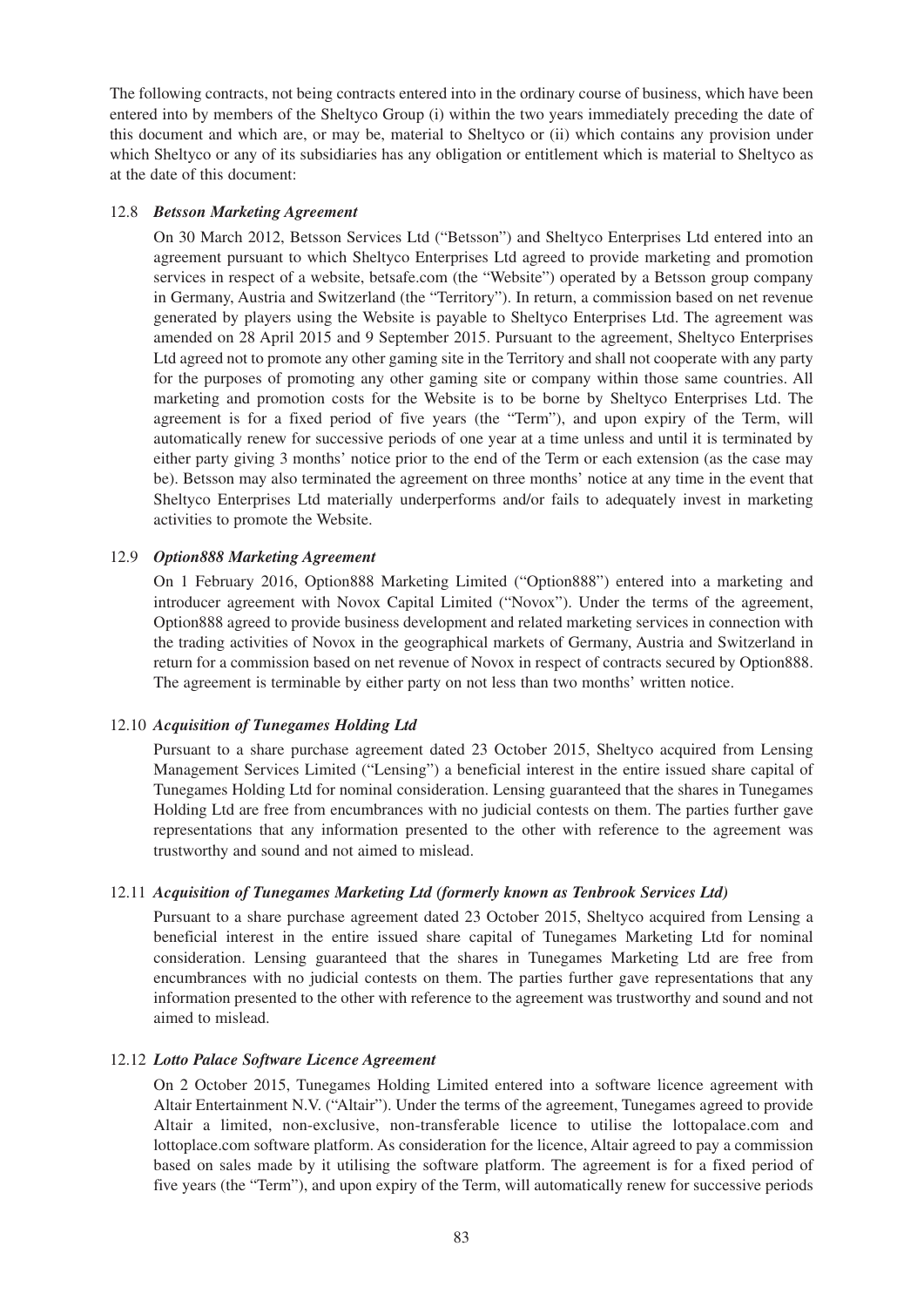The following contracts, not being contracts entered into in the ordinary course of business, which have been entered into by members of the Sheltyco Group (i) within the two years immediately preceding the date of this document and which are, or may be, material to Sheltyco or (ii) which contains any provision under which Sheltyco or any of its subsidiaries has any obligation or entitlement which is material to Sheltyco as at the date of this document:

12.8 ***Betsson Marketing Agreement***

On 30 March 2012, Betsson Services Ltd ("Betsson") and Sheltyco Enterprises Ltd entered into an agreement pursuant to which Sheltyco Enterprises Ltd agreed to provide marketing and promotion services in respect of a website, betsafe.com (the "Website") operated by a Betsson group company in Germany, Austria and Switzerland (the "Territory"). In return, a commission based on net revenue generated by players using the Website is payable to Sheltyco Enterprises Ltd. The agreement was amended on 28 April 2015 and 9 September 2015. Pursuant to the agreement, Sheltyco Enterprises Ltd agreed not to promote any other gaming site in the Territory and shall not cooperate with any party for the purposes of promoting any other gaming site or company within those same countries. All marketing and promotion costs for the Website is to be borne by Sheltyco Enterprises Ltd. The agreement is for a fixed period of five years (the "Term"), and upon expiry of the Term, will automatically renew for successive periods of one year at a time unless and until it is terminated by either party giving 3 months' notice prior to the end of the Term or each extension (as the case may be). Betsson may also terminated the agreement on three months' notice at any time in the event that Sheltyco Enterprises Ltd materially underperforms and/or fails to adequately invest in marketing activities to promote the Website.

12.9 ***Option888 Marketing Agreement***

On 1 February 2016, Option888 Marketing Limited ("Option888") entered into a marketing and introducer agreement with Novox Capital Limited ("Novox"). Under the terms of the agreement, Option888 agreed to provide business development and related marketing services in connection with the trading activities of Novox in the geographical markets of Germany, Austria and Switzerland in return for a commission based on net revenue of Novox in respect of contracts secured by Option888. The agreement is terminable by either party on not less than two months' written notice.

12.10 ***Acquisition of Tunegames Holding Ltd***

Pursuant to a share purchase agreement dated 23 October 2015, Sheltyco acquired from Lensing Management Services Limited ("Lensing") a beneficial interest in the entire issued share capital of Tunegames Holding Ltd for nominal consideration. Lensing guaranteed that the shares in Tunegames Holding Ltd are free from encumbrances with no judicial contests on them. The parties further gave representations that any information presented to the other with reference to the agreement was trustworthy and sound and not aimed to mislead.

12.11 ***Acquisition of Tunegames Marketing Ltd (formerly known as Tenbrook Services Ltd)***

Pursuant to a share purchase agreement dated 23 October 2015, Sheltyco acquired from Lensing a beneficial interest in the entire issued share capital of Tunegames Marketing Ltd for nominal consideration. Lensing guaranteed that the shares in Tunegames Marketing Ltd are free from encumbrances with no judicial contests on them. The parties further gave representations that any information presented to the other with reference to the agreement was trustworthy and sound and not aimed to mislead.

12.12 ***Lotto Palace Software Licence Agreement***

On 2 October 2015, Tunegames Holding Limited entered into a software licence agreement with Altair Entertainment N.V. ("Altair"). Under the terms of the agreement, Tunegames agreed to provide Altair a limited, non-exclusive, non-transferable licence to utilise the lottopalace.com and lottoplace.com software platform. As consideration for the licence, Altair agreed to pay a commission based on sales made by it utilising the software platform. The agreement is for a fixed period of five years (the "Term"), and upon expiry of the Term, will automatically renew for successive periods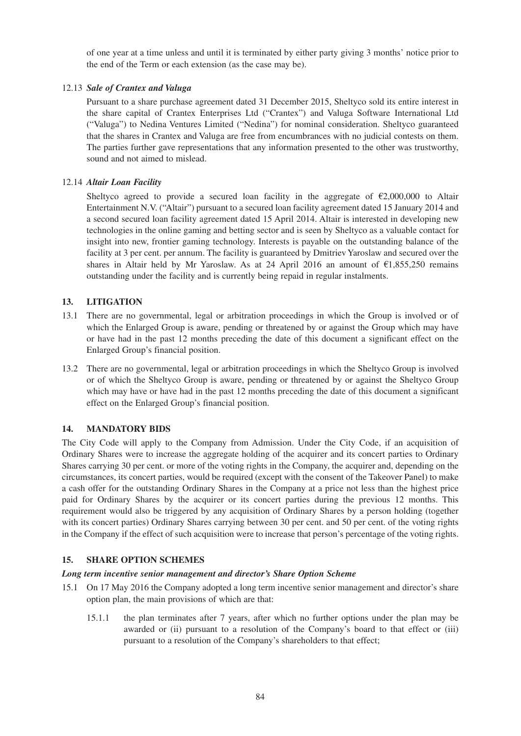of one year at a time unless and until it is terminated by either party giving 3 months' notice prior to the end of the Term or each extension (as the case may be).

12.13 ***Sale of Crantex and Valuga***

Pursuant to a share purchase agreement dated 31 December 2015, Sheltyco sold its entire interest in the share capital of Crantex Enterprises Ltd ("Crantex") and Valuga Software International Ltd ("Valuga") to Nedina Ventures Limited ("Nedina") for nominal consideration. Sheltyco guaranteed that the shares in Crantex and Valuga are free from encumbrances with no judicial contests on them. The parties further gave representations that any information presented to the other was trustworthy, sound and not aimed to mislead.

12.14 ***Altair Loan Facility***

Sheltyco agreed to provide a secured loan facility in the aggregate of €2,000,000 to Altair Entertainment N.V. ("Altair") pursuant to a secured loan facility agreement dated 15 January 2014 and a second secured loan facility agreement dated 15 April 2014. Altair is interested in developing new technologies in the online gaming and betting sector and is seen by Sheltyco as a valuable contact for insight into new, frontier gaming technology. Interests is payable on the outstanding balance of the facility at 3 per cent. per annum. The facility is guaranteed by Dmitriev Yaroslaw and secured over the shares in Altair held by Mr Yaroslaw. As at 24 April 2016 an amount of €1,855,250 remains outstanding under the facility and is currently being repaid in regular instalments.

## 13. LITIGATION

13.1 There are no governmental, legal or arbitration proceedings in which the Group is involved or of which the Enlarged Group is aware, pending or threatened by or against the Group which may have or have had in the past 12 months preceding the date of this document a significant effect on the Enlarged Group's financial position.

13.2 There are no governmental, legal or arbitration proceedings in which the Sheltyco Group is involved or of which the Sheltyco Group is aware, pending or threatened by or against the Sheltyco Group which may have or have had in the past 12 months preceding the date of this document a significant effect on the Enlarged Group's financial position.

## 14. MANDATORY BIDS

The City Code will apply to the Company from Admission. Under the City Code, if an acquisition of Ordinary Shares were to increase the aggregate holding of the acquirer and its concert parties to Ordinary Shares carrying 30 per cent. or more of the voting rights in the Company, the acquirer and, depending on the circumstances, its concert parties, would be required (except with the consent of the Takeover Panel) to make a cash offer for the outstanding Ordinary Shares in the Company at a price not less than the highest price paid for Ordinary Shares by the acquirer or its concert parties during the previous 12 months. This requirement would also be triggered by any acquisition of Ordinary Shares by a person holding (together with its concert parties) Ordinary Shares carrying between 30 per cent. and 50 per cent. of the voting rights in the Company if the effect of such acquisition were to increase that person's percentage of the voting rights.

## 15. SHARE OPTION SCHEMES

***Long term incentive senior management and director's Share Option Scheme***

15.1 On 17 May 2016 the Company adopted a long term incentive senior management and director's share option plan, the main provisions of which are that:

15.1.1 the plan terminates after 7 years, after which no further options under the plan may be awarded or (ii) pursuant to a resolution of the Company's board to that effect or (iii) pursuant to a resolution of the Company's shareholders to that effect;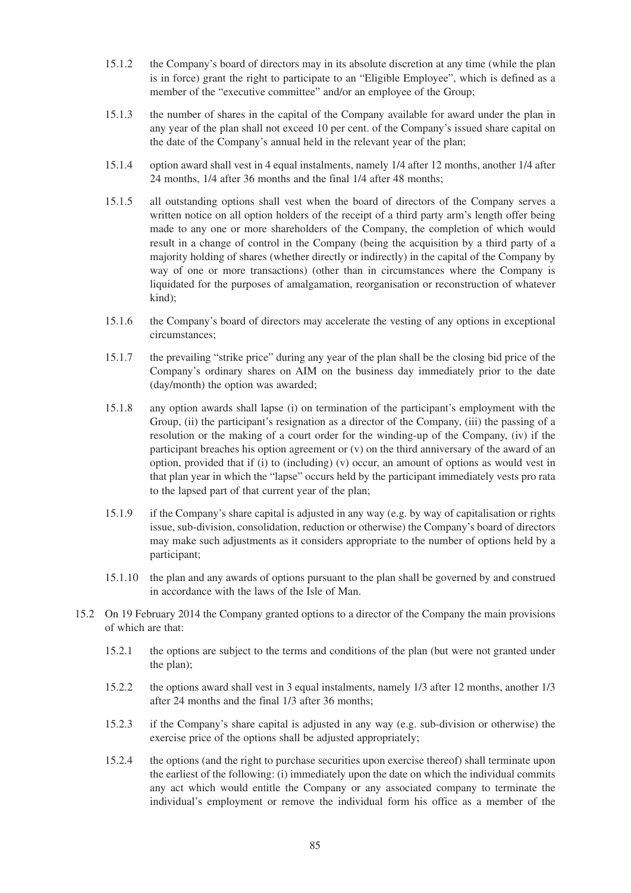15.1.2 the Company's board of directors may in its absolute discretion at any time (while the plan is in force) grant the right to participate to an "Eligible Employee", which is defined as a member of the "executive committee" and/or an employee of the Group;

15.1.3 the number of shares in the capital of the Company available for award under the plan in any year of the plan shall not exceed 10 per cent. of the Company's issued share capital on the date of the Company's annual held in the relevant year of the plan;

15.1.4 option award shall vest in 4 equal instalments, namely 1/4 after 12 months, another 1/4 after 24 months, 1/4 after 36 months and the final 1/4 after 48 months;

15.1.5 all outstanding options shall vest when the board of directors of the Company serves a written notice on all option holders of the receipt of a third party arm's length offer being made to any one or more shareholders of the Company, the completion of which would result in a change of control in the Company (being the acquisition by a third party of a majority holding of shares (whether directly or indirectly) in the capital of the Company by way of one or more transactions) (other than in circumstances where the Company is liquidated for the purposes of amalgamation, reorganisation or reconstruction of whatever kind);

15.1.6 the Company's board of directors may accelerate the vesting of any options in exceptional circumstances;

15.1.7 the prevailing "strike price" during any year of the plan shall be the closing bid price of the Company's ordinary shares on AIM on the business day immediately prior to the date (day/month) the option was awarded;

15.1.8 any option awards shall lapse (i) on termination of the participant's employment with the Group, (ii) the participant's resignation as a director of the Company, (iii) the passing of a resolution or the making of a court order for the winding-up of the Company, (iv) if the participant breaches his option agreement or (v) on the third anniversary of the award of an option, provided that if (i) to (including) (v) occur, an amount of options as would vest in that plan year in which the "lapse" occurs held by the participant immediately vests pro rata to the lapsed part of that current year of the plan;

15.1.9 if the Company's share capital is adjusted in any way (e.g. by way of capitalisation or rights issue, sub-division, consolidation, reduction or otherwise) the Company's board of directors may make such adjustments as it considers appropriate to the number of options held by a participant;

15.1.10 the plan and any awards of options pursuant to the plan shall be governed by and construed in accordance with the laws of the Isle of Man.

15.2 On 19 February 2014 the Company granted options to a director of the Company the main provisions of which are that:

15.2.1 the options are subject to the terms and conditions of the plan (but were not granted under the plan);

15.2.2 the options award shall vest in 3 equal instalments, namely 1/3 after 12 months, another 1/3 after 24 months and the final 1/3 after 36 months;

15.2.3 if the Company's share capital is adjusted in any way (e.g. sub-division or otherwise) the exercise price of the options shall be adjusted appropriately;

15.2.4 the options (and the right to purchase securities upon exercise thereof) shall terminate upon the earliest of the following: (i) immediately upon the date on which the individual commits any act which would entitle the Company or any associated company to terminate the individual's employment or remove the individual form his office as a member of the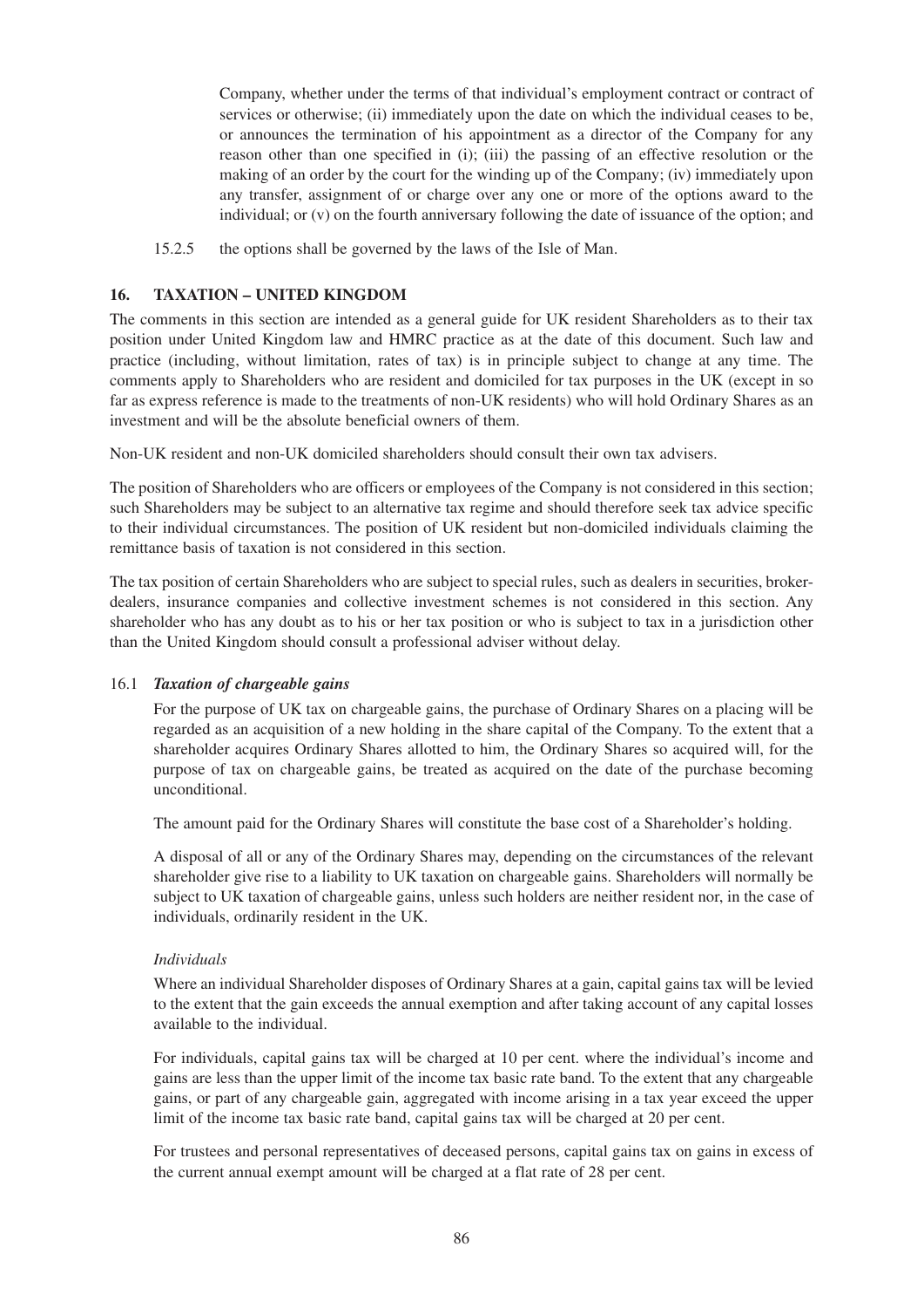Company, whether under the terms of that individual's employment contract or contract of services or otherwise; (ii) immediately upon the date on which the individual ceases to be, or announces the termination of his appointment as a director of the Company for any reason other than one specified in (i); (iii) the passing of an effective resolution or the making of an order by the court for the winding up of the Company; (iv) immediately upon any transfer, assignment of or charge over any one or more of the options award to the individual; or (v) on the fourth anniversary following the date of issuance of the option; and

15.2.5 the options shall be governed by the laws of the Isle of Man.

## 16. TAXATION – UNITED KINGDOM

The comments in this section are intended as a general guide for UK resident Shareholders as to their tax position under United Kingdom law and HMRC practice as at the date of this document. Such law and practice (including, without limitation, rates of tax) is in principle subject to change at any time. The comments apply to Shareholders who are resident and domiciled for tax purposes in the UK (except in so far as express reference is made to the treatments of non-UK residents) who will hold Ordinary Shares as an investment and will be the absolute beneficial owners of them.

Non-UK resident and non-UK domiciled shareholders should consult their own tax advisers.

The position of Shareholders who are officers or employees of the Company is not considered in this section; such Shareholders may be subject to an alternative tax regime and should therefore seek tax advice specific to their individual circumstances. The position of UK resident but non-domiciled individuals claiming the remittance basis of taxation is not considered in this section.

The tax position of certain Shareholders who are subject to special rules, such as dealers in securities, broker-dealers, insurance companies and collective investment schemes is not considered in this section. Any shareholder who has any doubt as to his or her tax position or who is subject to tax in a jurisdiction other than the United Kingdom should consult a professional adviser without delay.

### 16.1 *Taxation of chargeable gains*

For the purpose of UK tax on chargeable gains, the purchase of Ordinary Shares on a placing will be regarded as an acquisition of a new holding in the share capital of the Company. To the extent that a shareholder acquires Ordinary Shares allotted to him, the Ordinary Shares so acquired will, for the purpose of tax on chargeable gains, be treated as acquired on the date of the purchase becoming unconditional.

The amount paid for the Ordinary Shares will constitute the base cost of a Shareholder's holding.

A disposal of all or any of the Ordinary Shares may, depending on the circumstances of the relevant shareholder give rise to a liability to UK taxation on chargeable gains. Shareholders will normally be subject to UK taxation of chargeable gains, unless such holders are neither resident nor, in the case of individuals, ordinarily resident in the UK.

*Individuals*

Where an individual Shareholder disposes of Ordinary Shares at a gain, capital gains tax will be levied to the extent that the gain exceeds the annual exemption and after taking account of any capital losses available to the individual.

For individuals, capital gains tax will be charged at 10 per cent. where the individual's income and gains are less than the upper limit of the income tax basic rate band. To the extent that any chargeable gains, or part of any chargeable gain, aggregated with income arising in a tax year exceed the upper limit of the income tax basic rate band, capital gains tax will be charged at 20 per cent.

For trustees and personal representatives of deceased persons, capital gains tax on gains in excess of the current annual exempt amount will be charged at a flat rate of 28 per cent.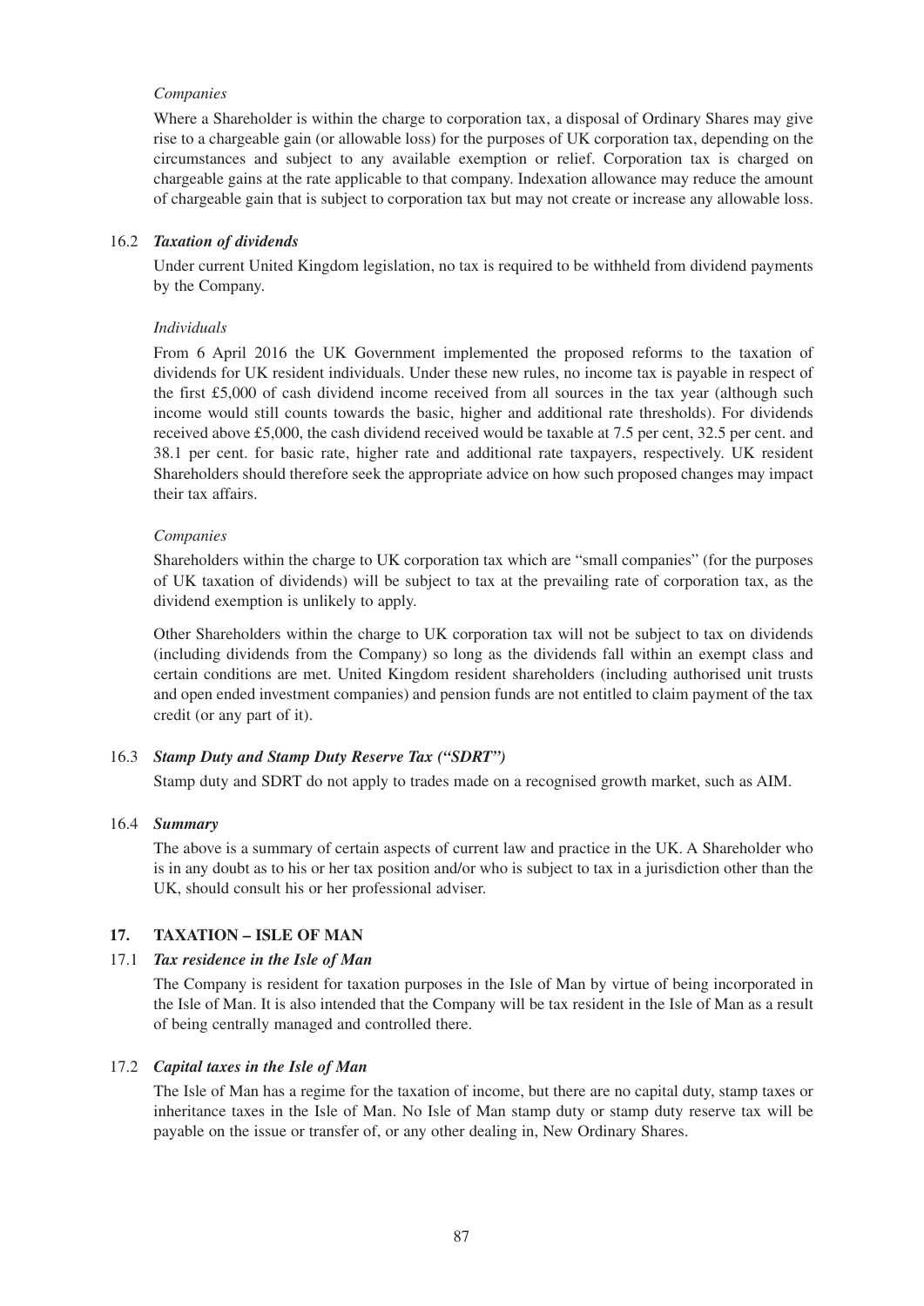*Companies*

Where a Shareholder is within the charge to corporation tax, a disposal of Ordinary Shares may give rise to a chargeable gain (or allowable loss) for the purposes of UK corporation tax, depending on the circumstances and subject to any available exemption or relief. Corporation tax is charged on chargeable gains at the rate applicable to that company. Indexation allowance may reduce the amount of chargeable gain that is subject to corporation tax but may not create or increase any allowable loss.

16.2 ***Taxation of dividends***

Under current United Kingdom legislation, no tax is required to be withheld from dividend payments by the Company.

*Individuals*

From 6 April 2016 the UK Government implemented the proposed reforms to the taxation of dividends for UK resident individuals. Under these new rules, no income tax is payable in respect of the first £5,000 of cash dividend income received from all sources in the tax year (although such income would still counts towards the basic, higher and additional rate thresholds). For dividends received above £5,000, the cash dividend received would be taxable at 7.5 per cent, 32.5 per cent. and 38.1 per cent. for basic rate, higher rate and additional rate taxpayers, respectively. UK resident Shareholders should therefore seek the appropriate advice on how such proposed changes may impact their tax affairs.

*Companies*

Shareholders within the charge to UK corporation tax which are "small companies" (for the purposes of UK taxation of dividends) will be subject to tax at the prevailing rate of corporation tax, as the dividend exemption is unlikely to apply.

Other Shareholders within the charge to UK corporation tax will not be subject to tax on dividends (including dividends from the Company) so long as the dividends fall within an exempt class and certain conditions are met. United Kingdom resident shareholders (including authorised unit trusts and open ended investment companies) and pension funds are not entitled to claim payment of the tax credit (or any part of it).

16.3 ***Stamp Duty and Stamp Duty Reserve Tax ("SDRT")***

Stamp duty and SDRT do not apply to trades made on a recognised growth market, such as AIM.

16.4 ***Summary***

The above is a summary of certain aspects of current law and practice in the UK. A Shareholder who is in any doubt as to his or her tax position and/or who is subject to tax in a jurisdiction other than the UK, should consult his or her professional adviser.

## 17. TAXATION – ISLE OF MAN

17.1 ***Tax residence in the Isle of Man***

The Company is resident for taxation purposes in the Isle of Man by virtue of being incorporated in the Isle of Man. It is also intended that the Company will be tax resident in the Isle of Man as a result of being centrally managed and controlled there.

17.2 ***Capital taxes in the Isle of Man***

The Isle of Man has a regime for the taxation of income, but there are no capital duty, stamp taxes or inheritance taxes in the Isle of Man. No Isle of Man stamp duty or stamp duty reserve tax will be payable on the issue or transfer of, or any other dealing in, New Ordinary Shares.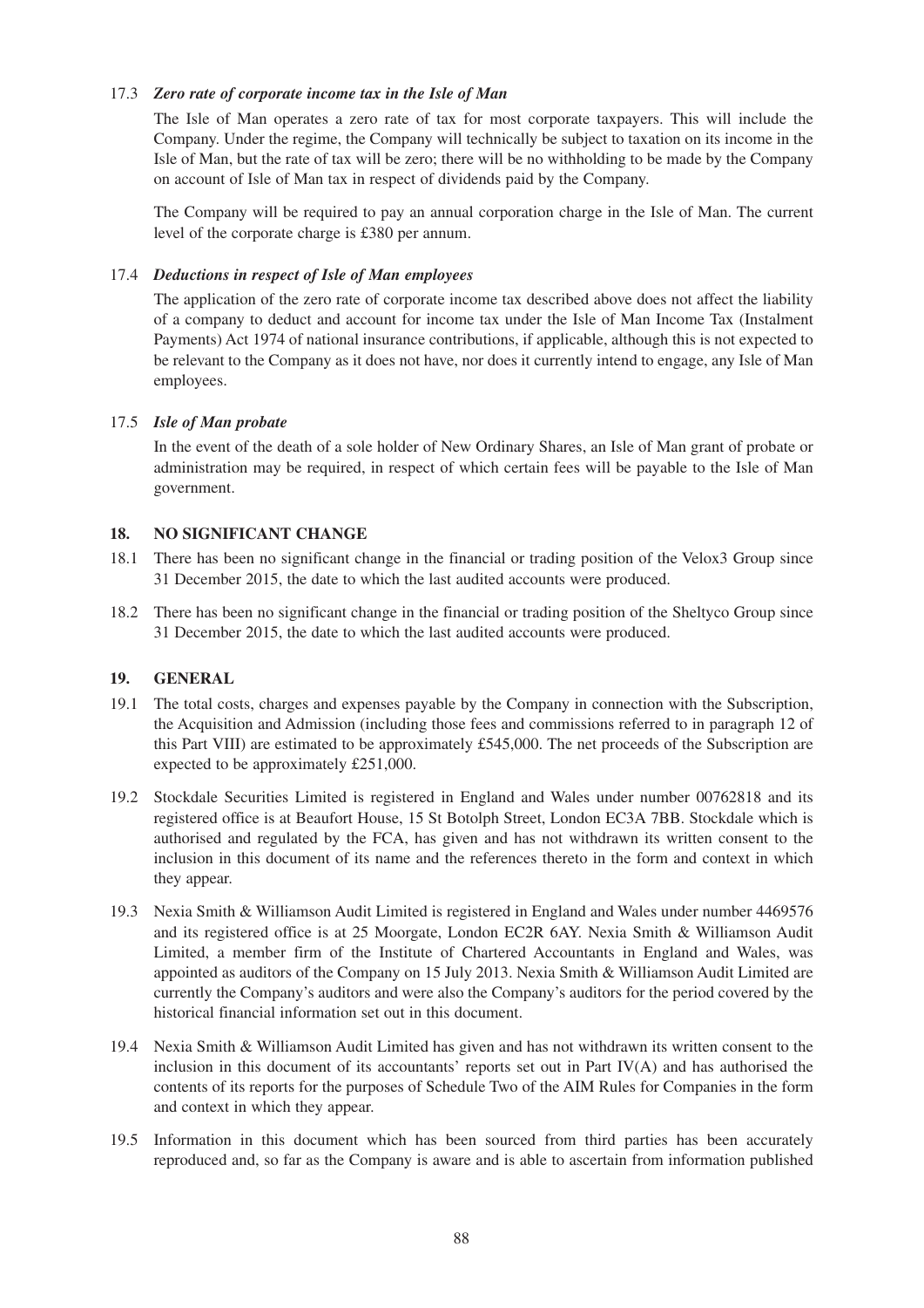17.3 ***Zero rate of corporate income tax in the Isle of Man***

The Isle of Man operates a zero rate of tax for most corporate taxpayers. This will include the Company. Under the regime, the Company will technically be subject to taxation on its income in the Isle of Man, but the rate of tax will be zero; there will be no withholding to be made by the Company on account of Isle of Man tax in respect of dividends paid by the Company.

The Company will be required to pay an annual corporation charge in the Isle of Man. The current level of the corporate charge is £380 per annum.

17.4 ***Deductions in respect of Isle of Man employees***

The application of the zero rate of corporate income tax described above does not affect the liability of a company to deduct and account for income tax under the Isle of Man Income Tax (Instalment Payments) Act 1974 of national insurance contributions, if applicable, although this is not expected to be relevant to the Company as it does not have, nor does it currently intend to engage, any Isle of Man employees.

17.5 ***Isle of Man probate***

In the event of the death of a sole holder of New Ordinary Shares, an Isle of Man grant of probate or administration may be required, in respect of which certain fees will be payable to the Isle of Man government.

## 18. NO SIGNIFICANT CHANGE

18.1 There has been no significant change in the financial or trading position of the Velox3 Group since 31 December 2015, the date to which the last audited accounts were produced.

18.2 There has been no significant change in the financial or trading position of the Sheltyco Group since 31 December 2015, the date to which the last audited accounts were produced.

## 19. GENERAL

19.1 The total costs, charges and expenses payable by the Company in connection with the Subscription, the Acquisition and Admission (including those fees and commissions referred to in paragraph 12 of this Part VIII) are estimated to be approximately £545,000. The net proceeds of the Subscription are expected to be approximately £251,000.

19.2 Stockdale Securities Limited is registered in England and Wales under number 00762818 and its registered office is at Beaufort House, 15 St Botolph Street, London EC3A 7BB. Stockdale which is authorised and regulated by the FCA, has given and has not withdrawn its written consent to the inclusion in this document of its name and the references thereto in the form and context in which they appear.

19.3 Nexia Smith & Williamson Audit Limited is registered in England and Wales under number 4469576 and its registered office is at 25 Moorgate, London EC2R 6AY. Nexia Smith & Williamson Audit Limited, a member firm of the Institute of Chartered Accountants in England and Wales, was appointed as auditors of the Company on 15 July 2013. Nexia Smith & Williamson Audit Limited are currently the Company's auditors and were also the Company's auditors for the period covered by the historical financial information set out in this document.

19.4 Nexia Smith & Williamson Audit Limited has given and has not withdrawn its written consent to the inclusion in this document of its accountants' reports set out in Part IV(A) and has authorised the contents of its reports for the purposes of Schedule Two of the AIM Rules for Companies in the form and context in which they appear.

19.5 Information in this document which has been sourced from third parties has been accurately reproduced and, so far as the Company is aware and is able to ascertain from information published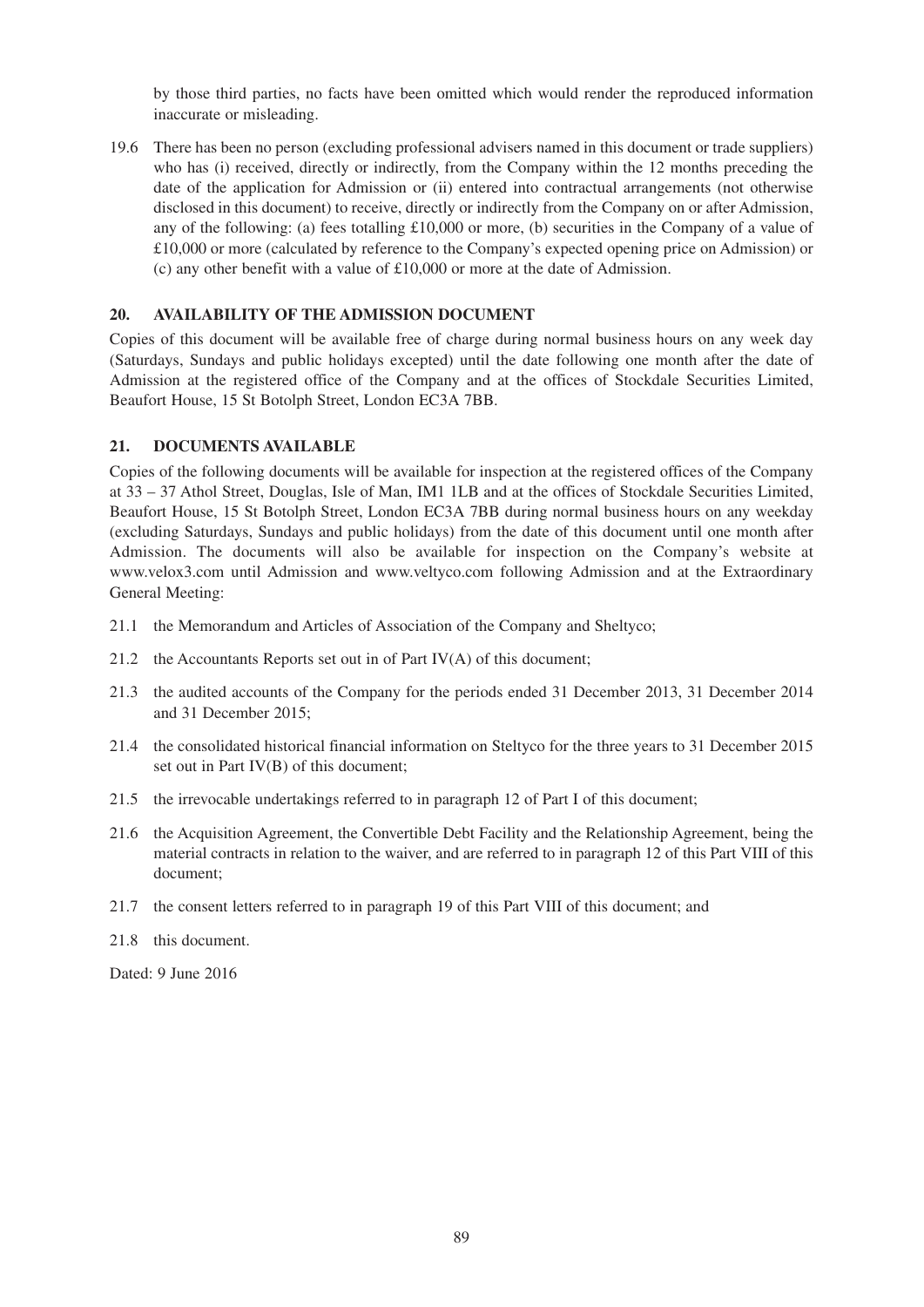by those third parties, no facts have been omitted which would render the reproduced information inaccurate or misleading.

19.6 There has been no person (excluding professional advisers named in this document or trade suppliers) who has (i) received, directly or indirectly, from the Company within the 12 months preceding the date of the application for Admission or (ii) entered into contractual arrangements (not otherwise disclosed in this document) to receive, directly or indirectly from the Company on or after Admission, any of the following: (a) fees totalling £10,000 or more, (b) securities in the Company of a value of £10,000 or more (calculated by reference to the Company's expected opening price on Admission) or (c) any other benefit with a value of £10,000 or more at the date of Admission.

## 20. AVAILABILITY OF THE ADMISSION DOCUMENT

Copies of this document will be available free of charge during normal business hours on any week day (Saturdays, Sundays and public holidays excepted) until the date following one month after the date of Admission at the registered office of the Company and at the offices of Stockdale Securities Limited, Beaufort House, 15 St Botolph Street, London EC3A 7BB.

## 21. DOCUMENTS AVAILABLE

Copies of the following documents will be available for inspection at the registered offices of the Company at 33 – 37 Athol Street, Douglas, Isle of Man, IM1 1LB and at the offices of Stockdale Securities Limited, Beaufort House, 15 St Botolph Street, London EC3A 7BB during normal business hours on any weekday (excluding Saturdays, Sundays and public holidays) from the date of this document until one month after Admission. The documents will also be available for inspection on the Company's website at www.velox3.com until Admission and www.veltyco.com following Admission and at the Extraordinary General Meeting:

21.1 the Memorandum and Articles of Association of the Company and Sheltyco;

21.2 the Accountants Reports set out in of Part IV(A) of this document;

21.3 the audited accounts of the Company for the periods ended 31 December 2013, 31 December 2014 and 31 December 2015;

21.4 the consolidated historical financial information on Steltyco for the three years to 31 December 2015 set out in Part IV(B) of this document;

21.5 the irrevocable undertakings referred to in paragraph 12 of Part I of this document;

21.6 the Acquisition Agreement, the Convertible Debt Facility and the Relationship Agreement, being the material contracts in relation to the waiver, and are referred to in paragraph 12 of this Part VIII of this document;

21.7 the consent letters referred to in paragraph 19 of this Part VIII of this document; and

21.8 this document.

Dated: 9 June 2016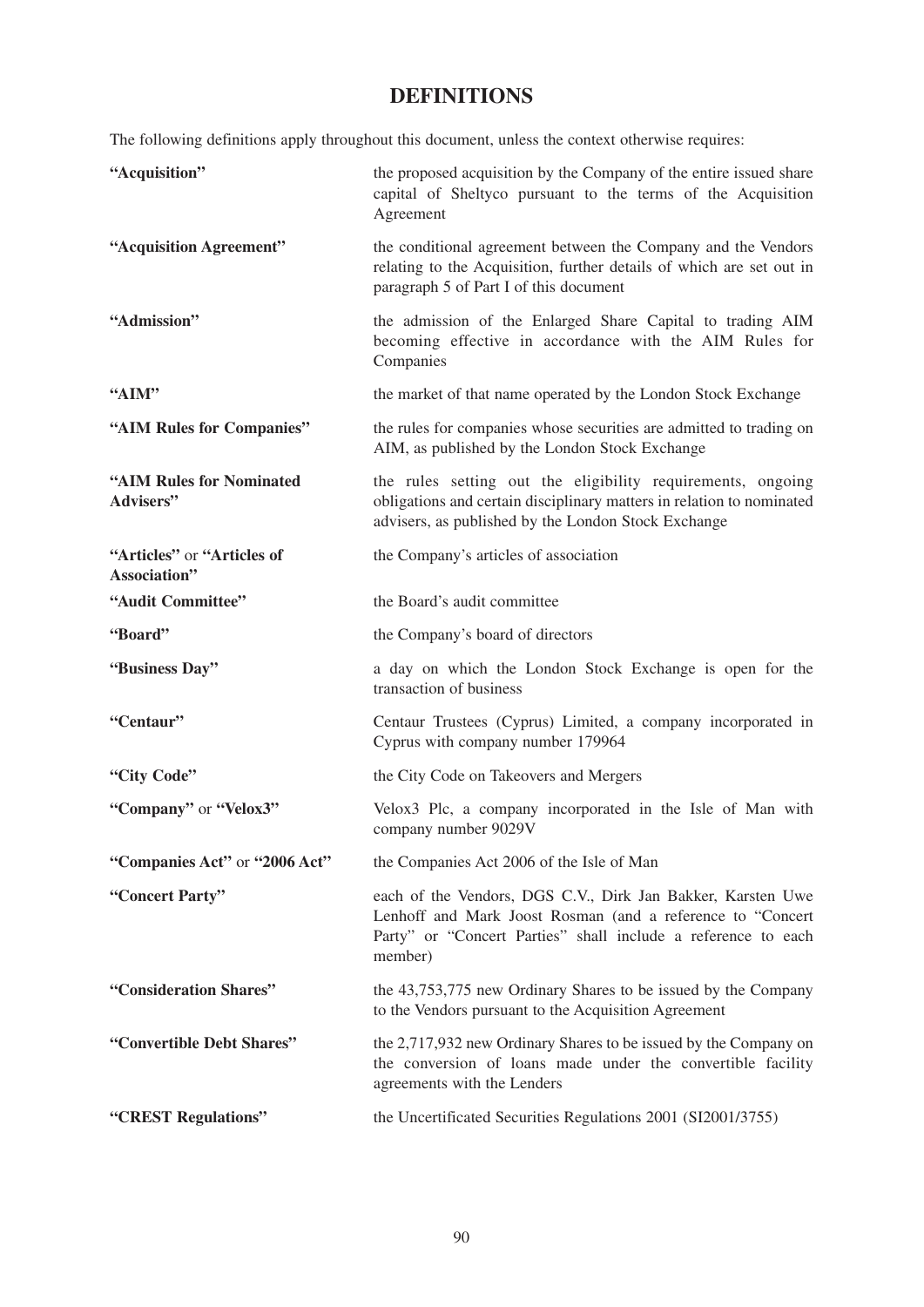# DEFINITIONS

The following definitions apply throughout this document, unless the context otherwise requires:

| | |
|---|---|
| **"Acquisition"** | the proposed acquisition by the Company of the entire issued share capital of Sheltyco pursuant to the terms of the Acquisition Agreement |
| **"Acquisition Agreement"** | the conditional agreement between the Company and the Vendors relating to the Acquisition, further details of which are set out in paragraph 5 of Part I of this document |
| **"Admission"** | the admission of the Enlarged Share Capital to trading AIM becoming effective in accordance with the AIM Rules for Companies |
| **"AIM"** | the market of that name operated by the London Stock Exchange |
| **"AIM Rules for Companies"** | the rules for companies whose securities are admitted to trading on AIM, as published by the London Stock Exchange |
| **"AIM Rules for Nominated Advisers"** | the rules setting out the eligibility requirements, ongoing obligations and certain disciplinary matters in relation to nominated advisers, as published by the London Stock Exchange |
| **"Articles"** or **"Articles of Association"** | the Company's articles of association |
| **"Audit Committee"** | the Board's audit committee |
| **"Board"** | the Company's board of directors |
| **"Business Day"** | a day on which the London Stock Exchange is open for the transaction of business |
| **"Centaur"** | Centaur Trustees (Cyprus) Limited, a company incorporated in Cyprus with company number 179964 |
| **"City Code"** | the City Code on Takeovers and Mergers |
| **"Company"** or **"Velox3"** | Velox3 Plc, a company incorporated in the Isle of Man with company number 9029V |
| **"Companies Act"** or **"2006 Act"** | the Companies Act 2006 of the Isle of Man |
| **"Concert Party"** | each of the Vendors, DGS C.V., Dirk Jan Bakker, Karsten Uwe Lenhoff and Mark Joost Rosman (and a reference to "Concert Party" or "Concert Parties" shall include a reference to each member) |
| **"Consideration Shares"** | the 43,753,775 new Ordinary Shares to be issued by the Company to the Vendors pursuant to the Acquisition Agreement |
| **"Convertible Debt Shares"** | the 2,717,932 new Ordinary Shares to be issued by the Company on the conversion of loans made under the convertible facility agreements with the Lenders |
| **"CREST Regulations"** | the Uncertificated Securities Regulations 2001 (SI2001/3755) |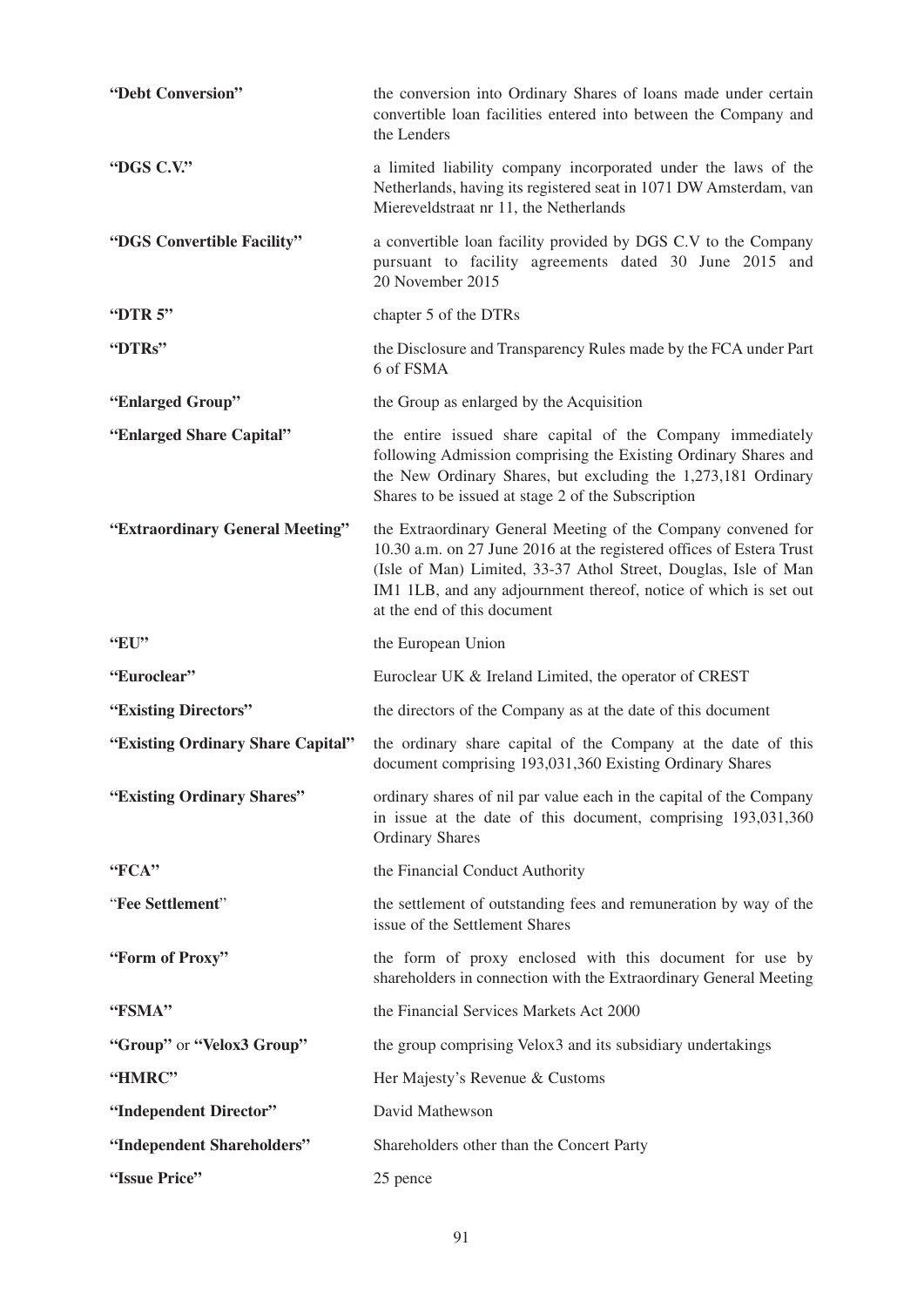| | |
|---|---|
| **"Debt Conversion"** | the conversion into Ordinary Shares of loans made under certain convertible loan facilities entered into between the Company and the Lenders |
| **"DGS C.V."** | a limited liability company incorporated under the laws of the Netherlands, having its registered seat in 1071 DW Amsterdam, van Miereveldstraat nr 11, the Netherlands |
| **"DGS Convertible Facility"** | a convertible loan facility provided by DGS C.V to the Company pursuant to facility agreements dated 30 June 2015 and 20 November 2015 |
| **"DTR 5"** | chapter 5 of the DTRs |
| **"DTRs"** | the Disclosure and Transparency Rules made by the FCA under Part 6 of FSMA |
| **"Enlarged Group"** | the Group as enlarged by the Acquisition |
| **"Enlarged Share Capital"** | the entire issued share capital of the Company immediately following Admission comprising the Existing Ordinary Shares and the New Ordinary Shares, but excluding the 1,273,181 Ordinary Shares to be issued at stage 2 of the Subscription |
| **"Extraordinary General Meeting"** | the Extraordinary General Meeting of the Company convened for 10.30 a.m. on 27 June 2016 at the registered offices of Estera Trust (Isle of Man) Limited, 33-37 Athol Street, Douglas, Isle of Man IM1 1LB, and any adjournment thereof, notice of which is set out at the end of this document |
| **"EU"** | the European Union |
| **"Euroclear"** | Euroclear UK & Ireland Limited, the operator of CREST |
| **"Existing Directors"** | the directors of the Company as at the date of this document |
| **"Existing Ordinary Share Capital"** | the ordinary share capital of the Company at the date of this document comprising 193,031,360 Existing Ordinary Shares |
| **"Existing Ordinary Shares"** | ordinary shares of nil par value each in the capital of the Company in issue at the date of this document, comprising 193,031,360 Ordinary Shares |
| **"FCA"** | the Financial Conduct Authority |
| "**Fee Settlement**" | the settlement of outstanding fees and remuneration by way of the issue of the Settlement Shares |
| **"Form of Proxy"** | the form of proxy enclosed with this document for use by shareholders in connection with the Extraordinary General Meeting |
| **"FSMA"** | the Financial Services Markets Act 2000 |
| **"Group"** or **"Velox3 Group"** | the group comprising Velox3 and its subsidiary undertakings |
| **"HMRC"** | Her Majesty's Revenue & Customs |
| **"Independent Director"** | David Mathewson |
| **"Independent Shareholders"** | Shareholders other than the Concert Party |
| **"Issue Price"** | 25 pence |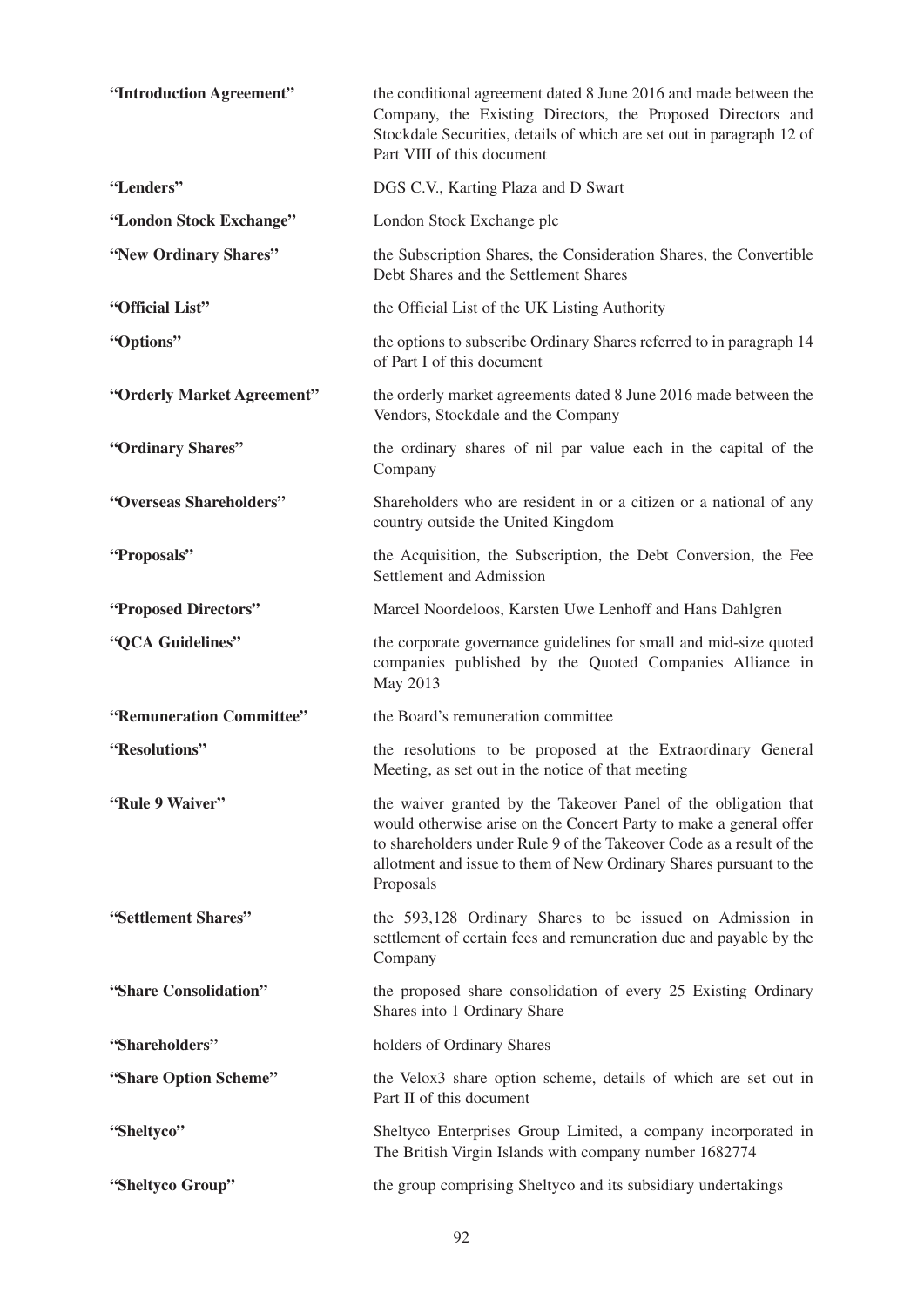| | |
|---|---|
| **"Introduction Agreement"** | the conditional agreement dated 8 June 2016 and made between the Company, the Existing Directors, the Proposed Directors and Stockdale Securities, details of which are set out in paragraph 12 of Part VIII of this document |
| **"Lenders"** | DGS C.V., Karting Plaza and D Swart |
| **"London Stock Exchange"** | London Stock Exchange plc |
| **"New Ordinary Shares"** | the Subscription Shares, the Consideration Shares, the Convertible Debt Shares and the Settlement Shares |
| **"Official List"** | the Official List of the UK Listing Authority |
| **"Options"** | the options to subscribe Ordinary Shares referred to in paragraph 14 of Part I of this document |
| **"Orderly Market Agreement"** | the orderly market agreements dated 8 June 2016 made between the Vendors, Stockdale and the Company |
| **"Ordinary Shares"** | the ordinary shares of nil par value each in the capital of the Company |
| **"Overseas Shareholders"** | Shareholders who are resident in or a citizen or a national of any country outside the United Kingdom |
| **"Proposals"** | the Acquisition, the Subscription, the Debt Conversion, the Fee Settlement and Admission |
| **"Proposed Directors"** | Marcel Noordeloos, Karsten Uwe Lenhoff and Hans Dahlgren |
| **"QCA Guidelines"** | the corporate governance guidelines for small and mid-size quoted companies published by the Quoted Companies Alliance in May 2013 |
| **"Remuneration Committee"** | the Board's remuneration committee |
| **"Resolutions"** | the resolutions to be proposed at the Extraordinary General Meeting, as set out in the notice of that meeting |
| **"Rule 9 Waiver"** | the waiver granted by the Takeover Panel of the obligation that would otherwise arise on the Concert Party to make a general offer to shareholders under Rule 9 of the Takeover Code as a result of the allotment and issue to them of New Ordinary Shares pursuant to the Proposals |
| **"Settlement Shares"** | the 593,128 Ordinary Shares to be issued on Admission in settlement of certain fees and remuneration due and payable by the Company |
| **"Share Consolidation"** | the proposed share consolidation of every 25 Existing Ordinary Shares into 1 Ordinary Share |
| **"Shareholders"** | holders of Ordinary Shares |
| **"Share Option Scheme"** | the Velox3 share option scheme, details of which are set out in Part II of this document |
| **"Sheltyco"** | Sheltyco Enterprises Group Limited, a company incorporated in The British Virgin Islands with company number 1682774 |
| **"Sheltyco Group"** | the group comprising Sheltyco and its subsidiary undertakings |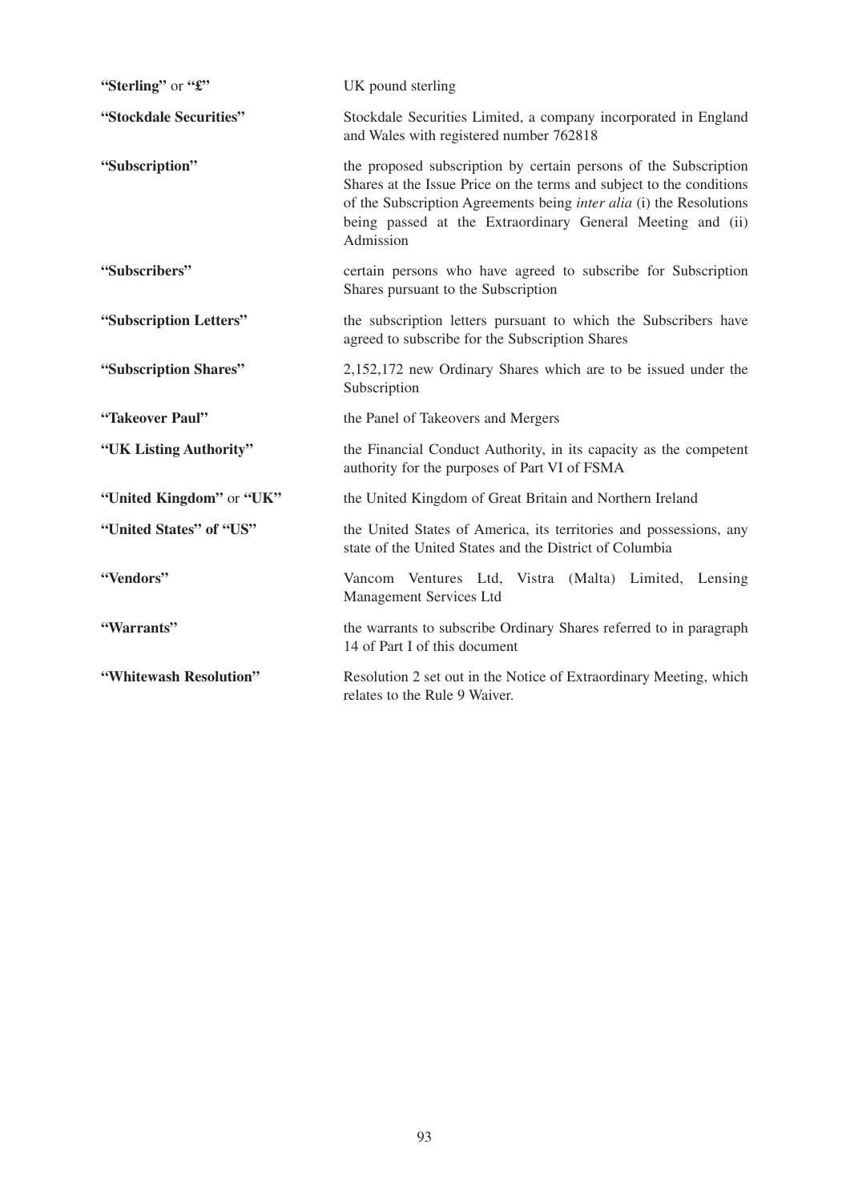| | |
|---|---|
| **"Sterling"** or **"£"** | UK pound sterling |
| **"Stockdale Securities"** | Stockdale Securities Limited, a company incorporated in England and Wales with registered number 762818 |
| **"Subscription"** | the proposed subscription by certain persons of the Subscription Shares at the Issue Price on the terms and subject to the conditions of the Subscription Agreements being *inter alia* (i) the Resolutions being passed at the Extraordinary General Meeting and (ii) Admission |
| **"Subscribers"** | certain persons who have agreed to subscribe for Subscription Shares pursuant to the Subscription |
| **"Subscription Letters"** | the subscription letters pursuant to which the Subscribers have agreed to subscribe for the Subscription Shares |
| **"Subscription Shares"** | 2,152,172 new Ordinary Shares which are to be issued under the Subscription |
| **"Takeover Paul"** | the Panel of Takeovers and Mergers |
| **"UK Listing Authority"** | the Financial Conduct Authority, in its capacity as the competent authority for the purposes of Part VI of FSMA |
| **"United Kingdom"** or **"UK"** | the United Kingdom of Great Britain and Northern Ireland |
| **"United States"** of **"US"** | the United States of America, its territories and possessions, any state of the United States and the District of Columbia |
| **"Vendors"** | Vancom Ventures Ltd, Vistra (Malta) Limited, Lensing Management Services Ltd |
| **"Warrants"** | the warrants to subscribe Ordinary Shares referred to in paragraph 14 of Part I of this document |
| **"Whitewash Resolution"** | Resolution 2 set out in the Notice of Extraordinary Meeting, which relates to the Rule 9 Waiver. |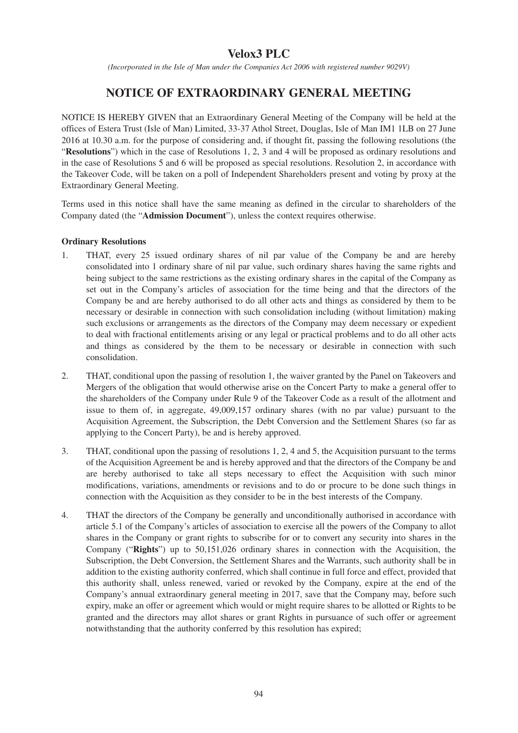# Velox3 PLC

*(Incorporated in the Isle of Man under the Companies Act 2006 with registered number 9029V)*

## NOTICE OF EXTRAORDINARY GENERAL MEETING

NOTICE IS HEREBY GIVEN that an Extraordinary General Meeting of the Company will be held at the offices of Estera Trust (Isle of Man) Limited, 33-37 Athol Street, Douglas, Isle of Man IM1 1LB on 27 June 2016 at 10.30 a.m. for the purpose of considering and, if thought fit, passing the following resolutions (the "**Resolutions**") which in the case of Resolutions 1, 2, 3 and 4 will be proposed as ordinary resolutions and in the case of Resolutions 5 and 6 will be proposed as special resolutions. Resolution 2, in accordance with the Takeover Code, will be taken on a poll of Independent Shareholders present and voting by proxy at the Extraordinary General Meeting.

Terms used in this notice shall have the same meaning as defined in the circular to shareholders of the Company dated (the "**Admission Document**"), unless the context requires otherwise.

**Ordinary Resolutions**

1. THAT, every 25 issued ordinary shares of nil par value of the Company be and are hereby consolidated into 1 ordinary share of nil par value, such ordinary shares having the same rights and being subject to the same restrictions as the existing ordinary shares in the capital of the Company as set out in the Company's articles of association for the time being and that the directors of the Company be and are hereby authorised to do all other acts and things as considered by them to be necessary or desirable in connection with such consolidation including (without limitation) making such exclusions or arrangements as the directors of the Company may deem necessary or expedient to deal with fractional entitlements arising or any legal or practical problems and to do all other acts and things as considered by the them to be necessary or desirable in connection with such consolidation.

2. THAT, conditional upon the passing of resolution 1, the waiver granted by the Panel on Takeovers and Mergers of the obligation that would otherwise arise on the Concert Party to make a general offer to the shareholders of the Company under Rule 9 of the Takeover Code as a result of the allotment and issue to them of, in aggregate, 49,009,157 ordinary shares (with no par value) pursuant to the Acquisition Agreement, the Subscription, the Debt Conversion and the Settlement Shares (so far as applying to the Concert Party), be and is hereby approved.

3. THAT, conditional upon the passing of resolutions 1, 2, 4 and 5, the Acquisition pursuant to the terms of the Acquisition Agreement be and is hereby approved and that the directors of the Company be and are hereby authorised to take all steps necessary to effect the Acquisition with such minor modifications, variations, amendments or revisions and to do or procure to be done such things in connection with the Acquisition as they consider to be in the best interests of the Company.

4. THAT the directors of the Company be generally and unconditionally authorised in accordance with article 5.1 of the Company's articles of association to exercise all the powers of the Company to allot shares in the Company or grant rights to subscribe for or to convert any security into shares in the Company ("**Rights**") up to 50,151,026 ordinary shares in connection with the Acquisition, the Subscription, the Debt Conversion, the Settlement Shares and the Warrants, such authority shall be in addition to the existing authority conferred, which shall continue in full force and effect, provided that this authority shall, unless renewed, varied or revoked by the Company, expire at the end of the Company's annual extraordinary general meeting in 2017, save that the Company may, before such expiry, make an offer or agreement which would or might require shares to be allotted or Rights to be granted and the directors may allot shares or grant Rights in pursuance of such offer or agreement notwithstanding that the authority conferred by this resolution has expired;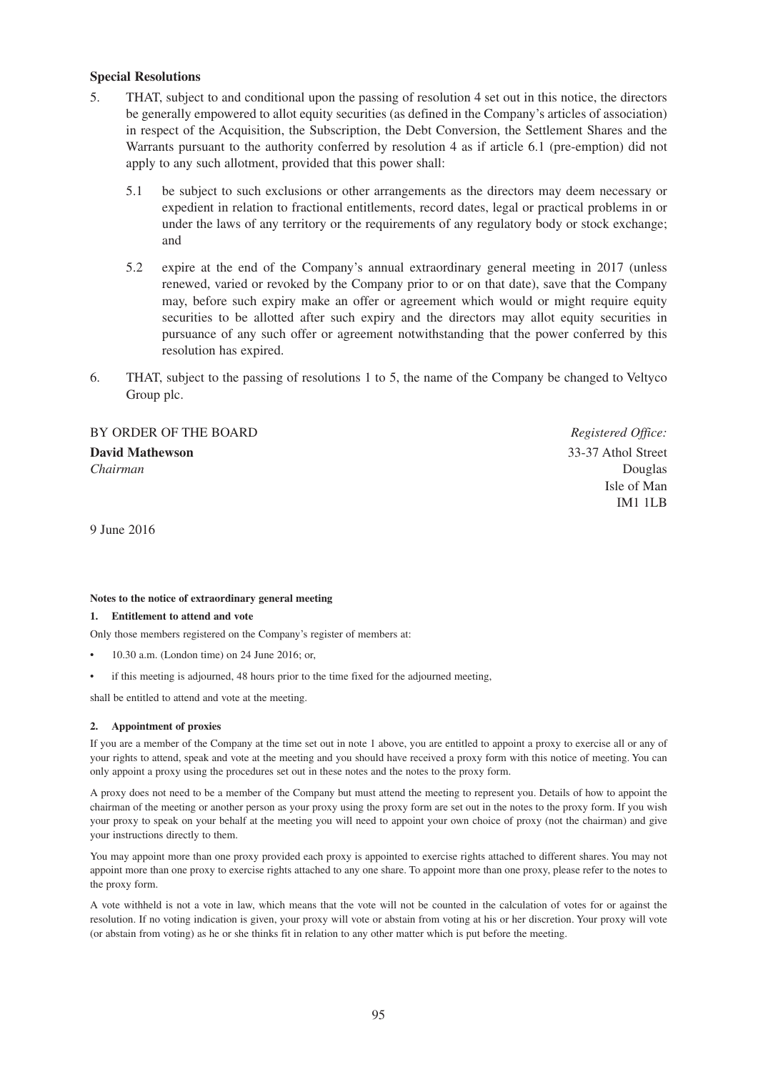**Special Resolutions**

5. THAT, subject to and conditional upon the passing of resolution 4 set out in this notice, the directors be generally empowered to allot equity securities (as defined in the Company's articles of association) in respect of the Acquisition, the Subscription, the Debt Conversion, the Settlement Shares and the Warrants pursuant to the authority conferred by resolution 4 as if article 6.1 (pre-emption) did not apply to any such allotment, provided that this power shall:

   5.1 be subject to such exclusions or other arrangements as the directors may deem necessary or expedient in relation to fractional entitlements, record dates, legal or practical problems in or under the laws of any territory or the requirements of any regulatory body or stock exchange; and

   5.2 expire at the end of the Company's annual extraordinary general meeting in 2017 (unless renewed, varied or revoked by the Company prior to or on that date), save that the Company may, before such expiry make an offer or agreement which would or might require equity securities to be allotted after such expiry and the directors may allot equity securities in pursuance of any such offer or agreement notwithstanding that the power conferred by this resolution has expired.

6. THAT, subject to the passing of resolutions 1 to 5, the name of the Company be changed to Veltyco Group plc.

BY ORDER OF THE BOARD

**David Mathewson**
*Chairman*

*Registered Office:*
33-37 Athol Street
Douglas
Isle of Man
IM1 1LB

9 June 2016

**Notes to the notice of extraordinary general meeting**

**1. Entitlement to attend and vote**

Only those members registered on the Company's register of members at:

- 10.30 a.m. (London time) on 24 June 2016; or,
- if this meeting is adjourned, 48 hours prior to the time fixed for the adjourned meeting,

shall be entitled to attend and vote at the meeting.

**2. Appointment of proxies**

If you are a member of the Company at the time set out in note 1 above, you are entitled to appoint a proxy to exercise all or any of your rights to attend, speak and vote at the meeting and you should have received a proxy form with this notice of meeting. You can only appoint a proxy using the procedures set out in these notes and the notes to the proxy form.

A proxy does not need to be a member of the Company but must attend the meeting to represent you. Details of how to appoint the chairman of the meeting or another person as your proxy using the proxy form are set out in the notes to the proxy form. If you wish your proxy to speak on your behalf at the meeting you will need to appoint your own choice of proxy (not the chairman) and give your instructions directly to them.

You may appoint more than one proxy provided each proxy is appointed to exercise rights attached to different shares. You may not appoint more than one proxy to exercise rights attached to any one share. To appoint more than one proxy, please refer to the notes to the proxy form.

A vote withheld is not a vote in law, which means that the vote will not be counted in the calculation of votes for or against the resolution. If no voting indication is given, your proxy will vote or abstain from voting at his or her discretion. Your proxy will vote (or abstain from voting) as he or she thinks fit in relation to any other matter which is put before the meeting.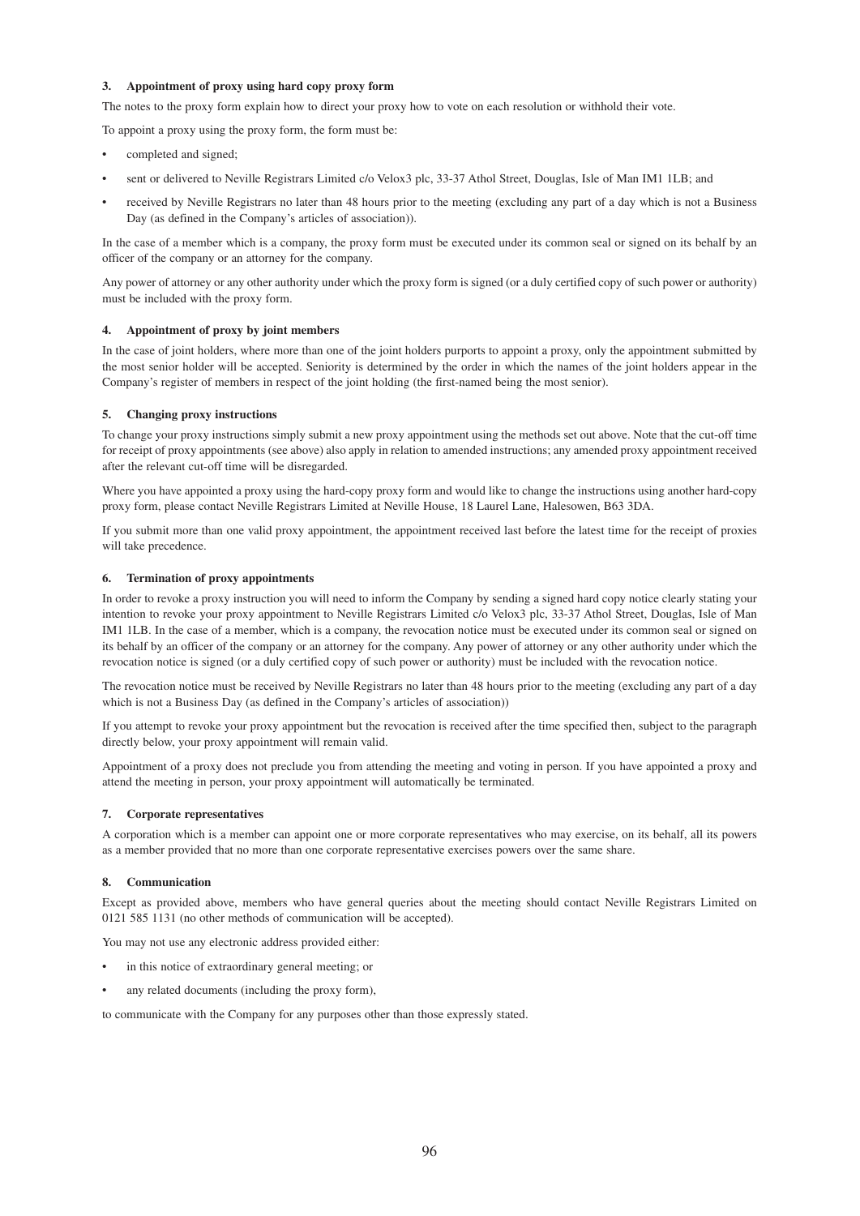### 3. Appointment of proxy using hard copy proxy form

The notes to the proxy form explain how to direct your proxy how to vote on each resolution or withhold their vote.

To appoint a proxy using the proxy form, the form must be:

- completed and signed;
- sent or delivered to Neville Registrars Limited c/o Velox3 plc, 33-37 Athol Street, Douglas, Isle of Man IM1 1LB; and
- received by Neville Registrars no later than 48 hours prior to the meeting (excluding any part of a day which is not a Business Day (as defined in the Company's articles of association)).

In the case of a member which is a company, the proxy form must be executed under its common seal or signed on its behalf by an officer of the company or an attorney for the company.

Any power of attorney or any other authority under which the proxy form is signed (or a duly certified copy of such power or authority) must be included with the proxy form.

### 4. Appointment of proxy by joint members

In the case of joint holders, where more than one of the joint holders purports to appoint a proxy, only the appointment submitted by the most senior holder will be accepted. Seniority is determined by the order in which the names of the joint holders appear in the Company's register of members in respect of the joint holding (the first-named being the most senior).

### 5. Changing proxy instructions

To change your proxy instructions simply submit a new proxy appointment using the methods set out above. Note that the cut-off time for receipt of proxy appointments (see above) also apply in relation to amended instructions; any amended proxy appointment received after the relevant cut-off time will be disregarded.

Where you have appointed a proxy using the hard-copy proxy form and would like to change the instructions using another hard-copy proxy form, please contact Neville Registrars Limited at Neville House, 18 Laurel Lane, Halesowen, B63 3DA.

If you submit more than one valid proxy appointment, the appointment received last before the latest time for the receipt of proxies will take precedence.

### 6. Termination of proxy appointments

In order to revoke a proxy instruction you will need to inform the Company by sending a signed hard copy notice clearly stating your intention to revoke your proxy appointment to Neville Registrars Limited c/o Velox3 plc, 33-37 Athol Street, Douglas, Isle of Man IM1 1LB. In the case of a member, which is a company, the revocation notice must be executed under its common seal or signed on its behalf by an officer of the company or an attorney for the company. Any power of attorney or any other authority under which the revocation notice is signed (or a duly certified copy of such power or authority) must be included with the revocation notice.

The revocation notice must be received by Neville Registrars no later than 48 hours prior to the meeting (excluding any part of a day which is not a Business Day (as defined in the Company's articles of association))

If you attempt to revoke your proxy appointment but the revocation is received after the time specified then, subject to the paragraph directly below, your proxy appointment will remain valid.

Appointment of a proxy does not preclude you from attending the meeting and voting in person. If you have appointed a proxy and attend the meeting in person, your proxy appointment will automatically be terminated.

### 7. Corporate representatives

A corporation which is a member can appoint one or more corporate representatives who may exercise, on its behalf, all its powers as a member provided that no more than one corporate representative exercises powers over the same share.

### 8. Communication

Except as provided above, members who have general queries about the meeting should contact Neville Registrars Limited on 0121 585 1131 (no other methods of communication will be accepted).

You may not use any electronic address provided either:

- in this notice of extraordinary general meeting; or
- any related documents (including the proxy form),

to communicate with the Company for any purposes other than those expressly stated.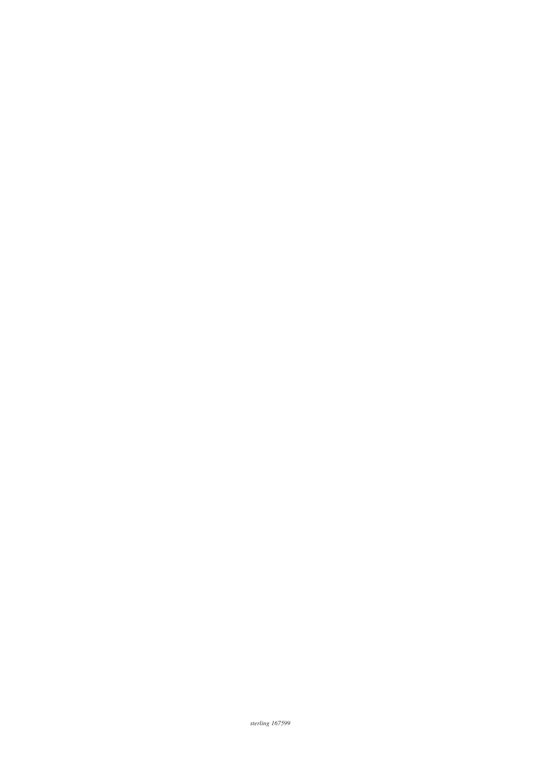*sterling 167599*